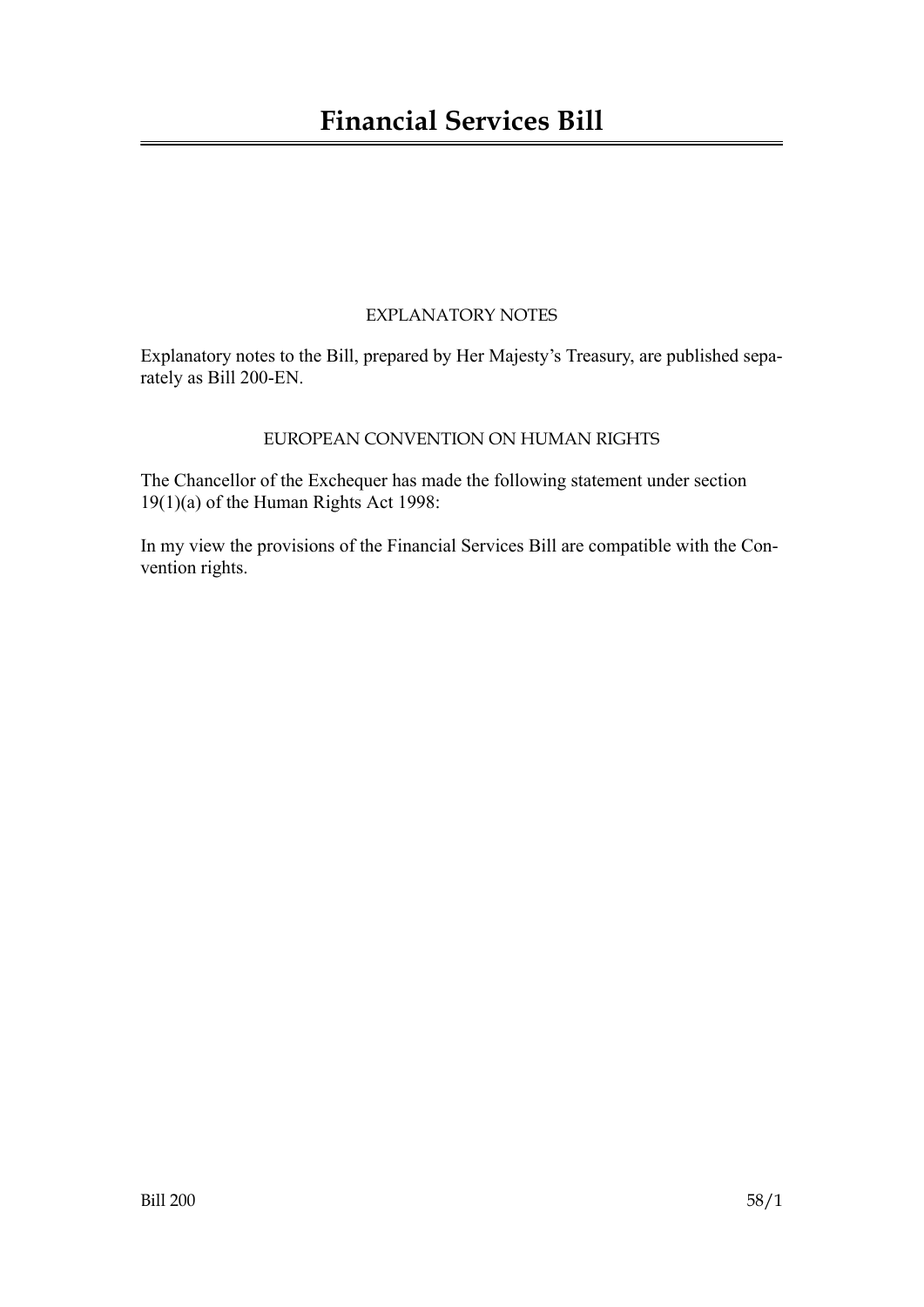# Financial Services Bill

EXPLANATORY NOTES

Explanatory notes to the Bill, prepared by Her Majesty's Treasury, are published separately as Bill 200-EN.

EUROPEAN CONVENTION ON HUMAN RIGHTS

The Chancellor of the Exchequer has made the following statement under section 19(1)(a) of the Human Rights Act 1998:

In my view the provisions of the Financial Services Bill are compatible with the Convention rights.

Bill 200 58/1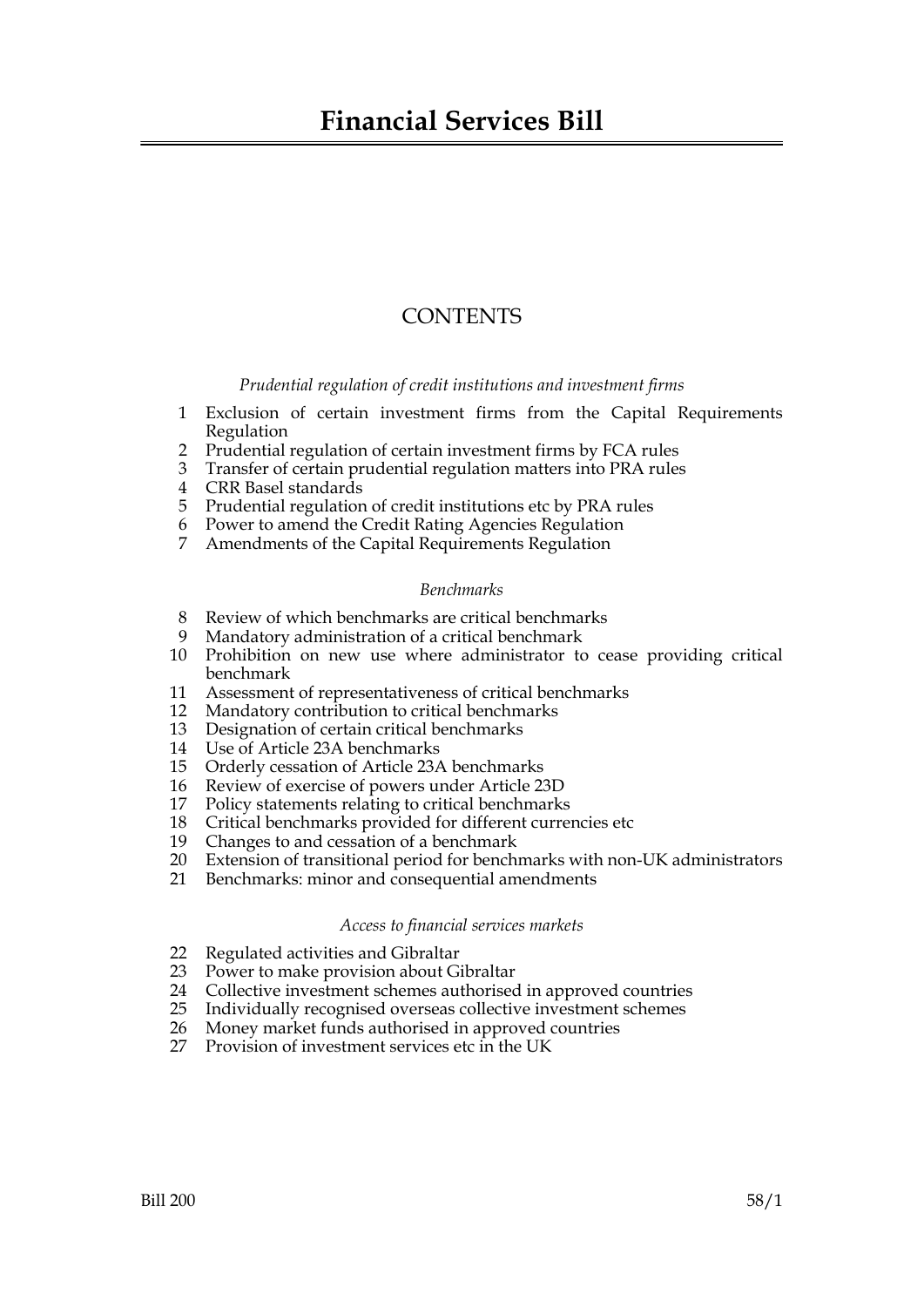# Financial Services Bill

## CONTENTS

*Prudential regulation of credit institutions and investment firms*

1 Exclusion of certain investment firms from the Capital Requirements Regulation
2 Prudential regulation of certain investment firms by FCA rules
3 Transfer of certain prudential regulation matters into PRA rules
4 CRR Basel standards
5 Prudential regulation of credit institutions etc by PRA rules
6 Power to amend the Credit Rating Agencies Regulation
7 Amendments of the Capital Requirements Regulation

*Benchmarks*

8 Review of which benchmarks are critical benchmarks
9 Mandatory administration of a critical benchmark
10 Prohibition on new use where administrator to cease providing critical benchmark
11 Assessment of representativeness of critical benchmarks
12 Mandatory contribution to critical benchmarks
13 Designation of certain critical benchmarks
14 Use of Article 23A benchmarks
15 Orderly cessation of Article 23A benchmarks
16 Review of exercise of powers under Article 23D
17 Policy statements relating to critical benchmarks
18 Critical benchmarks provided for different currencies etc
19 Changes to and cessation of a benchmark
20 Extension of transitional period for benchmarks with non-UK administrators
21 Benchmarks: minor and consequential amendments

*Access to financial services markets*

22 Regulated activities and Gibraltar
23 Power to make provision about Gibraltar
24 Collective investment schemes authorised in approved countries
25 Individually recognised overseas collective investment schemes
26 Money market funds authorised in approved countries
27 Provision of investment services etc in the UK

Bill 200 58/1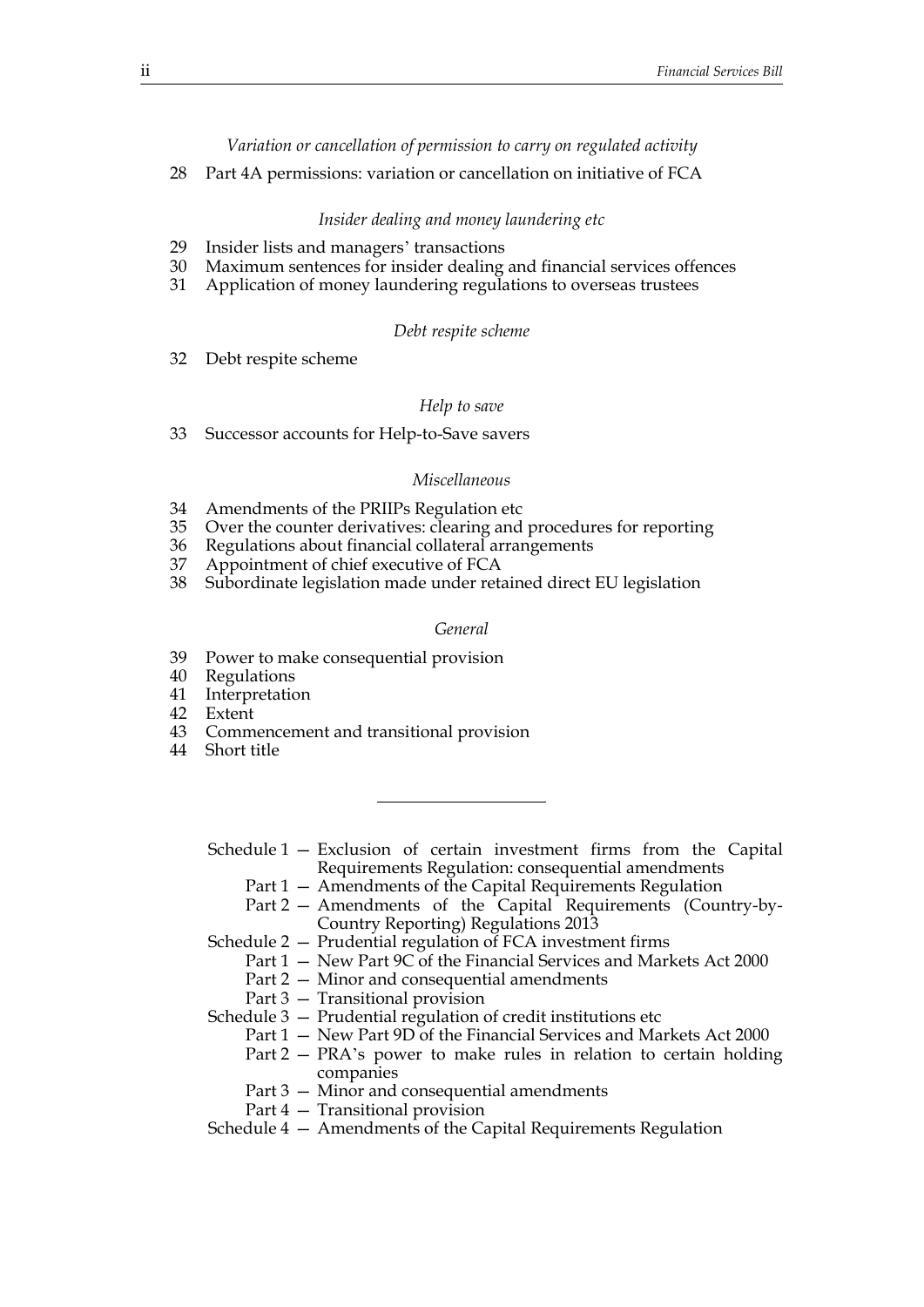*Variation or cancellation of permission to carry on regulated activity*

28 Part 4A permissions: variation or cancellation on initiative of FCA

*Insider dealing and money laundering etc*

29 Insider lists and managers' transactions
30 Maximum sentences for insider dealing and financial services offences
31 Application of money laundering regulations to overseas trustees

*Debt respite scheme*

32 Debt respite scheme

*Help to save*

33 Successor accounts for Help-to-Save savers

*Miscellaneous*

34 Amendments of the PRIIPs Regulation etc
35 Over the counter derivatives: clearing and procedures for reporting
36 Regulations about financial collateral arrangements
37 Appointment of chief executive of FCA
38 Subordinate legislation made under retained direct EU legislation

*General*

39 Power to make consequential provision
40 Regulations
41 Interpretation
42 Extent
43 Commencement and transitional provision
44 Short title

---

Schedule 1 — Exclusion of certain investment firms from the Capital Requirements Regulation: consequential amendments
- Part 1 — Amendments of the Capital Requirements Regulation
- Part 2 — Amendments of the Capital Requirements (Country-by-Country Reporting) Regulations 2013

Schedule 2 — Prudential regulation of FCA investment firms
- Part 1 — New Part 9C of the Financial Services and Markets Act 2000
- Part 2 — Minor and consequential amendments
- Part 3 — Transitional provision

Schedule 3 — Prudential regulation of credit institutions etc
- Part 1 — New Part 9D of the Financial Services and Markets Act 2000
- Part 2 — PRA's power to make rules in relation to certain holding companies
- Part 3 — Minor and consequential amendments
- Part 4 — Transitional provision

Schedule 4 — Amendments of the Capital Requirements Regulation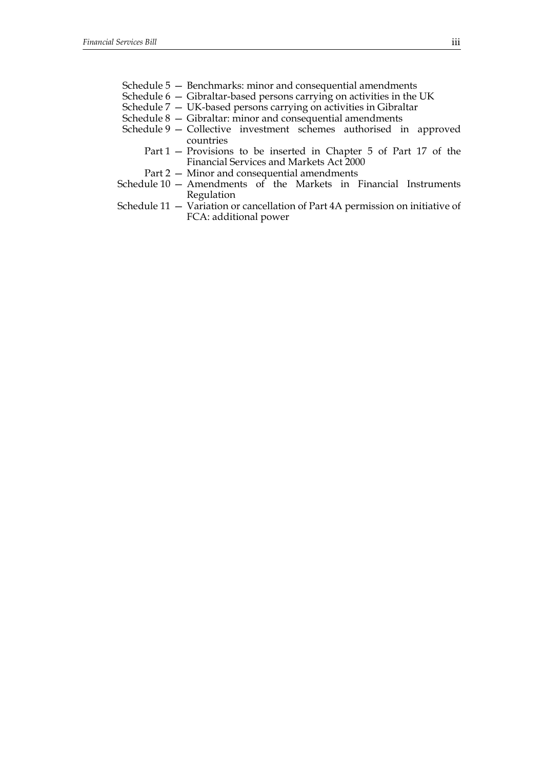Schedule 5 — Benchmarks: minor and consequential amendments
Schedule 6 — Gibraltar-based persons carrying on activities in the UK
Schedule 7 — UK-based persons carrying on activities in Gibraltar
Schedule 8 — Gibraltar: minor and consequential amendments
Schedule 9 — Collective investment schemes authorised in approved countries
  Part 1 — Provisions to be inserted in Chapter 5 of Part 17 of the Financial Services and Markets Act 2000
  Part 2 — Minor and consequential amendments
Schedule 10 — Amendments of the Markets in Financial Instruments Regulation
Schedule 11 — Variation or cancellation of Part 4A permission on initiative of FCA: additional power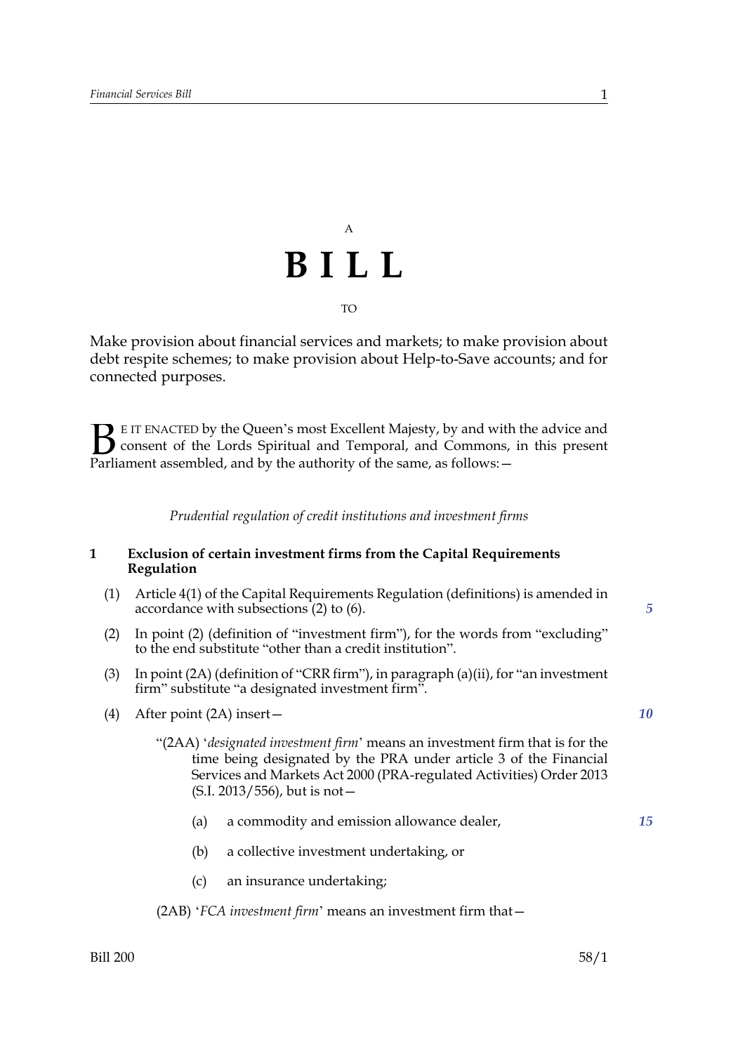A

# BILL

TO

Make provision about financial services and markets; to make provision about debt respite schemes; to make provision about Help-to-Save accounts; and for connected purposes.

BE IT ENACTED by the Queen's most Excellent Majesty, by and with the advice and consent of the Lords Spiritual and Temporal, and Commons, in this present Parliament assembled, and by the authority of the same, as follows:—

*Prudential regulation of credit institutions and investment firms*

### 1 Exclusion of certain investment firms from the Capital Requirements Regulation

(1) Article 4(1) of the Capital Requirements Regulation (definitions) is amended in accordance with subsections (2) to (6).

(2) In point (2) (definition of "investment firm"), for the words from "excluding" to the end substitute "other than a credit institution".

(3) In point (2A) (definition of "CRR firm"), in paragraph (a)(ii), for "an investment firm" substitute "a designated investment firm".

(4) After point (2A) insert—

"(2AA) '*designated investment firm*' means an investment firm that is for the time being designated by the PRA under article 3 of the Financial Services and Markets Act 2000 (PRA-regulated Activities) Order 2013 (S.I. 2013/556), but is not—

(a) a commodity and emission allowance dealer,

(b) a collective investment undertaking, or

(c) an insurance undertaking;

(2AB) '*FCA investment firm*' means an investment firm that—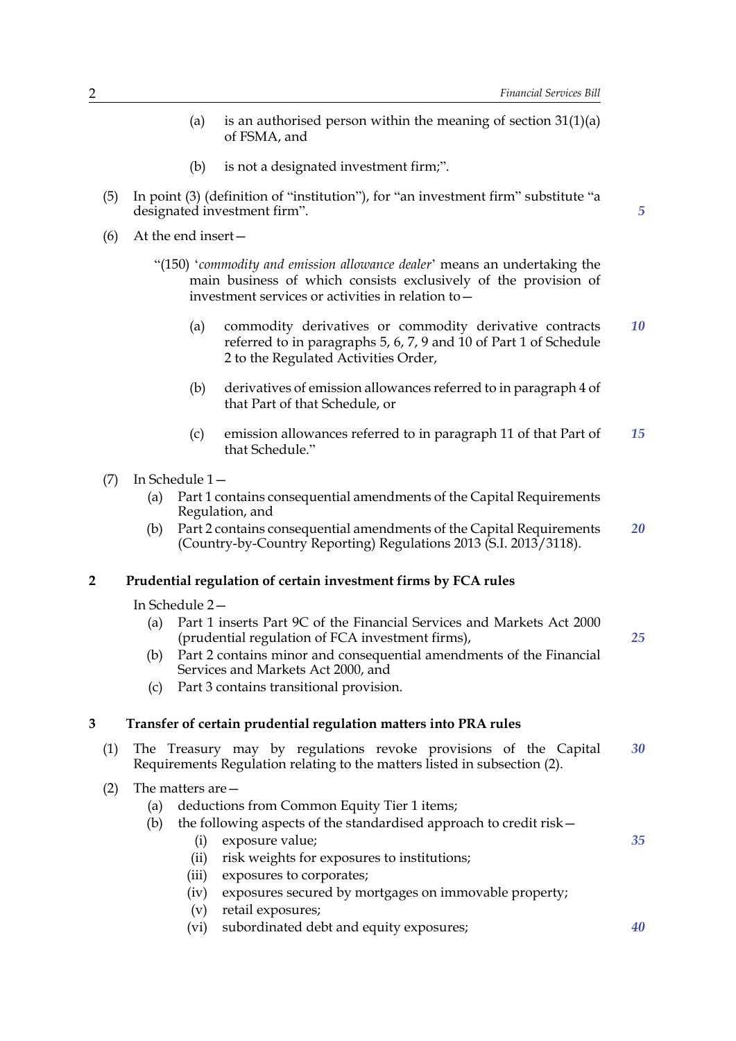(a) is an authorised person within the meaning of section 31(1)(a) of FSMA, and

(b) is not a designated investment firm;".

(5) In point (3) (definition of "institution"), for "an investment firm" substitute "a designated investment firm".

(6) At the end insert—

"(150) '*commodity and emission allowance dealer*' means an undertaking the main business of which consists exclusively of the provision of investment services or activities in relation to—

(a) commodity derivatives or commodity derivative contracts referred to in paragraphs 5, 6, 7, 9 and 10 of Part 1 of Schedule 2 to the Regulated Activities Order,

(b) derivatives of emission allowances referred to in paragraph 4 of that Part of that Schedule, or

(c) emission allowances referred to in paragraph 11 of that Part of that Schedule."

(7) In Schedule 1—

(a) Part 1 contains consequential amendments of the Capital Requirements Regulation, and

(b) Part 2 contains consequential amendments of the Capital Requirements (Country-by-Country Reporting) Regulations 2013 (S.I. 2013/3118).

## 2 Prudential regulation of certain investment firms by FCA rules

In Schedule 2—

(a) Part 1 inserts Part 9C of the Financial Services and Markets Act 2000 (prudential regulation of FCA investment firms),

(b) Part 2 contains minor and consequential amendments of the Financial Services and Markets Act 2000, and

(c) Part 3 contains transitional provision.

## 3 Transfer of certain prudential regulation matters into PRA rules

(1) The Treasury may by regulations revoke provisions of the Capital Requirements Regulation relating to the matters listed in subsection (2).

(2) The matters are—

(a) deductions from Common Equity Tier 1 items;

(b) the following aspects of the standardised approach to credit risk—

(i) exposure value;

(ii) risk weights for exposures to institutions;

(iii) exposures to corporates;

(iv) exposures secured by mortgages on immovable property;

(v) retail exposures;

(vi) subordinated debt and equity exposures;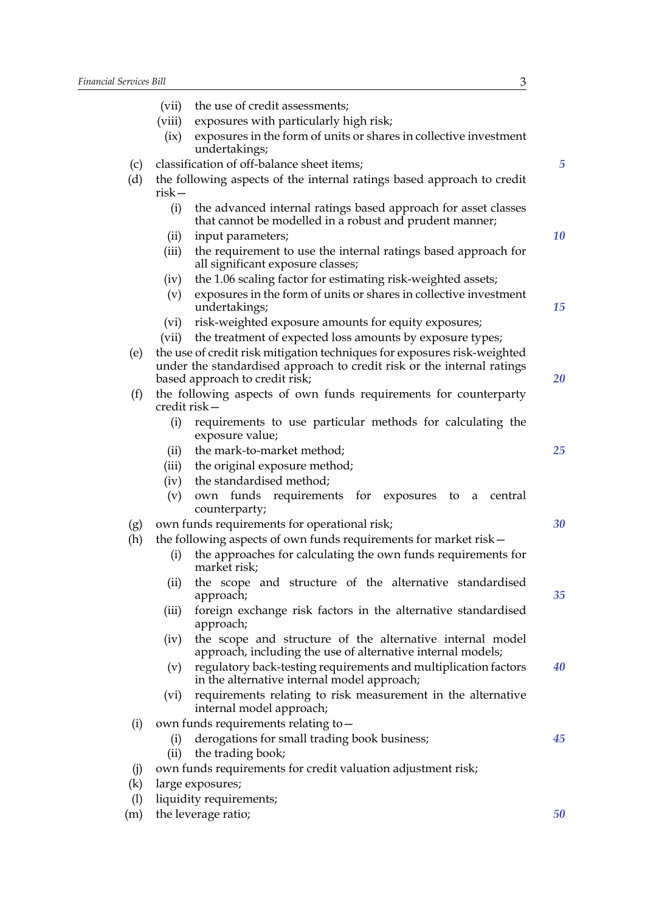(vii) the use of credit assessments;

(viii) exposures with particularly high risk;

(ix) exposures in the form of units or shares in collective investment undertakings;

(c) classification of off-balance sheet items;

(d) the following aspects of the internal ratings based approach to credit risk—

(i) the advanced internal ratings based approach for asset classes that cannot be modelled in a robust and prudent manner;

(ii) input parameters;

(iii) the requirement to use the internal ratings based approach for all significant exposure classes;

(iv) the 1.06 scaling factor for estimating risk-weighted assets;

(v) exposures in the form of units or shares in collective investment undertakings;

(vi) risk-weighted exposure amounts for equity exposures;

(vii) the treatment of expected loss amounts by exposure types;

(e) the use of credit risk mitigation techniques for exposures risk-weighted under the standardised approach to credit risk or the internal ratings based approach to credit risk;

(f) the following aspects of own funds requirements for counterparty credit risk—

(i) requirements to use particular methods for calculating the exposure value;

(ii) the mark-to-market method;

(iii) the original exposure method;

(iv) the standardised method;

(v) own funds requirements for exposures to a central counterparty;

(g) own funds requirements for operational risk;

(h) the following aspects of own funds requirements for market risk—

(i) the approaches for calculating the own funds requirements for market risk;

(ii) the scope and structure of the alternative standardised approach;

(iii) foreign exchange risk factors in the alternative standardised approach;

(iv) the scope and structure of the alternative internal model approach, including the use of alternative internal models;

(v) regulatory back-testing requirements and multiplication factors in the alternative internal model approach;

(vi) requirements relating to risk measurement in the alternative internal model approach;

(i) own funds requirements relating to—

(i) derogations for small trading book business;

(ii) the trading book;

(j) own funds requirements for credit valuation adjustment risk;

(k) large exposures;

(l) liquidity requirements;

(m) the leverage ratio;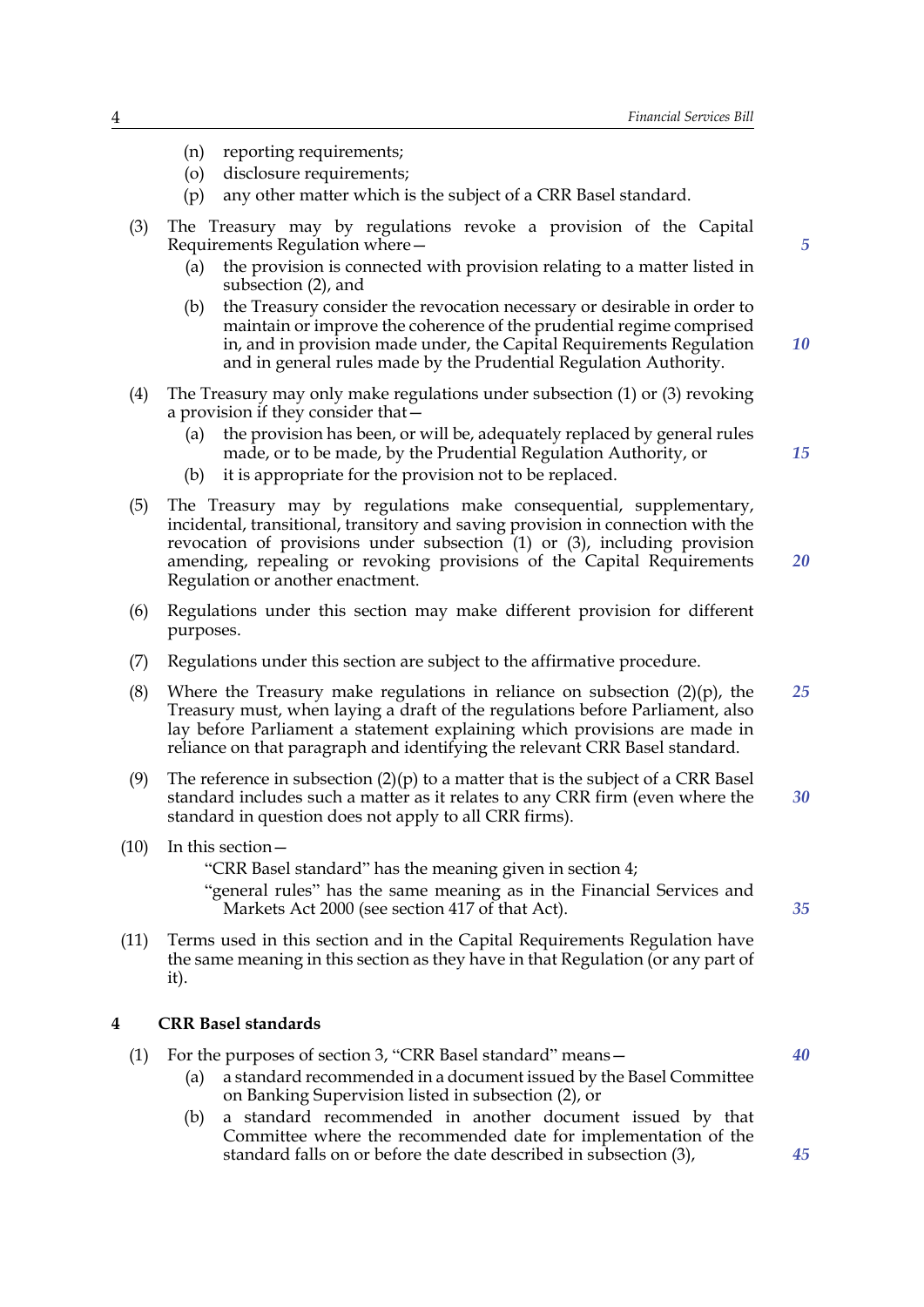(n) reporting requirements;

(o) disclosure requirements;

(p) any other matter which is the subject of a CRR Basel standard.

(3) The Treasury may by regulations revoke a provision of the Capital Requirements Regulation where—

(a) the provision is connected with provision relating to a matter listed in subsection (2), and

(b) the Treasury consider the revocation necessary or desirable in order to maintain or improve the coherence of the prudential regime comprised in, and in provision made under, the Capital Requirements Regulation and in general rules made by the Prudential Regulation Authority.

(4) The Treasury may only make regulations under subsection (1) or (3) revoking a provision if they consider that—

(a) the provision has been, or will be, adequately replaced by general rules made, or to be made, by the Prudential Regulation Authority, or

(b) it is appropriate for the provision not to be replaced.

(5) The Treasury may by regulations make consequential, supplementary, incidental, transitional, transitory and saving provision in connection with the revocation of provisions under subsection (1) or (3), including provision amending, repealing or revoking provisions of the Capital Requirements Regulation or another enactment.

(6) Regulations under this section may make different provision for different purposes.

(7) Regulations under this section are subject to the affirmative procedure.

(8) Where the Treasury make regulations in reliance on subsection (2)(p), the Treasury must, when laying a draft of the regulations before Parliament, also lay before Parliament a statement explaining which provisions are made in reliance on that paragraph and identifying the relevant CRR Basel standard.

(9) The reference in subsection (2)(p) to a matter that is the subject of a CRR Basel standard includes such a matter as it relates to any CRR firm (even where the standard in question does not apply to all CRR firms).

(10) In this section—

"CRR Basel standard" has the meaning given in section 4;

"general rules" has the same meaning as in the Financial Services and Markets Act 2000 (see section 417 of that Act).

(11) Terms used in this section and in the Capital Requirements Regulation have the same meaning in this section as they have in that Regulation (or any part of it).

### 4 CRR Basel standards

(1) For the purposes of section 3, "CRR Basel standard" means—

(a) a standard recommended in a document issued by the Basel Committee on Banking Supervision listed in subsection (2), or

(b) a standard recommended in another document issued by that Committee where the recommended date for implementation of the standard falls on or before the date described in subsection (3),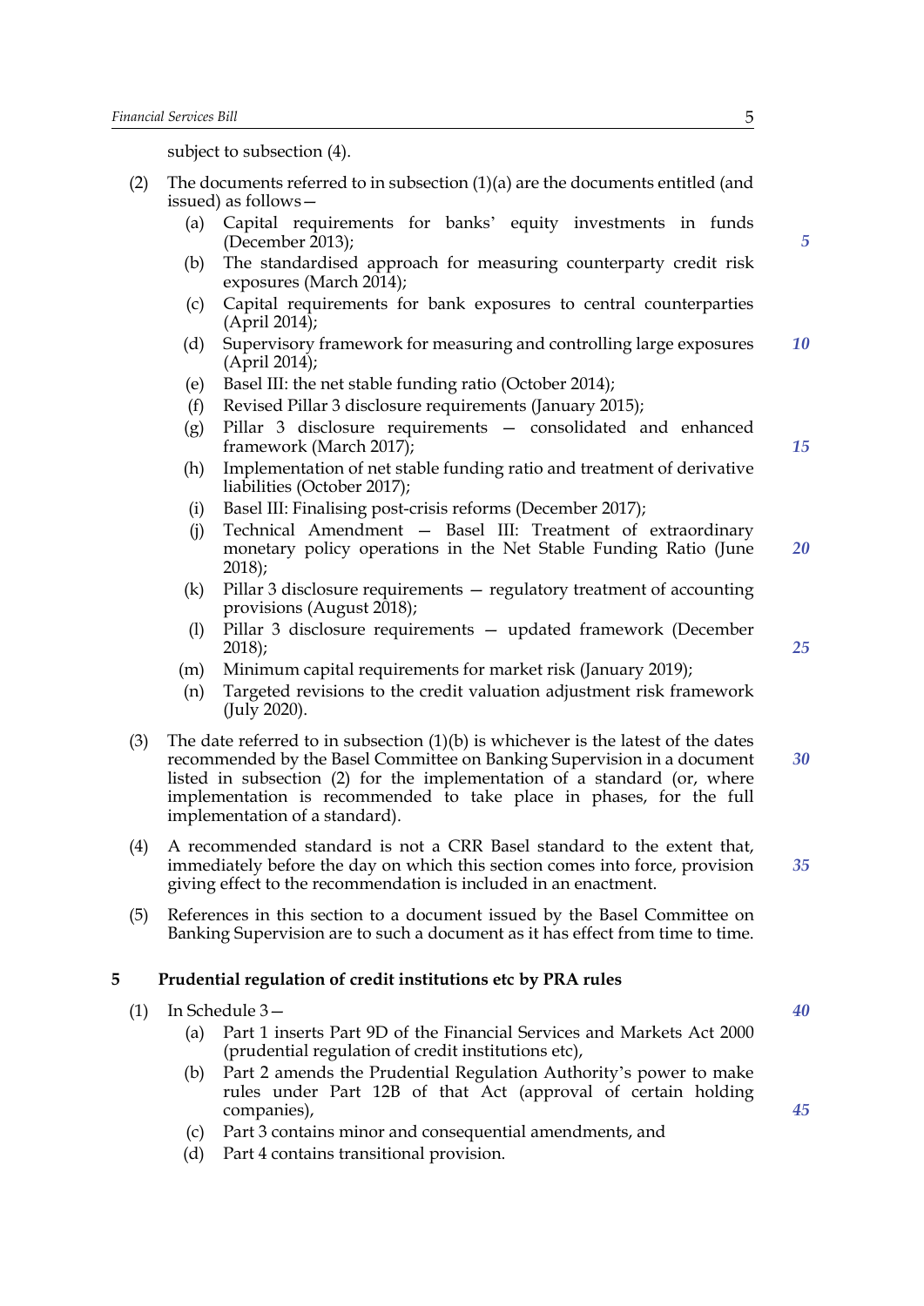subject to subsection (4).

(2) The documents referred to in subsection (1)(a) are the documents entitled (and issued) as follows—

- (a) Capital requirements for banks' equity investments in funds (December 2013);
- (b) The standardised approach for measuring counterparty credit risk exposures (March 2014);
- (c) Capital requirements for bank exposures to central counterparties (April 2014);
- (d) Supervisory framework for measuring and controlling large exposures (April 2014);
- (e) Basel III: the net stable funding ratio (October 2014);
- (f) Revised Pillar 3 disclosure requirements (January 2015);
- (g) Pillar 3 disclosure requirements — consolidated and enhanced framework (March 2017);
- (h) Implementation of net stable funding ratio and treatment of derivative liabilities (October 2017);
- (i) Basel III: Finalising post-crisis reforms (December 2017);
- (j) Technical Amendment — Basel III: Treatment of extraordinary monetary policy operations in the Net Stable Funding Ratio (June 2018);
- (k) Pillar 3 disclosure requirements — regulatory treatment of accounting provisions (August 2018);
- (l) Pillar 3 disclosure requirements — updated framework (December 2018);
- (m) Minimum capital requirements for market risk (January 2019);
- (n) Targeted revisions to the credit valuation adjustment risk framework (July 2020).

(3) The date referred to in subsection (1)(b) is whichever is the latest of the dates recommended by the Basel Committee on Banking Supervision in a document listed in subsection (2) for the implementation of a standard (or, where implementation is recommended to take place in phases, for the full implementation of a standard).

(4) A recommended standard is not a CRR Basel standard to the extent that, immediately before the day on which this section comes into force, provision giving effect to the recommendation is included in an enactment.

(5) References in this section to a document issued by the Basel Committee on Banking Supervision are to such a document as it has effect from time to time.

**5 Prudential regulation of credit institutions etc by PRA rules**

(1) In Schedule 3—

- (a) Part 1 inserts Part 9D of the Financial Services and Markets Act 2000 (prudential regulation of credit institutions etc),
- (b) Part 2 amends the Prudential Regulation Authority's power to make rules under Part 12B of that Act (approval of certain holding companies),
- (c) Part 3 contains minor and consequential amendments, and
- (d) Part 4 contains transitional provision.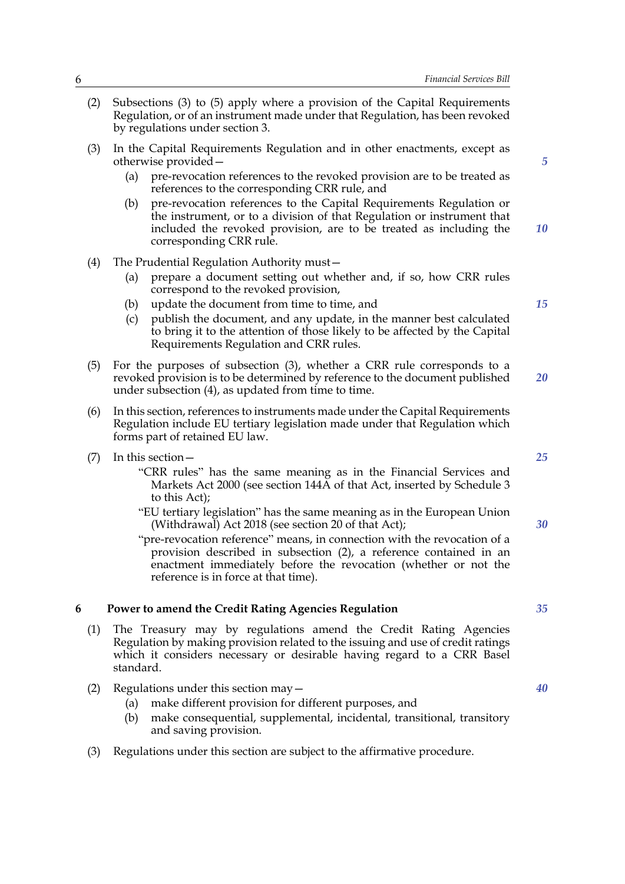(2) Subsections (3) to (5) apply where a provision of the Capital Requirements Regulation, or of an instrument made under that Regulation, has been revoked by regulations under section 3.

(3) In the Capital Requirements Regulation and in other enactments, except as otherwise provided—

- (a) pre-revocation references to the revoked provision are to be treated as references to the corresponding CRR rule, and
- (b) pre-revocation references to the Capital Requirements Regulation or the instrument, or to a division of that Regulation or instrument that included the revoked provision, are to be treated as including the corresponding CRR rule.

(4) The Prudential Regulation Authority must—

- (a) prepare a document setting out whether and, if so, how CRR rules correspond to the revoked provision,
- (b) update the document from time to time, and
- (c) publish the document, and any update, in the manner best calculated to bring it to the attention of those likely to be affected by the Capital Requirements Regulation and CRR rules.

(5) For the purposes of subsection (3), whether a CRR rule corresponds to a revoked provision is to be determined by reference to the document published under subsection (4), as updated from time to time.

(6) In this section, references to instruments made under the Capital Requirements Regulation include EU tertiary legislation made under that Regulation which forms part of retained EU law.

(7) In this section—

"CRR rules" has the same meaning as in the Financial Services and Markets Act 2000 (see section 144A of that Act, inserted by Schedule 3 to this Act);

"EU tertiary legislation" has the same meaning as in the European Union (Withdrawal) Act 2018 (see section 20 of that Act);

"pre-revocation reference" means, in connection with the revocation of a provision described in subsection (2), a reference contained in an enactment immediately before the revocation (whether or not the reference is in force at that time).

## 6 Power to amend the Credit Rating Agencies Regulation

(1) The Treasury may by regulations amend the Credit Rating Agencies Regulation by making provision related to the issuing and use of credit ratings which it considers necessary or desirable having regard to a CRR Basel standard.

(2) Regulations under this section may—

- (a) make different provision for different purposes, and
- (b) make consequential, supplemental, incidental, transitional, transitory and saving provision.

(3) Regulations under this section are subject to the affirmative procedure.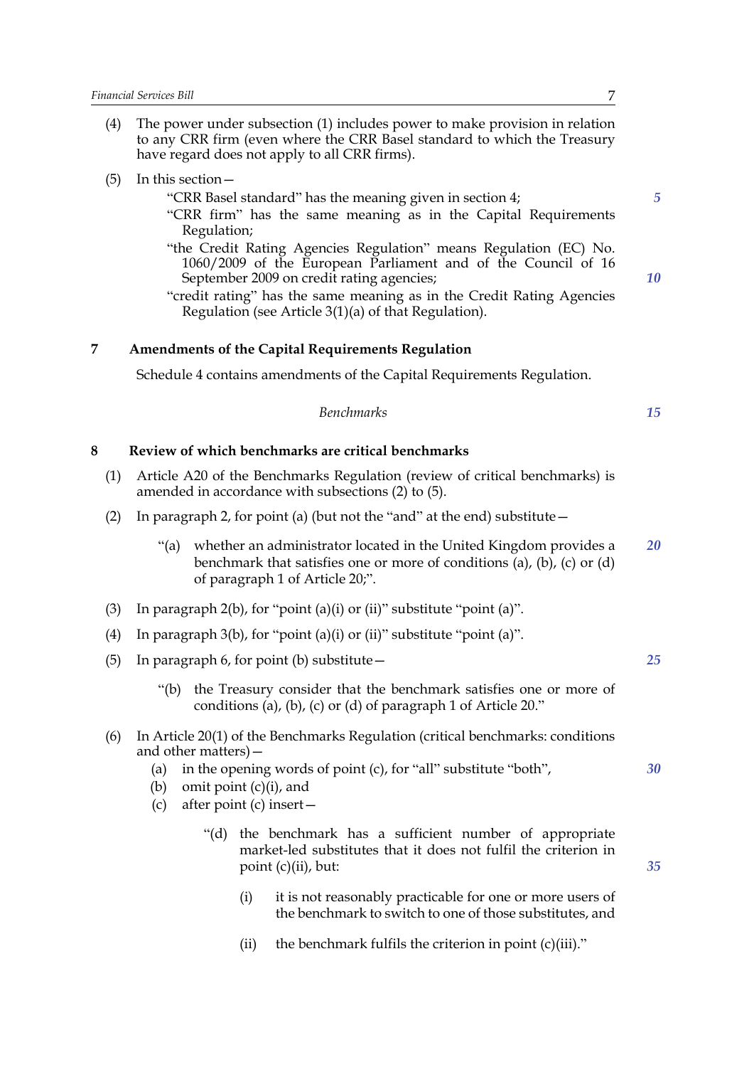(4) The power under subsection (1) includes power to make provision in relation to any CRR firm (even where the CRR Basel standard to which the Treasury have regard does not apply to all CRR firms).

(5) In this section—

"CRR Basel standard" has the meaning given in section 4;

"CRR firm" has the same meaning as in the Capital Requirements Regulation;

"the Credit Rating Agencies Regulation" means Regulation (EC) No. 1060/2009 of the European Parliament and of the Council of 16 September 2009 on credit rating agencies;

"credit rating" has the same meaning as in the Credit Rating Agencies Regulation (see Article 3(1)(a) of that Regulation).

## 7 Amendments of the Capital Requirements Regulation

Schedule 4 contains amendments of the Capital Requirements Regulation.

*Benchmarks*

## 8 Review of which benchmarks are critical benchmarks

(1) Article A20 of the Benchmarks Regulation (review of critical benchmarks) is amended in accordance with subsections (2) to (5).

(2) In paragraph 2, for point (a) (but not the "and" at the end) substitute—

> "(a) whether an administrator located in the United Kingdom provides a benchmark that satisfies one or more of conditions (a), (b), (c) or (d) of paragraph 1 of Article 20;".

(3) In paragraph 2(b), for "point (a)(i) or (ii)" substitute "point (a)".

(4) In paragraph 3(b), for "point (a)(i) or (ii)" substitute "point (a)".

(5) In paragraph 6, for point (b) substitute—

> "(b) the Treasury consider that the benchmark satisfies one or more of conditions (a), (b), (c) or (d) of paragraph 1 of Article 20."

(6) In Article 20(1) of the Benchmarks Regulation (critical benchmarks: conditions and other matters)—

(a) in the opening words of point (c), for "all" substitute "both",

(b) omit point (c)(i), and

(c) after point (c) insert—

> "(d) the benchmark has a sufficient number of appropriate market-led substitutes that it does not fulfil the criterion in point (c)(ii), but:
>
> (i) it is not reasonably practicable for one or more users of the benchmark to switch to one of those substitutes, and
>
> (ii) the benchmark fulfils the criterion in point (c)(iii)."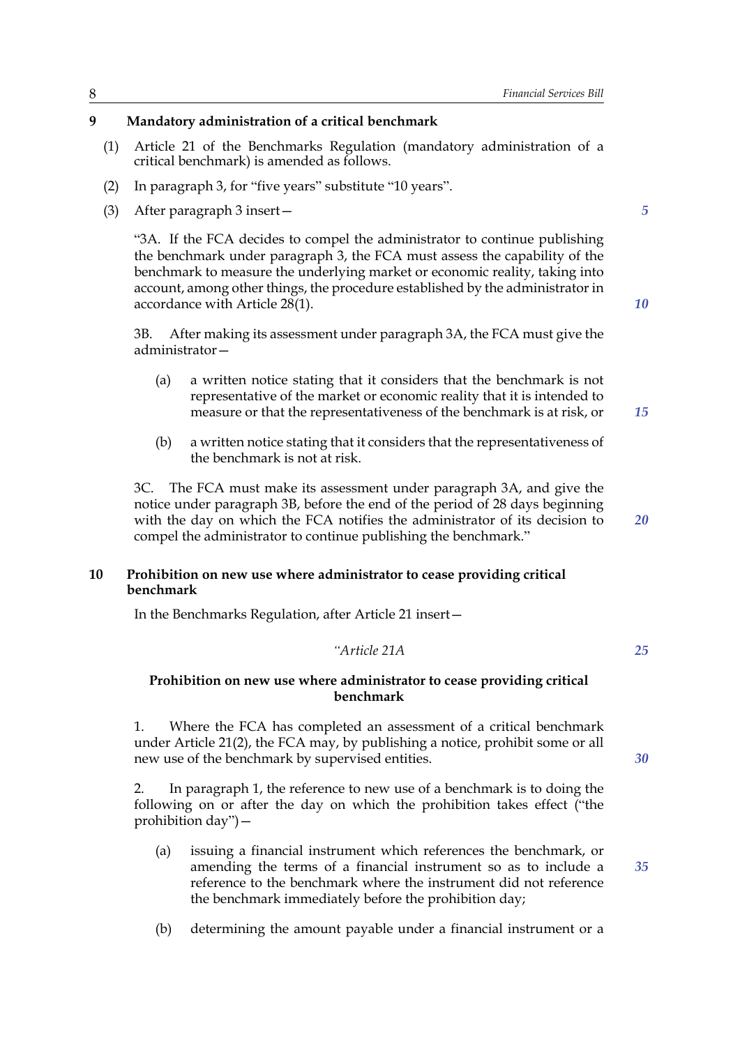**9 Mandatory administration of a critical benchmark**

(1) Article 21 of the Benchmarks Regulation (mandatory administration of a critical benchmark) is amended as follows.

(2) In paragraph 3, for "five years" substitute "10 years".

(3) After paragraph 3 insert—

"3A. If the FCA decides to compel the administrator to continue publishing the benchmark under paragraph 3, the FCA must assess the capability of the benchmark to measure the underlying market or economic reality, taking into account, among other things, the procedure established by the administrator in accordance with Article 28(1).

3B. After making its assessment under paragraph 3A, the FCA must give the administrator—

(a) a written notice stating that it considers that the benchmark is not representative of the market or economic reality that it is intended to measure or that the representativeness of the benchmark is at risk, or

(b) a written notice stating that it considers that the representativeness of the benchmark is not at risk.

3C. The FCA must make its assessment under paragraph 3A, and give the notice under paragraph 3B, before the end of the period of 28 days beginning with the day on which the FCA notifies the administrator of its decision to compel the administrator to continue publishing the benchmark."

**10 Prohibition on new use where administrator to cease providing critical benchmark**

In the Benchmarks Regulation, after Article 21 insert—

*"Article 21A*

**Prohibition on new use where administrator to cease providing critical benchmark**

1. Where the FCA has completed an assessment of a critical benchmark under Article 21(2), the FCA may, by publishing a notice, prohibit some or all new use of the benchmark by supervised entities.

2. In paragraph 1, the reference to new use of a benchmark is to doing the following on or after the day on which the prohibition takes effect ("the prohibition day")—

(a) issuing a financial instrument which references the benchmark, or amending the terms of a financial instrument so as to include a reference to the benchmark where the instrument did not reference the benchmark immediately before the prohibition day;

(b) determining the amount payable under a financial instrument or a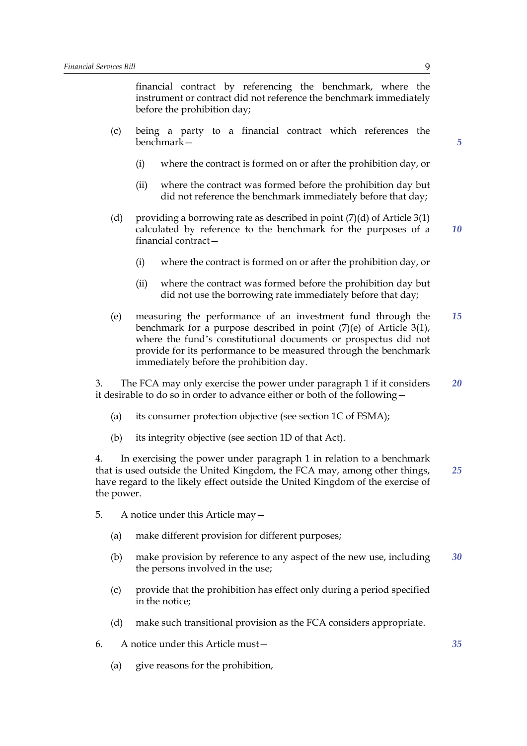financial contract by referencing the benchmark, where the instrument or contract did not reference the benchmark immediately before the prohibition day;

(c) being a party to a financial contract which references the benchmark—

(i) where the contract is formed on or after the prohibition day, or

(ii) where the contract was formed before the prohibition day but did not reference the benchmark immediately before that day;

(d) providing a borrowing rate as described in point (7)(d) of Article 3(1) calculated by reference to the benchmark for the purposes of a financial contract—

(i) where the contract is formed on or after the prohibition day, or

(ii) where the contract was formed before the prohibition day but did not use the borrowing rate immediately before that day;

(e) measuring the performance of an investment fund through the benchmark for a purpose described in point (7)(e) of Article 3(1), where the fund's constitutional documents or prospectus did not provide for its performance to be measured through the benchmark immediately before the prohibition day.

3. The FCA may only exercise the power under paragraph 1 if it considers it desirable to do so in order to advance either or both of the following—

(a) its consumer protection objective (see section 1C of FSMA);

(b) its integrity objective (see section 1D of that Act).

4. In exercising the power under paragraph 1 in relation to a benchmark that is used outside the United Kingdom, the FCA may, among other things, have regard to the likely effect outside the United Kingdom of the exercise of the power.

5. A notice under this Article may—

(a) make different provision for different purposes;

(b) make provision by reference to any aspect of the new use, including the persons involved in the use;

(c) provide that the prohibition has effect only during a period specified in the notice;

(d) make such transitional provision as the FCA considers appropriate.

6. A notice under this Article must—

(a) give reasons for the prohibition,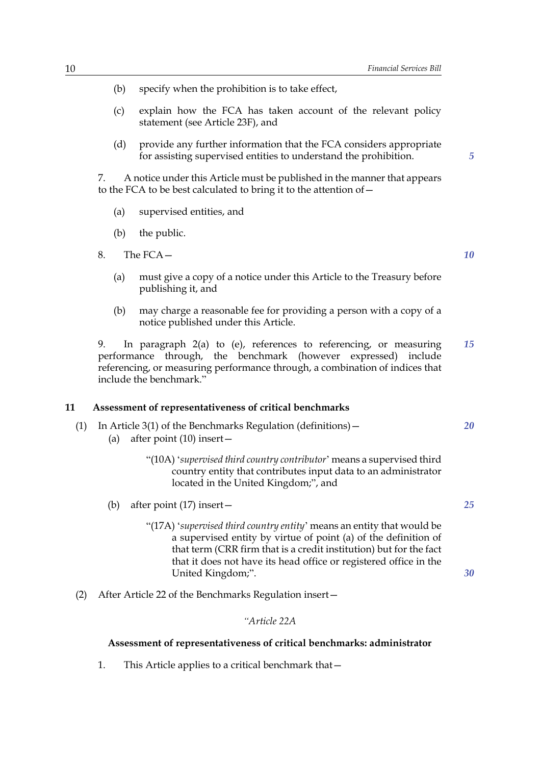(b) specify when the prohibition is to take effect,

(c) explain how the FCA has taken account of the relevant policy statement (see Article 23F), and

(d) provide any further information that the FCA considers appropriate for assisting supervised entities to understand the prohibition.

7. A notice under this Article must be published in the manner that appears to the FCA to be best calculated to bring it to the attention of—

(a) supervised entities, and

(b) the public.

8. The FCA—

(a) must give a copy of a notice under this Article to the Treasury before publishing it, and

(b) may charge a reasonable fee for providing a person with a copy of a notice published under this Article.

9. In paragraph 2(a) to (e), references to referencing, or measuring performance through, the benchmark (however expressed) include referencing, or measuring performance through, a combination of indices that include the benchmark."

**11 Assessment of representativeness of critical benchmarks**

(1) In Article 3(1) of the Benchmarks Regulation (definitions)—

(a) after point (10) insert—

"(10A) '*supervised third country contributor*' means a supervised third country entity that contributes input data to an administrator located in the United Kingdom;", and

(b) after point (17) insert—

"(17A) '*supervised third country entity*' means an entity that would be a supervised entity by virtue of point (a) of the definition of that term (CRR firm that is a credit institution) but for the fact that it does not have its head office or registered office in the United Kingdom;".

(2) After Article 22 of the Benchmarks Regulation insert—

*"Article 22A*

**Assessment of representativeness of critical benchmarks: administrator**

1. This Article applies to a critical benchmark that—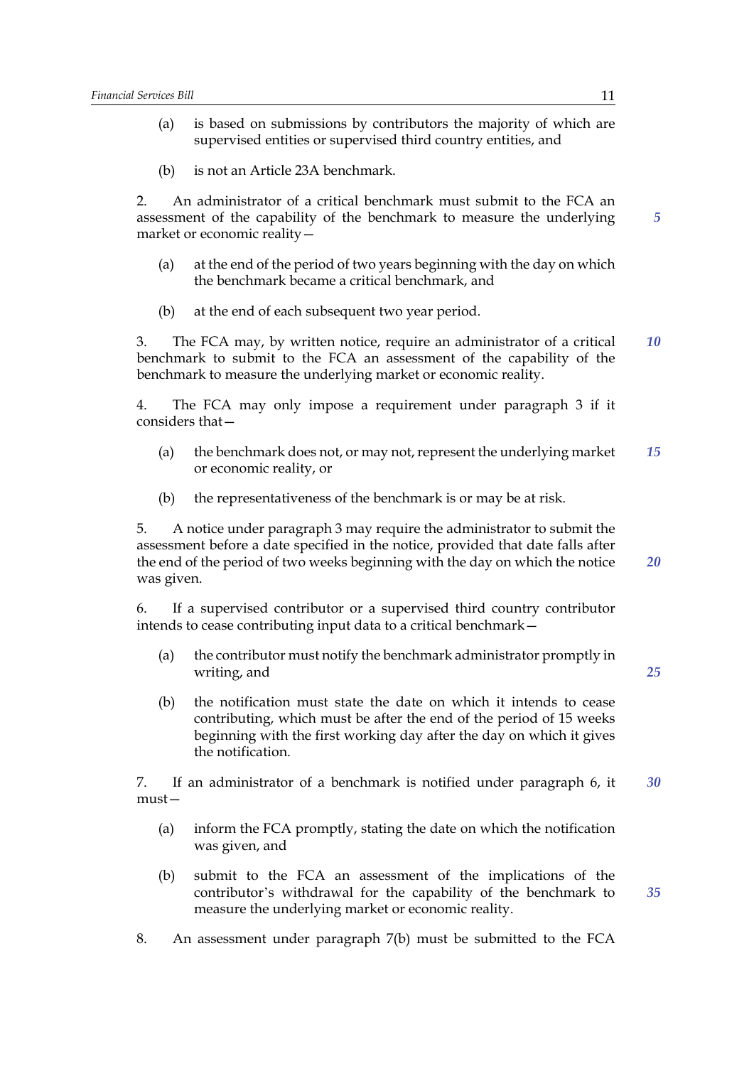(a) is based on submissions by contributors the majority of which are supervised entities or supervised third country entities, and

(b) is not an Article 23A benchmark.

2. An administrator of a critical benchmark must submit to the FCA an assessment of the capability of the benchmark to measure the underlying market or economic reality—

(a) at the end of the period of two years beginning with the day on which the benchmark became a critical benchmark, and

(b) at the end of each subsequent two year period.

3. The FCA may, by written notice, require an administrator of a critical benchmark to submit to the FCA an assessment of the capability of the benchmark to measure the underlying market or economic reality.

4. The FCA may only impose a requirement under paragraph 3 if it considers that—

(a) the benchmark does not, or may not, represent the underlying market or economic reality, or

(b) the representativeness of the benchmark is or may be at risk.

5. A notice under paragraph 3 may require the administrator to submit the assessment before a date specified in the notice, provided that date falls after the end of the period of two weeks beginning with the day on which the notice was given.

6. If a supervised contributor or a supervised third country contributor intends to cease contributing input data to a critical benchmark—

(a) the contributor must notify the benchmark administrator promptly in writing, and

(b) the notification must state the date on which it intends to cease contributing, which must be after the end of the period of 15 weeks beginning with the first working day after the day on which it gives the notification.

7. If an administrator of a benchmark is notified under paragraph 6, it must—

(a) inform the FCA promptly, stating the date on which the notification was given, and

(b) submit to the FCA an assessment of the implications of the contributor's withdrawal for the capability of the benchmark to measure the underlying market or economic reality.

8. An assessment under paragraph 7(b) must be submitted to the FCA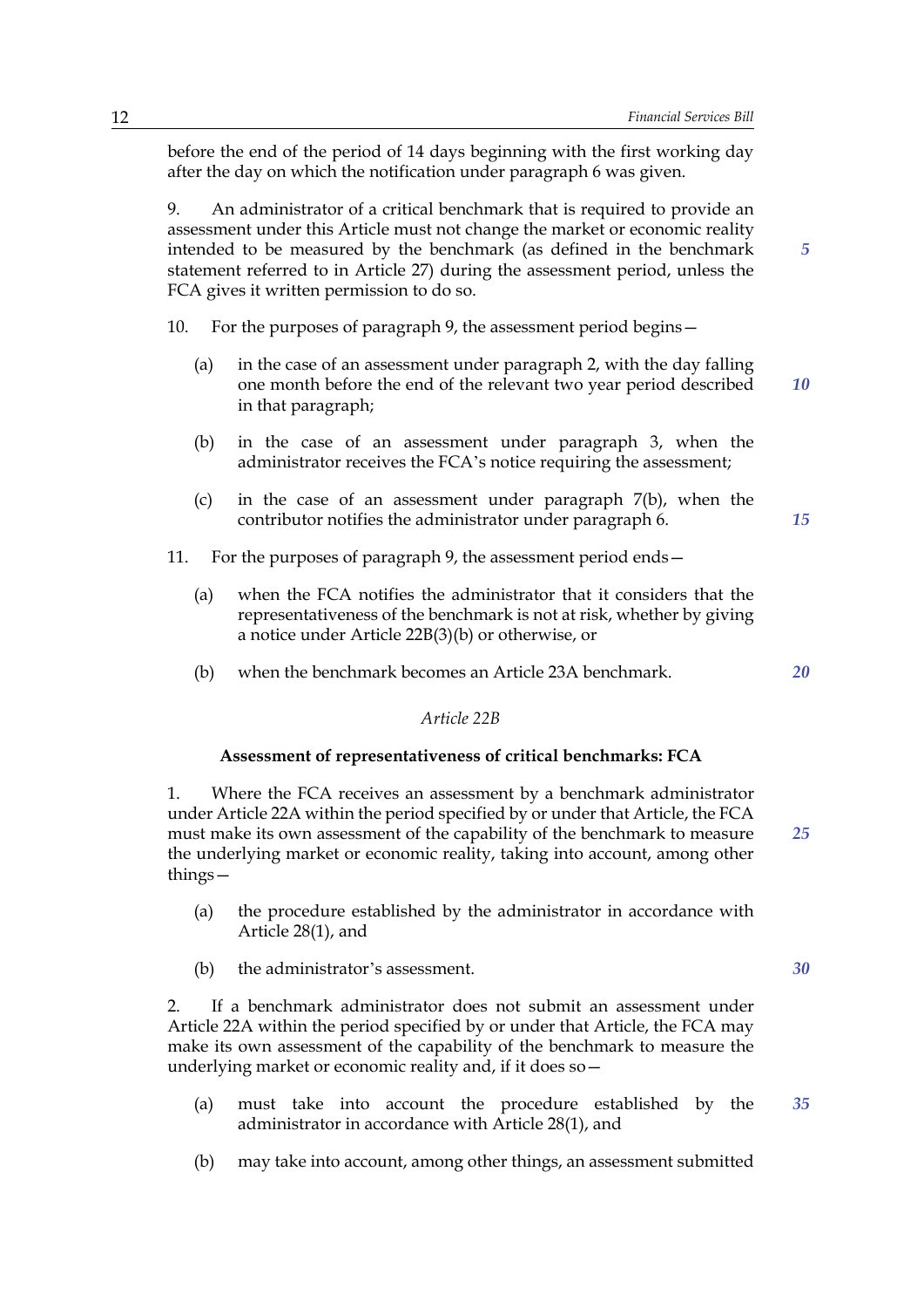before the end of the period of 14 days beginning with the first working day after the day on which the notification under paragraph 6 was given.

9. An administrator of a critical benchmark that is required to provide an assessment under this Article must not change the market or economic reality intended to be measured by the benchmark (as defined in the benchmark statement referred to in Article 27) during the assessment period, unless the FCA gives it written permission to do so.

10. For the purposes of paragraph 9, the assessment period begins—

(a) in the case of an assessment under paragraph 2, with the day falling one month before the end of the relevant two year period described in that paragraph;

(b) in the case of an assessment under paragraph 3, when the administrator receives the FCA's notice requiring the assessment;

(c) in the case of an assessment under paragraph 7(b), when the contributor notifies the administrator under paragraph 6.

11. For the purposes of paragraph 9, the assessment period ends—

(a) when the FCA notifies the administrator that it considers that the representativeness of the benchmark is not at risk, whether by giving a notice under Article 22B(3)(b) or otherwise, or

(b) when the benchmark becomes an Article 23A benchmark.

*Article 22B*

**Assessment of representativeness of critical benchmarks: FCA**

1. Where the FCA receives an assessment by a benchmark administrator under Article 22A within the period specified by or under that Article, the FCA must make its own assessment of the capability of the benchmark to measure the underlying market or economic reality, taking into account, among other things—

(a) the procedure established by the administrator in accordance with Article 28(1), and

(b) the administrator's assessment.

2. If a benchmark administrator does not submit an assessment under Article 22A within the period specified by or under that Article, the FCA may make its own assessment of the capability of the benchmark to measure the underlying market or economic reality and, if it does so—

(a) must take into account the procedure established by the administrator in accordance with Article 28(1), and

(b) may take into account, among other things, an assessment submitted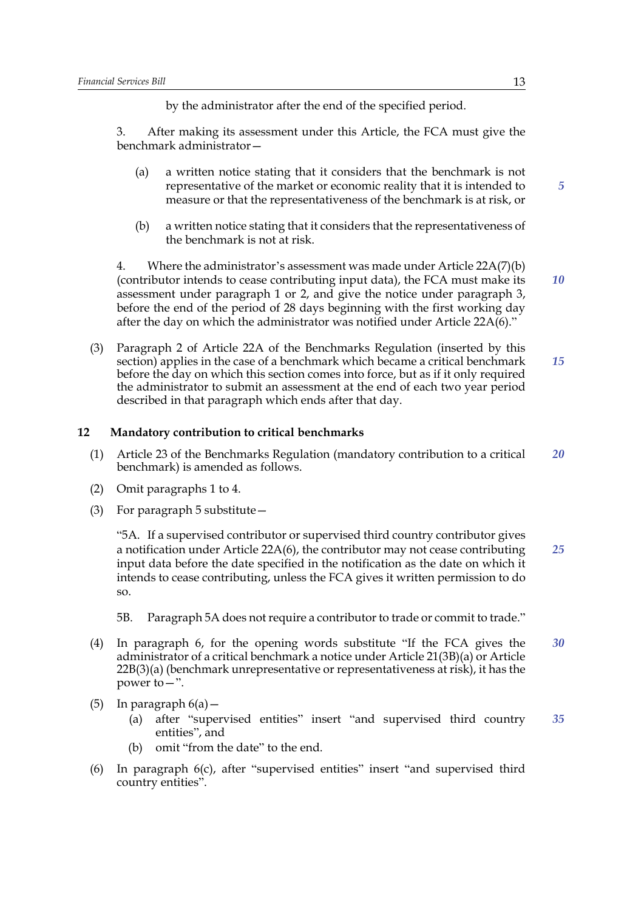by the administrator after the end of the specified period.

3. After making its assessment under this Article, the FCA must give the benchmark administrator—

(a) a written notice stating that it considers that the benchmark is not representative of the market or economic reality that it is intended to measure or that the representativeness of the benchmark is at risk, or

(b) a written notice stating that it considers that the representativeness of the benchmark is not at risk.

4. Where the administrator's assessment was made under Article 22A(7)(b) (contributor intends to cease contributing input data), the FCA must make its assessment under paragraph 1 or 2, and give the notice under paragraph 3, before the end of the period of 28 days beginning with the first working day after the day on which the administrator was notified under Article 22A(6)."

(3) Paragraph 2 of Article 22A of the Benchmarks Regulation (inserted by this section) applies in the case of a benchmark which became a critical benchmark before the day on which this section comes into force, but as if it only required the administrator to submit an assessment at the end of each two year period described in that paragraph which ends after that day.

**12 Mandatory contribution to critical benchmarks**

(1) Article 23 of the Benchmarks Regulation (mandatory contribution to a critical benchmark) is amended as follows.

(2) Omit paragraphs 1 to 4.

(3) For paragraph 5 substitute—

"5A. If a supervised contributor or supervised third country contributor gives a notification under Article 22A(6), the contributor may not cease contributing input data before the date specified in the notification as the date on which it intends to cease contributing, unless the FCA gives it written permission to do so.

5B. Paragraph 5A does not require a contributor to trade or commit to trade."

(4) In paragraph 6, for the opening words substitute "If the FCA gives the administrator of a critical benchmark a notice under Article 21(3B)(a) or Article 22B(3)(a) (benchmark unrepresentative or representativeness at risk), it has the power to—".

(5) In paragraph 6(a)—

(a) after "supervised entities" insert "and supervised third country entities", and

(b) omit "from the date" to the end.

(6) In paragraph 6(c), after "supervised entities" insert "and supervised third country entities".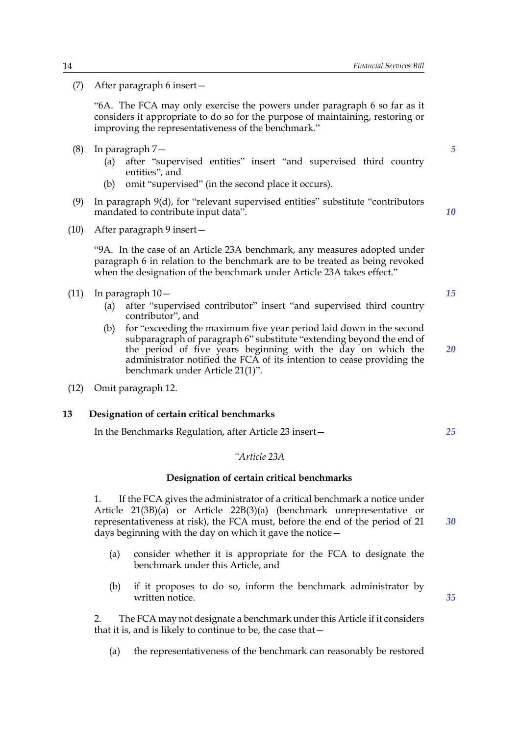(7) After paragraph 6 insert—

"6A. The FCA may only exercise the powers under paragraph 6 so far as it considers it appropriate to do so for the purpose of maintaining, restoring or improving the representativeness of the benchmark."

(8) In paragraph 7—

(a) after "supervised entities" insert "and supervised third country entities", and

(b) omit "supervised" (in the second place it occurs).

(9) In paragraph 9(d), for "relevant supervised entities" substitute "contributors mandated to contribute input data".

(10) After paragraph 9 insert—

"9A. In the case of an Article 23A benchmark, any measures adopted under paragraph 6 in relation to the benchmark are to be treated as being revoked when the designation of the benchmark under Article 23A takes effect."

(11) In paragraph 10—

(a) after "supervised contributor" insert "and supervised third country contributor", and

(b) for "exceeding the maximum five year period laid down in the second subparagraph of paragraph 6" substitute "extending beyond the end of the period of five years beginning with the day on which the administrator notified the FCA of its intention to cease providing the benchmark under Article 21(1)".

(12) Omit paragraph 12.

**13 Designation of certain critical benchmarks**

In the Benchmarks Regulation, after Article 23 insert—

*"Article 23A*

**Designation of certain critical benchmarks**

1. If the FCA gives the administrator of a critical benchmark a notice under Article 21(3B)(a) or Article 22B(3)(a) (benchmark unrepresentative or representativeness at risk), the FCA must, before the end of the period of 21 days beginning with the day on which it gave the notice—

(a) consider whether it is appropriate for the FCA to designate the benchmark under this Article, and

(b) if it proposes to do so, inform the benchmark administrator by written notice.

2. The FCA may not designate a benchmark under this Article if it considers that it is, and is likely to continue to be, the case that—

(a) the representativeness of the benchmark can reasonably be restored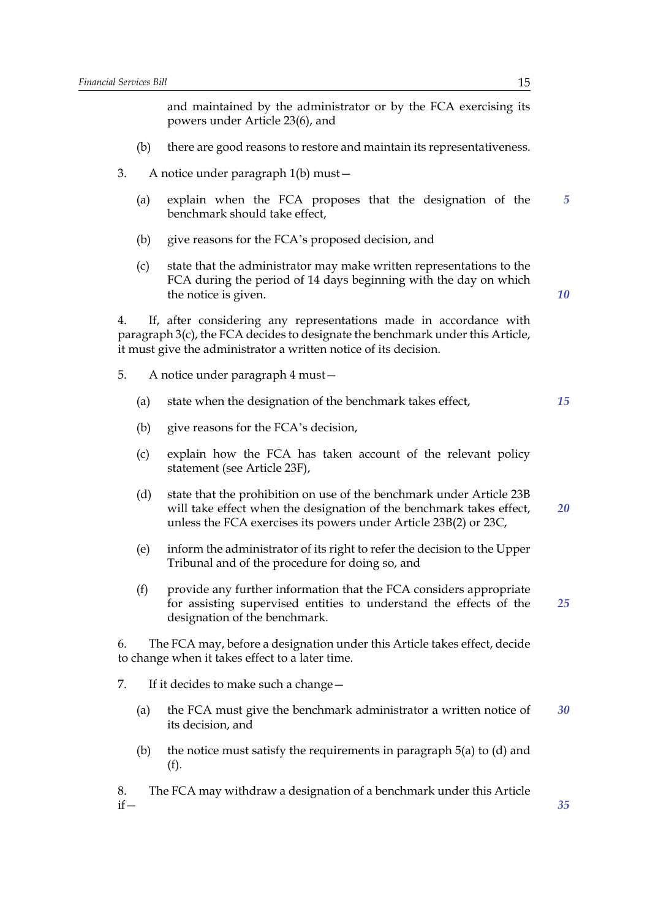and maintained by the administrator or by the FCA exercising its powers under Article 23(6), and

(b) there are good reasons to restore and maintain its representativeness.

3. A notice under paragraph 1(b) must—

(a) explain when the FCA proposes that the designation of the benchmark should take effect,

(b) give reasons for the FCA's proposed decision, and

(c) state that the administrator may make written representations to the FCA during the period of 14 days beginning with the day on which the notice is given.

4. If, after considering any representations made in accordance with paragraph 3(c), the FCA decides to designate the benchmark under this Article, it must give the administrator a written notice of its decision.

5. A notice under paragraph 4 must—

(a) state when the designation of the benchmark takes effect,

(b) give reasons for the FCA's decision,

(c) explain how the FCA has taken account of the relevant policy statement (see Article 23F),

(d) state that the prohibition on use of the benchmark under Article 23B will take effect when the designation of the benchmark takes effect, unless the FCA exercises its powers under Article 23B(2) or 23C,

(e) inform the administrator of its right to refer the decision to the Upper Tribunal and of the procedure for doing so, and

(f) provide any further information that the FCA considers appropriate for assisting supervised entities to understand the effects of the designation of the benchmark.

6. The FCA may, before a designation under this Article takes effect, decide to change when it takes effect to a later time.

7. If it decides to make such a change—

(a) the FCA must give the benchmark administrator a written notice of its decision, and

(b) the notice must satisfy the requirements in paragraph 5(a) to (d) and (f).

8. The FCA may withdraw a designation of a benchmark under this Article if—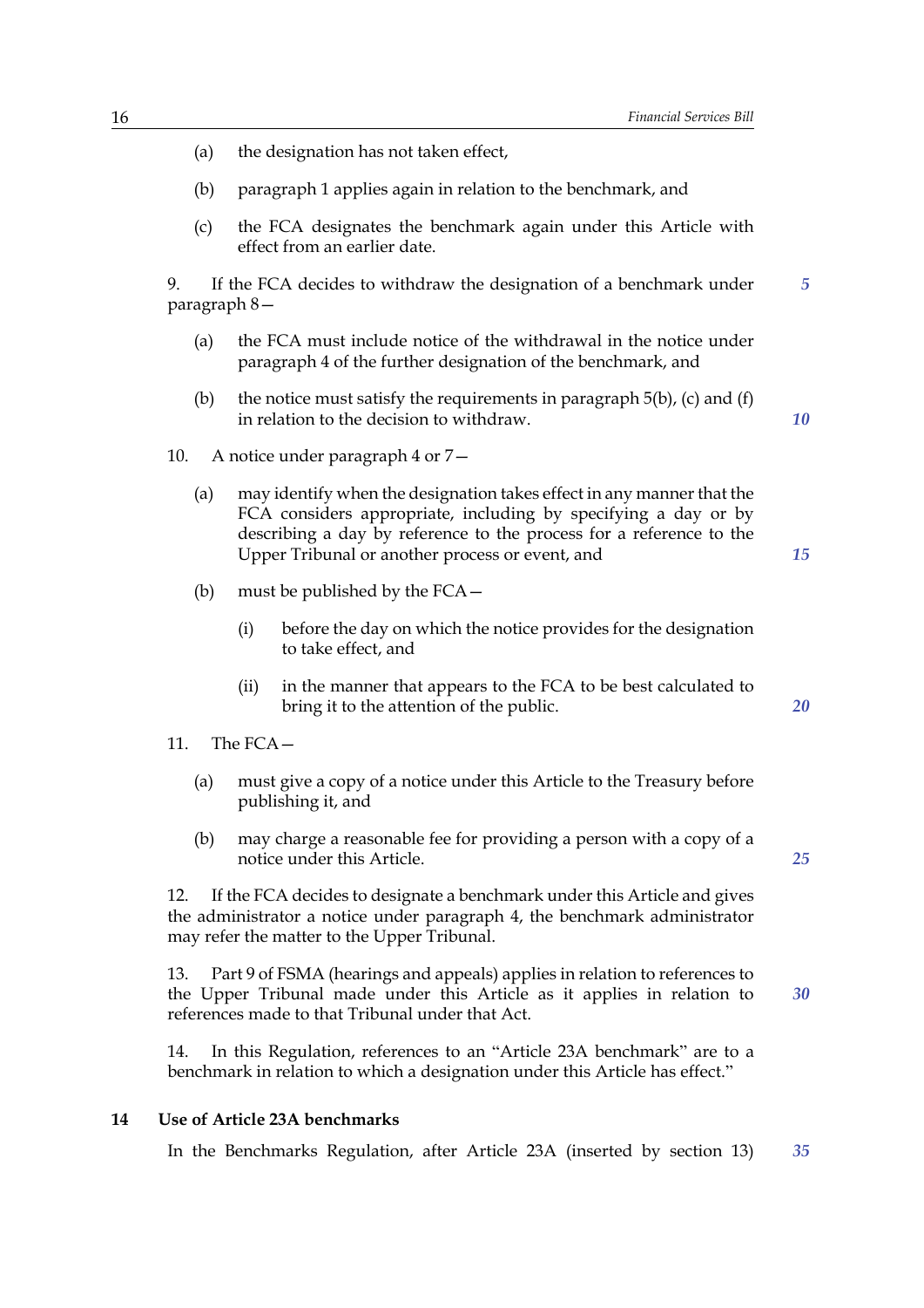(a) the designation has not taken effect,

(b) paragraph 1 applies again in relation to the benchmark, and

(c) the FCA designates the benchmark again under this Article with effect from an earlier date.

9. If the FCA decides to withdraw the designation of a benchmark under paragraph 8—

(a) the FCA must include notice of the withdrawal in the notice under paragraph 4 of the further designation of the benchmark, and

(b) the notice must satisfy the requirements in paragraph 5(b), (c) and (f) in relation to the decision to withdraw.

10. A notice under paragraph 4 or 7—

(a) may identify when the designation takes effect in any manner that the FCA considers appropriate, including by specifying a day or by describing a day by reference to the process for a reference to the Upper Tribunal or another process or event, and

(b) must be published by the FCA—

(i) before the day on which the notice provides for the designation to take effect, and

(ii) in the manner that appears to the FCA to be best calculated to bring it to the attention of the public.

11. The FCA—

(a) must give a copy of a notice under this Article to the Treasury before publishing it, and

(b) may charge a reasonable fee for providing a person with a copy of a notice under this Article.

12. If the FCA decides to designate a benchmark under this Article and gives the administrator a notice under paragraph 4, the benchmark administrator may refer the matter to the Upper Tribunal.

13. Part 9 of FSMA (hearings and appeals) applies in relation to references to the Upper Tribunal made under this Article as it applies in relation to references made to that Tribunal under that Act.

14. In this Regulation, references to an "Article 23A benchmark" are to a benchmark in relation to which a designation under this Article has effect."

### 14 Use of Article 23A benchmarks

In the Benchmarks Regulation, after Article 23A (inserted by section 13)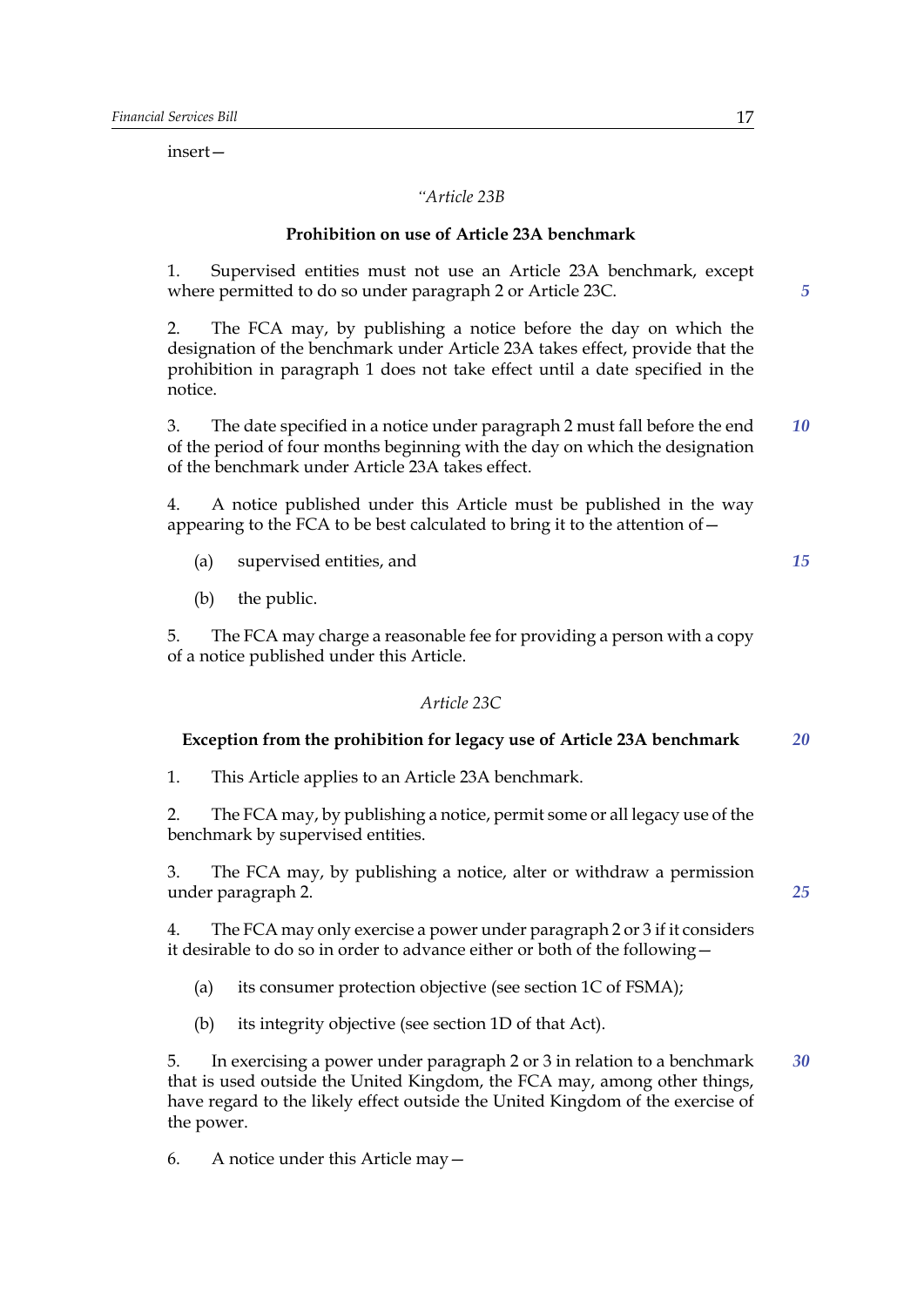insert—

*"Article 23B*

**Prohibition on use of Article 23A benchmark**

1. Supervised entities must not use an Article 23A benchmark, except where permitted to do so under paragraph 2 or Article 23C.

2. The FCA may, by publishing a notice before the day on which the designation of the benchmark under Article 23A takes effect, provide that the prohibition in paragraph 1 does not take effect until a date specified in the notice.

3. The date specified in a notice under paragraph 2 must fall before the end of the period of four months beginning with the day on which the designation of the benchmark under Article 23A takes effect.

4. A notice published under this Article must be published in the way appearing to the FCA to be best calculated to bring it to the attention of—

(a) supervised entities, and

(b) the public.

5. The FCA may charge a reasonable fee for providing a person with a copy of a notice published under this Article.

*Article 23C*

**Exception from the prohibition for legacy use of Article 23A benchmark**

1. This Article applies to an Article 23A benchmark.

2. The FCA may, by publishing a notice, permit some or all legacy use of the benchmark by supervised entities.

3. The FCA may, by publishing a notice, alter or withdraw a permission under paragraph 2.

4. The FCA may only exercise a power under paragraph 2 or 3 if it considers it desirable to do so in order to advance either or both of the following—

(a) its consumer protection objective (see section 1C of FSMA);

(b) its integrity objective (see section 1D of that Act).

5. In exercising a power under paragraph 2 or 3 in relation to a benchmark that is used outside the United Kingdom, the FCA may, among other things, have regard to the likely effect outside the United Kingdom of the exercise of the power.

6. A notice under this Article may—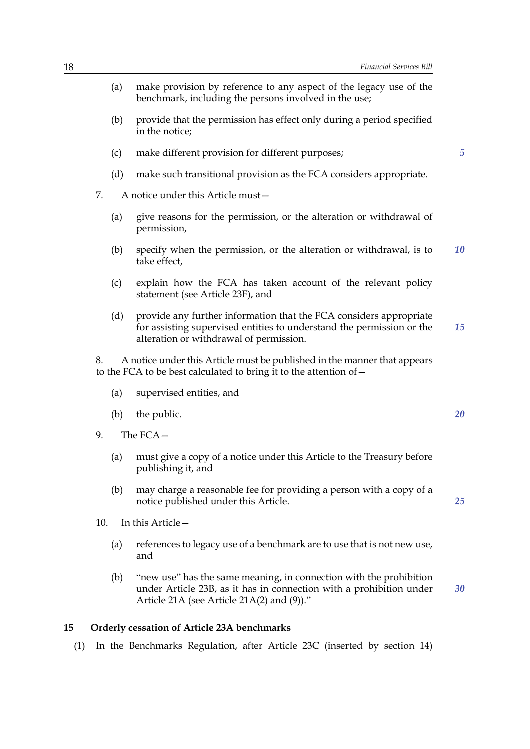(a) make provision by reference to any aspect of the legacy use of the benchmark, including the persons involved in the use;

(b) provide that the permission has effect only during a period specified in the notice;

(c) make different provision for different purposes;

(d) make such transitional provision as the FCA considers appropriate.

7. A notice under this Article must—

(a) give reasons for the permission, or the alteration or withdrawal of permission,

(b) specify when the permission, or the alteration or withdrawal, is to take effect,

(c) explain how the FCA has taken account of the relevant policy statement (see Article 23F), and

(d) provide any further information that the FCA considers appropriate for assisting supervised entities to understand the permission or the alteration or withdrawal of permission.

8. A notice under this Article must be published in the manner that appears to the FCA to be best calculated to bring it to the attention of—

(a) supervised entities, and

(b) the public.

9. The FCA—

(a) must give a copy of a notice under this Article to the Treasury before publishing it, and

(b) may charge a reasonable fee for providing a person with a copy of a notice published under this Article.

10. In this Article—

(a) references to legacy use of a benchmark are to use that is not new use, and

(b) "new use" has the same meaning, in connection with the prohibition under Article 23B, as it has in connection with a prohibition under Article 21A (see Article 21A(2) and (9))."

### 15 Orderly cessation of Article 23A benchmarks

(1) In the Benchmarks Regulation, after Article 23C (inserted by section 14)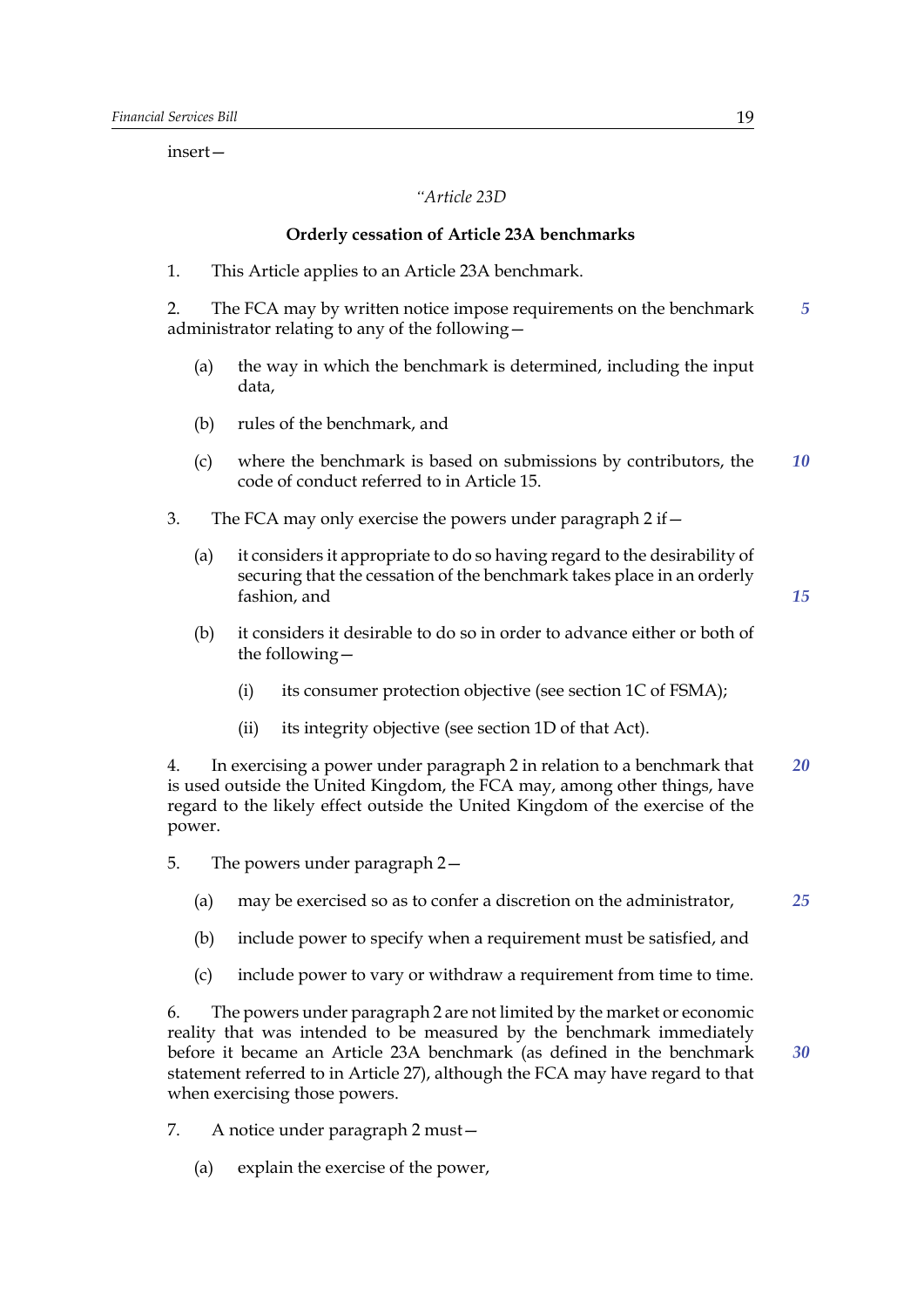insert—

*"Article 23D*

**Orderly cessation of Article 23A benchmarks**

1. This Article applies to an Article 23A benchmark.

2. The FCA may by written notice impose requirements on the benchmark administrator relating to any of the following—

   (a) the way in which the benchmark is determined, including the input data,

   (b) rules of the benchmark, and

   (c) where the benchmark is based on submissions by contributors, the code of conduct referred to in Article 15.

3. The FCA may only exercise the powers under paragraph 2 if—

   (a) it considers it appropriate to do so having regard to the desirability of securing that the cessation of the benchmark takes place in an orderly fashion, and

   (b) it considers it desirable to do so in order to advance either or both of the following—

      (i) its consumer protection objective (see section 1C of FSMA);

      (ii) its integrity objective (see section 1D of that Act).

4. In exercising a power under paragraph 2 in relation to a benchmark that is used outside the United Kingdom, the FCA may, among other things, have regard to the likely effect outside the United Kingdom of the exercise of the power.

5. The powers under paragraph 2—

   (a) may be exercised so as to confer a discretion on the administrator,

   (b) include power to specify when a requirement must be satisfied, and

   (c) include power to vary or withdraw a requirement from time to time.

6. The powers under paragraph 2 are not limited by the market or economic reality that was intended to be measured by the benchmark immediately before it became an Article 23A benchmark (as defined in the benchmark statement referred to in Article 27), although the FCA may have regard to that when exercising those powers.

7. A notice under paragraph 2 must—

   (a) explain the exercise of the power,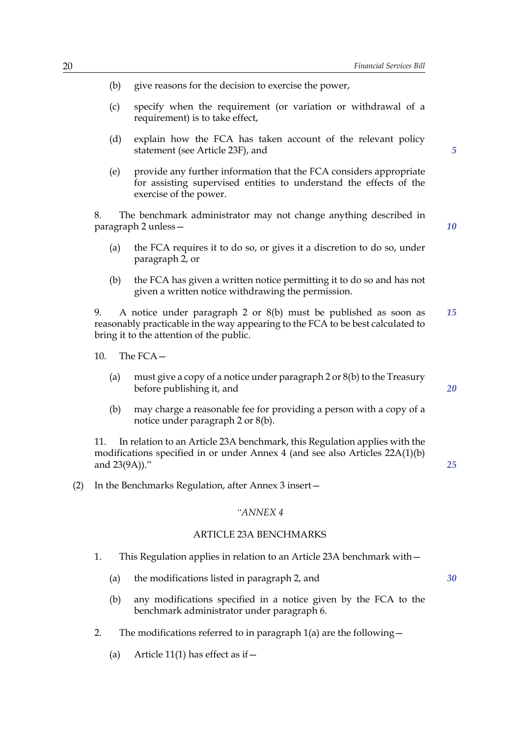(b) give reasons for the decision to exercise the power,

(c) specify when the requirement (or variation or withdrawal of a requirement) is to take effect,

(d) explain how the FCA has taken account of the relevant policy statement (see Article 23F), and

(e) provide any further information that the FCA considers appropriate for assisting supervised entities to understand the effects of the exercise of the power.

8. The benchmark administrator may not change anything described in paragraph 2 unless—

(a) the FCA requires it to do so, or gives it a discretion to do so, under paragraph 2, or

(b) the FCA has given a written notice permitting it to do so and has not given a written notice withdrawing the permission.

9. A notice under paragraph 2 or 8(b) must be published as soon as reasonably practicable in the way appearing to the FCA to be best calculated to bring it to the attention of the public.

10. The FCA—

(a) must give a copy of a notice under paragraph 2 or 8(b) to the Treasury before publishing it, and

(b) may charge a reasonable fee for providing a person with a copy of a notice under paragraph 2 or 8(b).

11. In relation to an Article 23A benchmark, this Regulation applies with the modifications specified in or under Annex 4 (and see also Articles 22A(1)(b) and 23(9A))."

(2) In the Benchmarks Regulation, after Annex 3 insert—

*"ANNEX 4*

ARTICLE 23A BENCHMARKS

1. This Regulation applies in relation to an Article 23A benchmark with—

(a) the modifications listed in paragraph 2, and

(b) any modifications specified in a notice given by the FCA to the benchmark administrator under paragraph 6.

2. The modifications referred to in paragraph 1(a) are the following—

(a) Article 11(1) has effect as if—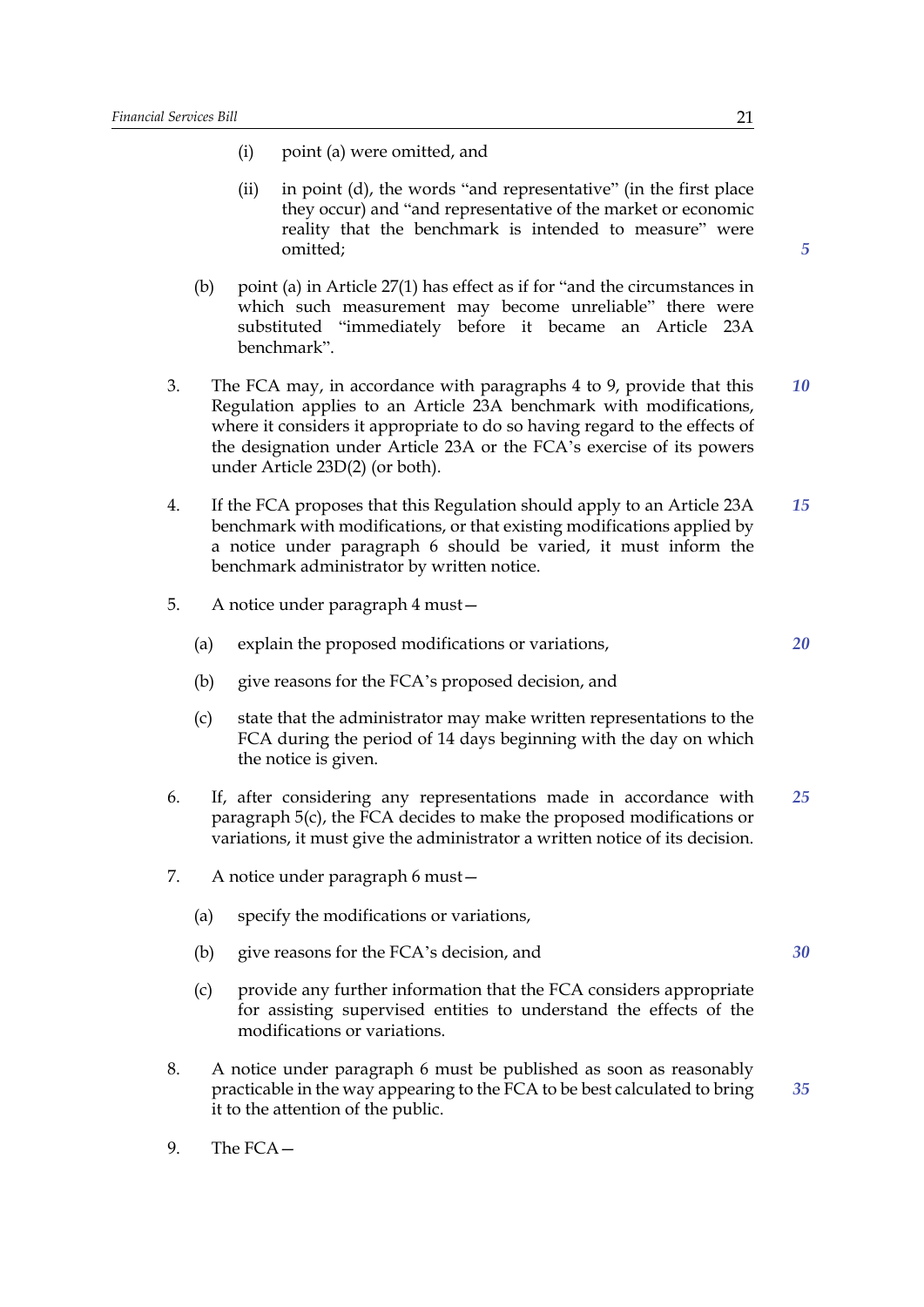(i) point (a) were omitted, and

(ii) in point (d), the words "and representative" (in the first place they occur) and "and representative of the market or economic reality that the benchmark is intended to measure" were omitted;

(b) point (a) in Article 27(1) has effect as if for "and the circumstances in which such measurement may become unreliable" there were substituted "immediately before it became an Article 23A benchmark".

3. The FCA may, in accordance with paragraphs 4 to 9, provide that this Regulation applies to an Article 23A benchmark with modifications, where it considers it appropriate to do so having regard to the effects of the designation under Article 23A or the FCA's exercise of its powers under Article 23D(2) (or both).

4. If the FCA proposes that this Regulation should apply to an Article 23A benchmark with modifications, or that existing modifications applied by a notice under paragraph 6 should be varied, it must inform the benchmark administrator by written notice.

5. A notice under paragraph 4 must—

(a) explain the proposed modifications or variations,

(b) give reasons for the FCA's proposed decision, and

(c) state that the administrator may make written representations to the FCA during the period of 14 days beginning with the day on which the notice is given.

6. If, after considering any representations made in accordance with paragraph 5(c), the FCA decides to make the proposed modifications or variations, it must give the administrator a written notice of its decision.

7. A notice under paragraph 6 must—

(a) specify the modifications or variations,

(b) give reasons for the FCA's decision, and

(c) provide any further information that the FCA considers appropriate for assisting supervised entities to understand the effects of the modifications or variations.

8. A notice under paragraph 6 must be published as soon as reasonably practicable in the way appearing to the FCA to be best calculated to bring it to the attention of the public.

9. The FCA—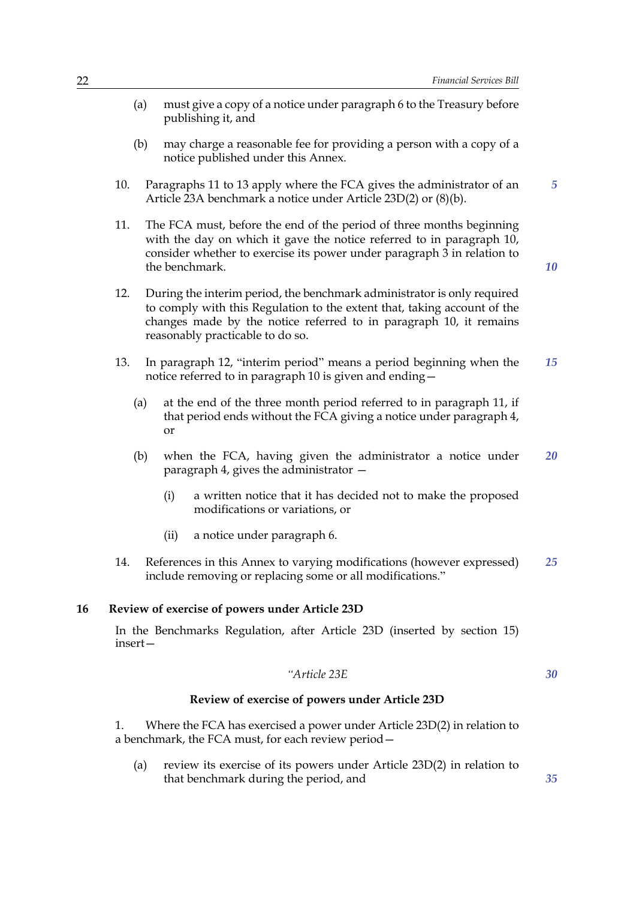(a) must give a copy of a notice under paragraph 6 to the Treasury before publishing it, and

(b) may charge a reasonable fee for providing a person with a copy of a notice published under this Annex.

10. Paragraphs 11 to 13 apply where the FCA gives the administrator of an Article 23A benchmark a notice under Article 23D(2) or (8)(b).

11. The FCA must, before the end of the period of three months beginning with the day on which it gave the notice referred to in paragraph 10, consider whether to exercise its power under paragraph 3 in relation to the benchmark.

12. During the interim period, the benchmark administrator is only required to comply with this Regulation to the extent that, taking account of the changes made by the notice referred to in paragraph 10, it remains reasonably practicable to do so.

13. In paragraph 12, "interim period" means a period beginning when the notice referred to in paragraph 10 is given and ending—

(a) at the end of the three month period referred to in paragraph 11, if that period ends without the FCA giving a notice under paragraph 4, or

(b) when the FCA, having given the administrator a notice under paragraph 4, gives the administrator —

(i) a written notice that it has decided not to make the proposed modifications or variations, or

(ii) a notice under paragraph 6.

14. References in this Annex to varying modifications (however expressed) include removing or replacing some or all modifications."

### 16 Review of exercise of powers under Article 23D

In the Benchmarks Regulation, after Article 23D (inserted by section 15) insert—

*"Article 23E*

**Review of exercise of powers under Article 23D**

1. Where the FCA has exercised a power under Article 23D(2) in relation to a benchmark, the FCA must, for each review period—

(a) review its exercise of its powers under Article 23D(2) in relation to that benchmark during the period, and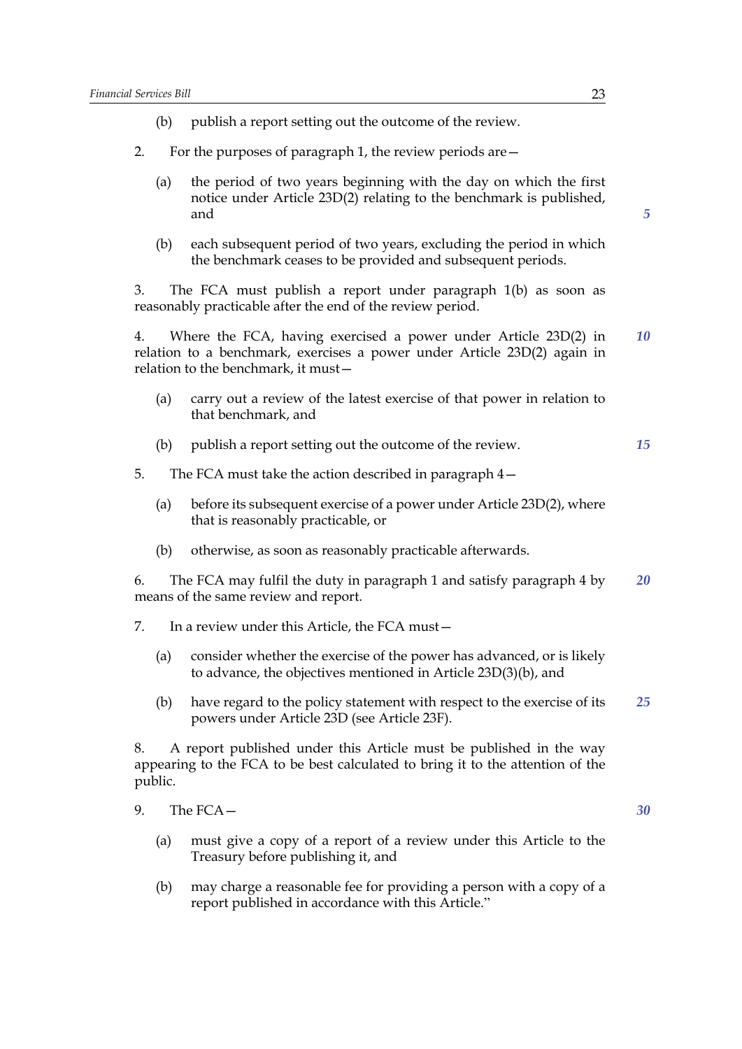(b) publish a report setting out the outcome of the review.

2. For the purposes of paragraph 1, the review periods are—

(a) the period of two years beginning with the day on which the first notice under Article 23D(2) relating to the benchmark is published, and

(b) each subsequent period of two years, excluding the period in which the benchmark ceases to be provided and subsequent periods.

3. The FCA must publish a report under paragraph 1(b) as soon as reasonably practicable after the end of the review period.

4. Where the FCA, having exercised a power under Article 23D(2) in relation to a benchmark, exercises a power under Article 23D(2) again in relation to the benchmark, it must—

(a) carry out a review of the latest exercise of that power in relation to that benchmark, and

(b) publish a report setting out the outcome of the review.

5. The FCA must take the action described in paragraph 4—

(a) before its subsequent exercise of a power under Article 23D(2), where that is reasonably practicable, or

(b) otherwise, as soon as reasonably practicable afterwards.

6. The FCA may fulfil the duty in paragraph 1 and satisfy paragraph 4 by means of the same review and report.

7. In a review under this Article, the FCA must—

(a) consider whether the exercise of the power has advanced, or is likely to advance, the objectives mentioned in Article 23D(3)(b), and

(b) have regard to the policy statement with respect to the exercise of its powers under Article 23D (see Article 23F).

8. A report published under this Article must be published in the way appearing to the FCA to be best calculated to bring it to the attention of the public.

9. The FCA—

(a) must give a copy of a report of a review under this Article to the Treasury before publishing it, and

(b) may charge a reasonable fee for providing a person with a copy of a report published in accordance with this Article."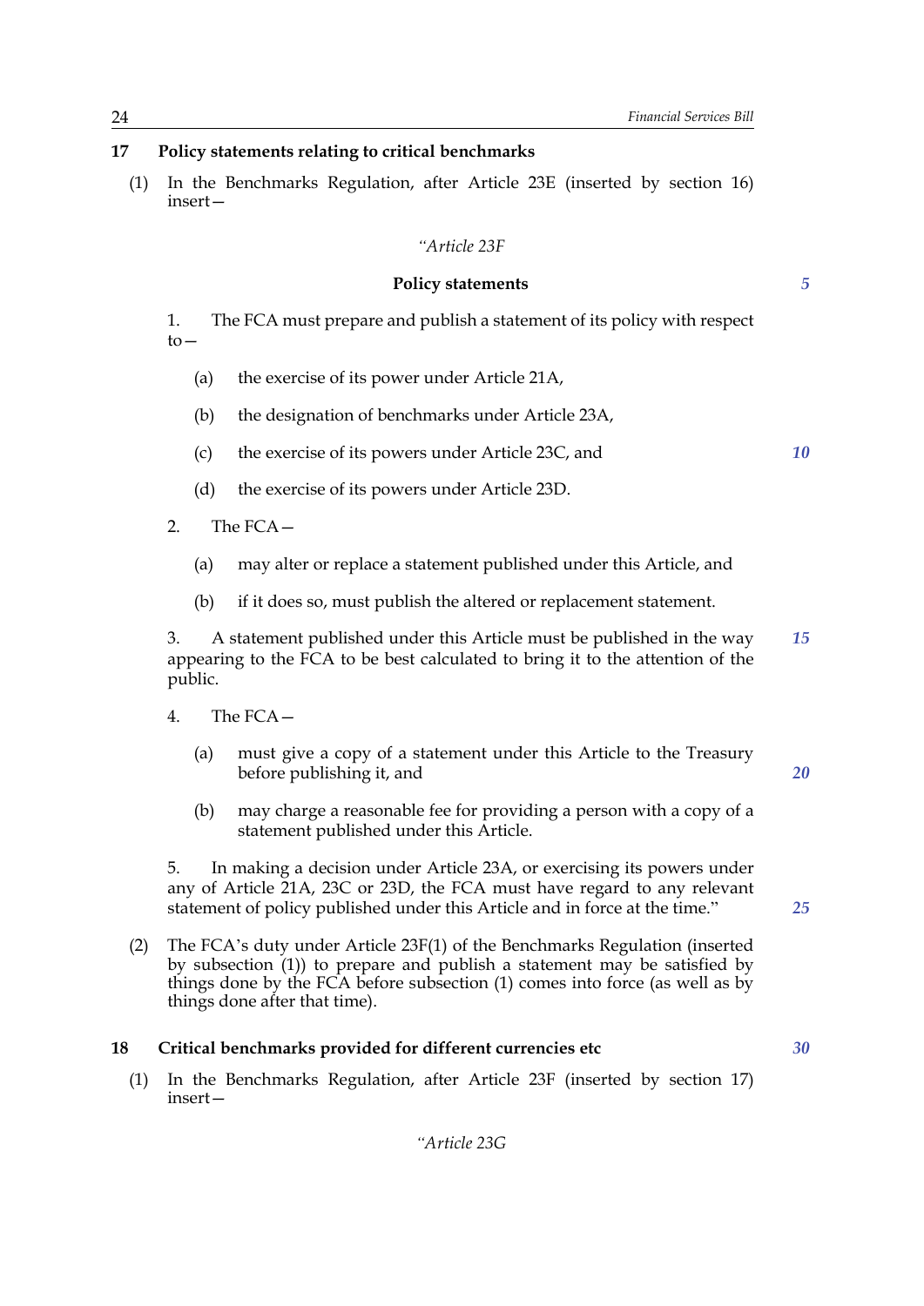**17 Policy statements relating to critical benchmarks**

(1) In the Benchmarks Regulation, after Article 23E (inserted by section 16) insert—

*"Article 23F*

**Policy statements**

1. The FCA must prepare and publish a statement of its policy with respect to—

(a) the exercise of its power under Article 21A,

(b) the designation of benchmarks under Article 23A,

(c) the exercise of its powers under Article 23C, and

(d) the exercise of its powers under Article 23D.

2. The FCA—

(a) may alter or replace a statement published under this Article, and

(b) if it does so, must publish the altered or replacement statement.

3. A statement published under this Article must be published in the way appearing to the FCA to be best calculated to bring it to the attention of the public.

4. The FCA—

(a) must give a copy of a statement under this Article to the Treasury before publishing it, and

(b) may charge a reasonable fee for providing a person with a copy of a statement published under this Article.

5. In making a decision under Article 23A, or exercising its powers under any of Article 21A, 23C or 23D, the FCA must have regard to any relevant statement of policy published under this Article and in force at the time."

(2) The FCA's duty under Article 23F(1) of the Benchmarks Regulation (inserted by subsection (1)) to prepare and publish a statement may be satisfied by things done by the FCA before subsection (1) comes into force (as well as by things done after that time).

**18 Critical benchmarks provided for different currencies etc**

(1) In the Benchmarks Regulation, after Article 23F (inserted by section 17) insert—

*"Article 23G*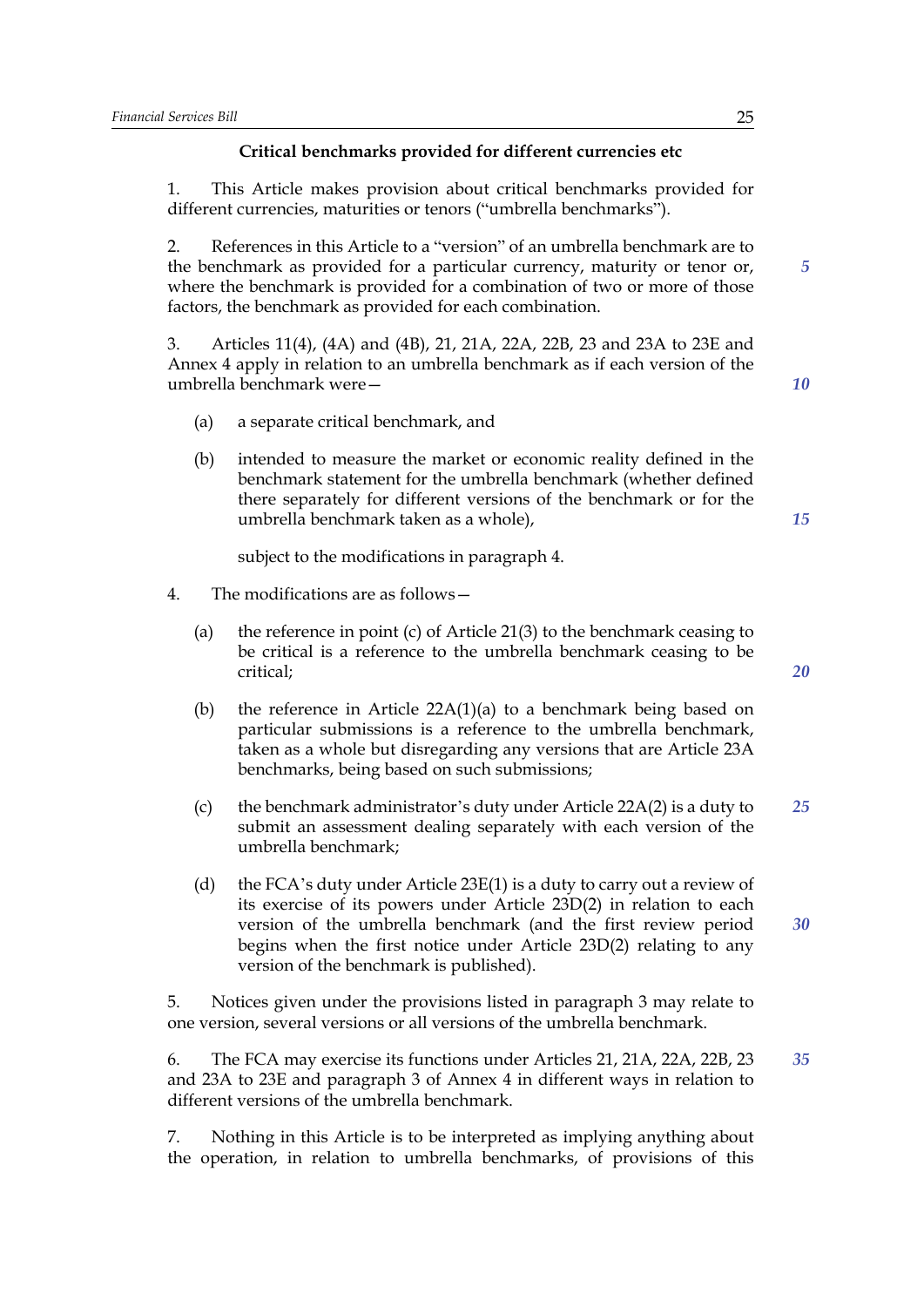**Critical benchmarks provided for different currencies etc**

1. This Article makes provision about critical benchmarks provided for different currencies, maturities or tenors ("umbrella benchmarks").

2. References in this Article to a "version" of an umbrella benchmark are to the benchmark as provided for a particular currency, maturity or tenor or, where the benchmark is provided for a combination of two or more of those factors, the benchmark as provided for each combination.

3. Articles 11(4), (4A) and (4B), 21, 21A, 22A, 22B, 23 and 23A to 23E and Annex 4 apply in relation to an umbrella benchmark as if each version of the umbrella benchmark were—

   (a) a separate critical benchmark, and

   (b) intended to measure the market or economic reality defined in the benchmark statement for the umbrella benchmark (whether defined there separately for different versions of the benchmark or for the umbrella benchmark taken as a whole),

   subject to the modifications in paragraph 4.

4. The modifications are as follows—

   (a) the reference in point (c) of Article 21(3) to the benchmark ceasing to be critical is a reference to the umbrella benchmark ceasing to be critical;

   (b) the reference in Article 22A(1)(a) to a benchmark being based on particular submissions is a reference to the umbrella benchmark, taken as a whole but disregarding any versions that are Article 23A benchmarks, being based on such submissions;

   (c) the benchmark administrator's duty under Article 22A(2) is a duty to submit an assessment dealing separately with each version of the umbrella benchmark;

   (d) the FCA's duty under Article 23E(1) is a duty to carry out a review of its exercise of its powers under Article 23D(2) in relation to each version of the umbrella benchmark (and the first review period begins when the first notice under Article 23D(2) relating to any version of the benchmark is published).

5. Notices given under the provisions listed in paragraph 3 may relate to one version, several versions or all versions of the umbrella benchmark.

6. The FCA may exercise its functions under Articles 21, 21A, 22A, 22B, 23 and 23A to 23E and paragraph 3 of Annex 4 in different ways in relation to different versions of the umbrella benchmark.

7. Nothing in this Article is to be interpreted as implying anything about the operation, in relation to umbrella benchmarks, of provisions of this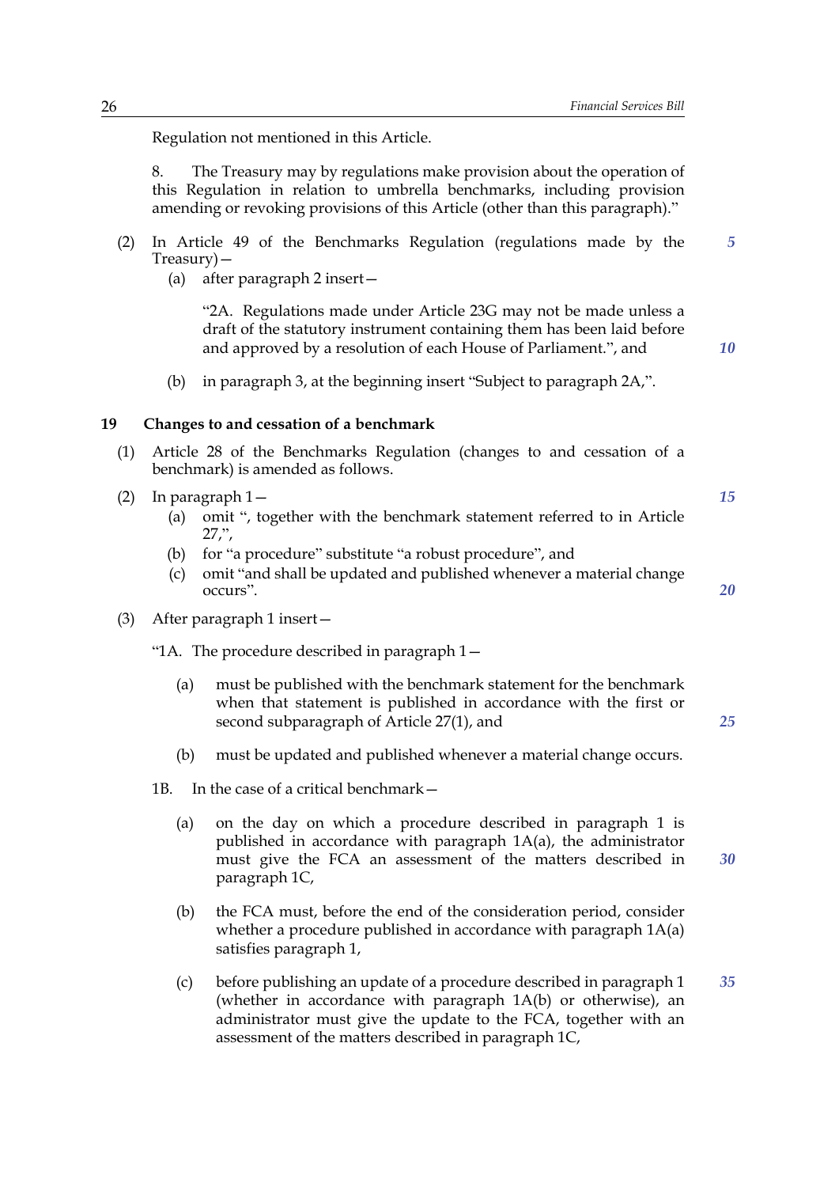Regulation not mentioned in this Article.

8. The Treasury may by regulations make provision about the operation of this Regulation in relation to umbrella benchmarks, including provision amending or revoking provisions of this Article (other than this paragraph)."

(2) In Article 49 of the Benchmarks Regulation (regulations made by the Treasury)—

(a) after paragraph 2 insert—

"2A. Regulations made under Article 23G may not be made unless a draft of the statutory instrument containing them has been laid before and approved by a resolution of each House of Parliament.", and

(b) in paragraph 3, at the beginning insert "Subject to paragraph 2A,".

**19 Changes to and cessation of a benchmark**

(1) Article 28 of the Benchmarks Regulation (changes to and cessation of a benchmark) is amended as follows.

(2) In paragraph 1—

(a) omit ", together with the benchmark statement referred to in Article 27,",

(b) for "a procedure" substitute "a robust procedure", and

(c) omit "and shall be updated and published whenever a material change occurs".

(3) After paragraph 1 insert—

"1A. The procedure described in paragraph 1—

(a) must be published with the benchmark statement for the benchmark when that statement is published in accordance with the first or second subparagraph of Article 27(1), and

(b) must be updated and published whenever a material change occurs.

1B. In the case of a critical benchmark—

(a) on the day on which a procedure described in paragraph 1 is published in accordance with paragraph 1A(a), the administrator must give the FCA an assessment of the matters described in paragraph 1C,

(b) the FCA must, before the end of the consideration period, consider whether a procedure published in accordance with paragraph 1A(a) satisfies paragraph 1,

(c) before publishing an update of a procedure described in paragraph 1 (whether in accordance with paragraph 1A(b) or otherwise), an administrator must give the update to the FCA, together with an assessment of the matters described in paragraph 1C,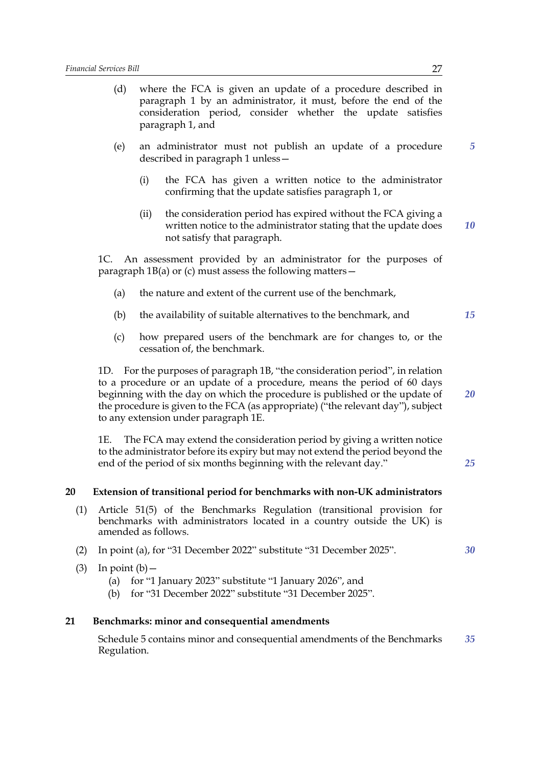(d) where the FCA is given an update of a procedure described in paragraph 1 by an administrator, it must, before the end of the consideration period, consider whether the update satisfies paragraph 1, and

(e) an administrator must not publish an update of a procedure described in paragraph 1 unless—

(i) the FCA has given a written notice to the administrator confirming that the update satisfies paragraph 1, or

(ii) the consideration period has expired without the FCA giving a written notice to the administrator stating that the update does not satisfy that paragraph.

1C. An assessment provided by an administrator for the purposes of paragraph 1B(a) or (c) must assess the following matters—

(a) the nature and extent of the current use of the benchmark,

(b) the availability of suitable alternatives to the benchmark, and

(c) how prepared users of the benchmark are for changes to, or the cessation of, the benchmark.

1D. For the purposes of paragraph 1B, "the consideration period", in relation to a procedure or an update of a procedure, means the period of 60 days beginning with the day on which the procedure is published or the update of the procedure is given to the FCA (as appropriate) ("the relevant day"), subject to any extension under paragraph 1E.

1E. The FCA may extend the consideration period by giving a written notice to the administrator before its expiry but may not extend the period beyond the end of the period of six months beginning with the relevant day."

**20 Extension of transitional period for benchmarks with non-UK administrators**

(1) Article 51(5) of the Benchmarks Regulation (transitional provision for benchmarks with administrators located in a country outside the UK) is amended as follows.

(2) In point (a), for "31 December 2022" substitute "31 December 2025".

(3) In point (b)—

(a) for "1 January 2023" substitute "1 January 2026", and

(b) for "31 December 2022" substitute "31 December 2025".

**21 Benchmarks: minor and consequential amendments**

Schedule 5 contains minor and consequential amendments of the Benchmarks Regulation.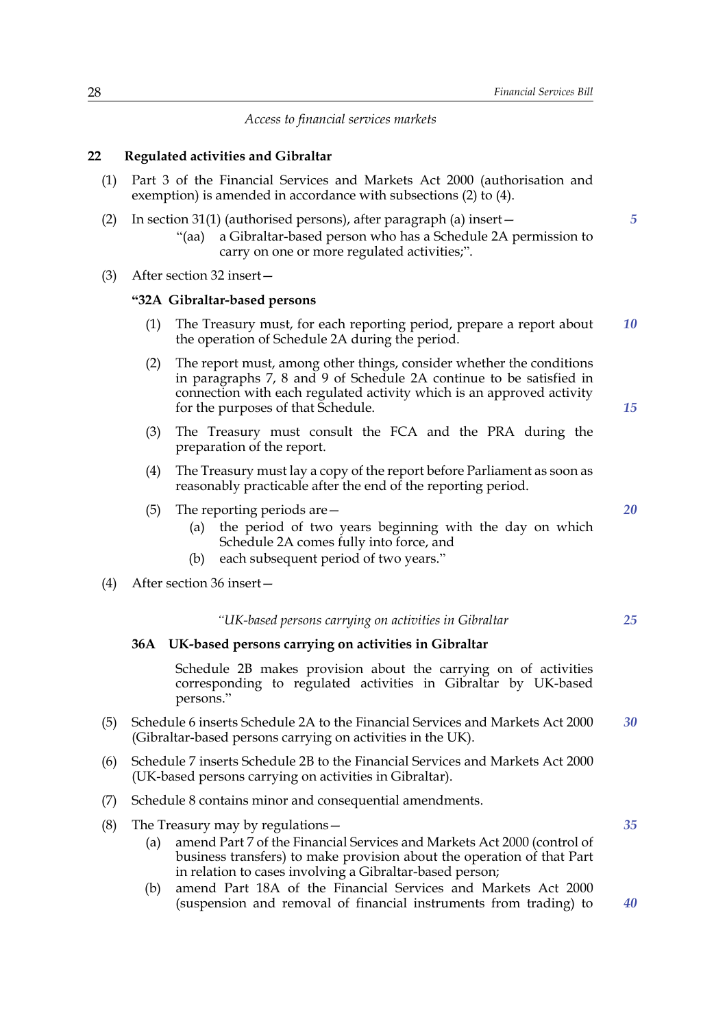*Access to financial services markets*

**22 Regulated activities and Gibraltar**

(1) Part 3 of the Financial Services and Markets Act 2000 (authorisation and exemption) is amended in accordance with subsections (2) to (4).

(2) In section 31(1) (authorised persons), after paragraph (a) insert—

"(aa) a Gibraltar-based person who has a Schedule 2A permission to carry on one or more regulated activities;".

(3) After section 32 insert—

**"32A Gibraltar-based persons**

(1) The Treasury must, for each reporting period, prepare a report about the operation of Schedule 2A during the period.

(2) The report must, among other things, consider whether the conditions in paragraphs 7, 8 and 9 of Schedule 2A continue to be satisfied in connection with each regulated activity which is an approved activity for the purposes of that Schedule.

(3) The Treasury must consult the FCA and the PRA during the preparation of the report.

(4) The Treasury must lay a copy of the report before Parliament as soon as reasonably practicable after the end of the reporting period.

(5) The reporting periods are—

(a) the period of two years beginning with the day on which Schedule 2A comes fully into force, and

(b) each subsequent period of two years."

(4) After section 36 insert—

*"UK-based persons carrying on activities in Gibraltar*

**36A UK-based persons carrying on activities in Gibraltar**

Schedule 2B makes provision about the carrying on of activities corresponding to regulated activities in Gibraltar by UK-based persons."

(5) Schedule 6 inserts Schedule 2A to the Financial Services and Markets Act 2000 (Gibraltar-based persons carrying on activities in the UK).

(6) Schedule 7 inserts Schedule 2B to the Financial Services and Markets Act 2000 (UK-based persons carrying on activities in Gibraltar).

(7) Schedule 8 contains minor and consequential amendments.

(8) The Treasury may by regulations—

(a) amend Part 7 of the Financial Services and Markets Act 2000 (control of business transfers) to make provision about the operation of that Part in relation to cases involving a Gibraltar-based person;

(b) amend Part 18A of the Financial Services and Markets Act 2000 (suspension and removal of financial instruments from trading) to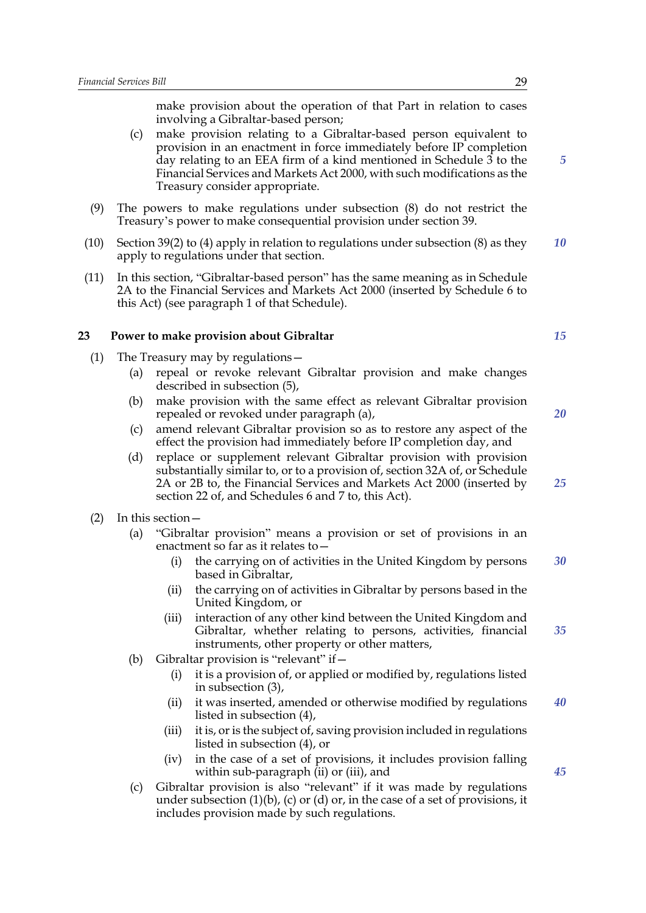make provision about the operation of that Part in relation to cases involving a Gibraltar-based person;

(c) make provision relating to a Gibraltar-based person equivalent to provision in an enactment in force immediately before IP completion day relating to an EEA firm of a kind mentioned in Schedule 3 to the Financial Services and Markets Act 2000, with such modifications as the Treasury consider appropriate.

(9) The powers to make regulations under subsection (8) do not restrict the Treasury's power to make consequential provision under section 39.

(10) Section 39(2) to (4) apply in relation to regulations under subsection (8) as they apply to regulations under that section.

(11) In this section, "Gibraltar-based person" has the same meaning as in Schedule 2A to the Financial Services and Markets Act 2000 (inserted by Schedule 6 to this Act) (see paragraph 1 of that Schedule).

### 23 Power to make provision about Gibraltar

(1) The Treasury may by regulations—

- (a) repeal or revoke relevant Gibraltar provision and make changes described in subsection (5),
- (b) make provision with the same effect as relevant Gibraltar provision repealed or revoked under paragraph (a),
- (c) amend relevant Gibraltar provision so as to restore any aspect of the effect the provision had immediately before IP completion day, and
- (d) replace or supplement relevant Gibraltar provision with provision substantially similar to, or to a provision of, section 32A of, or Schedule 2A or 2B to, the Financial Services and Markets Act 2000 (inserted by section 22 of, and Schedules 6 and 7 to, this Act).

(2) In this section—

- (a) "Gibraltar provision" means a provision or set of provisions in an enactment so far as it relates to—
  - (i) the carrying on of activities in the United Kingdom by persons based in Gibraltar,
  - (ii) the carrying on of activities in Gibraltar by persons based in the United Kingdom, or
  - (iii) interaction of any other kind between the United Kingdom and Gibraltar, whether relating to persons, activities, financial instruments, other property or other matters,
- (b) Gibraltar provision is "relevant" if—
  - (i) it is a provision of, or applied or modified by, regulations listed in subsection (3),
  - (ii) it was inserted, amended or otherwise modified by regulations listed in subsection (4),
  - (iii) it is, or is the subject of, saving provision included in regulations listed in subsection (4), or
  - (iv) in the case of a set of provisions, it includes provision falling within sub-paragraph (ii) or (iii), and
- (c) Gibraltar provision is also "relevant" if it was made by regulations under subsection (1)(b), (c) or (d) or, in the case of a set of provisions, it includes provision made by such regulations.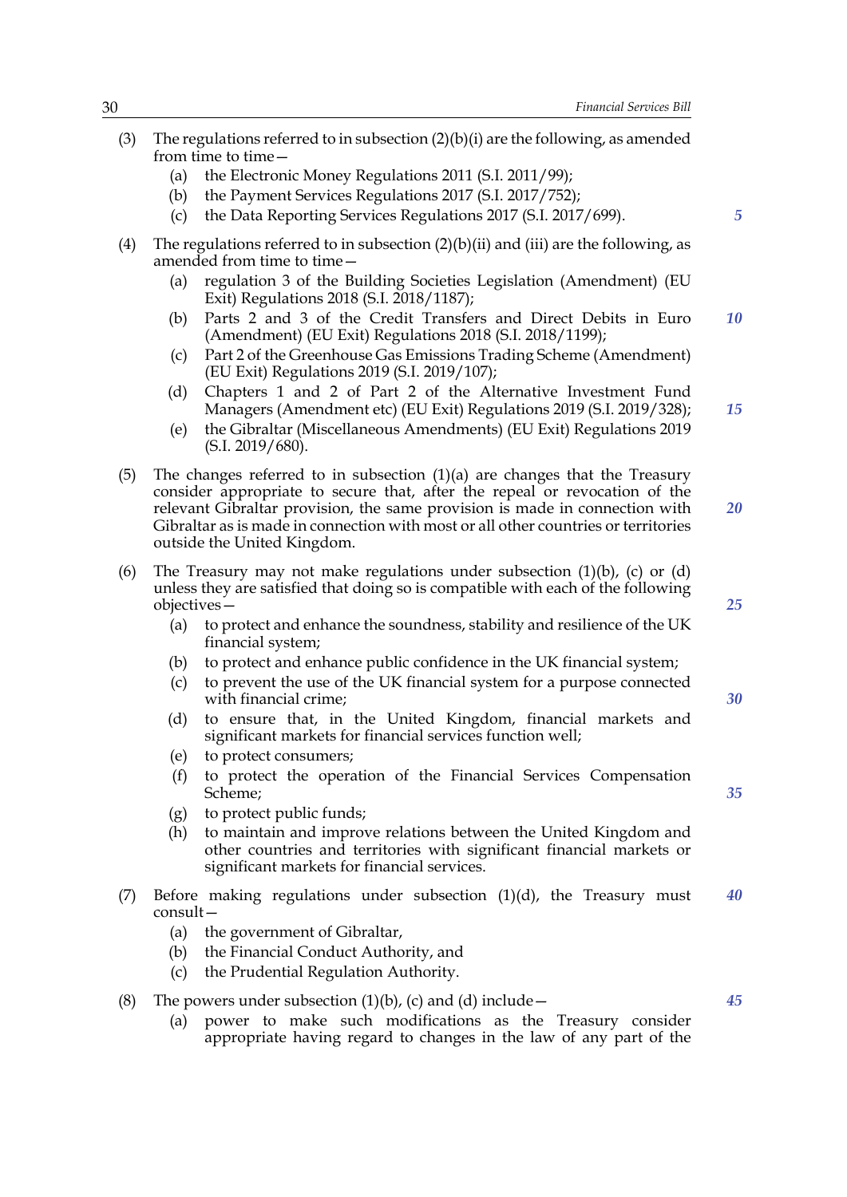(3) The regulations referred to in subsection (2)(b)(i) are the following, as amended from time to time—

  (a) the Electronic Money Regulations 2011 (S.I. 2011/99);

  (b) the Payment Services Regulations 2017 (S.I. 2017/752);

  (c) the Data Reporting Services Regulations 2017 (S.I. 2017/699).

(4) The regulations referred to in subsection (2)(b)(ii) and (iii) are the following, as amended from time to time—

  (a) regulation 3 of the Building Societies Legislation (Amendment) (EU Exit) Regulations 2018 (S.I. 2018/1187);

  (b) Parts 2 and 3 of the Credit Transfers and Direct Debits in Euro (Amendment) (EU Exit) Regulations 2018 (S.I. 2018/1199);

  (c) Part 2 of the Greenhouse Gas Emissions Trading Scheme (Amendment) (EU Exit) Regulations 2019 (S.I. 2019/107);

  (d) Chapters 1 and 2 of Part 2 of the Alternative Investment Fund Managers (Amendment etc) (EU Exit) Regulations 2019 (S.I. 2019/328);

  (e) the Gibraltar (Miscellaneous Amendments) (EU Exit) Regulations 2019 (S.I. 2019/680).

(5) The changes referred to in subsection (1)(a) are changes that the Treasury consider appropriate to secure that, after the repeal or revocation of the relevant Gibraltar provision, the same provision is made in connection with Gibraltar as is made in connection with most or all other countries or territories outside the United Kingdom.

(6) The Treasury may not make regulations under subsection (1)(b), (c) or (d) unless they are satisfied that doing so is compatible with each of the following objectives—

  (a) to protect and enhance the soundness, stability and resilience of the UK financial system;

  (b) to protect and enhance public confidence in the UK financial system;

  (c) to prevent the use of the UK financial system for a purpose connected with financial crime;

  (d) to ensure that, in the United Kingdom, financial markets and significant markets for financial services function well;

  (e) to protect consumers;

  (f) to protect the operation of the Financial Services Compensation Scheme;

  (g) to protect public funds;

  (h) to maintain and improve relations between the United Kingdom and other countries and territories with significant financial markets or significant markets for financial services.

(7) Before making regulations under subsection (1)(d), the Treasury must consult—

  (a) the government of Gibraltar,

  (b) the Financial Conduct Authority, and

  (c) the Prudential Regulation Authority.

(8) The powers under subsection (1)(b), (c) and (d) include—

  (a) power to make such modifications as the Treasury consider appropriate having regard to changes in the law of any part of the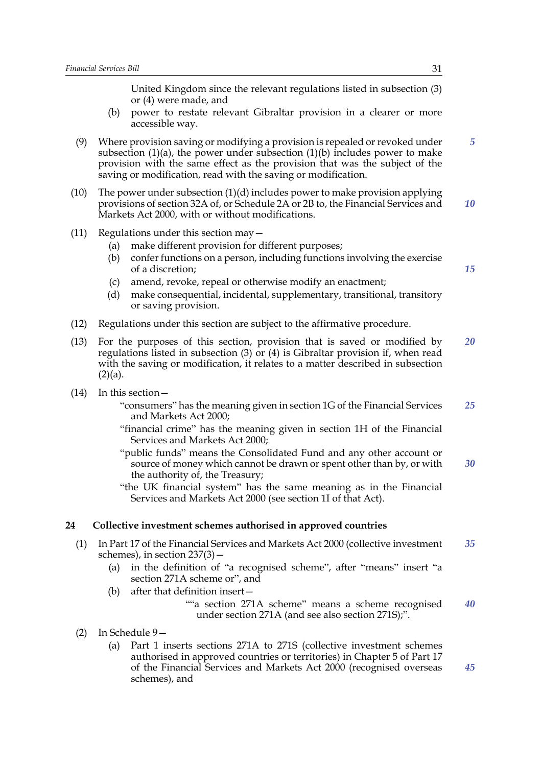United Kingdom since the relevant regulations listed in subsection (3) or (4) were made, and

(b) power to restate relevant Gibraltar provision in a clearer or more accessible way.

(9) Where provision saving or modifying a provision is repealed or revoked under subsection (1)(a), the power under subsection (1)(b) includes power to make provision with the same effect as the provision that was the subject of the saving or modification, read with the saving or modification.

(10) The power under subsection (1)(d) includes power to make provision applying provisions of section 32A of, or Schedule 2A or 2B to, the Financial Services and Markets Act 2000, with or without modifications.

(11) Regulations under this section may—

(a) make different provision for different purposes;

(b) confer functions on a person, including functions involving the exercise of a discretion;

(c) amend, revoke, repeal or otherwise modify an enactment;

(d) make consequential, incidental, supplementary, transitional, transitory or saving provision.

(12) Regulations under this section are subject to the affirmative procedure.

(13) For the purposes of this section, provision that is saved or modified by regulations listed in subsection (3) or (4) is Gibraltar provision if, when read with the saving or modification, it relates to a matter described in subsection (2)(a).

(14) In this section—

"consumers" has the meaning given in section 1G of the Financial Services and Markets Act 2000;

"financial crime" has the meaning given in section 1H of the Financial Services and Markets Act 2000;

"public funds" means the Consolidated Fund and any other account or source of money which cannot be drawn or spent other than by, or with the authority of, the Treasury;

"the UK financial system" has the same meaning as in the Financial Services and Markets Act 2000 (see section 1I of that Act).

## 24 Collective investment schemes authorised in approved countries

(1) In Part 17 of the Financial Services and Markets Act 2000 (collective investment schemes), in section 237(3)—

(a) in the definition of "a recognised scheme", after "means" insert "a section 271A scheme or", and

(b) after that definition insert—

""a section 271A scheme" means a scheme recognised under section 271A (and see also section 271S);".

(2) In Schedule 9—

(a) Part 1 inserts sections 271A to 271S (collective investment schemes authorised in approved countries or territories) in Chapter 5 of Part 17 of the Financial Services and Markets Act 2000 (recognised overseas schemes), and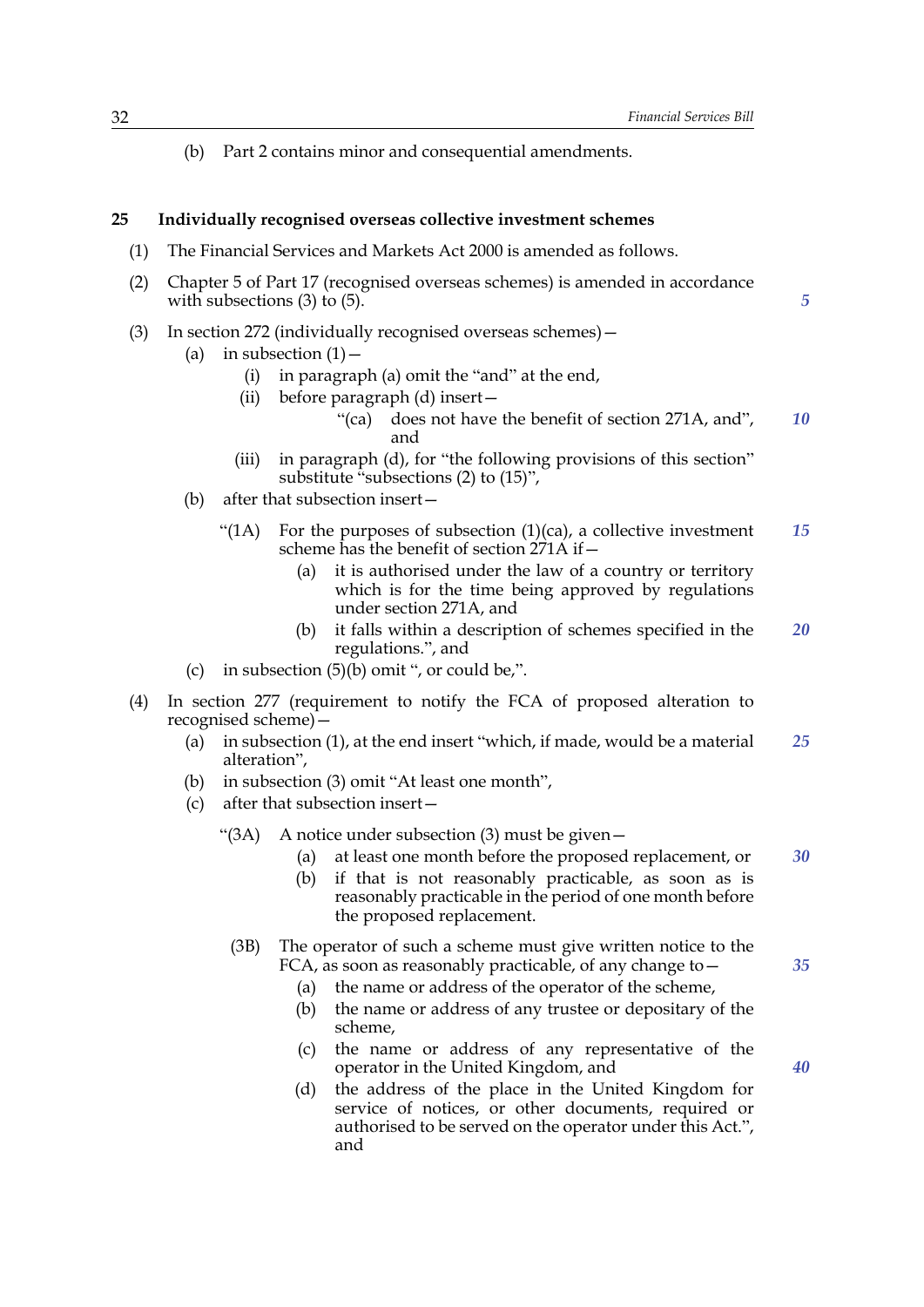(b) Part 2 contains minor and consequential amendments.

**25 Individually recognised overseas collective investment schemes**

(1) The Financial Services and Markets Act 2000 is amended as follows.

(2) Chapter 5 of Part 17 (recognised overseas schemes) is amended in accordance with subsections (3) to (5).

(3) In section 272 (individually recognised overseas schemes)—

(a) in subsection (1)—

(i) in paragraph (a) omit the "and" at the end,

(ii) before paragraph (d) insert—

"(ca) does not have the benefit of section 271A, and", and

(iii) in paragraph (d), for "the following provisions of this section" substitute "subsections (2) to (15)",

(b) after that subsection insert—

"(1A) For the purposes of subsection (1)(ca), a collective investment scheme has the benefit of section 271A if—

(a) it is authorised under the law of a country or territory which is for the time being approved by regulations under section 271A, and

(b) it falls within a description of schemes specified in the regulations.", and

(c) in subsection (5)(b) omit ", or could be,".

(4) In section 277 (requirement to notify the FCA of proposed alteration to recognised scheme)—

(a) in subsection (1), at the end insert "which, if made, would be a material alteration",

(b) in subsection (3) omit "At least one month",

(c) after that subsection insert—

"(3A) A notice under subsection (3) must be given—

(a) at least one month before the proposed replacement, or

(b) if that is not reasonably practicable, as soon as is reasonably practicable in the period of one month before the proposed replacement.

(3B) The operator of such a scheme must give written notice to the FCA, as soon as reasonably practicable, of any change to—

(a) the name or address of the operator of the scheme,

(b) the name or address of any trustee or depositary of the scheme,

(c) the name or address of any representative of the operator in the United Kingdom, and

(d) the address of the place in the United Kingdom for service of notices, or other documents, required or authorised to be served on the operator under this Act.", and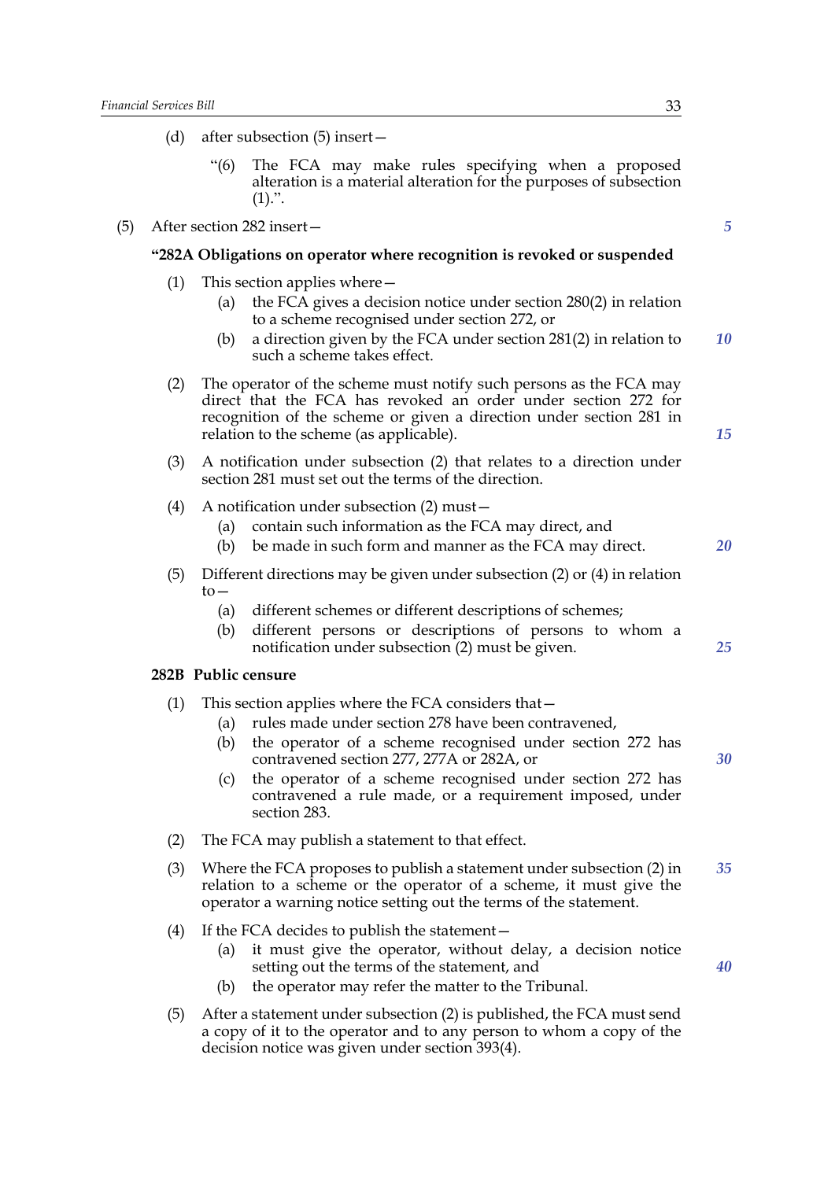(d) after subsection (5) insert—

“(6) The FCA may make rules specifying when a proposed alteration is a material alteration for the purposes of subsection (1).”.

(5) After section 282 insert—

**“282A Obligations on operator where recognition is revoked or suspended**

(1) This section applies where—

(a) the FCA gives a decision notice under section 280(2) in relation to a scheme recognised under section 272, or

(b) a direction given by the FCA under section 281(2) in relation to such a scheme takes effect.

(2) The operator of the scheme must notify such persons as the FCA may direct that the FCA has revoked an order under section 272 for recognition of the scheme or given a direction under section 281 in relation to the scheme (as applicable).

(3) A notification under subsection (2) that relates to a direction under section 281 must set out the terms of the direction.

(4) A notification under subsection (2) must—

(a) contain such information as the FCA may direct, and

(b) be made in such form and manner as the FCA may direct.

(5) Different directions may be given under subsection (2) or (4) in relation to—

(a) different schemes or different descriptions of schemes;

(b) different persons or descriptions of persons to whom a notification under subsection (2) must be given.

**282B Public censure**

(1) This section applies where the FCA considers that—

(a) rules made under section 278 have been contravened,

(b) the operator of a scheme recognised under section 272 has contravened section 277, 277A or 282A, or

(c) the operator of a scheme recognised under section 272 has contravened a rule made, or a requirement imposed, under section 283.

(2) The FCA may publish a statement to that effect.

(3) Where the FCA proposes to publish a statement under subsection (2) in relation to a scheme or the operator of a scheme, it must give the operator a warning notice setting out the terms of the statement.

(4) If the FCA decides to publish the statement—

(a) it must give the operator, without delay, a decision notice setting out the terms of the statement, and

(b) the operator may refer the matter to the Tribunal.

(5) After a statement under subsection (2) is published, the FCA must send a copy of it to the operator and to any person to whom a copy of the decision notice was given under section 393(4).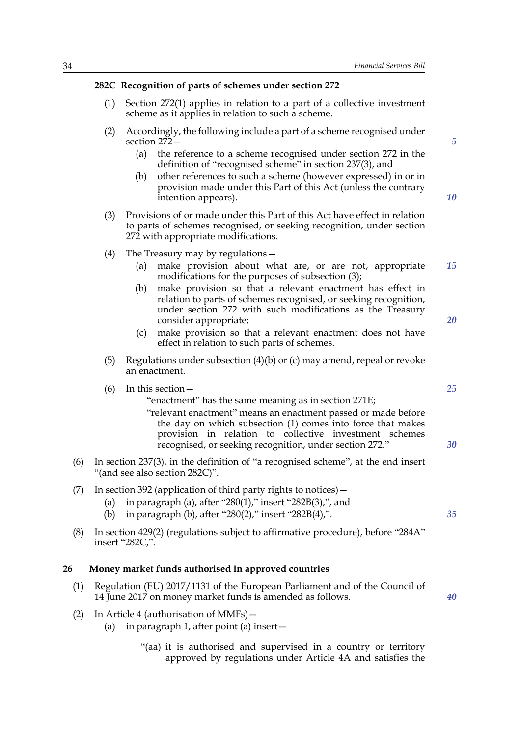**282C Recognition of parts of schemes under section 272**

(1) Section 272(1) applies in relation to a part of a collective investment scheme as it applies in relation to such a scheme.

(2) Accordingly, the following include a part of a scheme recognised under section 272—

(a) the reference to a scheme recognised under section 272 in the definition of "recognised scheme" in section 237(3), and

(b) other references to such a scheme (however expressed) in or in provision made under this Part of this Act (unless the contrary intention appears).

(3) Provisions of or made under this Part of this Act have effect in relation to parts of schemes recognised, or seeking recognition, under section 272 with appropriate modifications.

(4) The Treasury may by regulations—

(a) make provision about what are, or are not, appropriate modifications for the purposes of subsection (3);

(b) make provision so that a relevant enactment has effect in relation to parts of schemes recognised, or seeking recognition, under section 272 with such modifications as the Treasury consider appropriate;

(c) make provision so that a relevant enactment does not have effect in relation to such parts of schemes.

(5) Regulations under subsection (4)(b) or (c) may amend, repeal or revoke an enactment.

(6) In this section—

"enactment" has the same meaning as in section 271E;

"relevant enactment" means an enactment passed or made before the day on which subsection (1) comes into force that makes provision in relation to collective investment schemes recognised, or seeking recognition, under section 272."

(6) In section 237(3), in the definition of "a recognised scheme", at the end insert "(and see also section 282C)".

(7) In section 392 (application of third party rights to notices)—

(a) in paragraph (a), after "280(1)," insert "282B(3),", and

(b) in paragraph (b), after "280(2)," insert "282B(4),".

(8) In section 429(2) (regulations subject to affirmative procedure), before "284A" insert "282C,".

**26 Money market funds authorised in approved countries**

(1) Regulation (EU) 2017/1131 of the European Parliament and of the Council of 14 June 2017 on money market funds is amended as follows.

(2) In Article 4 (authorisation of MMFs)—

(a) in paragraph 1, after point (a) insert—

"(aa) it is authorised and supervised in a country or territory approved by regulations under Article 4A and satisfies the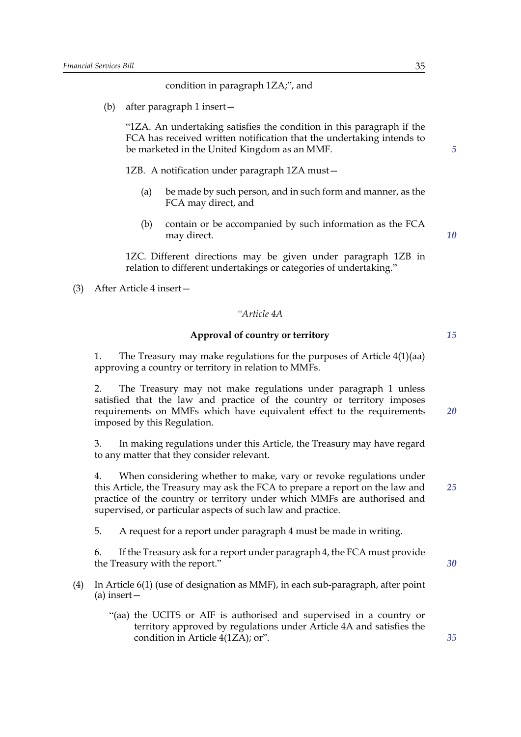condition in paragraph 1ZA;", and

(b) after paragraph 1 insert—

"1ZA. An undertaking satisfies the condition in this paragraph if the FCA has received written notification that the undertaking intends to be marketed in the United Kingdom as an MMF.

1ZB. A notification under paragraph 1ZA must—

(a) be made by such person, and in such form and manner, as the FCA may direct, and

(b) contain or be accompanied by such information as the FCA may direct.

1ZC. Different directions may be given under paragraph 1ZB in relation to different undertakings or categories of undertaking."

(3) After Article 4 insert—

*"Article 4A*

**Approval of country or territory**

1. The Treasury may make regulations for the purposes of Article 4(1)(aa) approving a country or territory in relation to MMFs.

2. The Treasury may not make regulations under paragraph 1 unless satisfied that the law and practice of the country or territory imposes requirements on MMFs which have equivalent effect to the requirements imposed by this Regulation.

3. In making regulations under this Article, the Treasury may have regard to any matter that they consider relevant.

4. When considering whether to make, vary or revoke regulations under this Article, the Treasury may ask the FCA to prepare a report on the law and practice of the country or territory under which MMFs are authorised and supervised, or particular aspects of such law and practice.

5. A request for a report under paragraph 4 must be made in writing.

6. If the Treasury ask for a report under paragraph 4, the FCA must provide the Treasury with the report."

(4) In Article 6(1) (use of designation as MMF), in each sub-paragraph, after point (a) insert—

"(aa) the UCITS or AIF is authorised and supervised in a country or territory approved by regulations under Article 4A and satisfies the condition in Article 4(1ZA); or".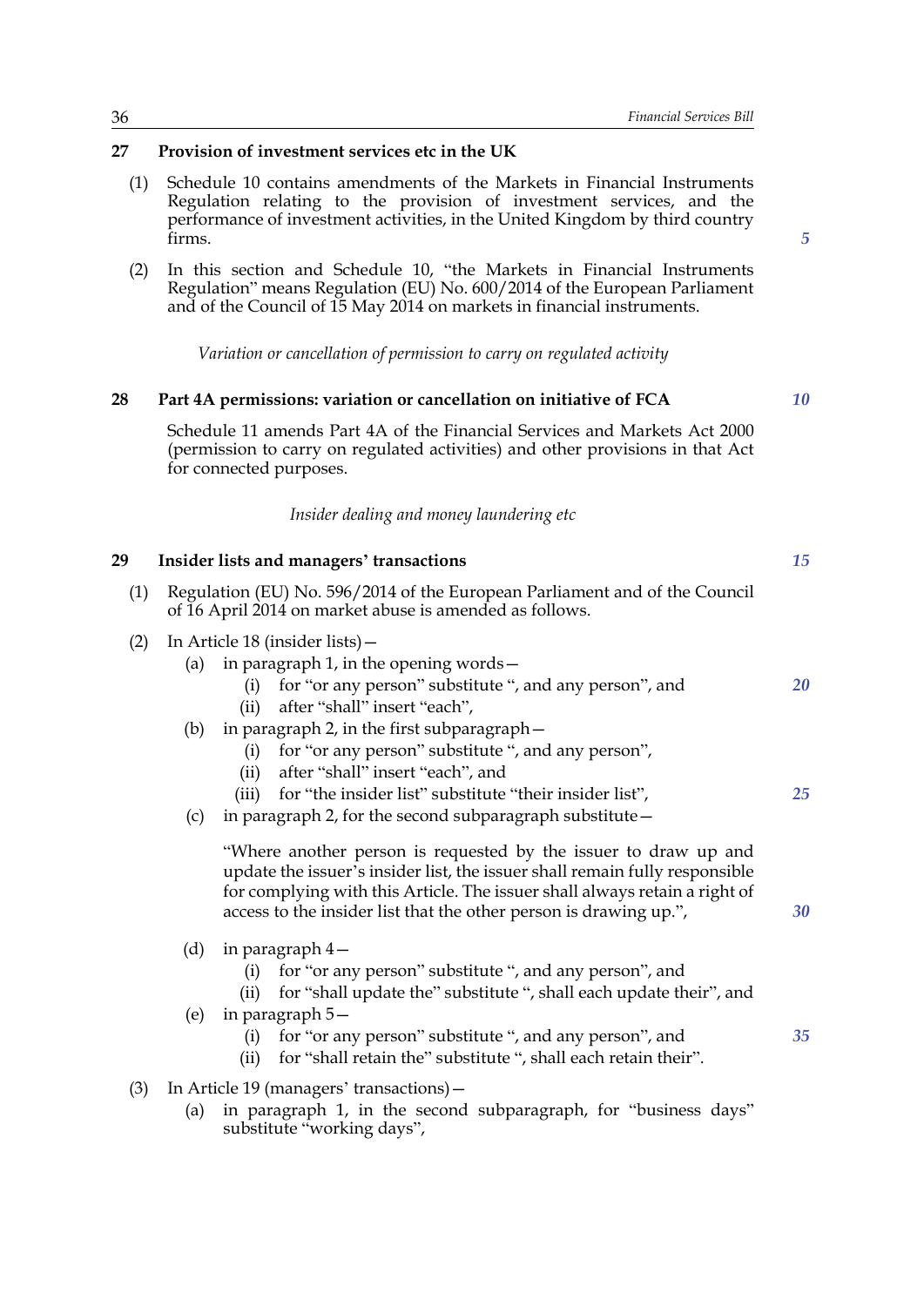### 27 Provision of investment services etc in the UK

(1) Schedule 10 contains amendments of the Markets in Financial Instruments Regulation relating to the provision of investment services, and the performance of investment activities, in the United Kingdom by third country firms.

(2) In this section and Schedule 10, "the Markets in Financial Instruments Regulation" means Regulation (EU) No. 600/2014 of the European Parliament and of the Council of 15 May 2014 on markets in financial instruments.

*Variation or cancellation of permission to carry on regulated activity*

### 28 Part 4A permissions: variation or cancellation on initiative of FCA

Schedule 11 amends Part 4A of the Financial Services and Markets Act 2000 (permission to carry on regulated activities) and other provisions in that Act for connected purposes.

*Insider dealing and money laundering etc*

### 29 Insider lists and managers' transactions

(1) Regulation (EU) No. 596/2014 of the European Parliament and of the Council of 16 April 2014 on market abuse is amended as follows.

(2) In Article 18 (insider lists)—

- (a) in paragraph 1, in the opening words—
  - (i) for "or any person" substitute ", and any person", and
  - (ii) after "shall" insert "each",
- (b) in paragraph 2, in the first subparagraph—
  - (i) for "or any person" substitute ", and any person",
  - (ii) after "shall" insert "each", and
  - (iii) for "the insider list" substitute "their insider list",
- (c) in paragraph 2, for the second subparagraph substitute—

  "Where another person is requested by the issuer to draw up and update the issuer's insider list, the issuer shall remain fully responsible for complying with this Article. The issuer shall always retain a right of access to the insider list that the other person is drawing up.",

- (d) in paragraph 4—
  - (i) for "or any person" substitute ", and any person", and
  - (ii) for "shall update the" substitute ", shall each update their", and
- (e) in paragraph 5—
  - (i) for "or any person" substitute ", and any person", and
  - (ii) for "shall retain the" substitute ", shall each retain their".

(3) In Article 19 (managers' transactions)—

- (a) in paragraph 1, in the second subparagraph, for "business days" substitute "working days",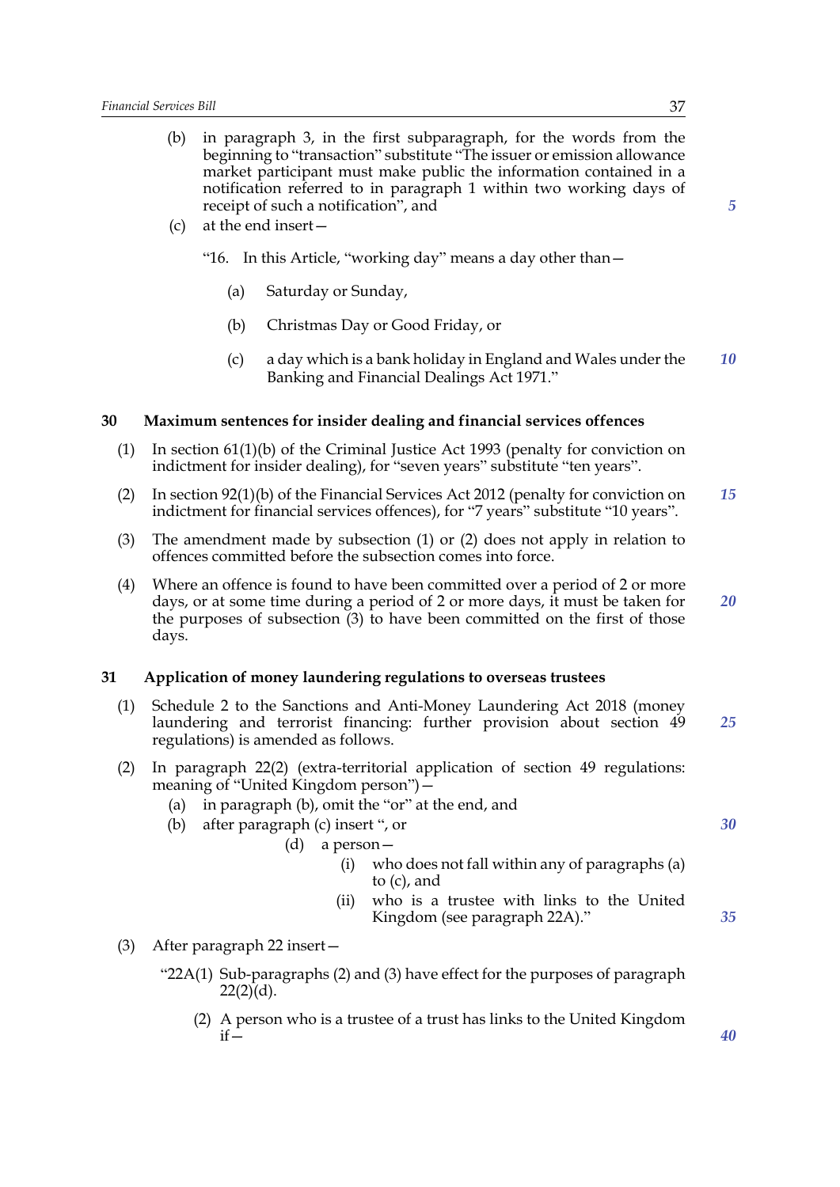(b) in paragraph 3, in the first subparagraph, for the words from the beginning to "transaction" substitute "The issuer or emission allowance market participant must make public the information contained in a notification referred to in paragraph 1 within two working days of receipt of such a notification", and

(c) at the end insert—

"16. In this Article, "working day" means a day other than—

(a) Saturday or Sunday,

(b) Christmas Day or Good Friday, or

(c) a day which is a bank holiday in England and Wales under the Banking and Financial Dealings Act 1971."

## 30 Maximum sentences for insider dealing and financial services offences

(1) In section 61(1)(b) of the Criminal Justice Act 1993 (penalty for conviction on indictment for insider dealing), for "seven years" substitute "ten years".

(2) In section 92(1)(b) of the Financial Services Act 2012 (penalty for conviction on indictment for financial services offences), for "7 years" substitute "10 years".

(3) The amendment made by subsection (1) or (2) does not apply in relation to offences committed before the subsection comes into force.

(4) Where an offence is found to have been committed over a period of 2 or more days, or at some time during a period of 2 or more days, it must be taken for the purposes of subsection (3) to have been committed on the first of those days.

## 31 Application of money laundering regulations to overseas trustees

(1) Schedule 2 to the Sanctions and Anti-Money Laundering Act 2018 (money laundering and terrorist financing: further provision about section 49 regulations) is amended as follows.

(2) In paragraph 22(2) (extra-territorial application of section 49 regulations: meaning of "United Kingdom person")—

(a) in paragraph (b), omit the "or" at the end, and

(b) after paragraph (c) insert ", or

(d) a person—

(i) who does not fall within any of paragraphs (a) to (c), and

(ii) who is a trustee with links to the United Kingdom (see paragraph 22A)."

(3) After paragraph 22 insert—

"22A(1) Sub-paragraphs (2) and (3) have effect for the purposes of paragraph 22(2)(d).

(2) A person who is a trustee of a trust has links to the United Kingdom if—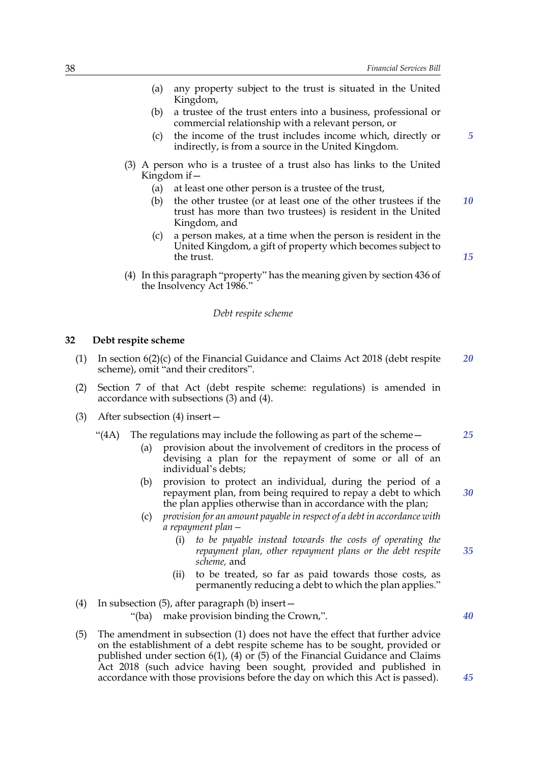(a) any property subject to the trust is situated in the United Kingdom,

(b) a trustee of the trust enters into a business, professional or commercial relationship with a relevant person, or

(c) the income of the trust includes income which, directly or indirectly, is from a source in the United Kingdom.

(3) A person who is a trustee of a trust also has links to the United Kingdom if—

(a) at least one other person is a trustee of the trust,

(b) the other trustee (or at least one of the other trustees if the trust has more than two trustees) is resident in the United Kingdom, and

(c) a person makes, at a time when the person is resident in the United Kingdom, a gift of property which becomes subject to the trust.

(4) In this paragraph "property" has the meaning given by section 436 of the Insolvency Act 1986."

*Debt respite scheme*

## 32 Debt respite scheme

(1) In section 6(2)(c) of the Financial Guidance and Claims Act 2018 (debt respite scheme), omit "and their creditors".

(2) Section 7 of that Act (debt respite scheme: regulations) is amended in accordance with subsections (3) and (4).

(3) After subsection (4) insert—

"(4A) The regulations may include the following as part of the scheme—

(a) provision about the involvement of creditors in the process of devising a plan for the repayment of some or all of an individual's debts;

(b) provision to protect an individual, during the period of a repayment plan, from being required to repay a debt to which the plan applies otherwise than in accordance with the plan;

(c) *provision for an amount payable in respect of a debt in accordance with a repayment plan—*

(i) *to be payable instead towards the costs of operating the repayment plan, other repayment plans or the debt respite scheme,* and

(ii) to be treated, so far as paid towards those costs, as permanently reducing a debt to which the plan applies."

(4) In subsection (5), after paragraph (b) insert—

"(ba) make provision binding the Crown,".

(5) The amendment in subsection (1) does not have the effect that further advice on the establishment of a debt respite scheme has to be sought, provided or published under section 6(1), (4) or (5) of the Financial Guidance and Claims Act 2018 (such advice having been sought, provided and published in accordance with those provisions before the day on which this Act is passed).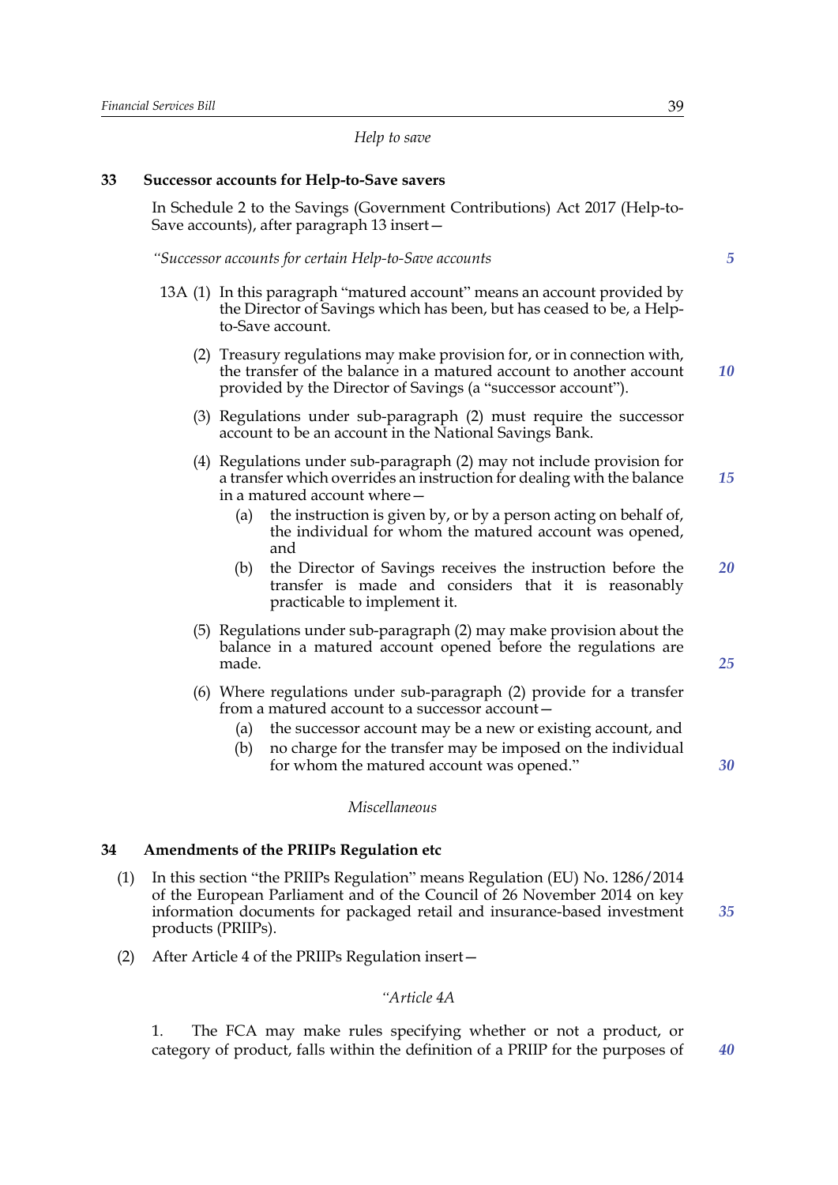*Help to save*

## 33 Successor accounts for Help-to-Save savers

In Schedule 2 to the Savings (Government Contributions) Act 2017 (Help-to-Save accounts), after paragraph 13 insert—

*"Successor accounts for certain Help-to-Save accounts*

13A (1) In this paragraph "matured account" means an account provided by the Director of Savings which has been, but has ceased to be, a Help-to-Save account.

(2) Treasury regulations may make provision for, or in connection with, the transfer of the balance in a matured account to another account provided by the Director of Savings (a "successor account").

(3) Regulations under sub-paragraph (2) must require the successor account to be an account in the National Savings Bank.

(4) Regulations under sub-paragraph (2) may not include provision for a transfer which overrides an instruction for dealing with the balance in a matured account where—

(a) the instruction is given by, or by a person acting on behalf of, the individual for whom the matured account was opened, and

(b) the Director of Savings receives the instruction before the transfer is made and considers that it is reasonably practicable to implement it.

(5) Regulations under sub-paragraph (2) may make provision about the balance in a matured account opened before the regulations are made.

(6) Where regulations under sub-paragraph (2) provide for a transfer from a matured account to a successor account—

(a) the successor account may be a new or existing account, and

(b) no charge for the transfer may be imposed on the individual for whom the matured account was opened."

*Miscellaneous*

## 34 Amendments of the PRIIPs Regulation etc

(1) In this section "the PRIIPs Regulation" means Regulation (EU) No. 1286/2014 of the European Parliament and of the Council of 26 November 2014 on key information documents for packaged retail and insurance-based investment products (PRIIPs).

(2) After Article 4 of the PRIIPs Regulation insert—

*"Article 4A*

1. The FCA may make rules specifying whether or not a product, or category of product, falls within the definition of a PRIIP for the purposes of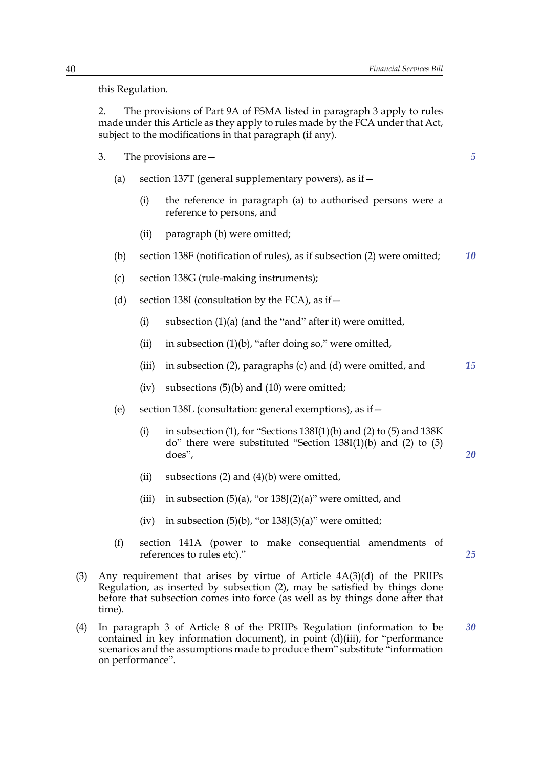this Regulation.

2. The provisions of Part 9A of FSMA listed in paragraph 3 apply to rules made under this Article as they apply to rules made by the FCA under that Act, subject to the modifications in that paragraph (if any).

3. The provisions are—

(a) section 137T (general supplementary powers), as if—

(i) the reference in paragraph (a) to authorised persons were a reference to persons, and

(ii) paragraph (b) were omitted;

(b) section 138F (notification of rules), as if subsection (2) were omitted;

(c) section 138G (rule-making instruments);

(d) section 138I (consultation by the FCA), as if—

(i) subsection (1)(a) (and the "and" after it) were omitted,

(ii) in subsection (1)(b), "after doing so," were omitted,

(iii) in subsection (2), paragraphs (c) and (d) were omitted, and

(iv) subsections (5)(b) and (10) were omitted;

(e) section 138L (consultation: general exemptions), as if—

(i) in subsection (1), for "Sections 138I(1)(b) and (2) to (5) and 138K do" there were substituted "Section 138I(1)(b) and (2) to (5) does",

(ii) subsections (2) and (4)(b) were omitted,

(iii) in subsection (5)(a), "or 138J(2)(a)" were omitted, and

(iv) in subsection (5)(b), "or 138J(5)(a)" were omitted;

(f) section 141A (power to make consequential amendments of references to rules etc)."

(3) Any requirement that arises by virtue of Article 4A(3)(d) of the PRIIPs Regulation, as inserted by subsection (2), may be satisfied by things done before that subsection comes into force (as well as by things done after that time).

(4) In paragraph 3 of Article 8 of the PRIIPs Regulation (information to be contained in key information document), in point (d)(iii), for "performance scenarios and the assumptions made to produce them" substitute "information on performance".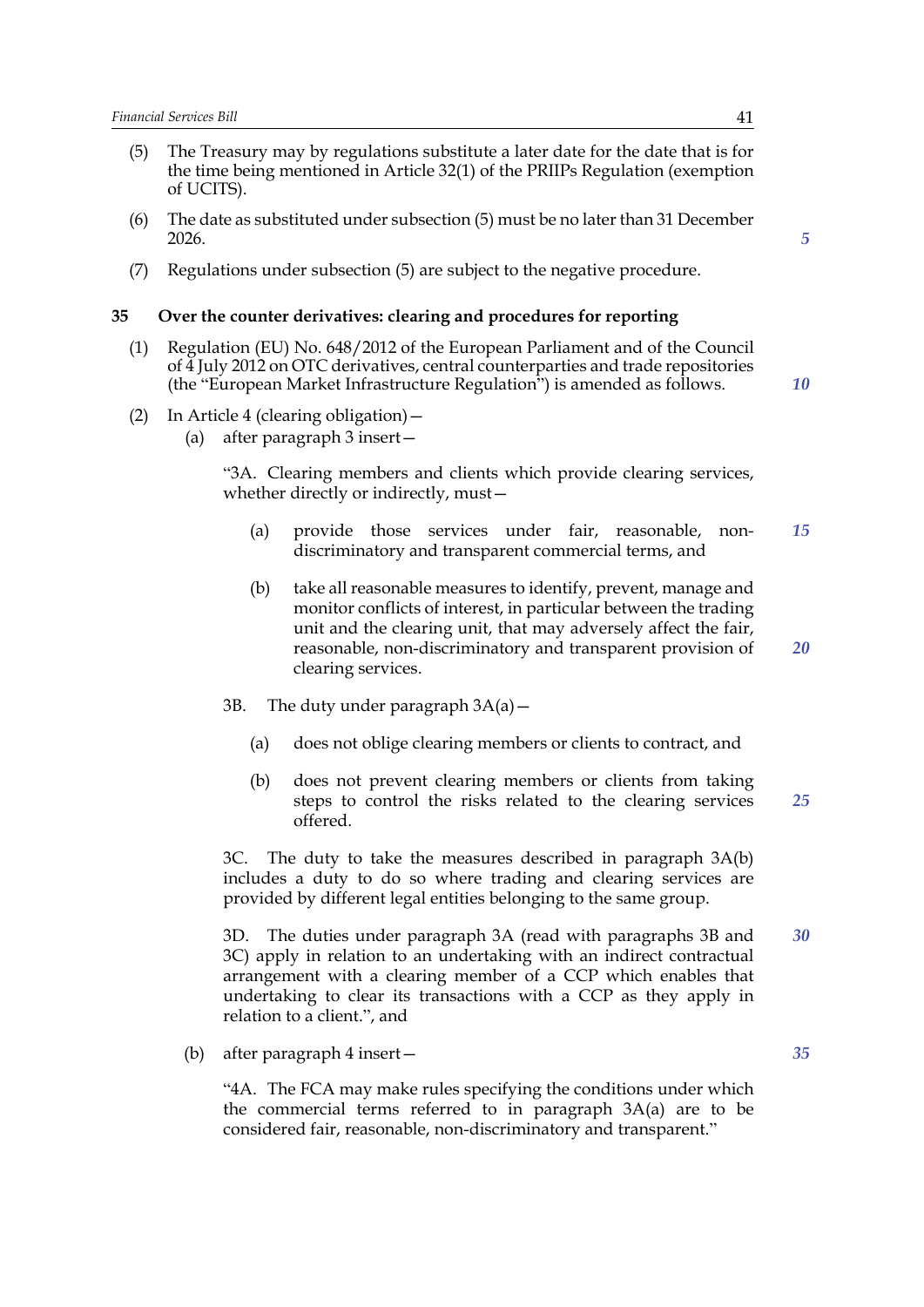(5) The Treasury may by regulations substitute a later date for the date that is for the time being mentioned in Article 32(1) of the PRIIPs Regulation (exemption of UCITS).

(6) The date as substituted under subsection (5) must be no later than 31 December 2026.

(7) Regulations under subsection (5) are subject to the negative procedure.

### 35 Over the counter derivatives: clearing and procedures for reporting

(1) Regulation (EU) No. 648/2012 of the European Parliament and of the Council of 4 July 2012 on OTC derivatives, central counterparties and trade repositories (the "European Market Infrastructure Regulation") is amended as follows.

(2) In Article 4 (clearing obligation)—

(a) after paragraph 3 insert—

"3A. Clearing members and clients which provide clearing services, whether directly or indirectly, must—

(a) provide those services under fair, reasonable, non-discriminatory and transparent commercial terms, and

(b) take all reasonable measures to identify, prevent, manage and monitor conflicts of interest, in particular between the trading unit and the clearing unit, that may adversely affect the fair, reasonable, non-discriminatory and transparent provision of clearing services.

3B. The duty under paragraph 3A(a)—

(a) does not oblige clearing members or clients to contract, and

(b) does not prevent clearing members or clients from taking steps to control the risks related to the clearing services offered.

3C. The duty to take the measures described in paragraph 3A(b) includes a duty to do so where trading and clearing services are provided by different legal entities belonging to the same group.

3D. The duties under paragraph 3A (read with paragraphs 3B and 3C) apply in relation to an undertaking with an indirect contractual arrangement with a clearing member of a CCP which enables that undertaking to clear its transactions with a CCP as they apply in relation to a client.", and

(b) after paragraph 4 insert—

"4A. The FCA may make rules specifying the conditions under which the commercial terms referred to in paragraph 3A(a) are to be considered fair, reasonable, non-discriminatory and transparent."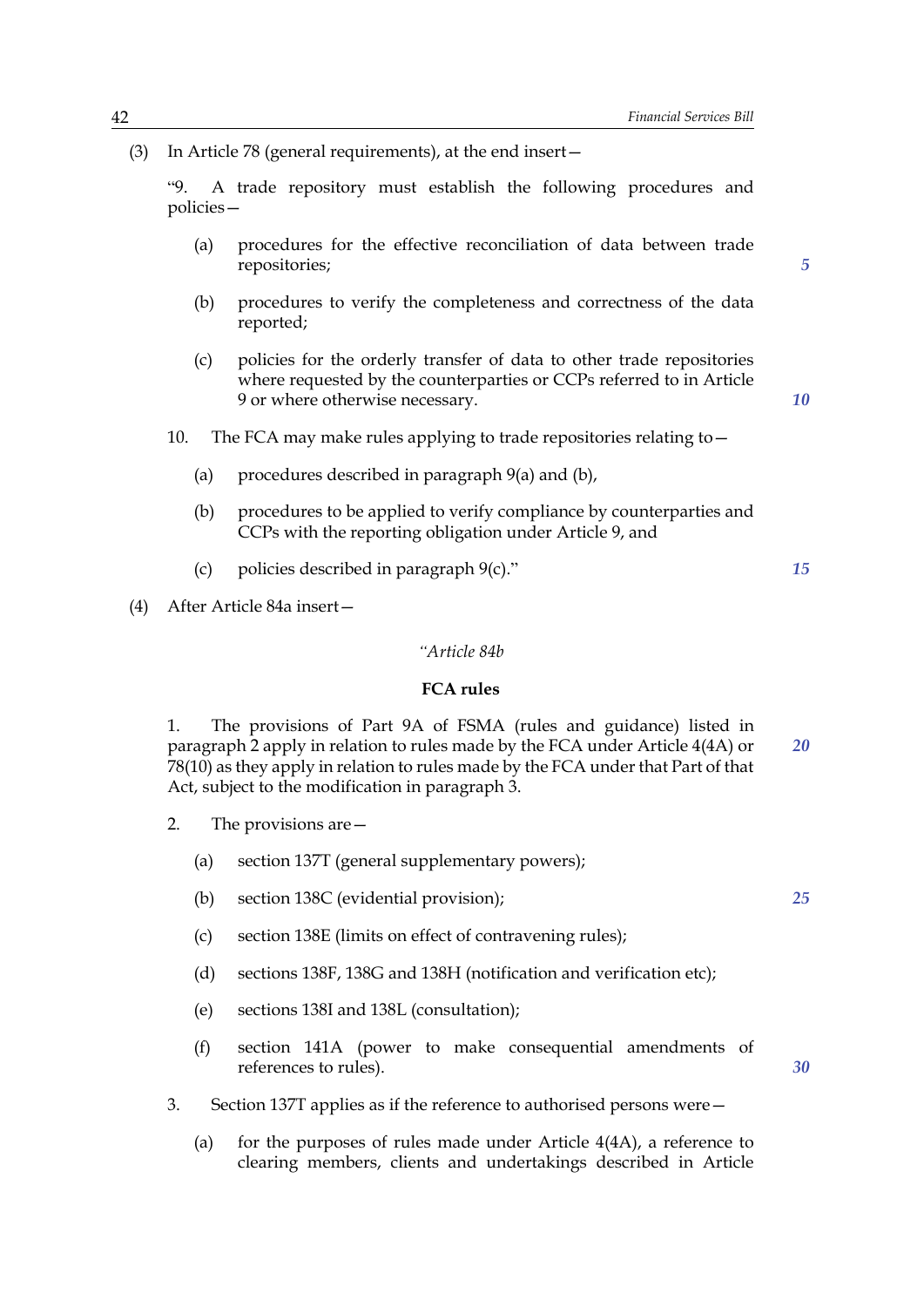(3) In Article 78 (general requirements), at the end insert—

"9. A trade repository must establish the following procedures and policies—

(a) procedures for the effective reconciliation of data between trade repositories;

(b) procedures to verify the completeness and correctness of the data reported;

(c) policies for the orderly transfer of data to other trade repositories where requested by the counterparties or CCPs referred to in Article 9 or where otherwise necessary.

10. The FCA may make rules applying to trade repositories relating to—

(a) procedures described in paragraph 9(a) and (b),

(b) procedures to be applied to verify compliance by counterparties and CCPs with the reporting obligation under Article 9, and

(c) policies described in paragraph 9(c)."

(4) After Article 84a insert—

*"Article 84b*

**FCA rules**

1. The provisions of Part 9A of FSMA (rules and guidance) listed in paragraph 2 apply in relation to rules made by the FCA under Article 4(4A) or 78(10) as they apply in relation to rules made by the FCA under that Part of that Act, subject to the modification in paragraph 3.

2. The provisions are—

(a) section 137T (general supplementary powers);

(b) section 138C (evidential provision);

(c) section 138E (limits on effect of contravening rules);

(d) sections 138F, 138G and 138H (notification and verification etc);

(e) sections 138I and 138L (consultation);

(f) section 141A (power to make consequential amendments of references to rules).

3. Section 137T applies as if the reference to authorised persons were—

(a) for the purposes of rules made under Article 4(4A), a reference to clearing members, clients and undertakings described in Article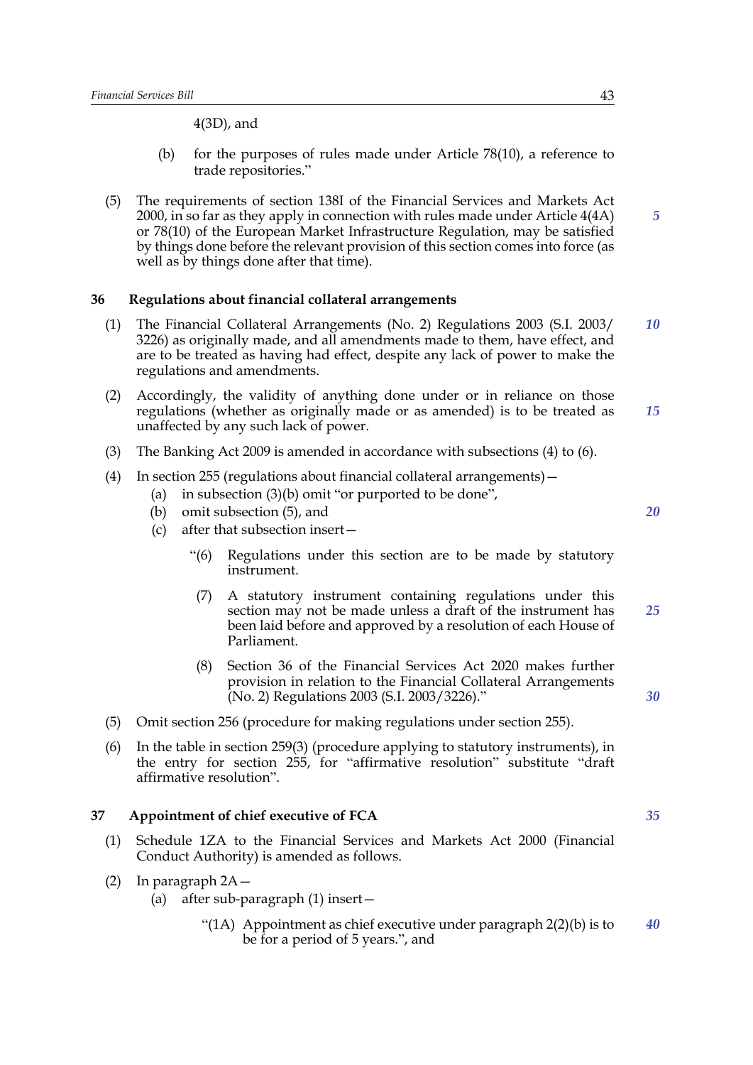4(3D), and

(b) for the purposes of rules made under Article 78(10), a reference to trade repositories."

(5) The requirements of section 138I of the Financial Services and Markets Act 2000, in so far as they apply in connection with rules made under Article 4(4A) or 78(10) of the European Market Infrastructure Regulation, may be satisfied by things done before the relevant provision of this section comes into force (as well as by things done after that time).

## 36 Regulations about financial collateral arrangements

(1) The Financial Collateral Arrangements (No. 2) Regulations 2003 (S.I. 2003/3226) as originally made, and all amendments made to them, have effect, and are to be treated as having had effect, despite any lack of power to make the regulations and amendments.

(2) Accordingly, the validity of anything done under or in reliance on those regulations (whether as originally made or as amended) is to be treated as unaffected by any such lack of power.

(3) The Banking Act 2009 is amended in accordance with subsections (4) to (6).

(4) In section 255 (regulations about financial collateral arrangements)—

(a) in subsection (3)(b) omit "or purported to be done",

(b) omit subsection (5), and

(c) after that subsection insert—

"(6) Regulations under this section are to be made by statutory instrument.

(7) A statutory instrument containing regulations under this section may not be made unless a draft of the instrument has been laid before and approved by a resolution of each House of Parliament.

(8) Section 36 of the Financial Services Act 2020 makes further provision in relation to the Financial Collateral Arrangements (No. 2) Regulations 2003 (S.I. 2003/3226)."

(5) Omit section 256 (procedure for making regulations under section 255).

(6) In the table in section 259(3) (procedure applying to statutory instruments), in the entry for section 255, for "affirmative resolution" substitute "draft affirmative resolution".

## 37 Appointment of chief executive of FCA

(1) Schedule 1ZA to the Financial Services and Markets Act 2000 (Financial Conduct Authority) is amended as follows.

(2) In paragraph 2A—

(a) after sub-paragraph (1) insert—

"(1A) Appointment as chief executive under paragraph 2(2)(b) is to be for a period of 5 years.", and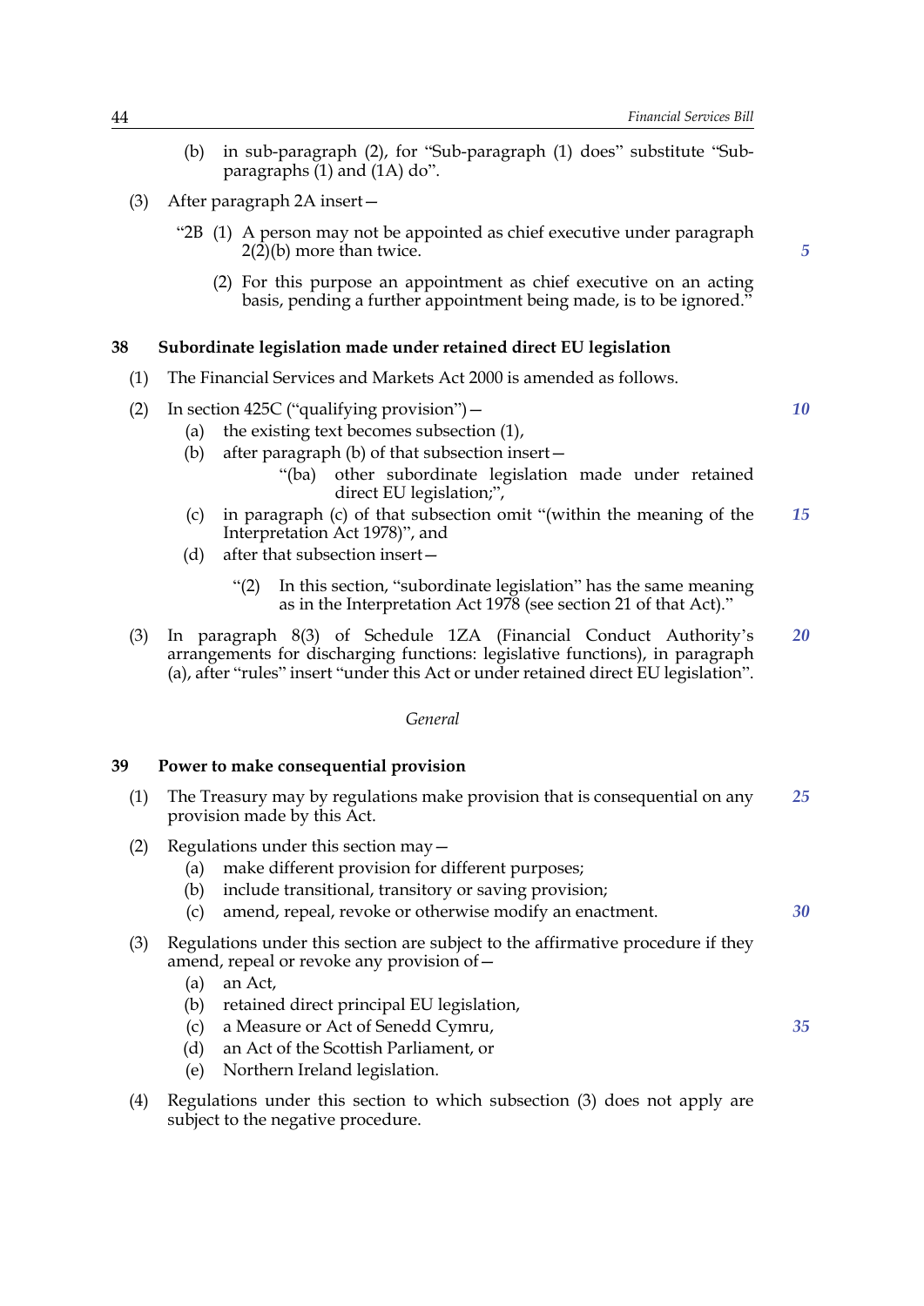(b) in sub-paragraph (2), for "Sub-paragraph (1) does" substitute "Sub-paragraphs (1) and (1A) do".

(3) After paragraph 2A insert—

"2B (1) A person may not be appointed as chief executive under paragraph 2(2)(b) more than twice.

(2) For this purpose an appointment as chief executive on an acting basis, pending a further appointment being made, is to be ignored."

### 38 Subordinate legislation made under retained direct EU legislation

(1) The Financial Services and Markets Act 2000 is amended as follows.

(2) In section 425C ("qualifying provision")—

(a) the existing text becomes subsection (1),

(b) after paragraph (b) of that subsection insert—

"(ba) other subordinate legislation made under retained direct EU legislation;",

(c) in paragraph (c) of that subsection omit "(within the meaning of the Interpretation Act 1978)", and

(d) after that subsection insert—

"(2) In this section, "subordinate legislation" has the same meaning as in the Interpretation Act 1978 (see section 21 of that Act)."

(3) In paragraph 8(3) of Schedule 1ZA (Financial Conduct Authority's arrangements for discharging functions: legislative functions), in paragraph (a), after "rules" insert "under this Act or under retained direct EU legislation".

*General*

### 39 Power to make consequential provision

(1) The Treasury may by regulations make provision that is consequential on any provision made by this Act.

(2) Regulations under this section may—

(a) make different provision for different purposes;

(b) include transitional, transitory or saving provision;

(c) amend, repeal, revoke or otherwise modify an enactment.

(3) Regulations under this section are subject to the affirmative procedure if they amend, repeal or revoke any provision of—

(a) an Act,

(b) retained direct principal EU legislation,

(c) a Measure or Act of Senedd Cymru,

(d) an Act of the Scottish Parliament, or

(e) Northern Ireland legislation.

(4) Regulations under this section to which subsection (3) does not apply are subject to the negative procedure.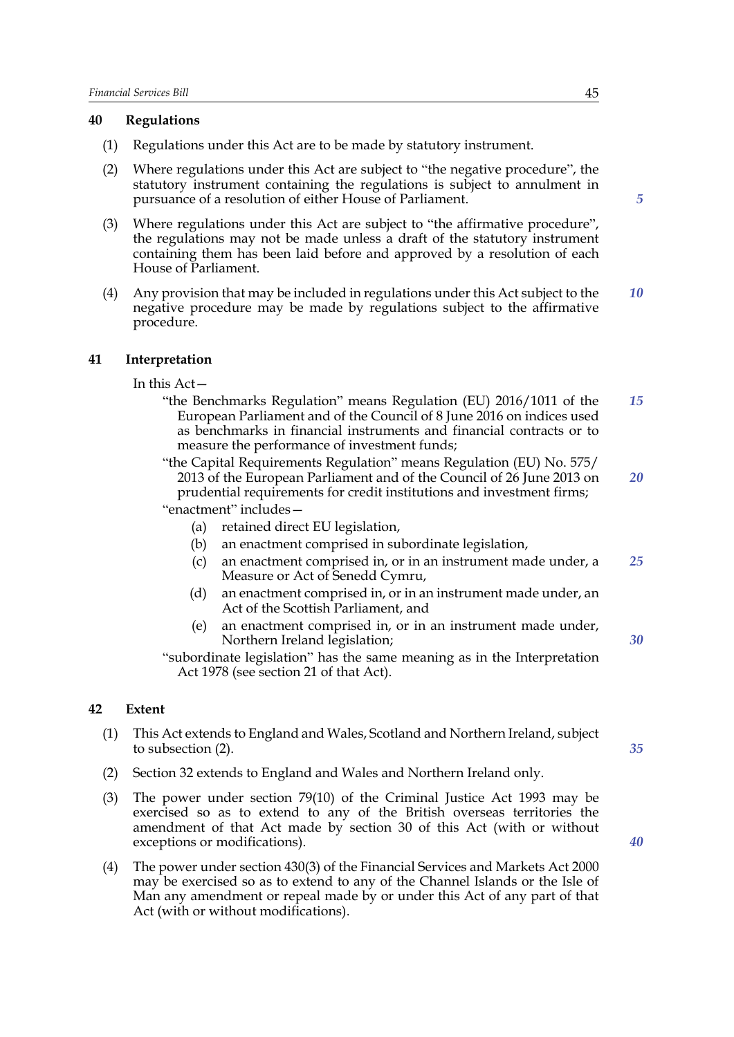### 40 Regulations

(1) Regulations under this Act are to be made by statutory instrument.

(2) Where regulations under this Act are subject to "the negative procedure", the statutory instrument containing the regulations is subject to annulment in pursuance of a resolution of either House of Parliament.

(3) Where regulations under this Act are subject to "the affirmative procedure", the regulations may not be made unless a draft of the statutory instrument containing them has been laid before and approved by a resolution of each House of Parliament.

(4) Any provision that may be included in regulations under this Act subject to the negative procedure may be made by regulations subject to the affirmative procedure.

### 41 Interpretation

In this Act—

"the Benchmarks Regulation" means Regulation (EU) 2016/1011 of the European Parliament and of the Council of 8 June 2016 on indices used as benchmarks in financial instruments and financial contracts or to measure the performance of investment funds;

"the Capital Requirements Regulation" means Regulation (EU) No. 575/2013 of the European Parliament and of the Council of 26 June 2013 on prudential requirements for credit institutions and investment firms;

"enactment" includes—

- (a) retained direct EU legislation,
- (b) an enactment comprised in subordinate legislation,
- (c) an enactment comprised in, or in an instrument made under, a Measure or Act of Senedd Cymru,
- (d) an enactment comprised in, or in an instrument made under, an Act of the Scottish Parliament, and
- (e) an enactment comprised in, or in an instrument made under, Northern Ireland legislation;

"subordinate legislation" has the same meaning as in the Interpretation Act 1978 (see section 21 of that Act).

### 42 Extent

(1) This Act extends to England and Wales, Scotland and Northern Ireland, subject to subsection (2).

(2) Section 32 extends to England and Wales and Northern Ireland only.

(3) The power under section 79(10) of the Criminal Justice Act 1993 may be exercised so as to extend to any of the British overseas territories the amendment of that Act made by section 30 of this Act (with or without exceptions or modifications).

(4) The power under section 430(3) of the Financial Services and Markets Act 2000 may be exercised so as to extend to any of the Channel Islands or the Isle of Man any amendment or repeal made by or under this Act of any part of that Act (with or without modifications).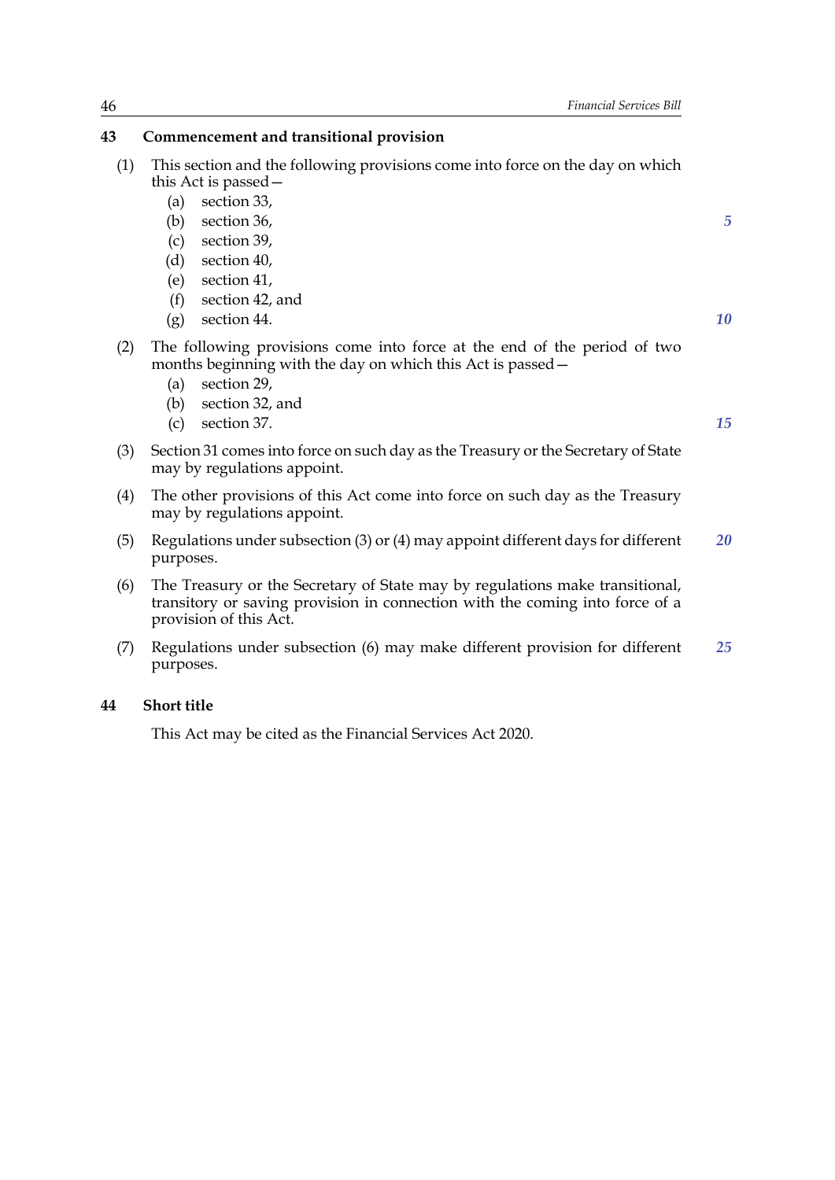## 43 Commencement and transitional provision

(1) This section and the following provisions come into force on the day on which this Act is passed—

- (a) section 33,
- (b) section 36,
- (c) section 39,
- (d) section 40,
- (e) section 41,
- (f) section 42, and
- (g) section 44.

(2) The following provisions come into force at the end of the period of two months beginning with the day on which this Act is passed—

- (a) section 29,
- (b) section 32, and
- (c) section 37.

(3) Section 31 comes into force on such day as the Treasury or the Secretary of State may by regulations appoint.

(4) The other provisions of this Act come into force on such day as the Treasury may by regulations appoint.

(5) Regulations under subsection (3) or (4) may appoint different days for different purposes.

(6) The Treasury or the Secretary of State may by regulations make transitional, transitory or saving provision in connection with the coming into force of a provision of this Act.

(7) Regulations under subsection (6) may make different provision for different purposes.

## 44 Short title

This Act may be cited as the Financial Services Act 2020.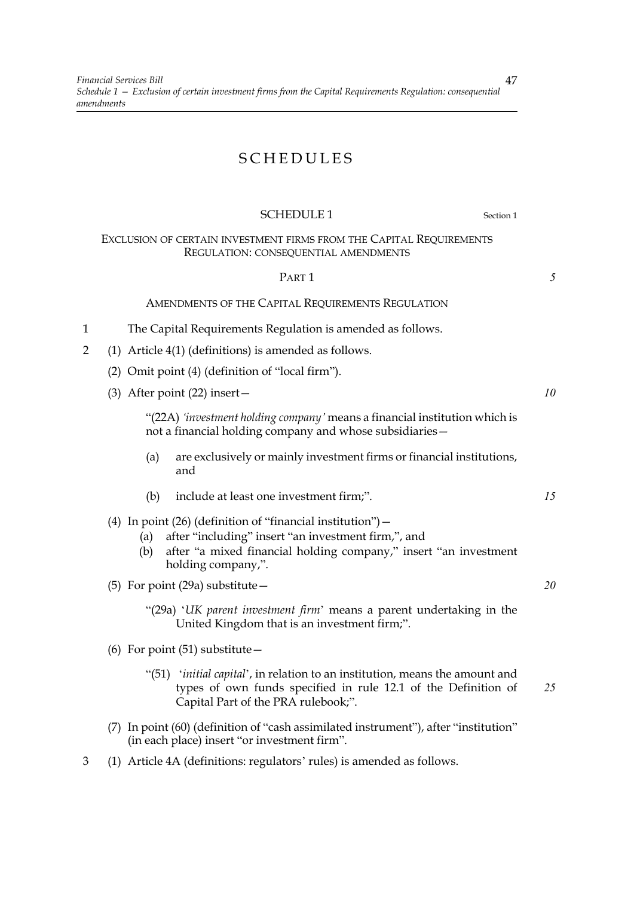# SCHEDULES

## SCHEDULE 1

Section 1

### EXCLUSION OF CERTAIN INVESTMENT FIRMS FROM THE CAPITAL REQUIREMENTS REGULATION: CONSEQUENTIAL AMENDMENTS

#### PART 1

#### AMENDMENTS OF THE CAPITAL REQUIREMENTS REGULATION

1 The Capital Requirements Regulation is amended as follows.

2 (1) Article 4(1) (definitions) is amended as follows.

(2) Omit point (4) (definition of "local firm").

(3) After point (22) insert—

"(22A) *'investment holding company'* means a financial institution which is not a financial holding company and whose subsidiaries—

(a) are exclusively or mainly investment firms or financial institutions, and

(b) include at least one investment firm;".

(4) In point (26) (definition of "financial institution")—

(a) after "including" insert "an investment firm,", and

(b) after "a mixed financial holding company," insert "an investment holding company,".

(5) For point (29a) substitute—

"(29a) '*UK parent investment firm*' means a parent undertaking in the United Kingdom that is an investment firm;".

(6) For point (51) substitute—

"(51) '*initial capital*', in relation to an institution, means the amount and types of own funds specified in rule 12.1 of the Definition of Capital Part of the PRA rulebook;".

(7) In point (60) (definition of "cash assimilated instrument"), after "institution" (in each place) insert "or investment firm".

3 (1) Article 4A (definitions: regulators' rules) is amended as follows.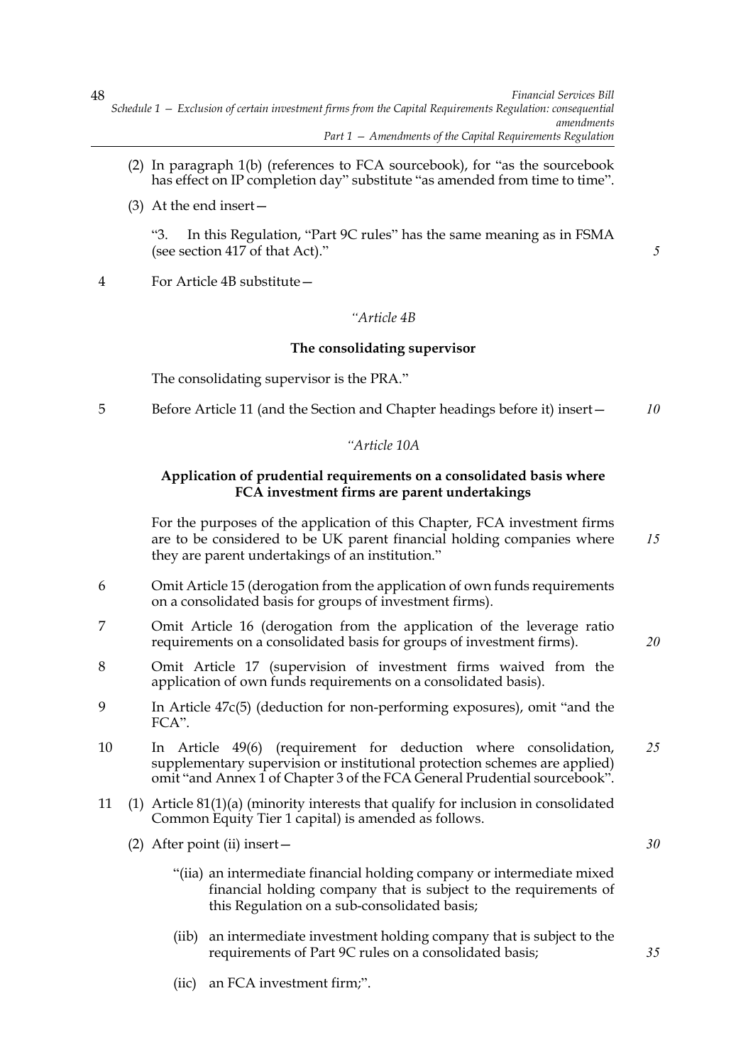(2) In paragraph 1(b) (references to FCA sourcebook), for "as the sourcebook has effect on IP completion day" substitute "as amended from time to time".

(3) At the end insert—

"3. In this Regulation, "Part 9C rules" has the same meaning as in FSMA (see section 417 of that Act)."

4 For Article 4B substitute—

*"Article 4B*

**The consolidating supervisor**

The consolidating supervisor is the PRA."

5 Before Article 11 (and the Section and Chapter headings before it) insert—

*"Article 10A*

**Application of prudential requirements on a consolidated basis where FCA investment firms are parent undertakings**

For the purposes of the application of this Chapter, FCA investment firms are to be considered to be UK parent financial holding companies where they are parent undertakings of an institution."

6 Omit Article 15 (derogation from the application of own funds requirements on a consolidated basis for groups of investment firms).

7 Omit Article 16 (derogation from the application of the leverage ratio requirements on a consolidated basis for groups of investment firms).

8 Omit Article 17 (supervision of investment firms waived from the application of own funds requirements on a consolidated basis).

9 In Article 47c(5) (deduction for non-performing exposures), omit "and the FCA".

10 In Article 49(6) (requirement for deduction where consolidation, supplementary supervision or institutional protection schemes are applied) omit "and Annex 1 of Chapter 3 of the FCA General Prudential sourcebook".

11 (1) Article 81(1)(a) (minority interests that qualify for inclusion in consolidated Common Equity Tier 1 capital) is amended as follows.

(2) After point (ii) insert—

"(iia) an intermediate financial holding company or intermediate mixed financial holding company that is subject to the requirements of this Regulation on a sub-consolidated basis;

(iib) an intermediate investment holding company that is subject to the requirements of Part 9C rules on a consolidated basis;

(iic) an FCA investment firm;".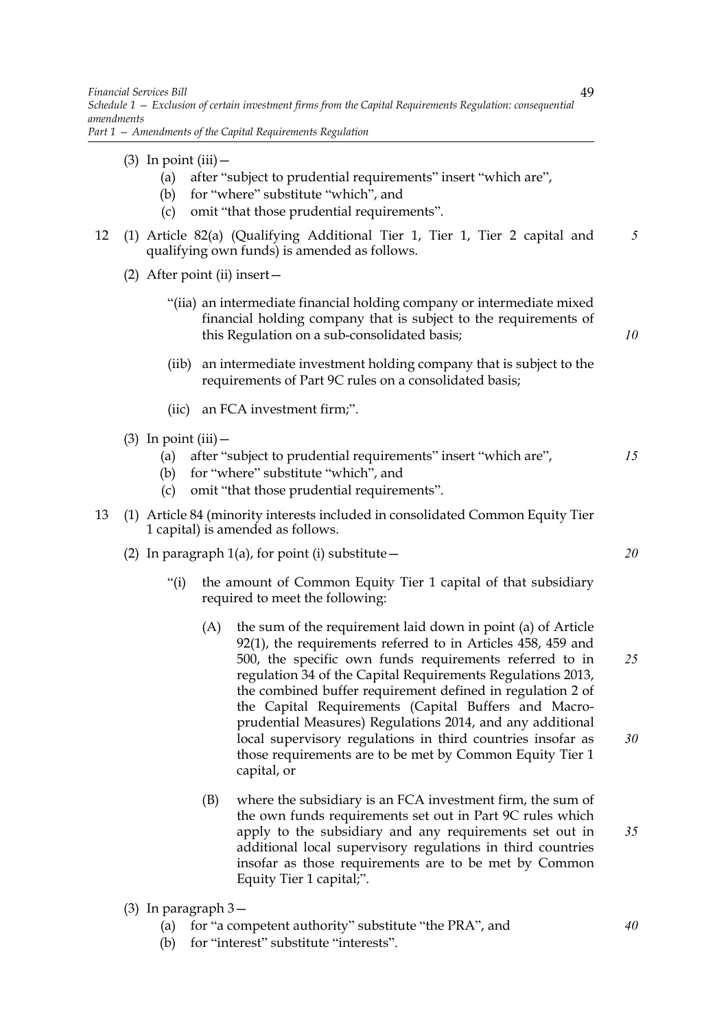(3) In point (iii)—

(a) after "subject to prudential requirements" insert "which are",

(b) for "where" substitute "which", and

(c) omit "that those prudential requirements".

12 (1) Article 82(a) (Qualifying Additional Tier 1, Tier 1, Tier 2 capital and qualifying own funds) is amended as follows.

(2) After point (ii) insert—

"(iia) an intermediate financial holding company or intermediate mixed financial holding company that is subject to the requirements of this Regulation on a sub-consolidated basis;

(iib) an intermediate investment holding company that is subject to the requirements of Part 9C rules on a consolidated basis;

(iic) an FCA investment firm;".

(3) In point (iii)—

(a) after "subject to prudential requirements" insert "which are",

(b) for "where" substitute "which", and

(c) omit "that those prudential requirements".

13 (1) Article 84 (minority interests included in consolidated Common Equity Tier 1 capital) is amended as follows.

(2) In paragraph 1(a), for point (i) substitute—

"(i) the amount of Common Equity Tier 1 capital of that subsidiary required to meet the following:

(A) the sum of the requirement laid down in point (a) of Article 92(1), the requirements referred to in Articles 458, 459 and 500, the specific own funds requirements referred to in regulation 34 of the Capital Requirements Regulations 2013, the combined buffer requirement defined in regulation 2 of the Capital Requirements (Capital Buffers and Macro-prudential Measures) Regulations 2014, and any additional local supervisory regulations in third countries insofar as those requirements are to be met by Common Equity Tier 1 capital, or

(B) where the subsidiary is an FCA investment firm, the sum of the own funds requirements set out in Part 9C rules which apply to the subsidiary and any requirements set out in additional local supervisory regulations in third countries insofar as those requirements are to be met by Common Equity Tier 1 capital;".

(3) In paragraph 3—

(a) for "a competent authority" substitute "the PRA", and

(b) for "interest" substitute "interests".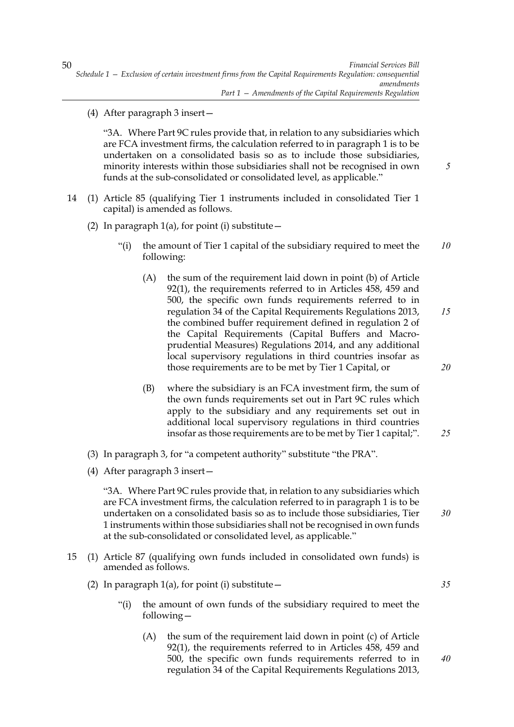(4) After paragraph 3 insert—

"3A. Where Part 9C rules provide that, in relation to any subsidiaries which are FCA investment firms, the calculation referred to in paragraph 1 is to be undertaken on a consolidated basis so as to include those subsidiaries, minority interests within those subsidiaries shall not be recognised in own funds at the sub-consolidated or consolidated level, as applicable."

14 (1) Article 85 (qualifying Tier 1 instruments included in consolidated Tier 1 capital) is amended as follows.

(2) In paragraph 1(a), for point (i) substitute—

"(i) the amount of Tier 1 capital of the subsidiary required to meet the following:

(A) the sum of the requirement laid down in point (b) of Article 92(1), the requirements referred to in Articles 458, 459 and 500, the specific own funds requirements referred to in regulation 34 of the Capital Requirements Regulations 2013, the combined buffer requirement defined in regulation 2 of the Capital Requirements (Capital Buffers and Macro-prudential Measures) Regulations 2014, and any additional local supervisory regulations in third countries insofar as those requirements are to be met by Tier 1 Capital, or

(B) where the subsidiary is an FCA investment firm, the sum of the own funds requirements set out in Part 9C rules which apply to the subsidiary and any requirements set out in additional local supervisory regulations in third countries insofar as those requirements are to be met by Tier 1 capital;".

(3) In paragraph 3, for "a competent authority" substitute "the PRA".

(4) After paragraph 3 insert—

"3A. Where Part 9C rules provide that, in relation to any subsidiaries which are FCA investment firms, the calculation referred to in paragraph 1 is to be undertaken on a consolidated basis so as to include those subsidiaries, Tier 1 instruments within those subsidiaries shall not be recognised in own funds at the sub-consolidated or consolidated level, as applicable."

15 (1) Article 87 (qualifying own funds included in consolidated own funds) is amended as follows.

(2) In paragraph 1(a), for point (i) substitute—

"(i) the amount of own funds of the subsidiary required to meet the following—

(A) the sum of the requirement laid down in point (c) of Article 92(1), the requirements referred to in Articles 458, 459 and 500, the specific own funds requirements referred to in regulation 34 of the Capital Requirements Regulations 2013,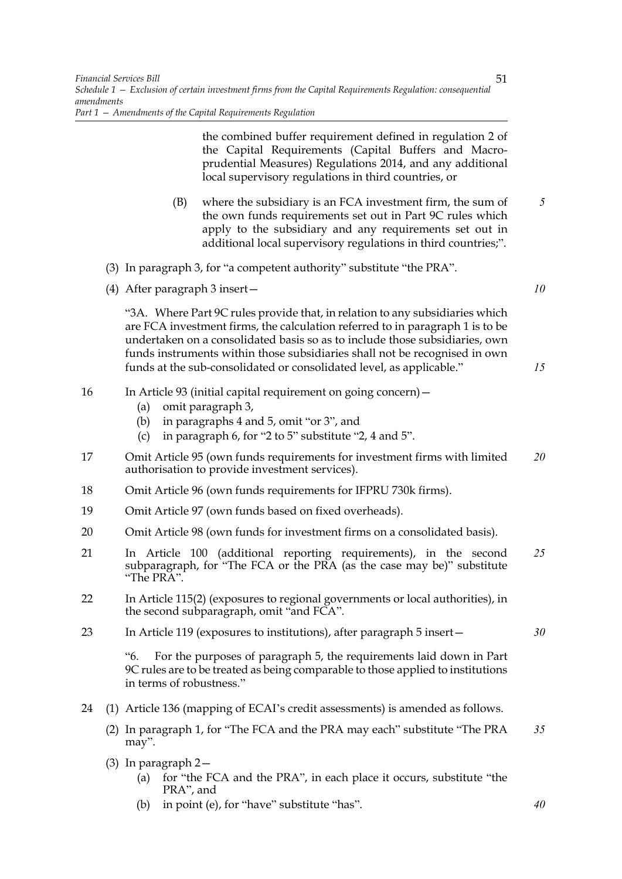the combined buffer requirement defined in regulation 2 of the Capital Requirements (Capital Buffers and Macro-prudential Measures) Regulations 2014, and any additional local supervisory regulations in third countries, or

(B) where the subsidiary is an FCA investment firm, the sum of the own funds requirements set out in Part 9C rules which apply to the subsidiary and any requirements set out in additional local supervisory regulations in third countries;".

(3) In paragraph 3, for "a competent authority" substitute "the PRA".

(4) After paragraph 3 insert—

"3A. Where Part 9C rules provide that, in relation to any subsidiaries which are FCA investment firms, the calculation referred to in paragraph 1 is to be undertaken on a consolidated basis so as to include those subsidiaries, own funds instruments within those subsidiaries shall not be recognised in own funds at the sub-consolidated or consolidated level, as applicable."

16 In Article 93 (initial capital requirement on going concern)—

(a) omit paragraph 3,

(b) in paragraphs 4 and 5, omit "or 3", and

(c) in paragraph 6, for "2 to 5" substitute "2, 4 and 5".

17 Omit Article 95 (own funds requirements for investment firms with limited authorisation to provide investment services).

18 Omit Article 96 (own funds requirements for IFPRU 730k firms).

19 Omit Article 97 (own funds based on fixed overheads).

20 Omit Article 98 (own funds for investment firms on a consolidated basis).

21 In Article 100 (additional reporting requirements), in the second subparagraph, for "The FCA or the PRA (as the case may be)" substitute "The PRA".

22 In Article 115(2) (exposures to regional governments or local authorities), in the second subparagraph, omit "and FCA".

23 In Article 119 (exposures to institutions), after paragraph 5 insert—

"6. For the purposes of paragraph 5, the requirements laid down in Part 9C rules are to be treated as being comparable to those applied to institutions in terms of robustness."

24 (1) Article 136 (mapping of ECAI's credit assessments) is amended as follows.

(2) In paragraph 1, for "The FCA and the PRA may each" substitute "The PRA may".

(3) In paragraph 2—

(a) for "the FCA and the PRA", in each place it occurs, substitute "the PRA", and

(b) in point (e), for "have" substitute "has".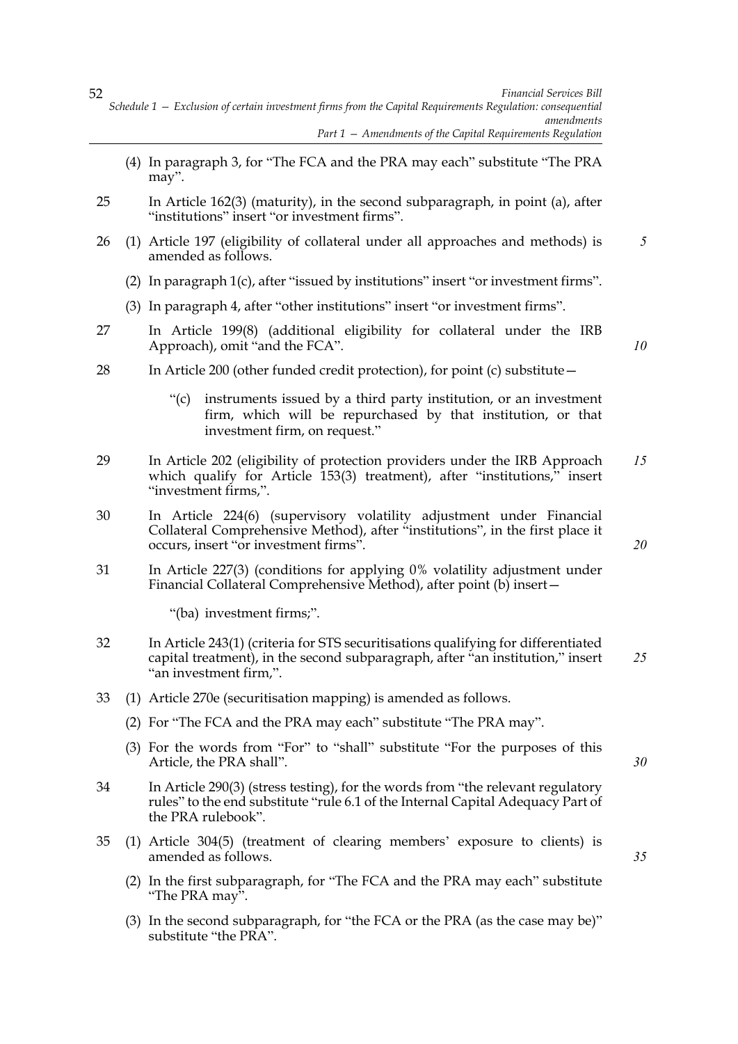(4) In paragraph 3, for "The FCA and the PRA may each" substitute "The PRA may".

25 In Article 162(3) (maturity), in the second subparagraph, in point (a), after "institutions" insert "or investment firms".

26 (1) Article 197 (eligibility of collateral under all approaches and methods) is amended as follows.

(2) In paragraph 1(c), after "issued by institutions" insert "or investment firms".

(3) In paragraph 4, after "other institutions" insert "or investment firms".

27 In Article 199(8) (additional eligibility for collateral under the IRB Approach), omit "and the FCA".

28 In Article 200 (other funded credit protection), for point (c) substitute—

> "(c) instruments issued by a third party institution, or an investment firm, which will be repurchased by that institution, or that investment firm, on request."

29 In Article 202 (eligibility of protection providers under the IRB Approach which qualify for Article 153(3) treatment), after "institutions," insert "investment firms,".

30 In Article 224(6) (supervisory volatility adjustment under Financial Collateral Comprehensive Method), after "institutions", in the first place it occurs, insert "or investment firms".

31 In Article 227(3) (conditions for applying 0% volatility adjustment under Financial Collateral Comprehensive Method), after point (b) insert—

> "(ba) investment firms;".

32 In Article 243(1) (criteria for STS securitisations qualifying for differentiated capital treatment), in the second subparagraph, after "an institution," insert "an investment firm,".

33 (1) Article 270e (securitisation mapping) is amended as follows.

(2) For "The FCA and the PRA may each" substitute "The PRA may".

(3) For the words from "For" to "shall" substitute "For the purposes of this Article, the PRA shall".

34 In Article 290(3) (stress testing), for the words from "the relevant regulatory rules" to the end substitute "rule 6.1 of the Internal Capital Adequacy Part of the PRA rulebook".

35 (1) Article 304(5) (treatment of clearing members' exposure to clients) is amended as follows.

(2) In the first subparagraph, for "The FCA and the PRA may each" substitute "The PRA may".

(3) In the second subparagraph, for "the FCA or the PRA (as the case may be)" substitute "the PRA".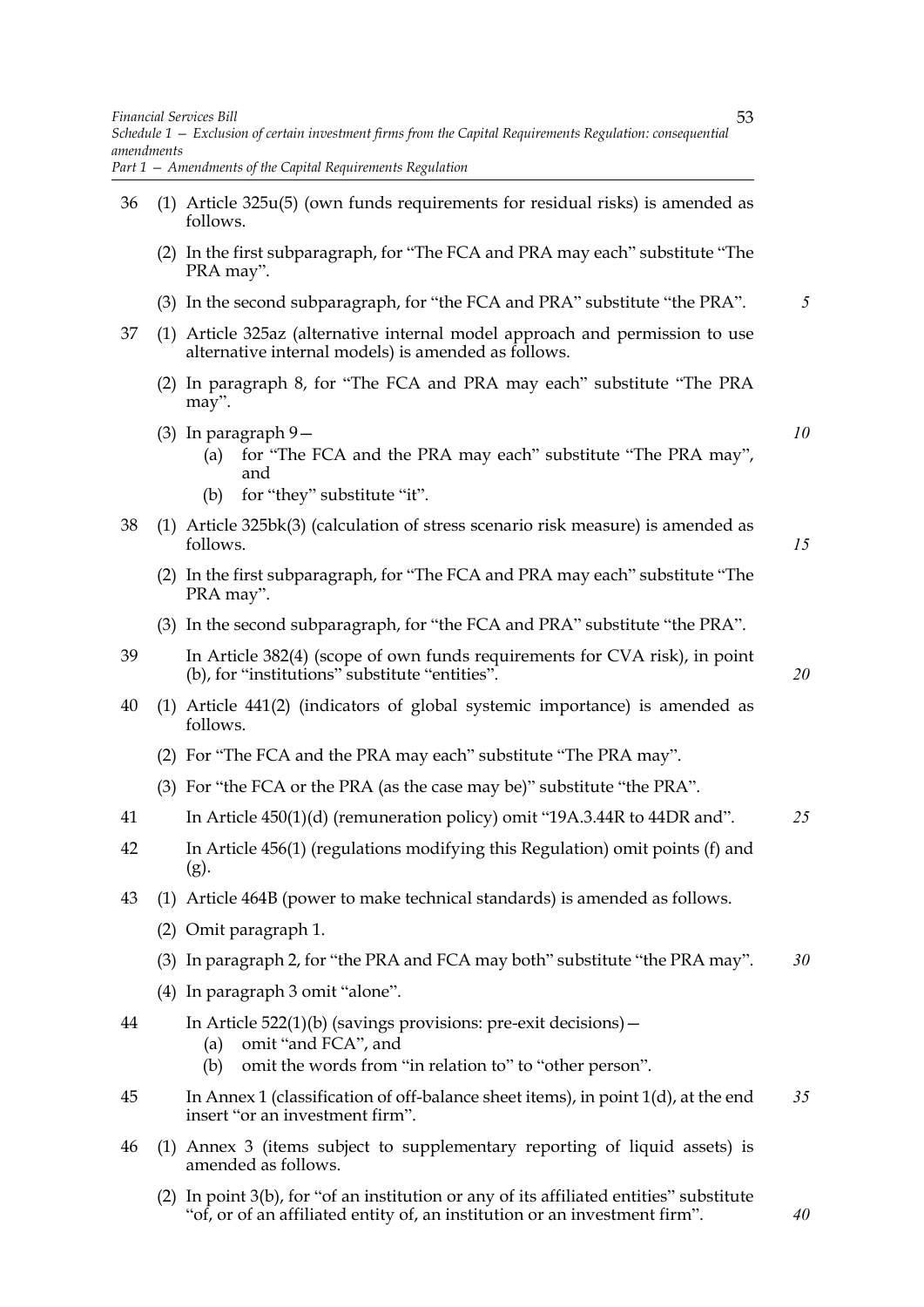36 (1) Article 325u(5) (own funds requirements for residual risks) is amended as follows.

(2) In the first subparagraph, for "The FCA and PRA may each" substitute "The PRA may".

(3) In the second subparagraph, for "the FCA and PRA" substitute "the PRA".

37 (1) Article 325az (alternative internal model approach and permission to use alternative internal models) is amended as follows.

(2) In paragraph 8, for "The FCA and PRA may each" substitute "The PRA may".

(3) In paragraph 9—

(a) for "The FCA and the PRA may each" substitute "The PRA may", and

(b) for "they" substitute "it".

38 (1) Article 325bk(3) (calculation of stress scenario risk measure) is amended as follows.

(2) In the first subparagraph, for "The FCA and PRA may each" substitute "The PRA may".

(3) In the second subparagraph, for "the FCA and PRA" substitute "the PRA".

39 In Article 382(4) (scope of own funds requirements for CVA risk), in point (b), for "institutions" substitute "entities".

40 (1) Article 441(2) (indicators of global systemic importance) is amended as follows.

(2) For "The FCA and the PRA may each" substitute "The PRA may".

(3) For "the FCA or the PRA (as the case may be)" substitute "the PRA".

41 In Article 450(1)(d) (remuneration policy) omit "19A.3.44R to 44DR and".

42 In Article 456(1) (regulations modifying this Regulation) omit points (f) and (g).

43 (1) Article 464B (power to make technical standards) is amended as follows.

(2) Omit paragraph 1.

(3) In paragraph 2, for "the PRA and FCA may both" substitute "the PRA may".

(4) In paragraph 3 omit "alone".

44 In Article 522(1)(b) (savings provisions: pre-exit decisions)—

(a) omit "and FCA", and

(b) omit the words from "in relation to" to "other person".

45 In Annex 1 (classification of off-balance sheet items), in point 1(d), at the end insert "or an investment firm".

46 (1) Annex 3 (items subject to supplementary reporting of liquid assets) is amended as follows.

(2) In point 3(b), for "of an institution or any of its affiliated entities" substitute "of, or of an affiliated entity of, an institution or an investment firm".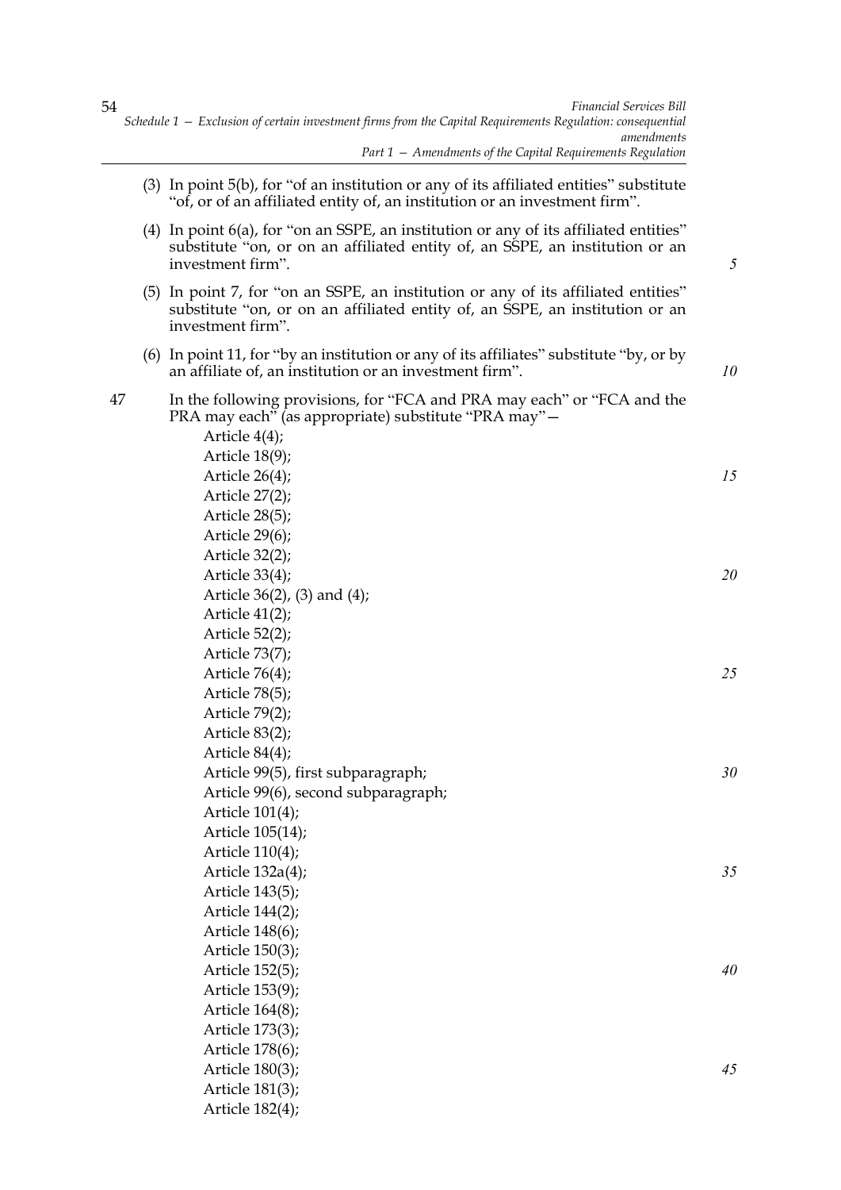(3) In point 5(b), for "of an institution or any of its affiliated entities" substitute "of, or of an affiliated entity of, an institution or an investment firm".

(4) In point 6(a), for "on an SSPE, an institution or any of its affiliated entities" substitute "on, or on an affiliated entity of, an SSPE, an institution or an investment firm".

(5) In point 7, for "on an SSPE, an institution or any of its affiliated entities" substitute "on, or on an affiliated entity of, an SSPE, an institution or an investment firm".

(6) In point 11, for "by an institution or any of its affiliates" substitute "by, or by an affiliate of, an institution or an investment firm".

47 In the following provisions, for "FCA and PRA may each" or "FCA and the PRA may each" (as appropriate) substitute "PRA may"—

Article 4(4);
Article 18(9);
Article 26(4);
Article 27(2);
Article 28(5);
Article 29(6);
Article 32(2);
Article 33(4);
Article 36(2), (3) and (4);
Article 41(2);
Article 52(2);
Article 73(7);
Article 76(4);
Article 78(5);
Article 79(2);
Article 83(2);
Article 84(4);
Article 99(5), first subparagraph;
Article 99(6), second subparagraph;
Article 101(4);
Article 105(14);
Article 110(4);
Article 132a(4);
Article 143(5);
Article 144(2);
Article 148(6);
Article 150(3);
Article 152(5);
Article 153(9);
Article 164(8);
Article 173(3);
Article 178(6);
Article 180(3);
Article 181(3);
Article 182(4);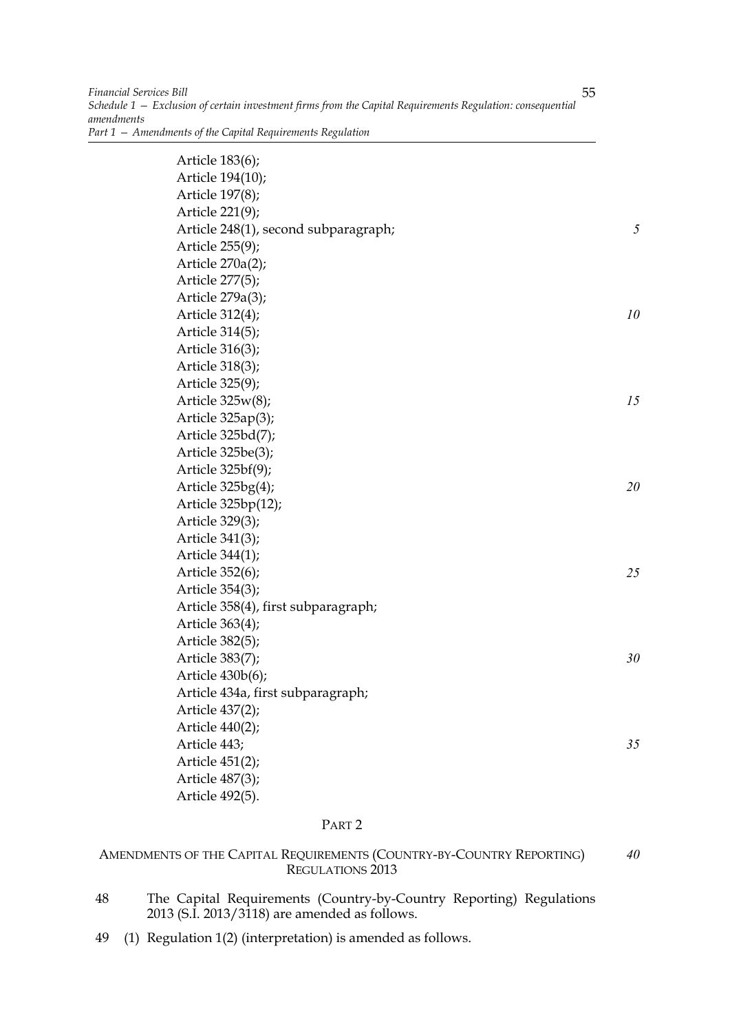Article 183(6);
Article 194(10);
Article 197(8);
Article 221(9);
Article 248(1), second subparagraph;
Article 255(9);
Article 270a(2);
Article 277(5);
Article 279a(3);
Article 312(4);
Article 314(5);
Article 316(3);
Article 318(3);
Article 325(9);
Article 325w(8);
Article 325ap(3);
Article 325bd(7);
Article 325be(3);
Article 325bf(9);
Article 325bg(4);
Article 325bp(12);
Article 329(3);
Article 341(3);
Article 344(1);
Article 352(6);
Article 354(3);
Article 358(4), first subparagraph;
Article 363(4);
Article 382(5);
Article 383(7);
Article 430b(6);
Article 434a, first subparagraph;
Article 437(2);
Article 440(2);
Article 443;
Article 451(2);
Article 487(3);
Article 492(5).

## PART 2

## AMENDMENTS OF THE CAPITAL REQUIREMENTS (COUNTRY-BY-COUNTRY REPORTING) REGULATIONS 2013

48 The Capital Requirements (Country-by-Country Reporting) Regulations 2013 (S.I. 2013/3118) are amended as follows.

49 (1) Regulation 1(2) (interpretation) is amended as follows.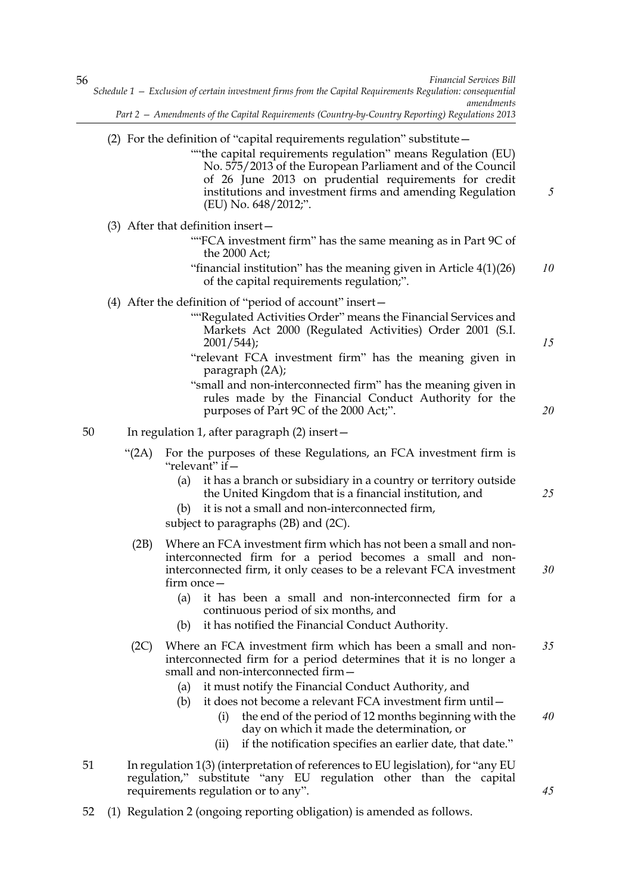(2) For the definition of "capital requirements regulation" substitute—

""the capital requirements regulation" means Regulation (EU) No. 575/2013 of the European Parliament and of the Council of 26 June 2013 on prudential requirements for credit institutions and investment firms and amending Regulation (EU) No. 648/2012;".

(3) After that definition insert—

""FCA investment firm" has the same meaning as in Part 9C of the 2000 Act;

"financial institution" has the meaning given in Article 4(1)(26) of the capital requirements regulation;".

(4) After the definition of "period of account" insert—

""Regulated Activities Order" means the Financial Services and Markets Act 2000 (Regulated Activities) Order 2001 (S.I. 2001/544);

"relevant FCA investment firm" has the meaning given in paragraph (2A);

"small and non-interconnected firm" has the meaning given in rules made by the Financial Conduct Authority for the purposes of Part 9C of the 2000 Act;".

50 In regulation 1, after paragraph (2) insert—

"(2A) For the purposes of these Regulations, an FCA investment firm is "relevant" if—

(a) it has a branch or subsidiary in a country or territory outside the United Kingdom that is a financial institution, and

(b) it is not a small and non-interconnected firm,

subject to paragraphs (2B) and (2C).

(2B) Where an FCA investment firm which has not been a small and non-interconnected firm for a period becomes a small and non-interconnected firm, it only ceases to be a relevant FCA investment firm once—

(a) it has been a small and non-interconnected firm for a continuous period of six months, and

(b) it has notified the Financial Conduct Authority.

(2C) Where an FCA investment firm which has been a small and non-interconnected firm for a period determines that it is no longer a small and non-interconnected firm—

(a) it must notify the Financial Conduct Authority, and

(b) it does not become a relevant FCA investment firm until—

(i) the end of the period of 12 months beginning with the day on which it made the determination, or

(ii) if the notification specifies an earlier date, that date."

51 In regulation 1(3) (interpretation of references to EU legislation), for "any EU regulation," substitute "any EU regulation other than the capital requirements regulation or to any".

52 (1) Regulation 2 (ongoing reporting obligation) is amended as follows.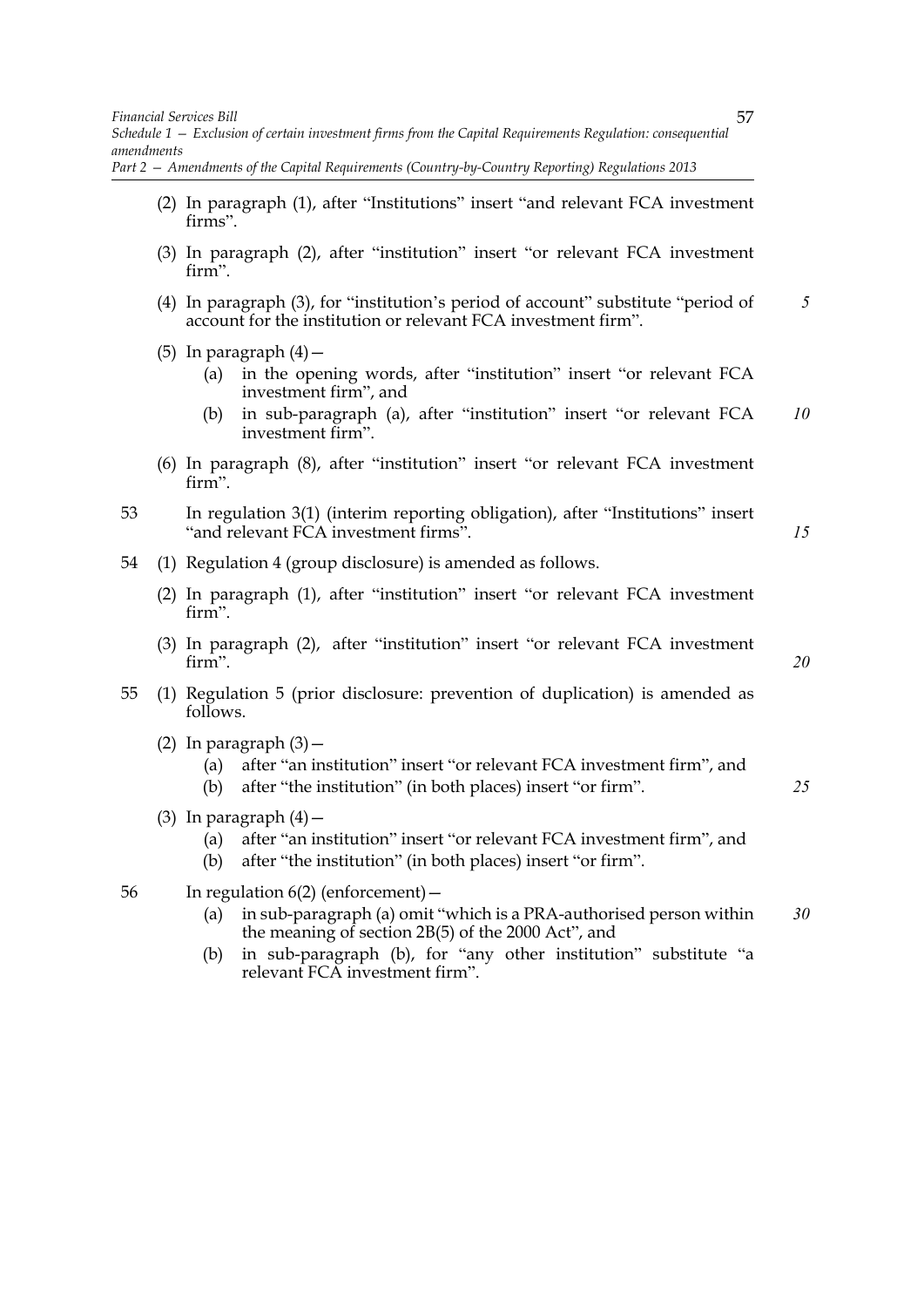(2) In paragraph (1), after "Institutions" insert "and relevant FCA investment firms".

(3) In paragraph (2), after "institution" insert "or relevant FCA investment firm".

(4) In paragraph (3), for "institution's period of account" substitute "period of account for the institution or relevant FCA investment firm".

(5) In paragraph (4)—

(a) in the opening words, after "institution" insert "or relevant FCA investment firm", and

(b) in sub-paragraph (a), after "institution" insert "or relevant FCA investment firm".

(6) In paragraph (8), after "institution" insert "or relevant FCA investment firm".

53 In regulation 3(1) (interim reporting obligation), after "Institutions" insert "and relevant FCA investment firms".

54 (1) Regulation 4 (group disclosure) is amended as follows.

(2) In paragraph (1), after "institution" insert "or relevant FCA investment firm".

(3) In paragraph (2), after "institution" insert "or relevant FCA investment firm".

55 (1) Regulation 5 (prior disclosure: prevention of duplication) is amended as follows.

(2) In paragraph (3)—

(a) after "an institution" insert "or relevant FCA investment firm", and

(b) after "the institution" (in both places) insert "or firm".

(3) In paragraph (4)—

(a) after "an institution" insert "or relevant FCA investment firm", and

(b) after "the institution" (in both places) insert "or firm".

56 In regulation 6(2) (enforcement)—

(a) in sub-paragraph (a) omit "which is a PRA-authorised person within the meaning of section 2B(5) of the 2000 Act", and

(b) in sub-paragraph (b), for "any other institution" substitute "a relevant FCA investment firm".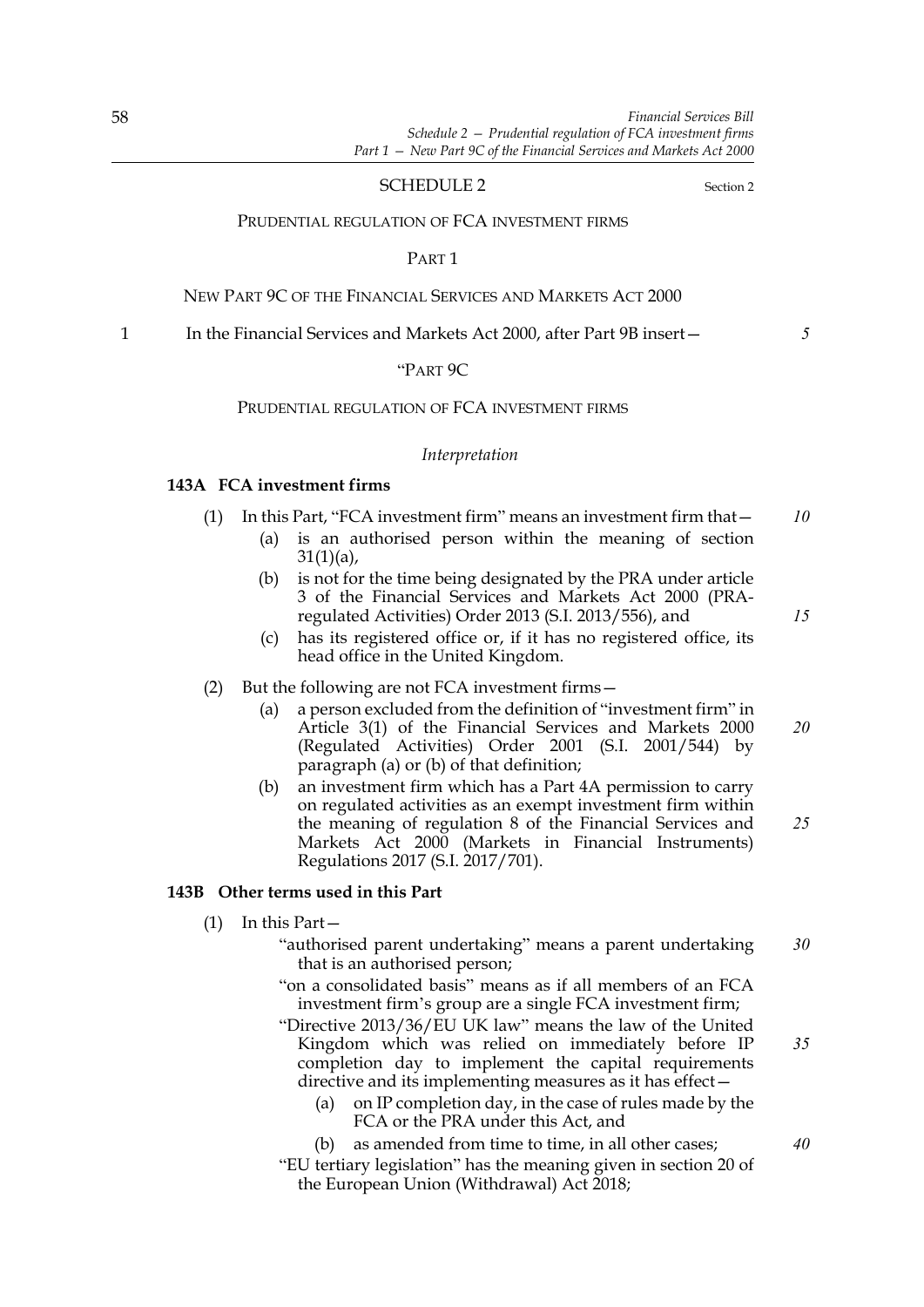SCHEDULE 2 Section 2

PRUDENTIAL REGULATION OF FCA INVESTMENT FIRMS

PART 1

NEW PART 9C OF THE FINANCIAL SERVICES AND MARKETS ACT 2000

1 In the Financial Services and Markets Act 2000, after Part 9B insert—

"PART 9C

PRUDENTIAL REGULATION OF FCA INVESTMENT FIRMS

*Interpretation*

**143A FCA investment firms**

(1) In this Part, "FCA investment firm" means an investment firm that—

(a) is an authorised person within the meaning of section 31(1)(a),

(b) is not for the time being designated by the PRA under article 3 of the Financial Services and Markets Act 2000 (PRA-regulated Activities) Order 2013 (S.I. 2013/556), and

(c) has its registered office or, if it has no registered office, its head office in the United Kingdom.

(2) But the following are not FCA investment firms—

(a) a person excluded from the definition of "investment firm" in Article 3(1) of the Financial Services and Markets 2000 (Regulated Activities) Order 2001 (S.I. 2001/544) by paragraph (a) or (b) of that definition;

(b) an investment firm which has a Part 4A permission to carry on regulated activities as an exempt investment firm within the meaning of regulation 8 of the Financial Services and Markets Act 2000 (Markets in Financial Instruments) Regulations 2017 (S.I. 2017/701).

**143B Other terms used in this Part**

(1) In this Part—

"authorised parent undertaking" means a parent undertaking that is an authorised person;

"on a consolidated basis" means as if all members of an FCA investment firm's group are a single FCA investment firm;

"Directive 2013/36/EU UK law" means the law of the United Kingdom which was relied on immediately before IP completion day to implement the capital requirements directive and its implementing measures as it has effect—

(a) on IP completion day, in the case of rules made by the FCA or the PRA under this Act, and

(b) as amended from time to time, in all other cases;

"EU tertiary legislation" has the meaning given in section 20 of the European Union (Withdrawal) Act 2018;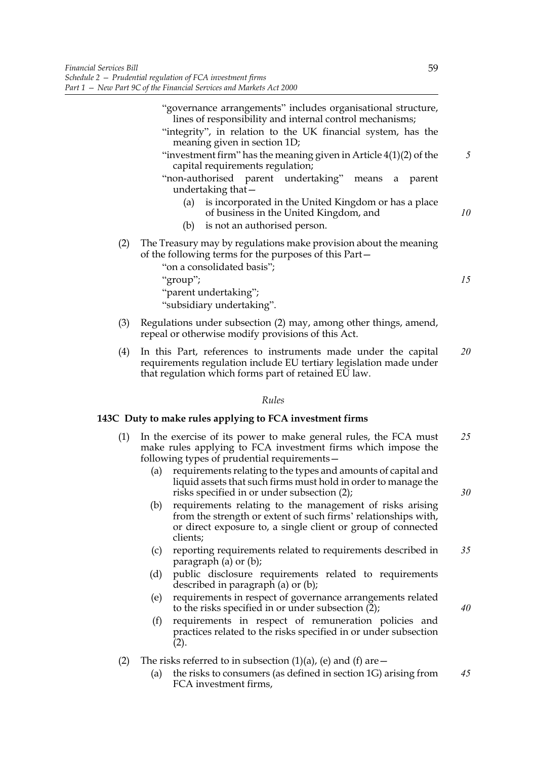"governance arrangements" includes organisational structure, lines of responsibility and internal control mechanisms;

"integrity", in relation to the UK financial system, has the meaning given in section 1D;

"investment firm" has the meaning given in Article 4(1)(2) of the capital requirements regulation;

"non-authorised parent undertaking" means a parent undertaking that—

(a) is incorporated in the United Kingdom or has a place of business in the United Kingdom, and

(b) is not an authorised person.

(2) The Treasury may by regulations make provision about the meaning of the following terms for the purposes of this Part—

"on a consolidated basis";

"group";

"parent undertaking";

"subsidiary undertaking".

(3) Regulations under subsection (2) may, among other things, amend, repeal or otherwise modify provisions of this Act.

(4) In this Part, references to instruments made under the capital requirements regulation include EU tertiary legislation made under that regulation which forms part of retained EU law.

*Rules*

### 143C Duty to make rules applying to FCA investment firms

(1) In the exercise of its power to make general rules, the FCA must make rules applying to FCA investment firms which impose the following types of prudential requirements—

(a) requirements relating to the types and amounts of capital and liquid assets that such firms must hold in order to manage the risks specified in or under subsection (2);

(b) requirements relating to the management of risks arising from the strength or extent of such firms' relationships with, or direct exposure to, a single client or group of connected clients;

(c) reporting requirements related to requirements described in paragraph (a) or (b);

(d) public disclosure requirements related to requirements described in paragraph (a) or (b);

(e) requirements in respect of governance arrangements related to the risks specified in or under subsection (2);

(f) requirements in respect of remuneration policies and practices related to the risks specified in or under subsection (2).

(2) The risks referred to in subsection (1)(a), (e) and (f) are—

(a) the risks to consumers (as defined in section 1G) arising from FCA investment firms,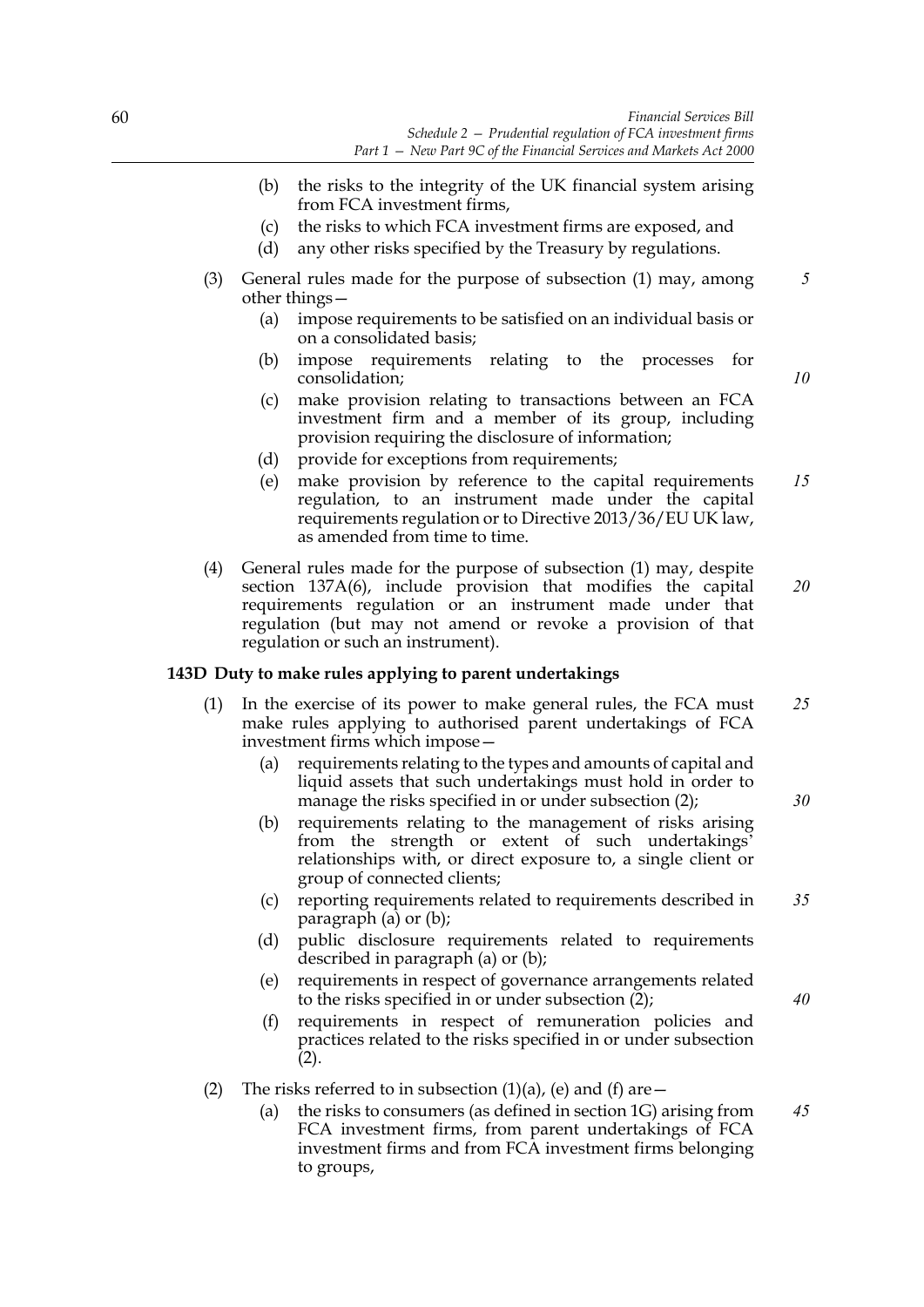(b) the risks to the integrity of the UK financial system arising from FCA investment firms,

(c) the risks to which FCA investment firms are exposed, and

(d) any other risks specified by the Treasury by regulations.

(3) General rules made for the purpose of subsection (1) may, among other things—

(a) impose requirements to be satisfied on an individual basis or on a consolidated basis;

(b) impose requirements relating to the processes for consolidation;

(c) make provision relating to transactions between an FCA investment firm and a member of its group, including provision requiring the disclosure of information;

(d) provide for exceptions from requirements;

(e) make provision by reference to the capital requirements regulation, to an instrument made under the capital requirements regulation or to Directive 2013/36/EU UK law, as amended from time to time.

(4) General rules made for the purpose of subsection (1) may, despite section 137A(6), include provision that modifies the capital requirements regulation or an instrument made under that regulation (but may not amend or revoke a provision of that regulation or such an instrument).

**143D Duty to make rules applying to parent undertakings**

(1) In the exercise of its power to make general rules, the FCA must make rules applying to authorised parent undertakings of FCA investment firms which impose—

(a) requirements relating to the types and amounts of capital and liquid assets that such undertakings must hold in order to manage the risks specified in or under subsection (2);

(b) requirements relating to the management of risks arising from the strength or extent of such undertakings' relationships with, or direct exposure to, a single client or group of connected clients;

(c) reporting requirements related to requirements described in paragraph (a) or (b);

(d) public disclosure requirements related to requirements described in paragraph (a) or (b);

(e) requirements in respect of governance arrangements related to the risks specified in or under subsection (2);

(f) requirements in respect of remuneration policies and practices related to the risks specified in or under subsection (2).

(2) The risks referred to in subsection (1)(a), (e) and (f) are—

(a) the risks to consumers (as defined in section 1G) arising from FCA investment firms, from parent undertakings of FCA investment firms and from FCA investment firms belonging to groups,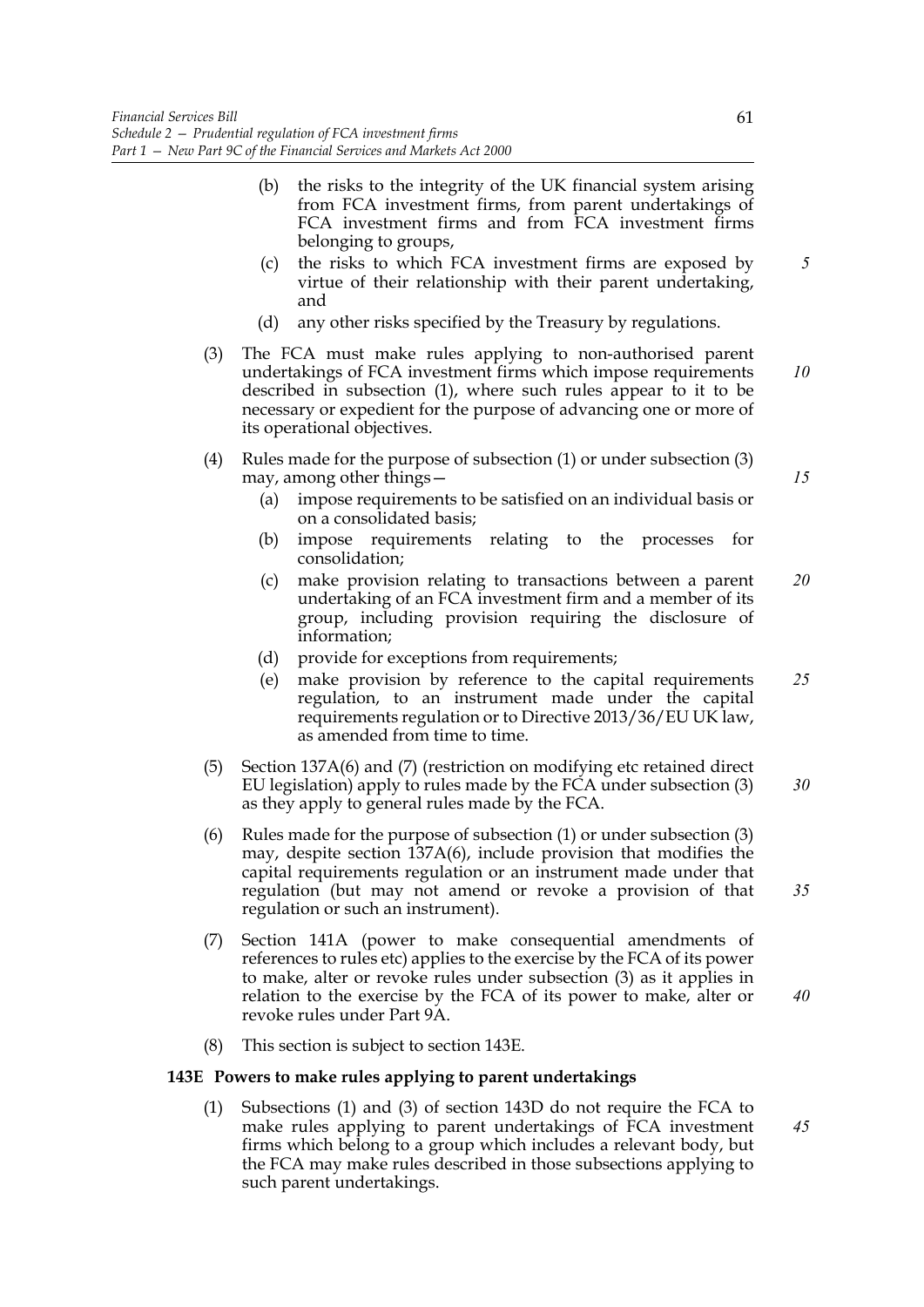(b) the risks to the integrity of the UK financial system arising from FCA investment firms, from parent undertakings of FCA investment firms and from FCA investment firms belonging to groups,

(c) the risks to which FCA investment firms are exposed by virtue of their relationship with their parent undertaking, and

(d) any other risks specified by the Treasury by regulations.

(3) The FCA must make rules applying to non-authorised parent undertakings of FCA investment firms which impose requirements described in subsection (1), where such rules appear to it to be necessary or expedient for the purpose of advancing one or more of its operational objectives.

(4) Rules made for the purpose of subsection (1) or under subsection (3) may, among other things—

(a) impose requirements to be satisfied on an individual basis or on a consolidated basis;

(b) impose requirements relating to the processes for consolidation;

(c) make provision relating to transactions between a parent undertaking of an FCA investment firm and a member of its group, including provision requiring the disclosure of information;

(d) provide for exceptions from requirements;

(e) make provision by reference to the capital requirements regulation, to an instrument made under the capital requirements regulation or to Directive 2013/36/EU UK law, as amended from time to time.

(5) Section 137A(6) and (7) (restriction on modifying etc retained direct EU legislation) apply to rules made by the FCA under subsection (3) as they apply to general rules made by the FCA.

(6) Rules made for the purpose of subsection (1) or under subsection (3) may, despite section 137A(6), include provision that modifies the capital requirements regulation or an instrument made under that regulation (but may not amend or revoke a provision of that regulation or such an instrument).

(7) Section 141A (power to make consequential amendments of references to rules etc) applies to the exercise by the FCA of its power to make, alter or revoke rules under subsection (3) as it applies in relation to the exercise by the FCA of its power to make, alter or revoke rules under Part 9A.

(8) This section is subject to section 143E.

**143E Powers to make rules applying to parent undertakings**

(1) Subsections (1) and (3) of section 143D do not require the FCA to make rules applying to parent undertakings of FCA investment firms which belong to a group which includes a relevant body, but the FCA may make rules described in those subsections applying to such parent undertakings.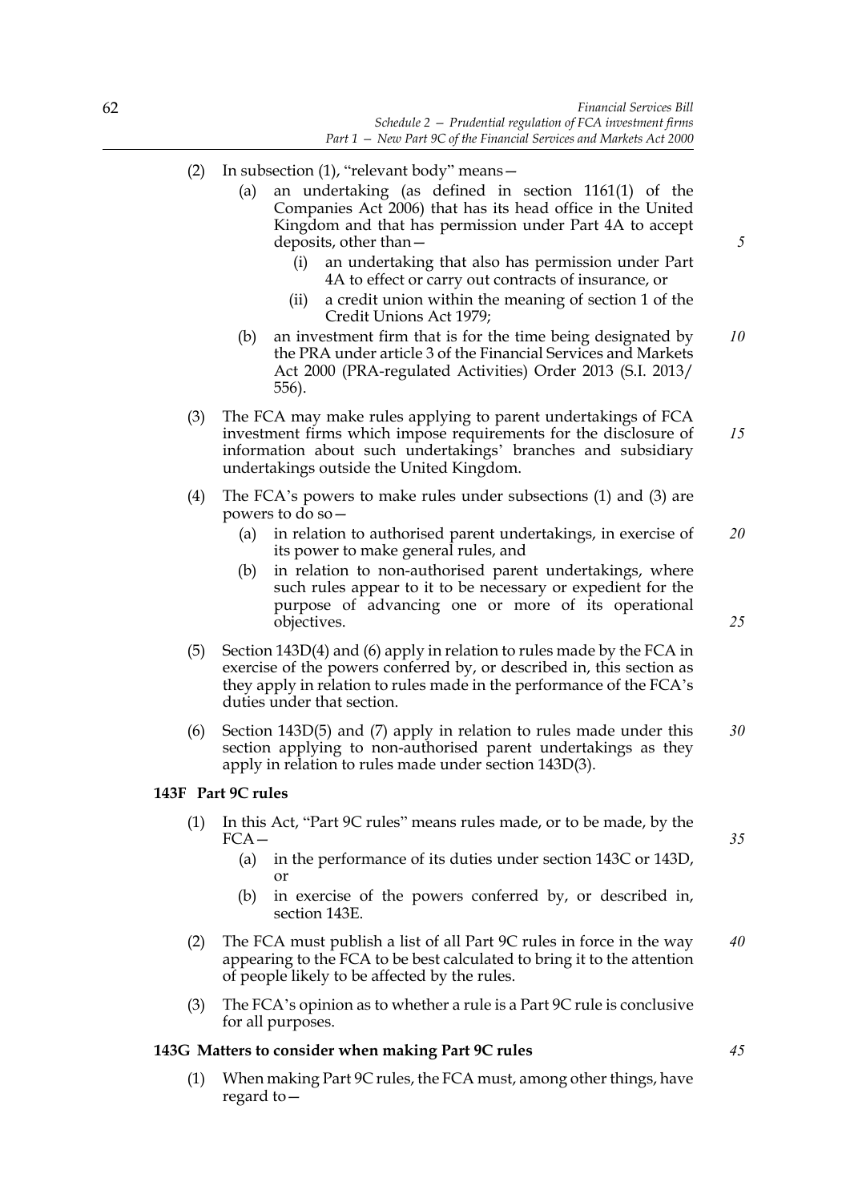(2) In subsection (1), "relevant body" means—

  (a) an undertaking (as defined in section 1161(1) of the Companies Act 2006) that has its head office in the United Kingdom and that has permission under Part 4A to accept deposits, other than—

    (i) an undertaking that also has permission under Part 4A to effect or carry out contracts of insurance, or

    (ii) a credit union within the meaning of section 1 of the Credit Unions Act 1979;

  (b) an investment firm that is for the time being designated by the PRA under article 3 of the Financial Services and Markets Act 2000 (PRA-regulated Activities) Order 2013 (S.I. 2013/556).

(3) The FCA may make rules applying to parent undertakings of FCA investment firms which impose requirements for the disclosure of information about such undertakings' branches and subsidiary undertakings outside the United Kingdom.

(4) The FCA's powers to make rules under subsections (1) and (3) are powers to do so—

  (a) in relation to authorised parent undertakings, in exercise of its power to make general rules, and

  (b) in relation to non-authorised parent undertakings, where such rules appear to it to be necessary or expedient for the purpose of advancing one or more of its operational objectives.

(5) Section 143D(4) and (6) apply in relation to rules made by the FCA in exercise of the powers conferred by, or described in, this section as they apply in relation to rules made in the performance of the FCA's duties under that section.

(6) Section 143D(5) and (7) apply in relation to rules made under this section applying to non-authorised parent undertakings as they apply in relation to rules made under section 143D(3).

**143F Part 9C rules**

(1) In this Act, "Part 9C rules" means rules made, or to be made, by the FCA—

  (a) in the performance of its duties under section 143C or 143D, or

  (b) in exercise of the powers conferred by, or described in, section 143E.

(2) The FCA must publish a list of all Part 9C rules in force in the way appearing to the FCA to be best calculated to bring it to the attention of people likely to be affected by the rules.

(3) The FCA's opinion as to whether a rule is a Part 9C rule is conclusive for all purposes.

**143G Matters to consider when making Part 9C rules**

(1) When making Part 9C rules, the FCA must, among other things, have regard to—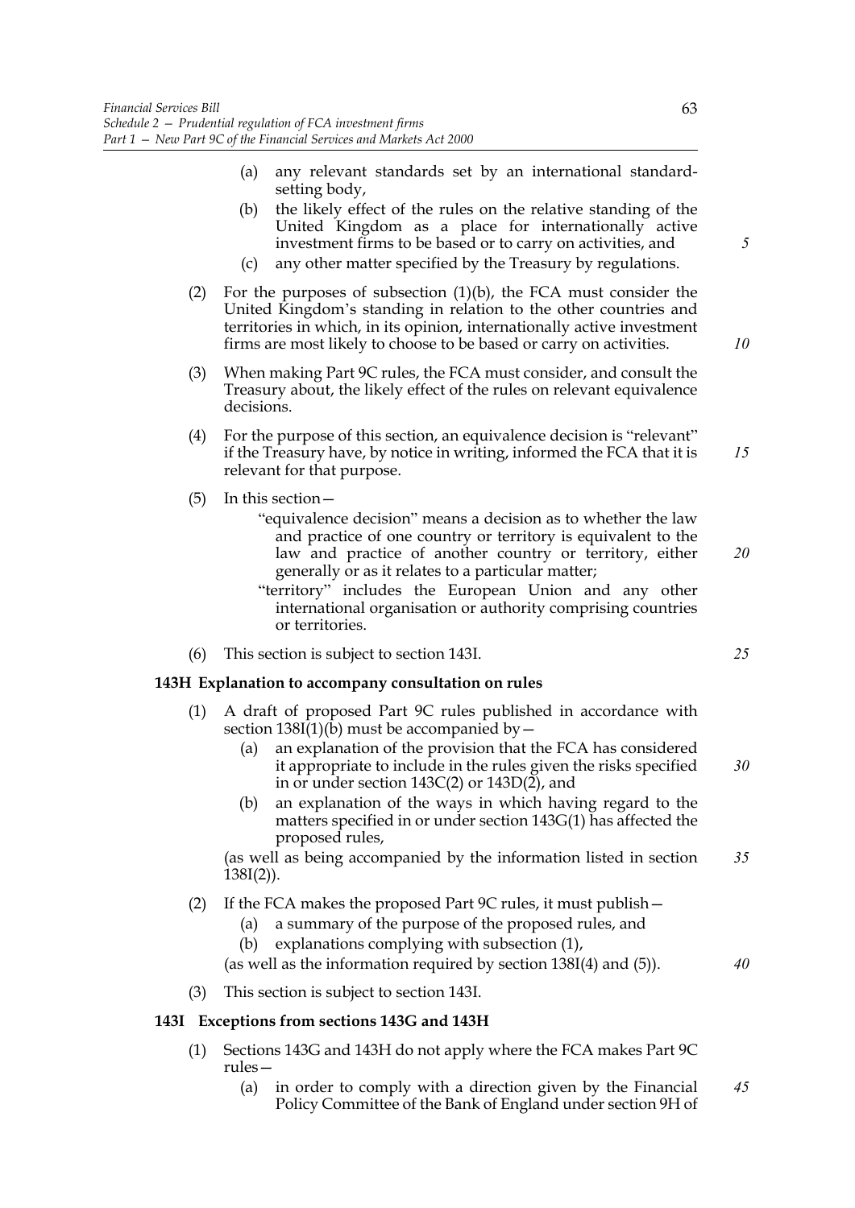(a) any relevant standards set by an international standard-setting body,

(b) the likely effect of the rules on the relative standing of the United Kingdom as a place for internationally active investment firms to be based or to carry on activities, and

(c) any other matter specified by the Treasury by regulations.

(2) For the purposes of subsection (1)(b), the FCA must consider the United Kingdom's standing in relation to the other countries and territories in which, in its opinion, internationally active investment firms are most likely to choose to be based or carry on activities.

(3) When making Part 9C rules, the FCA must consider, and consult the Treasury about, the likely effect of the rules on relevant equivalence decisions.

(4) For the purpose of this section, an equivalence decision is "relevant" if the Treasury have, by notice in writing, informed the FCA that it is relevant for that purpose.

(5) In this section—

"equivalence decision" means a decision as to whether the law and practice of one country or territory is equivalent to the law and practice of another country or territory, either generally or as it relates to a particular matter;

"territory" includes the European Union and any other international organisation or authority comprising countries or territories.

(6) This section is subject to section 143I.

### 143H Explanation to accompany consultation on rules

(1) A draft of proposed Part 9C rules published in accordance with section 138I(1)(b) must be accompanied by—

(a) an explanation of the provision that the FCA has considered it appropriate to include in the rules given the risks specified in or under section 143C(2) or 143D(2), and

(b) an explanation of the ways in which having regard to the matters specified in or under section 143G(1) has affected the proposed rules,

(as well as being accompanied by the information listed in section 138I(2)).

(2) If the FCA makes the proposed Part 9C rules, it must publish—

(a) a summary of the purpose of the proposed rules, and

(b) explanations complying with subsection (1),

(as well as the information required by section 138I(4) and (5)).

(3) This section is subject to section 143I.

### 143I Exceptions from sections 143G and 143H

(1) Sections 143G and 143H do not apply where the FCA makes Part 9C rules—

(a) in order to comply with a direction given by the Financial Policy Committee of the Bank of England under section 9H of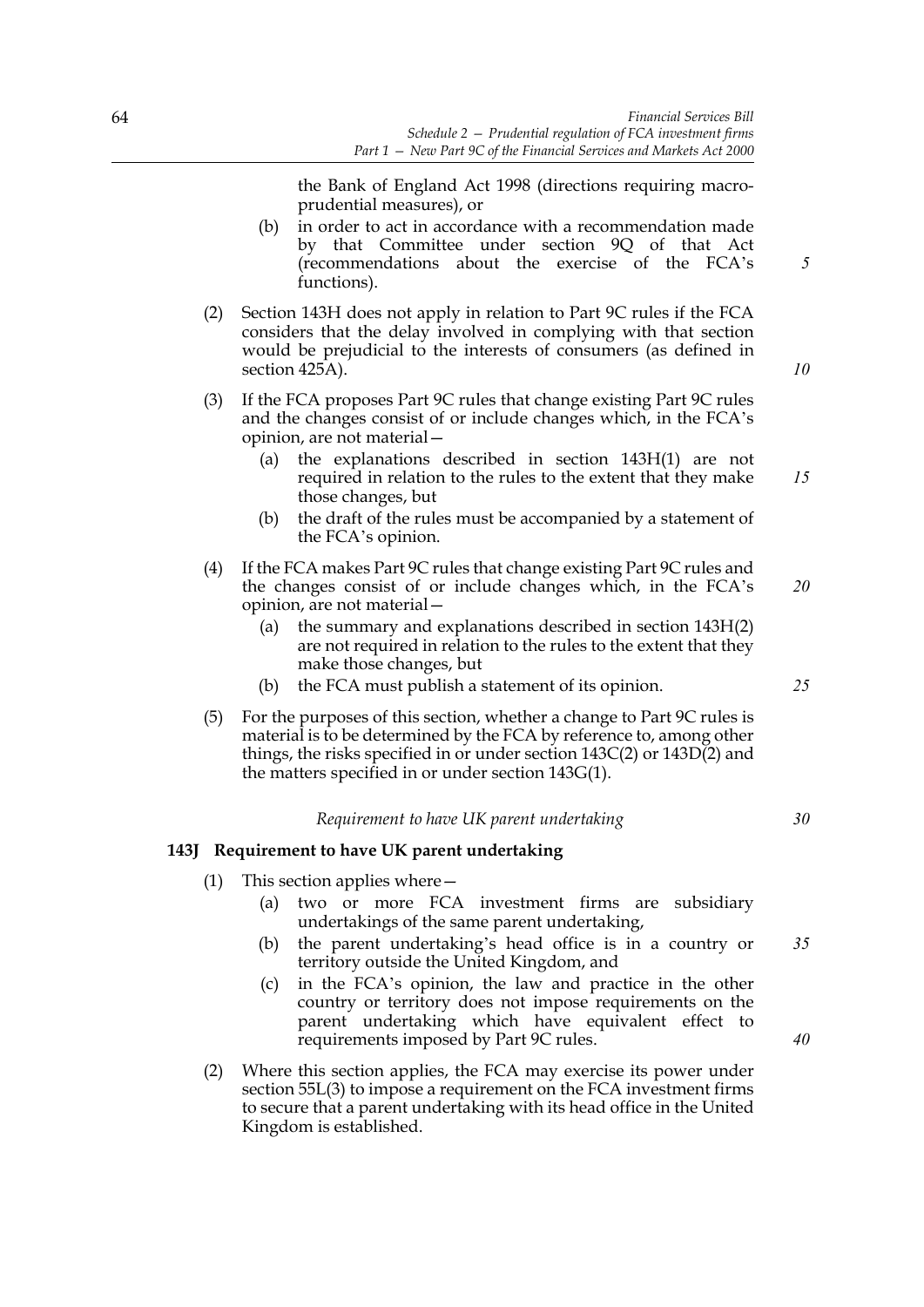the Bank of England Act 1998 (directions requiring macro-prudential measures), or

(b) in order to act in accordance with a recommendation made by that Committee under section 9Q of that Act (recommendations about the exercise of the FCA's functions).

(2) Section 143H does not apply in relation to Part 9C rules if the FCA considers that the delay involved in complying with that section would be prejudicial to the interests of consumers (as defined in section 425A).

(3) If the FCA proposes Part 9C rules that change existing Part 9C rules and the changes consist of or include changes which, in the FCA's opinion, are not material—

(a) the explanations described in section 143H(1) are not required in relation to the rules to the extent that they make those changes, but

(b) the draft of the rules must be accompanied by a statement of the FCA's opinion.

(4) If the FCA makes Part 9C rules that change existing Part 9C rules and the changes consist of or include changes which, in the FCA's opinion, are not material—

(a) the summary and explanations described in section 143H(2) are not required in relation to the rules to the extent that they make those changes, but

(b) the FCA must publish a statement of its opinion.

(5) For the purposes of this section, whether a change to Part 9C rules is material is to be determined by the FCA by reference to, among other things, the risks specified in or under section 143C(2) or 143D(2) and the matters specified in or under section 143G(1).

*Requirement to have UK parent undertaking*

**143J Requirement to have UK parent undertaking**

(1) This section applies where—

(a) two or more FCA investment firms are subsidiary undertakings of the same parent undertaking,

(b) the parent undertaking's head office is in a country or territory outside the United Kingdom, and

(c) in the FCA's opinion, the law and practice in the other country or territory does not impose requirements on the parent undertaking which have equivalent effect to requirements imposed by Part 9C rules.

(2) Where this section applies, the FCA may exercise its power under section 55L(3) to impose a requirement on the FCA investment firms to secure that a parent undertaking with its head office in the United Kingdom is established.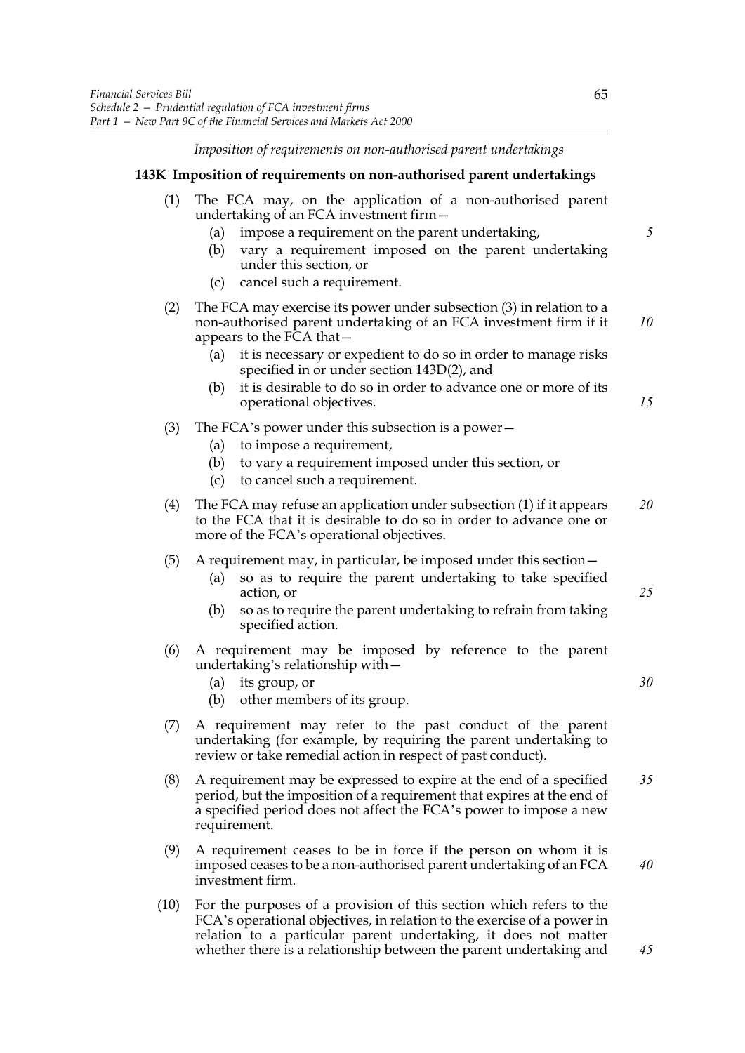*Imposition of requirements on non-authorised parent undertakings*

**143K Imposition of requirements on non-authorised parent undertakings**

(1) The FCA may, on the application of a non-authorised parent undertaking of an FCA investment firm—

(a) impose a requirement on the parent undertaking,

(b) vary a requirement imposed on the parent undertaking under this section, or

(c) cancel such a requirement.

(2) The FCA may exercise its power under subsection (3) in relation to a non-authorised parent undertaking of an FCA investment firm if it appears to the FCA that—

(a) it is necessary or expedient to do so in order to manage risks specified in or under section 143D(2), and

(b) it is desirable to do so in order to advance one or more of its operational objectives.

(3) The FCA's power under this subsection is a power—

(a) to impose a requirement,

(b) to vary a requirement imposed under this section, or

(c) to cancel such a requirement.

(4) The FCA may refuse an application under subsection (1) if it appears to the FCA that it is desirable to do so in order to advance one or more of the FCA's operational objectives.

(5) A requirement may, in particular, be imposed under this section—

(a) so as to require the parent undertaking to take specified action, or

(b) so as to require the parent undertaking to refrain from taking specified action.

(6) A requirement may be imposed by reference to the parent undertaking's relationship with—

(a) its group, or

(b) other members of its group.

(7) A requirement may refer to the past conduct of the parent undertaking (for example, by requiring the parent undertaking to review or take remedial action in respect of past conduct).

(8) A requirement may be expressed to expire at the end of a specified period, but the imposition of a requirement that expires at the end of a specified period does not affect the FCA's power to impose a new requirement.

(9) A requirement ceases to be in force if the person on whom it is imposed ceases to be a non-authorised parent undertaking of an FCA investment firm.

(10) For the purposes of a provision of this section which refers to the FCA's operational objectives, in relation to the exercise of a power in relation to a particular parent undertaking, it does not matter whether there is a relationship between the parent undertaking and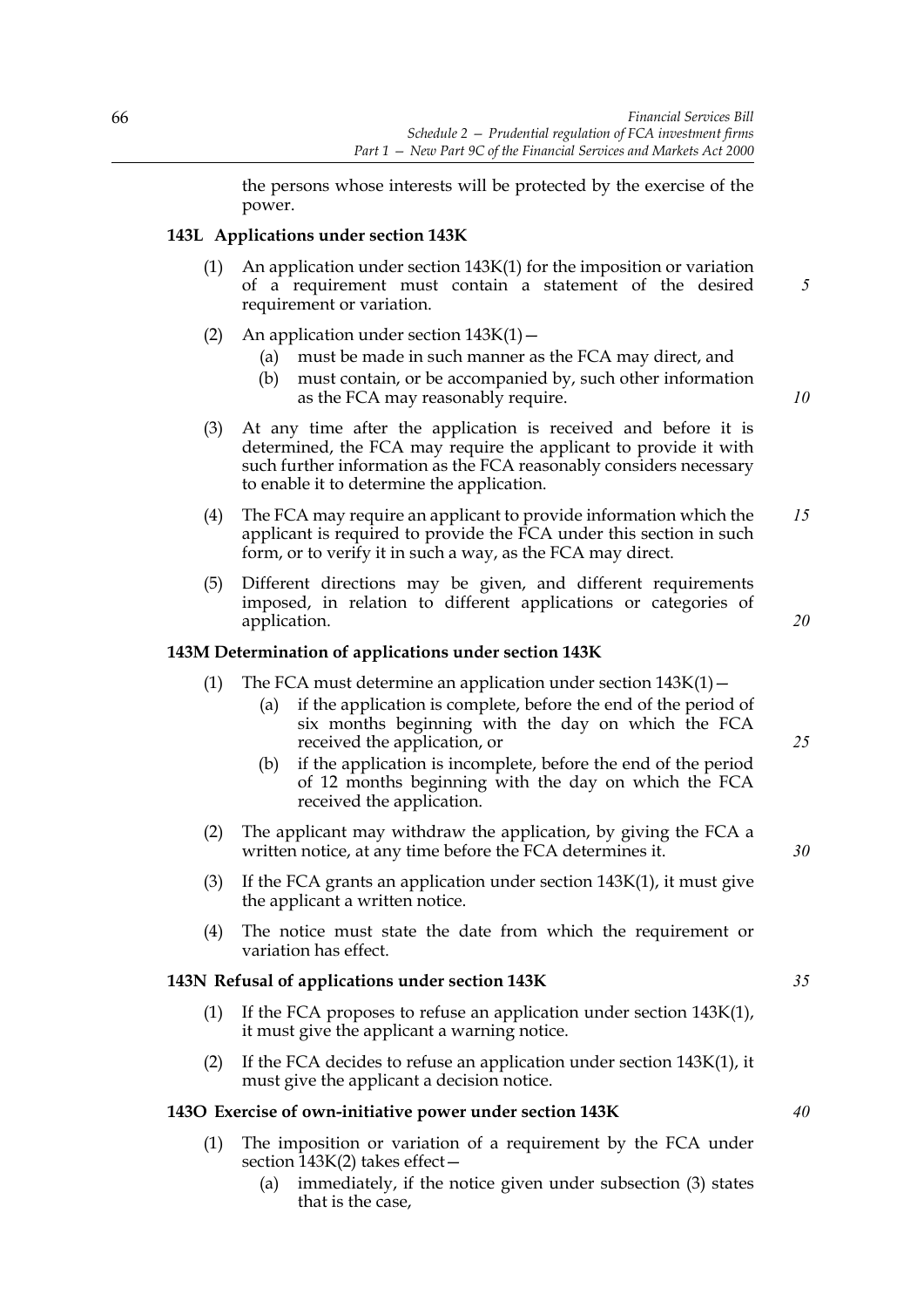the persons whose interests will be protected by the exercise of the power.

### 143L Applications under section 143K

(1) An application under section 143K(1) for the imposition or variation of a requirement must contain a statement of the desired requirement or variation.

(2) An application under section 143K(1)—

- (a) must be made in such manner as the FCA may direct, and
- (b) must contain, or be accompanied by, such other information as the FCA may reasonably require.

(3) At any time after the application is received and before it is determined, the FCA may require the applicant to provide it with such further information as the FCA reasonably considers necessary to enable it to determine the application.

(4) The FCA may require an applicant to provide information which the applicant is required to provide the FCA under this section in such form, or to verify it in such a way, as the FCA may direct.

(5) Different directions may be given, and different requirements imposed, in relation to different applications or categories of application.

### 143M Determination of applications under section 143K

(1) The FCA must determine an application under section 143K(1)—

- (a) if the application is complete, before the end of the period of six months beginning with the day on which the FCA received the application, or
- (b) if the application is incomplete, before the end of the period of 12 months beginning with the day on which the FCA received the application.

(2) The applicant may withdraw the application, by giving the FCA a written notice, at any time before the FCA determines it.

(3) If the FCA grants an application under section 143K(1), it must give the applicant a written notice.

(4) The notice must state the date from which the requirement or variation has effect.

### 143N Refusal of applications under section 143K

(1) If the FCA proposes to refuse an application under section 143K(1), it must give the applicant a warning notice.

(2) If the FCA decides to refuse an application under section 143K(1), it must give the applicant a decision notice.

### 143O Exercise of own-initiative power under section 143K

(1) The imposition or variation of a requirement by the FCA under section 143K(2) takes effect—

- (a) immediately, if the notice given under subsection (3) states that is the case,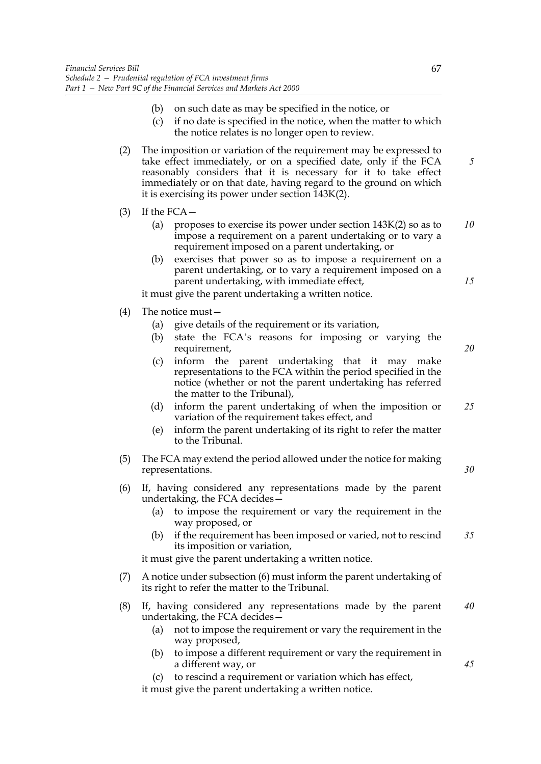(b) on such date as may be specified in the notice, or

(c) if no date is specified in the notice, when the matter to which the notice relates is no longer open to review.

(2) The imposition or variation of the requirement may be expressed to take effect immediately, or on a specified date, only if the FCA reasonably considers that it is necessary for it to take effect immediately or on that date, having regard to the ground on which it is exercising its power under section 143K(2).

(3) If the FCA—

(a) proposes to exercise its power under section 143K(2) so as to impose a requirement on a parent undertaking or to vary a requirement imposed on a parent undertaking, or

(b) exercises that power so as to impose a requirement on a parent undertaking, or to vary a requirement imposed on a parent undertaking, with immediate effect,

it must give the parent undertaking a written notice.

(4) The notice must—

(a) give details of the requirement or its variation,

(b) state the FCA's reasons for imposing or varying the requirement,

(c) inform the parent undertaking that it may make representations to the FCA within the period specified in the notice (whether or not the parent undertaking has referred the matter to the Tribunal),

(d) inform the parent undertaking of when the imposition or variation of the requirement takes effect, and

(e) inform the parent undertaking of its right to refer the matter to the Tribunal.

(5) The FCA may extend the period allowed under the notice for making representations.

(6) If, having considered any representations made by the parent undertaking, the FCA decides—

(a) to impose the requirement or vary the requirement in the way proposed, or

(b) if the requirement has been imposed or varied, not to rescind its imposition or variation,

it must give the parent undertaking a written notice.

(7) A notice under subsection (6) must inform the parent undertaking of its right to refer the matter to the Tribunal.

(8) If, having considered any representations made by the parent undertaking, the FCA decides—

(a) not to impose the requirement or vary the requirement in the way proposed,

(b) to impose a different requirement or vary the requirement in a different way, or

(c) to rescind a requirement or variation which has effect,

it must give the parent undertaking a written notice.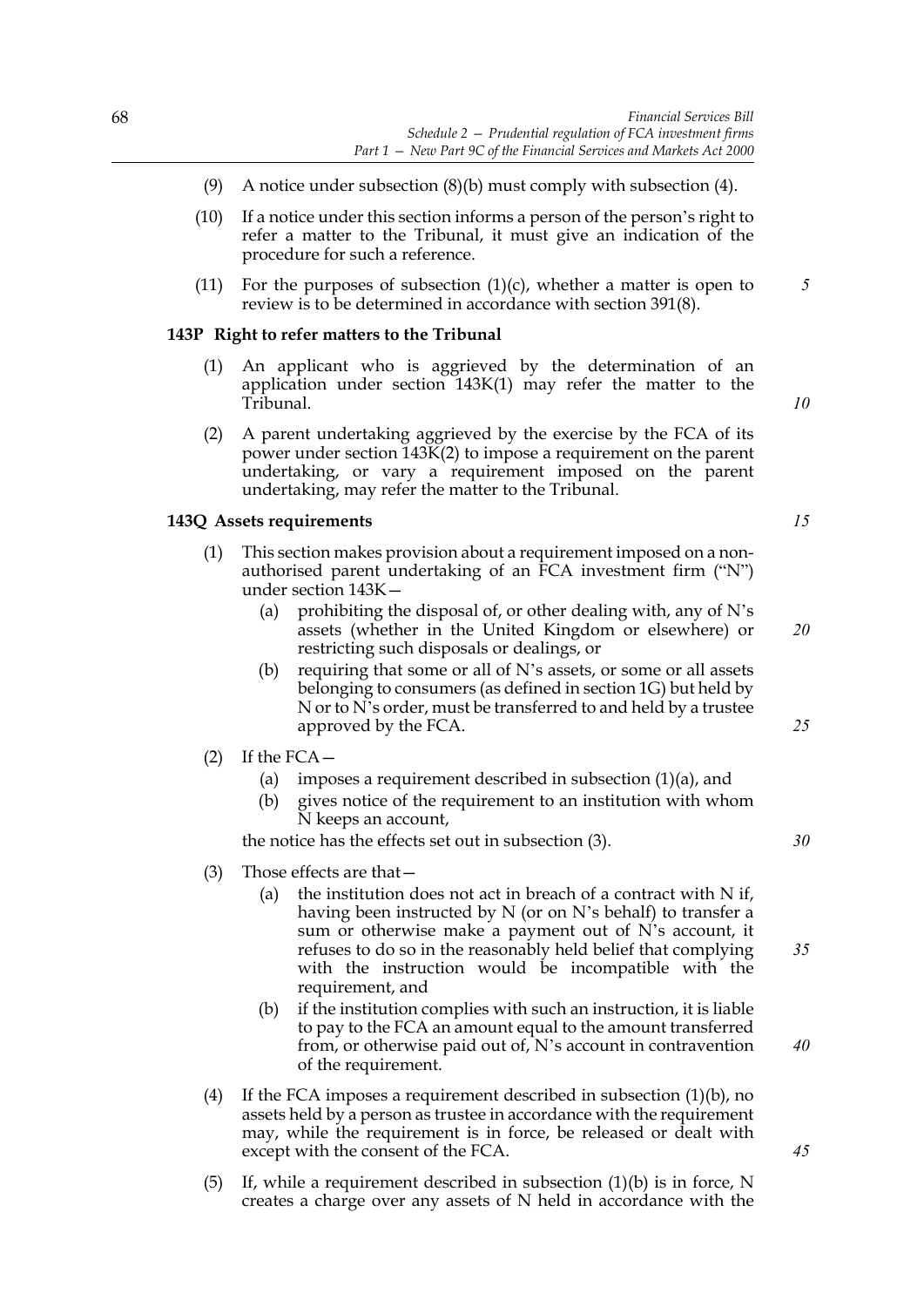(9) A notice under subsection (8)(b) must comply with subsection (4).

(10) If a notice under this section informs a person of the person's right to refer a matter to the Tribunal, it must give an indication of the procedure for such a reference.

(11) For the purposes of subsection (1)(c), whether a matter is open to review is to be determined in accordance with section 391(8).

### 143P Right to refer matters to the Tribunal

(1) An applicant who is aggrieved by the determination of an application under section 143K(1) may refer the matter to the Tribunal.

(2) A parent undertaking aggrieved by the exercise by the FCA of its power under section 143K(2) to impose a requirement on the parent undertaking, or vary a requirement imposed on the parent undertaking, may refer the matter to the Tribunal.

### 143Q Assets requirements

(1) This section makes provision about a requirement imposed on a non-authorised parent undertaking of an FCA investment firm ("N") under section 143K—

   (a) prohibiting the disposal of, or other dealing with, any of N's assets (whether in the United Kingdom or elsewhere) or restricting such disposals or dealings, or

   (b) requiring that some or all of N's assets, or some or all assets belonging to consumers (as defined in section 1G) but held by N or to N's order, must be transferred to and held by a trustee approved by the FCA.

(2) If the FCA—

   (a) imposes a requirement described in subsection (1)(a), and

   (b) gives notice of the requirement to an institution with whom N keeps an account,

   the notice has the effects set out in subsection (3).

(3) Those effects are that—

   (a) the institution does not act in breach of a contract with N if, having been instructed by N (or on N's behalf) to transfer a sum or otherwise make a payment out of N's account, it refuses to do so in the reasonably held belief that complying with the instruction would be incompatible with the requirement, and

   (b) if the institution complies with such an instruction, it is liable to pay to the FCA an amount equal to the amount transferred from, or otherwise paid out of, N's account in contravention of the requirement.

(4) If the FCA imposes a requirement described in subsection (1)(b), no assets held by a person as trustee in accordance with the requirement may, while the requirement is in force, be released or dealt with except with the consent of the FCA.

(5) If, while a requirement described in subsection (1)(b) is in force, N creates a charge over any assets of N held in accordance with the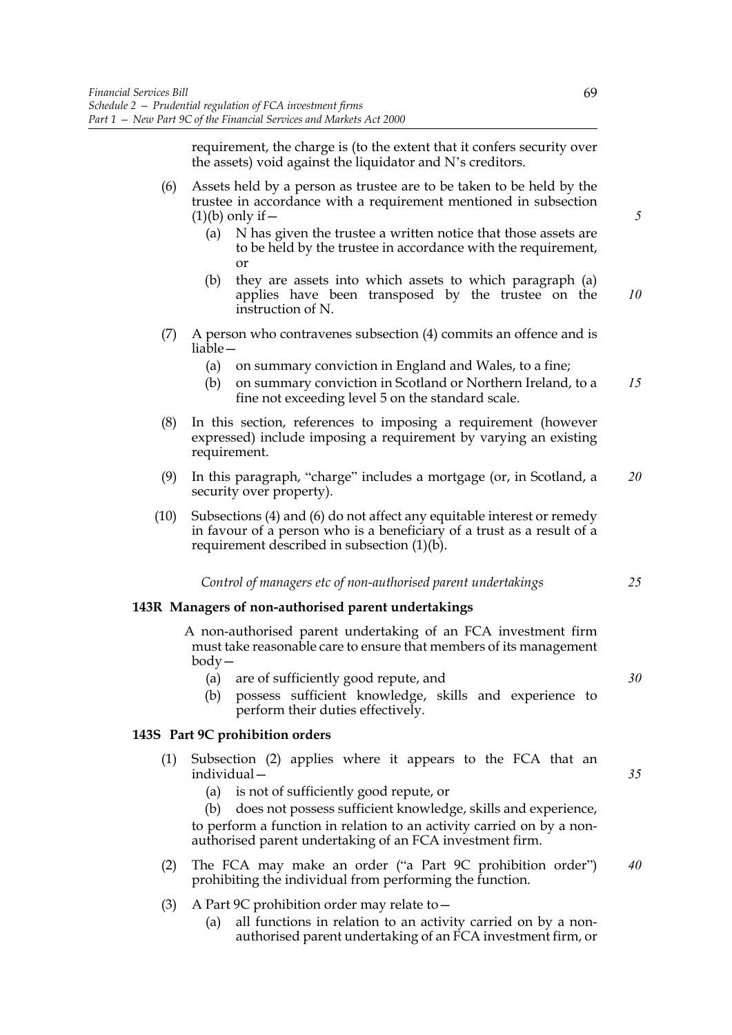requirement, the charge is (to the extent that it confers security over the assets) void against the liquidator and N's creditors.

(6) Assets held by a person as trustee are to be taken to be held by the trustee in accordance with a requirement mentioned in subsection (1)(b) only if—

(a) N has given the trustee a written notice that those assets are to be held by the trustee in accordance with the requirement, or

(b) they are assets into which assets to which paragraph (a) applies have been transposed by the trustee on the instruction of N.

(7) A person who contravenes subsection (4) commits an offence and is liable—

(a) on summary conviction in England and Wales, to a fine;

(b) on summary conviction in Scotland or Northern Ireland, to a fine not exceeding level 5 on the standard scale.

(8) In this section, references to imposing a requirement (however expressed) include imposing a requirement by varying an existing requirement.

(9) In this paragraph, "charge" includes a mortgage (or, in Scotland, a security over property).

(10) Subsections (4) and (6) do not affect any equitable interest or remedy in favour of a person who is a beneficiary of a trust as a result of a requirement described in subsection (1)(b).

*Control of managers etc of non-authorised parent undertakings*

**143R Managers of non-authorised parent undertakings**

A non-authorised parent undertaking of an FCA investment firm must take reasonable care to ensure that members of its management body—

(a) are of sufficiently good repute, and

(b) possess sufficient knowledge, skills and experience to perform their duties effectively.

**143S Part 9C prohibition orders**

(1) Subsection (2) applies where it appears to the FCA that an individual—

(a) is not of sufficiently good repute, or

(b) does not possess sufficient knowledge, skills and experience,

to perform a function in relation to an activity carried on by a non-authorised parent undertaking of an FCA investment firm.

(2) The FCA may make an order ("a Part 9C prohibition order") prohibiting the individual from performing the function.

(3) A Part 9C prohibition order may relate to—

(a) all functions in relation to an activity carried on by a non-authorised parent undertaking of an FCA investment firm, or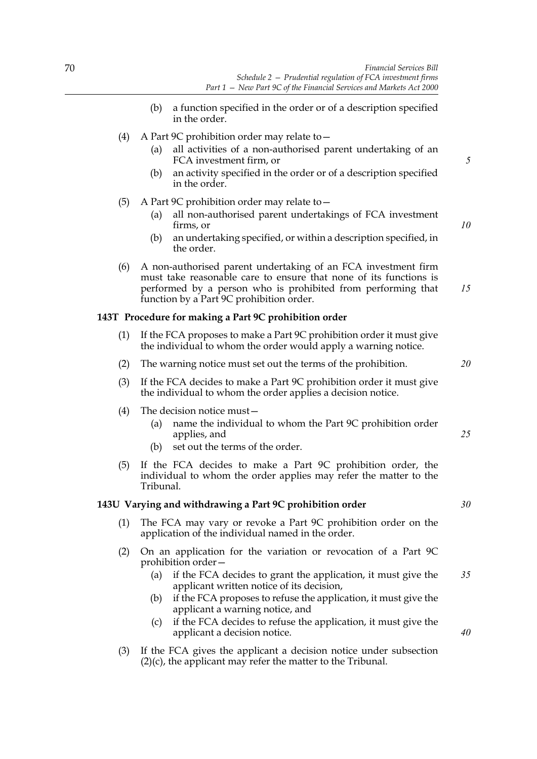(b) a function specified in the order or of a description specified in the order.

(4) A Part 9C prohibition order may relate to—

(a) all activities of a non-authorised parent undertaking of an FCA investment firm, or

(b) an activity specified in the order or of a description specified in the order.

(5) A Part 9C prohibition order may relate to—

(a) all non-authorised parent undertakings of FCA investment firms, or

(b) an undertaking specified, or within a description specified, in the order.

(6) A non-authorised parent undertaking of an FCA investment firm must take reasonable care to ensure that none of its functions is performed by a person who is prohibited from performing that function by a Part 9C prohibition order.

**143T Procedure for making a Part 9C prohibition order**

(1) If the FCA proposes to make a Part 9C prohibition order it must give the individual to whom the order would apply a warning notice.

(2) The warning notice must set out the terms of the prohibition.

(3) If the FCA decides to make a Part 9C prohibition order it must give the individual to whom the order applies a decision notice.

(4) The decision notice must—

(a) name the individual to whom the Part 9C prohibition order applies, and

(b) set out the terms of the order.

(5) If the FCA decides to make a Part 9C prohibition order, the individual to whom the order applies may refer the matter to the Tribunal.

**143U Varying and withdrawing a Part 9C prohibition order**

(1) The FCA may vary or revoke a Part 9C prohibition order on the application of the individual named in the order.

(2) On an application for the variation or revocation of a Part 9C prohibition order—

(a) if the FCA decides to grant the application, it must give the applicant written notice of its decision,

(b) if the FCA proposes to refuse the application, it must give the applicant a warning notice, and

(c) if the FCA decides to refuse the application, it must give the applicant a decision notice.

(3) If the FCA gives the applicant a decision notice under subsection (2)(c), the applicant may refer the matter to the Tribunal.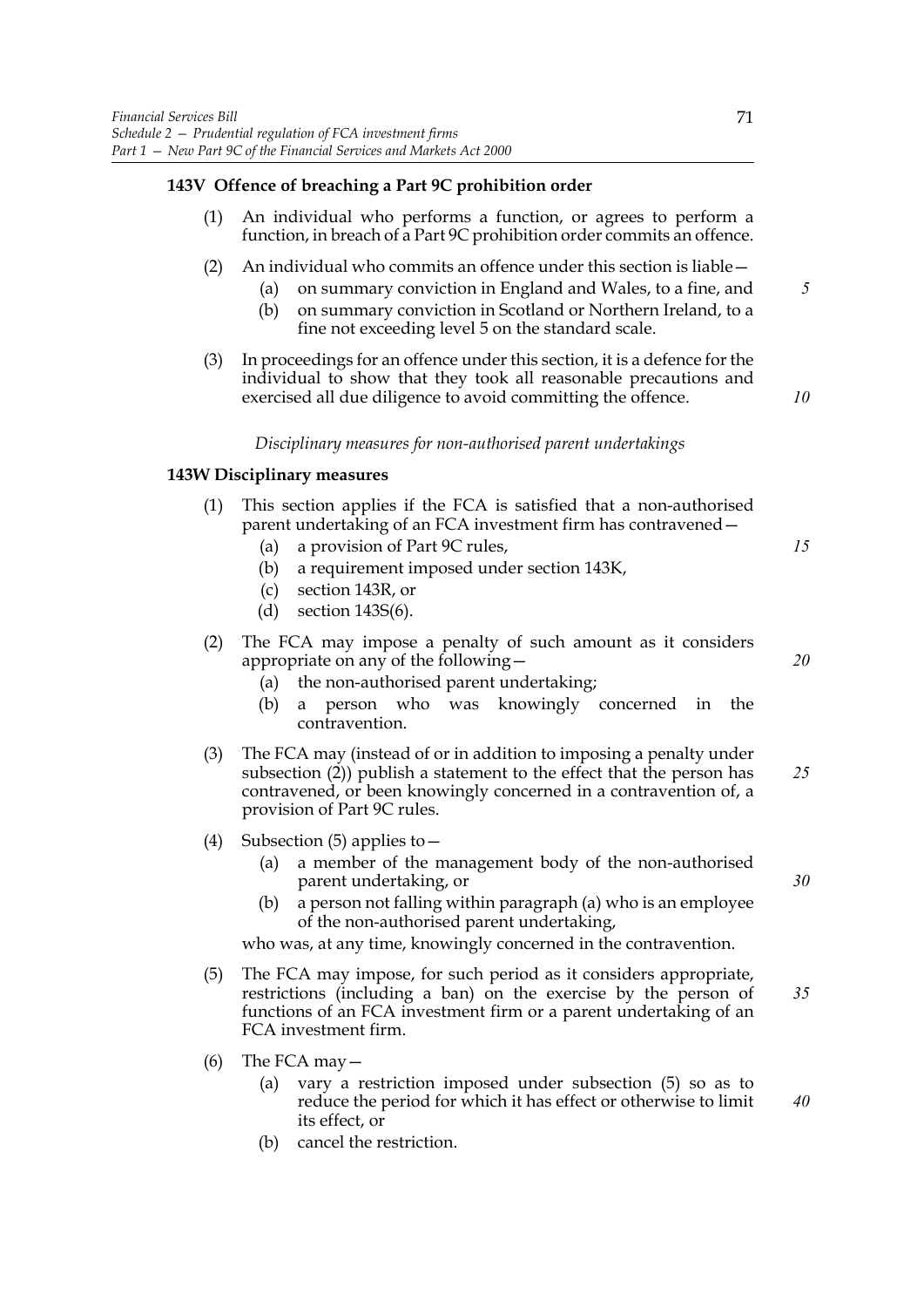### 143V Offence of breaching a Part 9C prohibition order

(1) An individual who performs a function, or agrees to perform a function, in breach of a Part 9C prohibition order commits an offence.

(2) An individual who commits an offence under this section is liable—

(a) on summary conviction in England and Wales, to a fine, and

(b) on summary conviction in Scotland or Northern Ireland, to a fine not exceeding level 5 on the standard scale.

(3) In proceedings for an offence under this section, it is a defence for the individual to show that they took all reasonable precautions and exercised all due diligence to avoid committing the offence.

*Disciplinary measures for non-authorised parent undertakings*

### 143W Disciplinary measures

(1) This section applies if the FCA is satisfied that a non-authorised parent undertaking of an FCA investment firm has contravened—

(a) a provision of Part 9C rules,

(b) a requirement imposed under section 143K,

(c) section 143R, or

(d) section 143S(6).

(2) The FCA may impose a penalty of such amount as it considers appropriate on any of the following—

(a) the non-authorised parent undertaking;

(b) a person who was knowingly concerned in the contravention.

(3) The FCA may (instead of or in addition to imposing a penalty under subsection (2)) publish a statement to the effect that the person has contravened, or been knowingly concerned in a contravention of, a provision of Part 9C rules.

(4) Subsection (5) applies to—

(a) a member of the management body of the non-authorised parent undertaking, or

(b) a person not falling within paragraph (a) who is an employee of the non-authorised parent undertaking,

who was, at any time, knowingly concerned in the contravention.

(5) The FCA may impose, for such period as it considers appropriate, restrictions (including a ban) on the exercise by the person of functions of an FCA investment firm or a parent undertaking of an FCA investment firm.

(6) The FCA may—

(a) vary a restriction imposed under subsection (5) so as to reduce the period for which it has effect or otherwise to limit its effect, or

(b) cancel the restriction.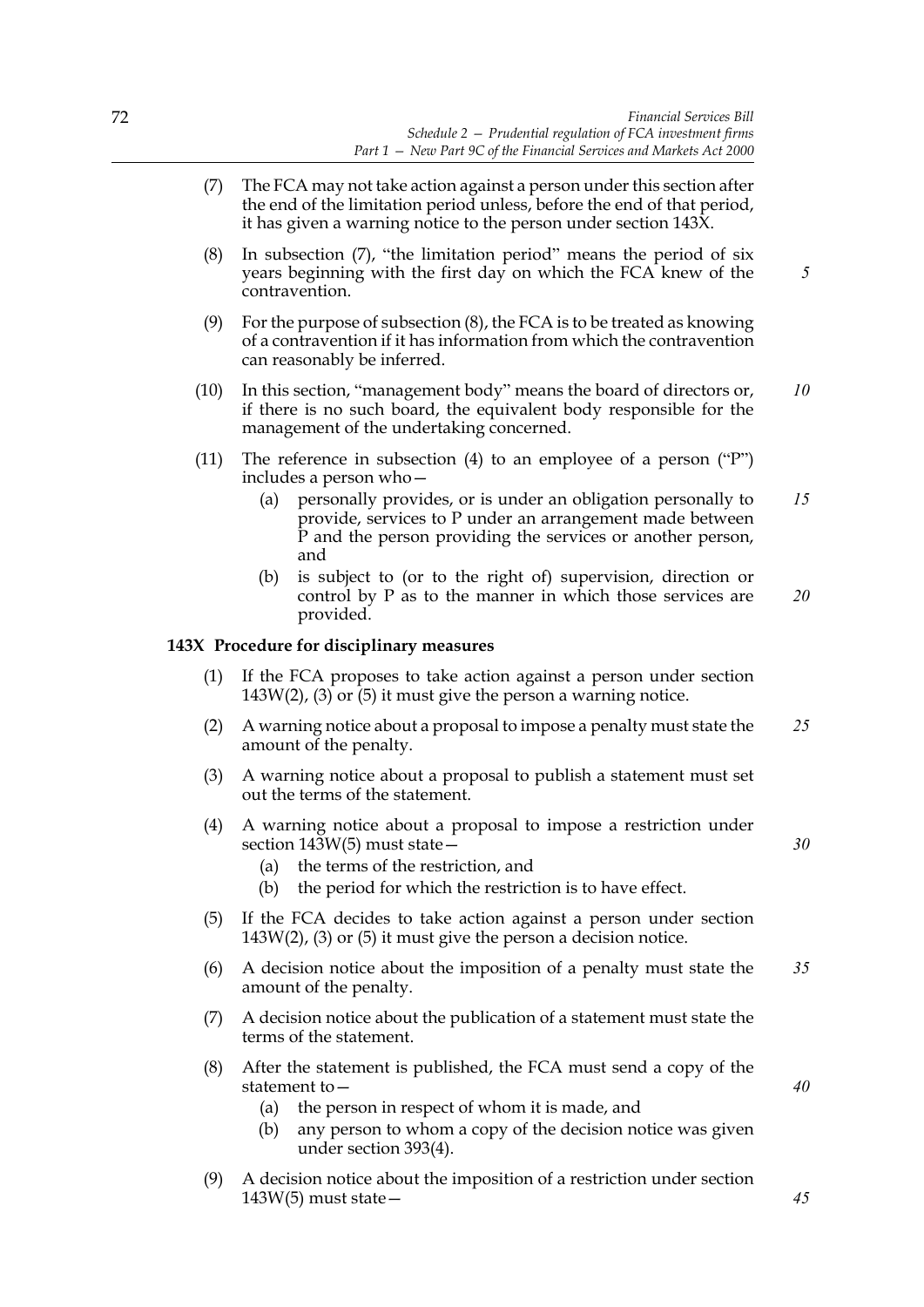(7) The FCA may not take action against a person under this section after the end of the limitation period unless, before the end of that period, it has given a warning notice to the person under section 143X.

(8) In subsection (7), "the limitation period" means the period of six years beginning with the first day on which the FCA knew of the contravention.

(9) For the purpose of subsection (8), the FCA is to be treated as knowing of a contravention if it has information from which the contravention can reasonably be inferred.

(10) In this section, "management body" means the board of directors or, if there is no such board, the equivalent body responsible for the management of the undertaking concerned.

(11) The reference in subsection (4) to an employee of a person ("P") includes a person who—

- (a) personally provides, or is under an obligation personally to provide, services to P under an arrangement made between P and the person providing the services or another person, and
- (b) is subject to (or to the right of) supervision, direction or control by P as to the manner in which those services are provided.

**143X Procedure for disciplinary measures**

(1) If the FCA proposes to take action against a person under section 143W(2), (3) or (5) it must give the person a warning notice.

(2) A warning notice about a proposal to impose a penalty must state the amount of the penalty.

(3) A warning notice about a proposal to publish a statement must set out the terms of the statement.

(4) A warning notice about a proposal to impose a restriction under section 143W(5) must state—

- (a) the terms of the restriction, and
- (b) the period for which the restriction is to have effect.

(5) If the FCA decides to take action against a person under section 143W(2), (3) or (5) it must give the person a decision notice.

(6) A decision notice about the imposition of a penalty must state the amount of the penalty.

(7) A decision notice about the publication of a statement must state the terms of the statement.

(8) After the statement is published, the FCA must send a copy of the statement to—

- (a) the person in respect of whom it is made, and
- (b) any person to whom a copy of the decision notice was given under section 393(4).

(9) A decision notice about the imposition of a restriction under section 143W(5) must state—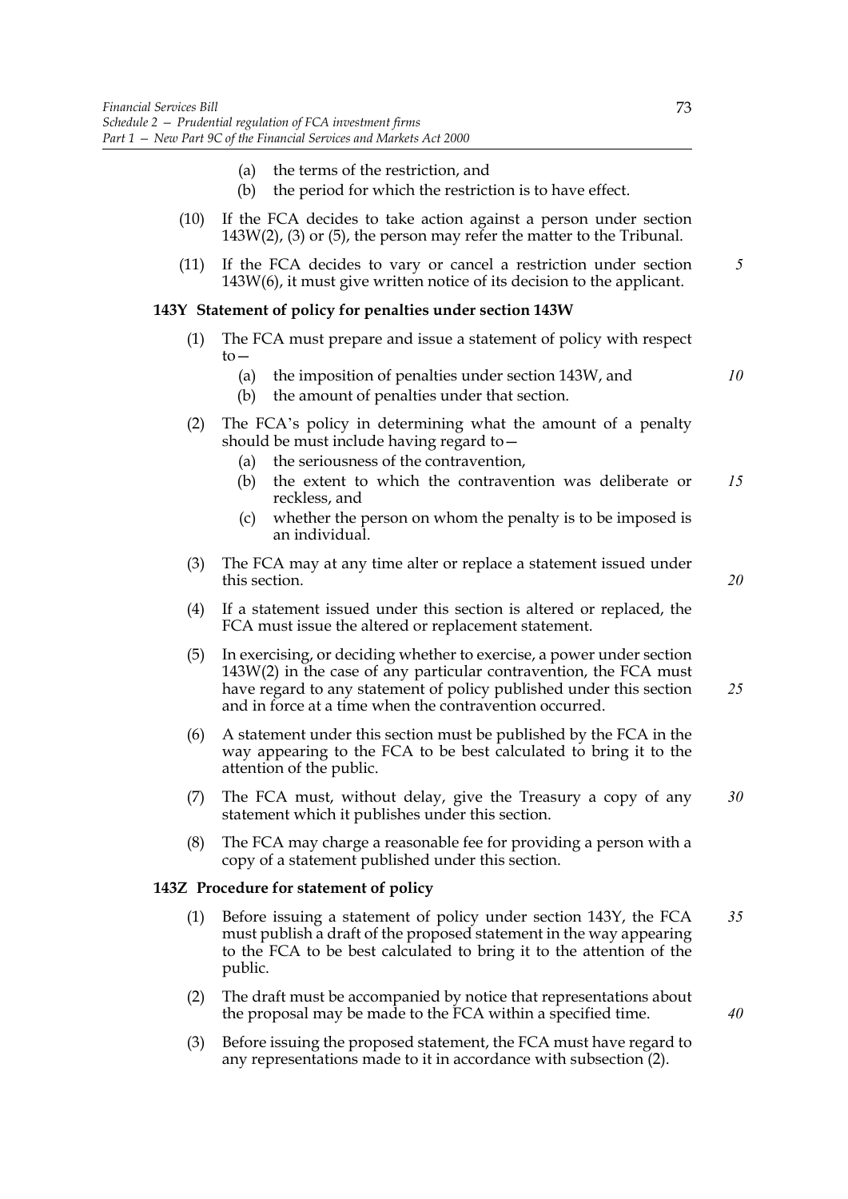(a) the terms of the restriction, and

(b) the period for which the restriction is to have effect.

(10) If the FCA decides to take action against a person under section 143W(2), (3) or (5), the person may refer the matter to the Tribunal.

(11) If the FCA decides to vary or cancel a restriction under section 143W(6), it must give written notice of its decision to the applicant.

**143Y Statement of policy for penalties under section 143W**

(1) The FCA must prepare and issue a statement of policy with respect to—

(a) the imposition of penalties under section 143W, and

(b) the amount of penalties under that section.

(2) The FCA's policy in determining what the amount of a penalty should be must include having regard to—

(a) the seriousness of the contravention,

(b) the extent to which the contravention was deliberate or reckless, and

(c) whether the person on whom the penalty is to be imposed is an individual.

(3) The FCA may at any time alter or replace a statement issued under this section.

(4) If a statement issued under this section is altered or replaced, the FCA must issue the altered or replacement statement.

(5) In exercising, or deciding whether to exercise, a power under section 143W(2) in the case of any particular contravention, the FCA must have regard to any statement of policy published under this section and in force at a time when the contravention occurred.

(6) A statement under this section must be published by the FCA in the way appearing to the FCA to be best calculated to bring it to the attention of the public.

(7) The FCA must, without delay, give the Treasury a copy of any statement which it publishes under this section.

(8) The FCA may charge a reasonable fee for providing a person with a copy of a statement published under this section.

**143Z Procedure for statement of policy**

(1) Before issuing a statement of policy under section 143Y, the FCA must publish a draft of the proposed statement in the way appearing to the FCA to be best calculated to bring it to the attention of the public.

(2) The draft must be accompanied by notice that representations about the proposal may be made to the FCA within a specified time.

(3) Before issuing the proposed statement, the FCA must have regard to any representations made to it in accordance with subsection (2).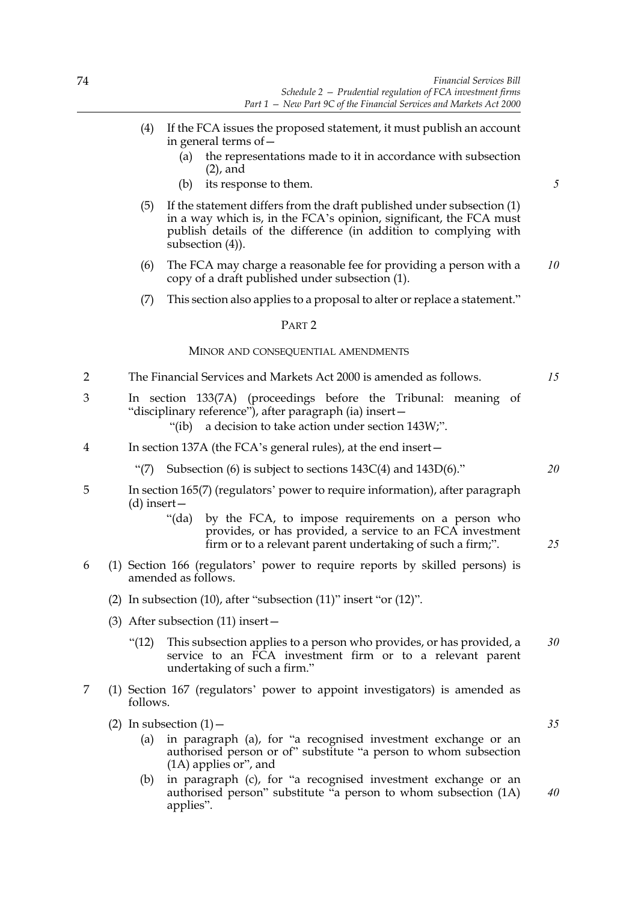(4) If the FCA issues the proposed statement, it must publish an account in general terms of—

(a) the representations made to it in accordance with subsection (2), and

(b) its response to them.

(5) If the statement differs from the draft published under subsection (1) in a way which is, in the FCA's opinion, significant, the FCA must publish details of the difference (in addition to complying with subsection (4)).

(6) The FCA may charge a reasonable fee for providing a person with a copy of a draft published under subsection (1).

(7) This section also applies to a proposal to alter or replace a statement."

## PART 2

### MINOR AND CONSEQUENTIAL AMENDMENTS

2 The Financial Services and Markets Act 2000 is amended as follows.

3 In section 133(7A) (proceedings before the Tribunal: meaning of "disciplinary reference"), after paragraph (ia) insert—

"(ib) a decision to take action under section 143W;".

4 In section 137A (the FCA's general rules), at the end insert—

"(7) Subsection (6) is subject to sections 143C(4) and 143D(6)."

5 In section 165(7) (regulators' power to require information), after paragraph (d) insert—

"(da) by the FCA, to impose requirements on a person who provides, or has provided, a service to an FCA investment firm or to a relevant parent undertaking of such a firm;".

6 (1) Section 166 (regulators' power to require reports by skilled persons) is amended as follows.

(2) In subsection (10), after "subsection (11)" insert "or (12)".

(3) After subsection (11) insert—

"(12) This subsection applies to a person who provides, or has provided, a service to an FCA investment firm or to a relevant parent undertaking of such a firm."

7 (1) Section 167 (regulators' power to appoint investigators) is amended as follows.

(2) In subsection (1)—

(a) in paragraph (a), for "a recognised investment exchange or an authorised person or of" substitute "a person to whom subsection (1A) applies or", and

(b) in paragraph (c), for "a recognised investment exchange or an authorised person" substitute "a person to whom subsection (1A) applies".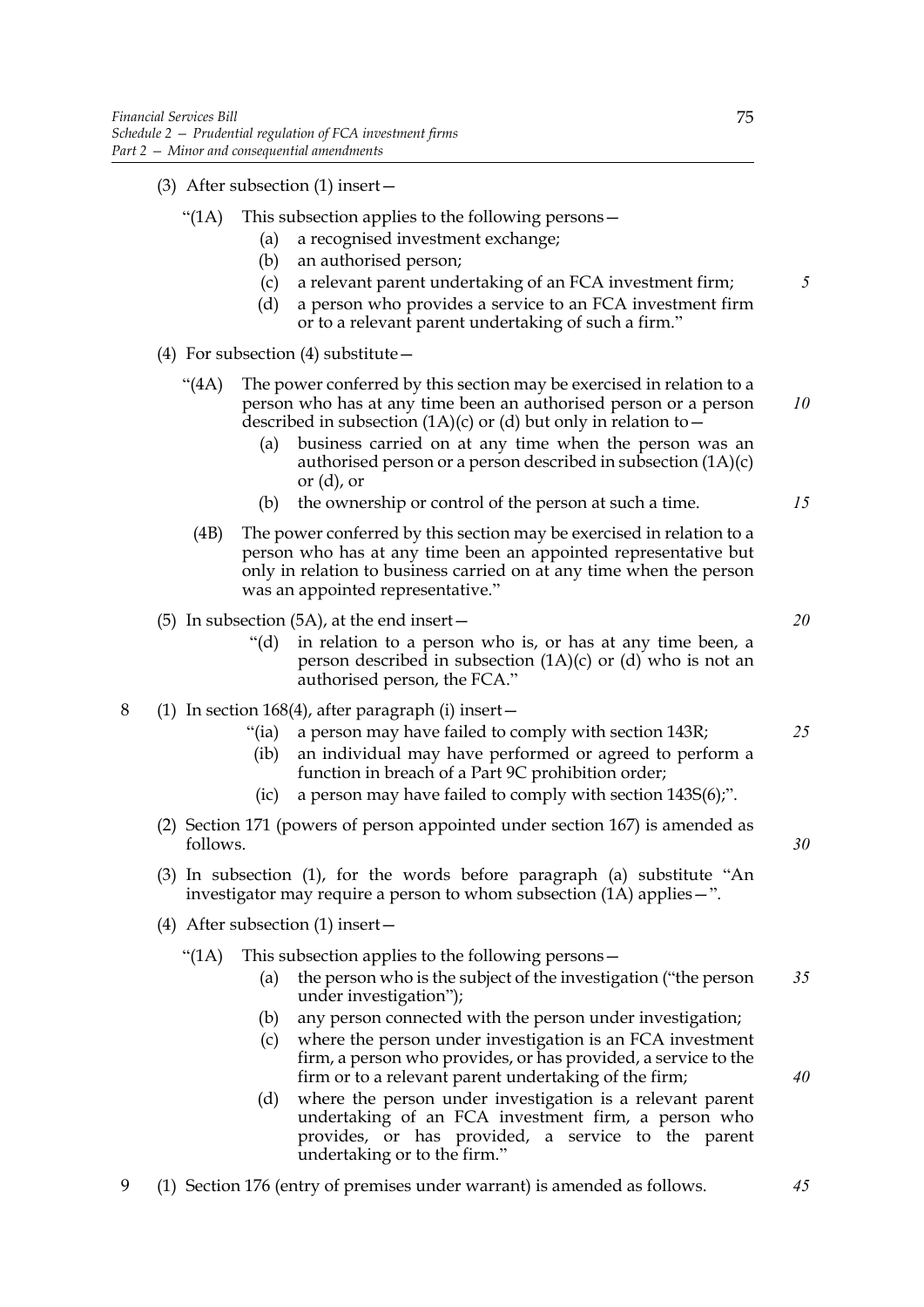(3) After subsection (1) insert—

"(1A) This subsection applies to the following persons—

(a) a recognised investment exchange;

(b) an authorised person;

(c) a relevant parent undertaking of an FCA investment firm;

(d) a person who provides a service to an FCA investment firm or to a relevant parent undertaking of such a firm."

(4) For subsection (4) substitute—

"(4A) The power conferred by this section may be exercised in relation to a person who has at any time been an authorised person or a person described in subsection (1A)(c) or (d) but only in relation to—

(a) business carried on at any time when the person was an authorised person or a person described in subsection (1A)(c) or (d), or

(b) the ownership or control of the person at such a time.

(4B) The power conferred by this section may be exercised in relation to a person who has at any time been an appointed representative but only in relation to business carried on at any time when the person was an appointed representative."

(5) In subsection (5A), at the end insert—

"(d) in relation to a person who is, or has at any time been, a person described in subsection (1A)(c) or (d) who is not an authorised person, the FCA."

8 (1) In section 168(4), after paragraph (i) insert—

"(ia) a person may have failed to comply with section 143R;

(ib) an individual may have performed or agreed to perform a function in breach of a Part 9C prohibition order;

(ic) a person may have failed to comply with section 143S(6);".

(2) Section 171 (powers of person appointed under section 167) is amended as follows.

(3) In subsection (1), for the words before paragraph (a) substitute "An investigator may require a person to whom subsection (1A) applies—".

(4) After subsection (1) insert—

"(1A) This subsection applies to the following persons—

(a) the person who is the subject of the investigation ("the person under investigation");

(b) any person connected with the person under investigation;

(c) where the person under investigation is an FCA investment firm, a person who provides, or has provided, a service to the firm or to a relevant parent undertaking of the firm;

(d) where the person under investigation is a relevant parent undertaking of an FCA investment firm, a person who provides, or has provided, a service to the parent undertaking or to the firm."

9 (1) Section 176 (entry of premises under warrant) is amended as follows.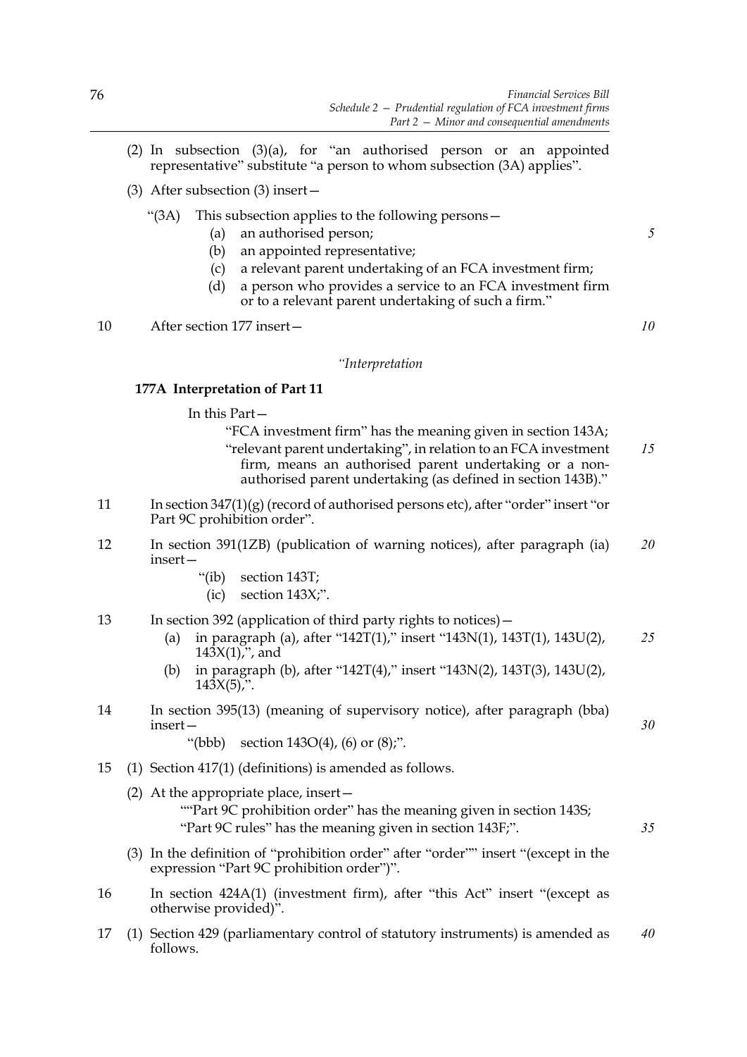(2) In subsection (3)(a), for "an authorised person or an appointed representative" substitute "a person to whom subsection (3A) applies".

(3) After subsection (3) insert—

"(3A) This subsection applies to the following persons—

(a) an authorised person;

(b) an appointed representative;

(c) a relevant parent undertaking of an FCA investment firm;

(d) a person who provides a service to an FCA investment firm or to a relevant parent undertaking of such a firm."

10 After section 177 insert—

*"Interpretation*

**177A Interpretation of Part 11**

In this Part—

"FCA investment firm" has the meaning given in section 143A;

"relevant parent undertaking", in relation to an FCA investment firm, means an authorised parent undertaking or a non-authorised parent undertaking (as defined in section 143B)."

11 In section 347(1)(g) (record of authorised persons etc), after "order" insert "or Part 9C prohibition order".

12 In section 391(1ZB) (publication of warning notices), after paragraph (ia) insert—

"(ib) section 143T;

(ic) section 143X;".

13 In section 392 (application of third party rights to notices)—

(a) in paragraph (a), after "142T(1)," insert "143N(1), 143T(1), 143U(2), 143X(1),", and

(b) in paragraph (b), after "142T(4)," insert "143N(2), 143T(3), 143U(2), 143X(5),".

14 In section 395(13) (meaning of supervisory notice), after paragraph (bba) insert—

"(bbb) section 143O(4), (6) or (8);".

15 (1) Section 417(1) (definitions) is amended as follows.

(2) At the appropriate place, insert—

""Part 9C prohibition order" has the meaning given in section 143S;

"Part 9C rules" has the meaning given in section 143F;".

(3) In the definition of "prohibition order" after "order"" insert "(except in the expression "Part 9C prohibition order")".

16 In section 424A(1) (investment firm), after "this Act" insert "(except as otherwise provided)".

17 (1) Section 429 (parliamentary control of statutory instruments) is amended as follows.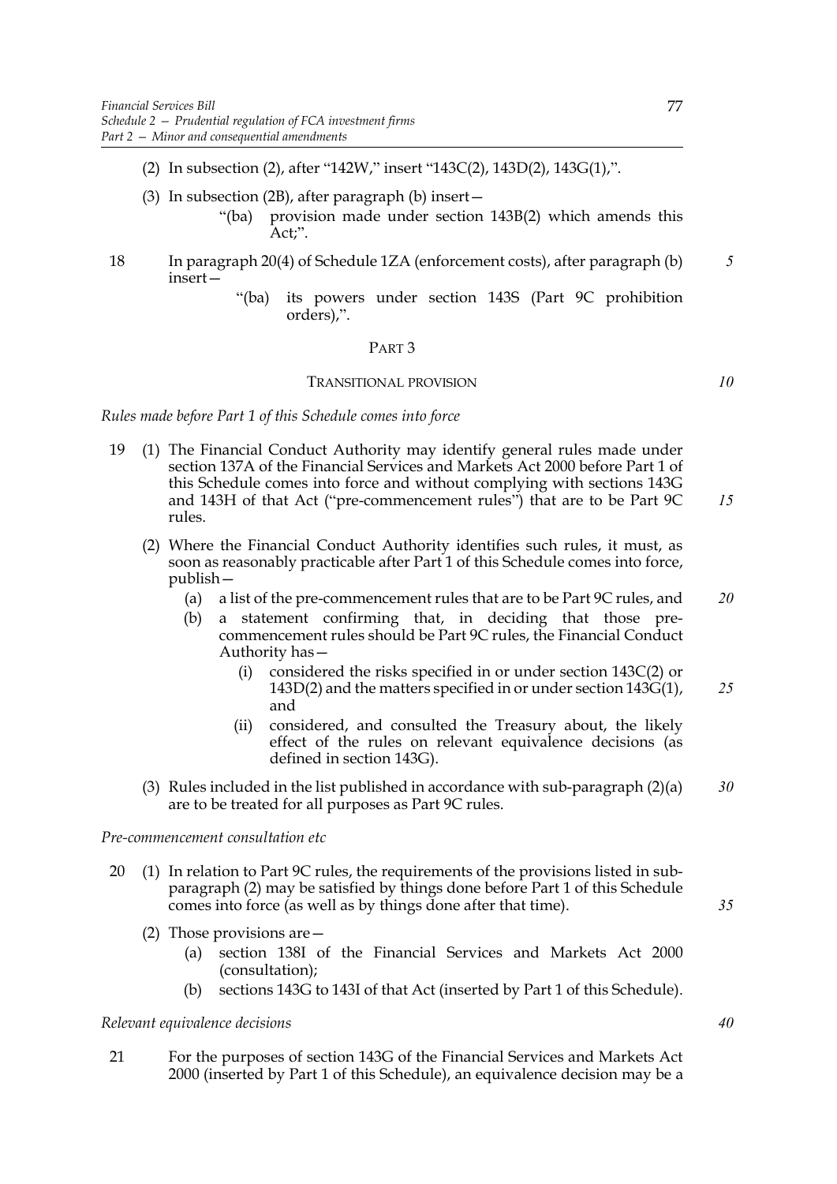(2) In subsection (2), after "142W," insert "143C(2), 143D(2), 143G(1),".

(3) In subsection (2B), after paragraph (b) insert—

> "(ba) provision made under section 143B(2) which amends this Act;".

18 In paragraph 20(4) of Schedule 1ZA (enforcement costs), after paragraph (b) insert—

> "(ba) its powers under section 143S (Part 9C prohibition orders),".

## PART 3

### TRANSITIONAL PROVISION

*Rules made before Part 1 of this Schedule comes into force*

19 (1) The Financial Conduct Authority may identify general rules made under section 137A of the Financial Services and Markets Act 2000 before Part 1 of this Schedule comes into force and without complying with sections 143G and 143H of that Act ("pre-commencement rules") that are to be Part 9C rules.

(2) Where the Financial Conduct Authority identifies such rules, it must, as soon as reasonably practicable after Part 1 of this Schedule comes into force, publish—

(a) a list of the pre-commencement rules that are to be Part 9C rules, and

(b) a statement confirming that, in deciding that those pre-commencement rules should be Part 9C rules, the Financial Conduct Authority has—

(i) considered the risks specified in or under section 143C(2) or 143D(2) and the matters specified in or under section 143G(1), and

(ii) considered, and consulted the Treasury about, the likely effect of the rules on relevant equivalence decisions (as defined in section 143G).

(3) Rules included in the list published in accordance with sub-paragraph (2)(a) are to be treated for all purposes as Part 9C rules.

*Pre-commencement consultation etc*

20 (1) In relation to Part 9C rules, the requirements of the provisions listed in sub-paragraph (2) may be satisfied by things done before Part 1 of this Schedule comes into force (as well as by things done after that time).

(2) Those provisions are—

(a) section 138I of the Financial Services and Markets Act 2000 (consultation);

(b) sections 143G to 143I of that Act (inserted by Part 1 of this Schedule).

*Relevant equivalence decisions*

21 For the purposes of section 143G of the Financial Services and Markets Act 2000 (inserted by Part 1 of this Schedule), an equivalence decision may be a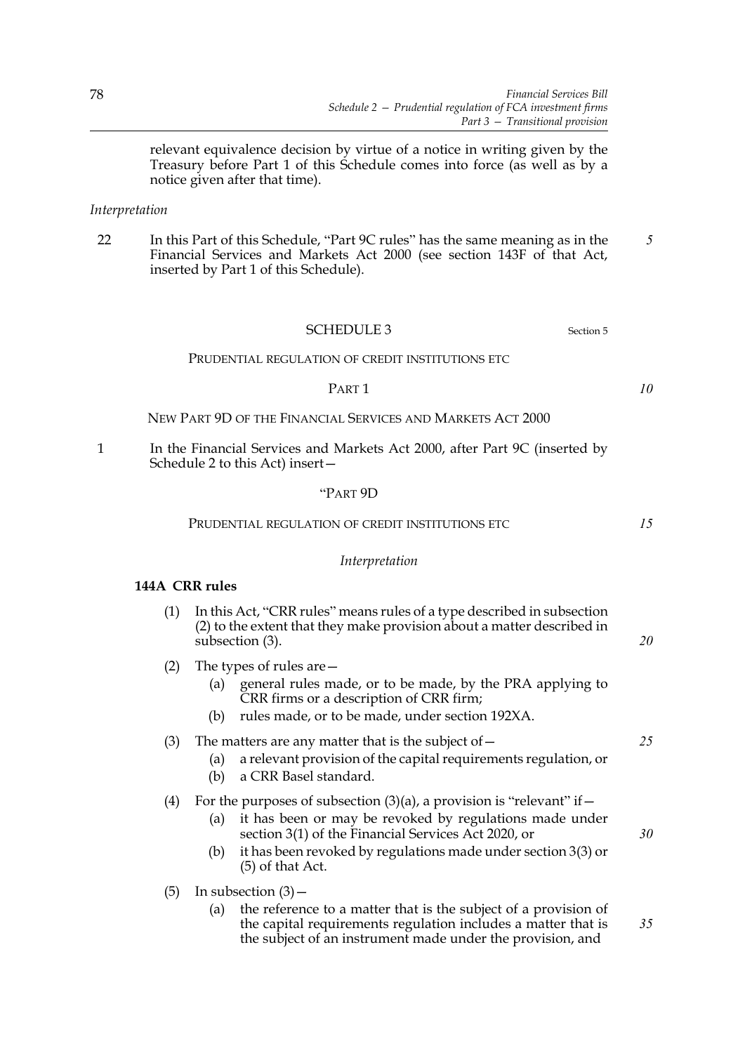relevant equivalence decision by virtue of a notice in writing given by the Treasury before Part 1 of this Schedule comes into force (as well as by a notice given after that time).

*Interpretation*

22 In this Part of this Schedule, "Part 9C rules" has the same meaning as in the Financial Services and Markets Act 2000 (see section 143F of that Act, inserted by Part 1 of this Schedule).

## SCHEDULE 3

Section 5

PRUDENTIAL REGULATION OF CREDIT INSTITUTIONS ETC

PART 1

NEW PART 9D OF THE FINANCIAL SERVICES AND MARKETS ACT 2000

1 In the Financial Services and Markets Act 2000, after Part 9C (inserted by Schedule 2 to this Act) insert—

"PART 9D

PRUDENTIAL REGULATION OF CREDIT INSTITUTIONS ETC

*Interpretation*

**144A CRR rules**

(1) In this Act, "CRR rules" means rules of a type described in subsection (2) to the extent that they make provision about a matter described in subsection (3).

(2) The types of rules are—

(a) general rules made, or to be made, by the PRA applying to CRR firms or a description of CRR firm;

(b) rules made, or to be made, under section 192XA.

(3) The matters are any matter that is the subject of—

(a) a relevant provision of the capital requirements regulation, or

(b) a CRR Basel standard.

(4) For the purposes of subsection (3)(a), a provision is "relevant" if—

(a) it has been or may be revoked by regulations made under section 3(1) of the Financial Services Act 2020, or

(b) it has been revoked by regulations made under section 3(3) or (5) of that Act.

(5) In subsection (3)—

(a) the reference to a matter that is the subject of a provision of the capital requirements regulation includes a matter that is the subject of an instrument made under the provision, and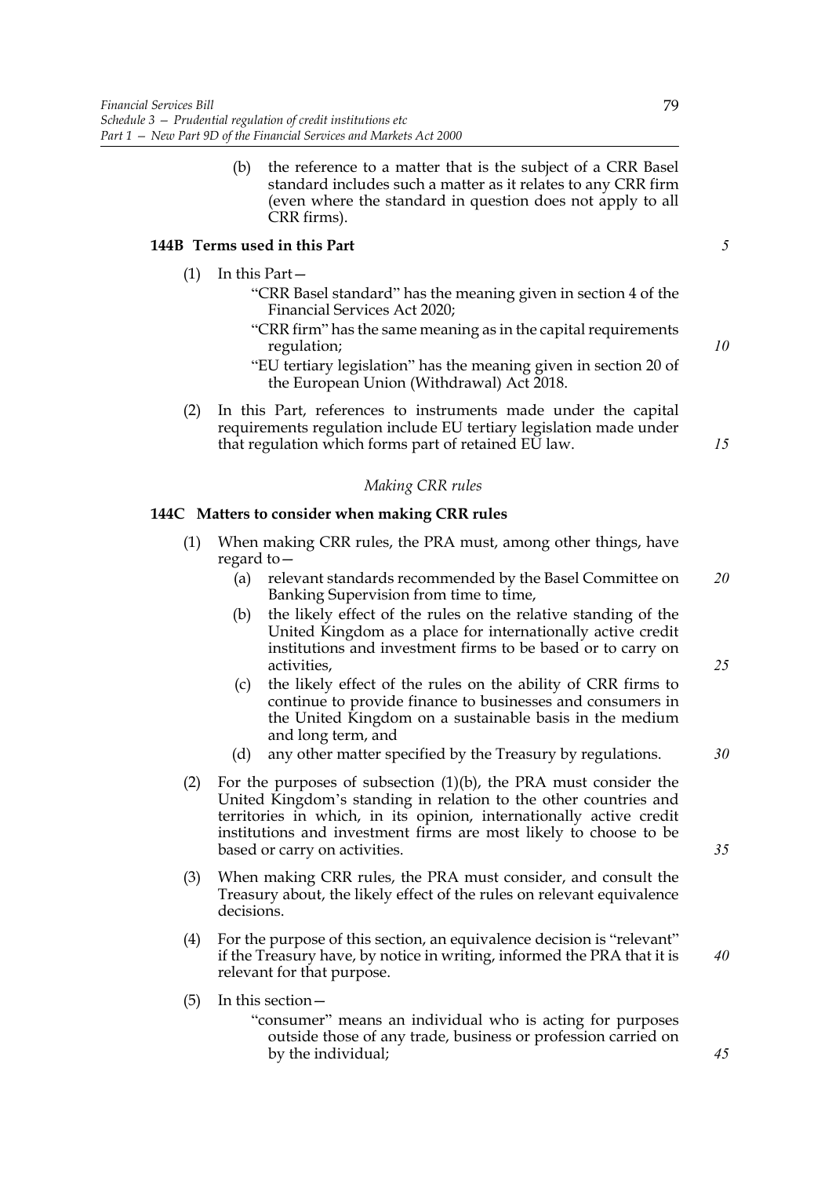(b) the reference to a matter that is the subject of a CRR Basel standard includes such a matter as it relates to any CRR firm (even where the standard in question does not apply to all CRR firms).

**144B Terms used in this Part**

(1) In this Part—

"CRR Basel standard" has the meaning given in section 4 of the Financial Services Act 2020;

"CRR firm" has the same meaning as in the capital requirements regulation;

"EU tertiary legislation" has the meaning given in section 20 of the European Union (Withdrawal) Act 2018.

(2) In this Part, references to instruments made under the capital requirements regulation include EU tertiary legislation made under that regulation which forms part of retained EU law.

*Making CRR rules*

**144C Matters to consider when making CRR rules**

(1) When making CRR rules, the PRA must, among other things, have regard to—

(a) relevant standards recommended by the Basel Committee on Banking Supervision from time to time,

(b) the likely effect of the rules on the relative standing of the United Kingdom as a place for internationally active credit institutions and investment firms to be based or to carry on activities,

(c) the likely effect of the rules on the ability of CRR firms to continue to provide finance to businesses and consumers in the United Kingdom on a sustainable basis in the medium and long term, and

(d) any other matter specified by the Treasury by regulations.

(2) For the purposes of subsection (1)(b), the PRA must consider the United Kingdom's standing in relation to the other countries and territories in which, in its opinion, internationally active credit institutions and investment firms are most likely to choose to be based or carry on activities.

(3) When making CRR rules, the PRA must consider, and consult the Treasury about, the likely effect of the rules on relevant equivalence decisions.

(4) For the purpose of this section, an equivalence decision is "relevant" if the Treasury have, by notice in writing, informed the PRA that it is relevant for that purpose.

(5) In this section—

"consumer" means an individual who is acting for purposes outside those of any trade, business or profession carried on by the individual;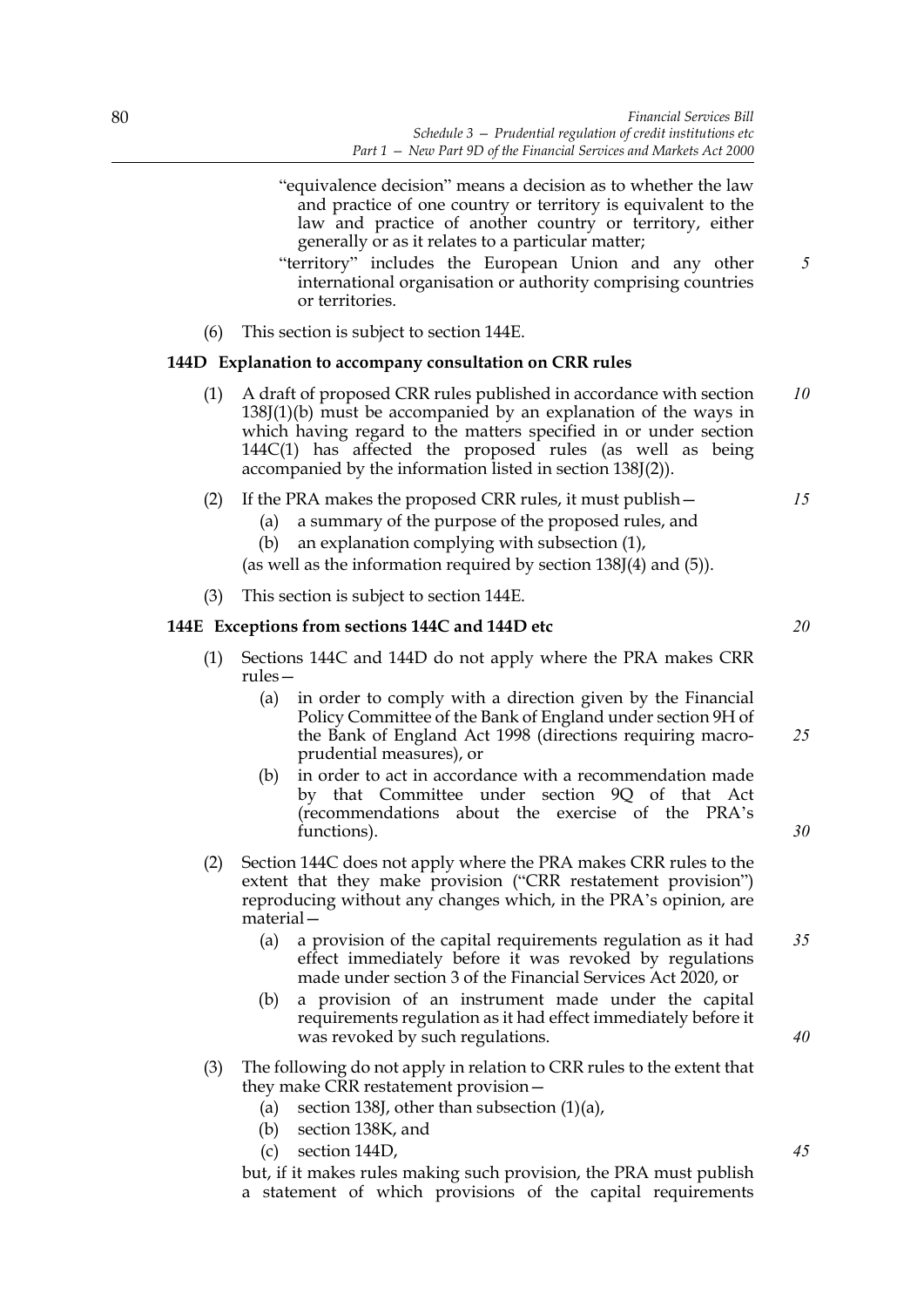"equivalence decision" means a decision as to whether the law and practice of one country or territory is equivalent to the law and practice of another country or territory, either generally or as it relates to a particular matter;

"territory" includes the European Union and any other international organisation or authority comprising countries or territories.

(6) This section is subject to section 144E.

**144D Explanation to accompany consultation on CRR rules**

(1) A draft of proposed CRR rules published in accordance with section 138J(1)(b) must be accompanied by an explanation of the ways in which having regard to the matters specified in or under section 144C(1) has affected the proposed rules (as well as being accompanied by the information listed in section 138J(2)).

(2) If the PRA makes the proposed CRR rules, it must publish—

(a) a summary of the purpose of the proposed rules, and

(b) an explanation complying with subsection (1),

(as well as the information required by section 138J(4) and (5)).

(3) This section is subject to section 144E.

**144E Exceptions from sections 144C and 144D etc**

(1) Sections 144C and 144D do not apply where the PRA makes CRR rules—

(a) in order to comply with a direction given by the Financial Policy Committee of the Bank of England under section 9H of the Bank of England Act 1998 (directions requiring macro-prudential measures), or

(b) in order to act in accordance with a recommendation made by that Committee under section 9Q of that Act (recommendations about the exercise of the PRA's functions).

(2) Section 144C does not apply where the PRA makes CRR rules to the extent that they make provision ("CRR restatement provision") reproducing without any changes which, in the PRA's opinion, are material—

(a) a provision of the capital requirements regulation as it had effect immediately before it was revoked by regulations made under section 3 of the Financial Services Act 2020, or

(b) a provision of an instrument made under the capital requirements regulation as it had effect immediately before it was revoked by such regulations.

(3) The following do not apply in relation to CRR rules to the extent that they make CRR restatement provision—

(a) section 138J, other than subsection (1)(a),

(b) section 138K, and

(c) section 144D,

but, if it makes rules making such provision, the PRA must publish a statement of which provisions of the capital requirements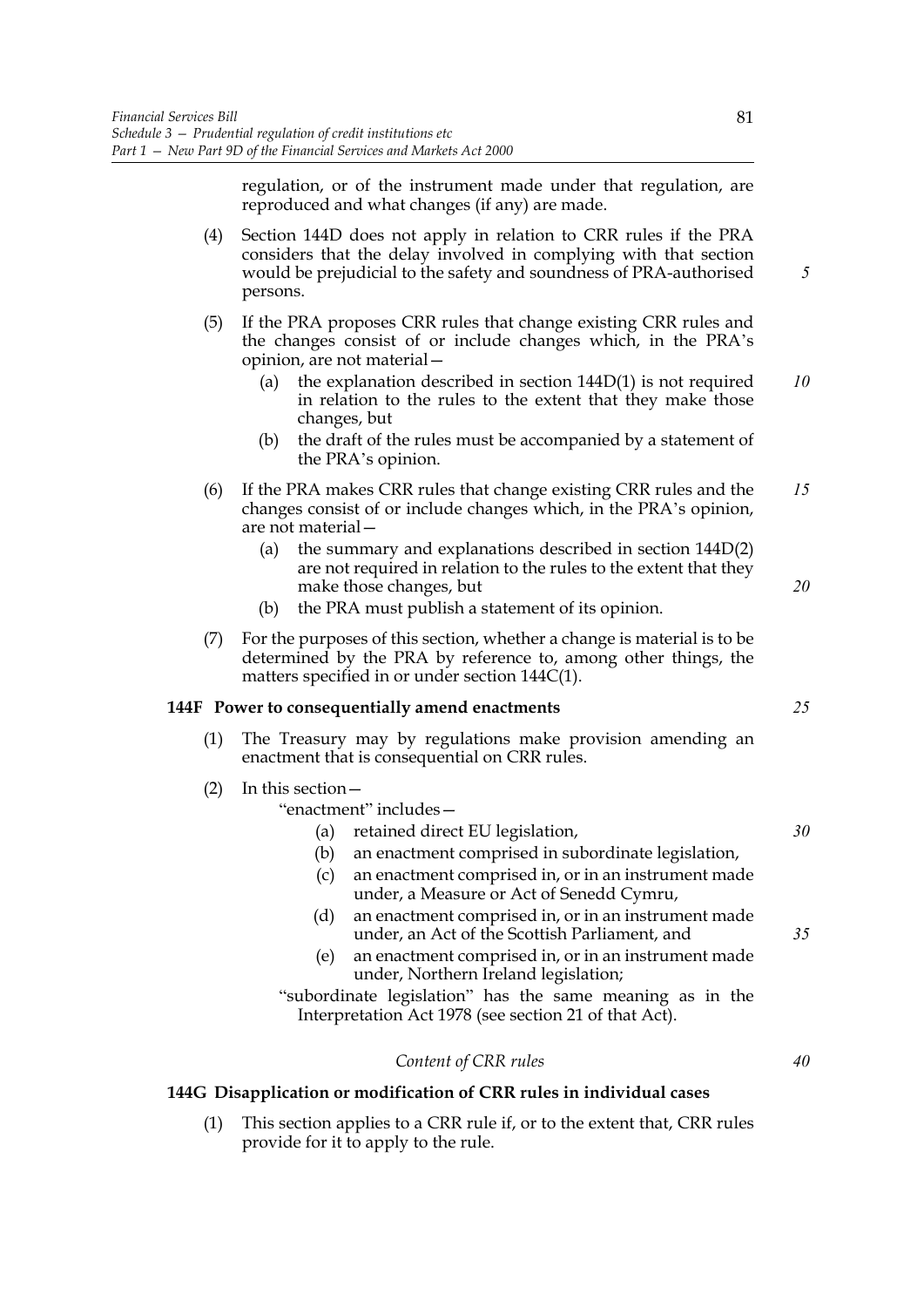regulation, or of the instrument made under that regulation, are reproduced and what changes (if any) are made.

(4) Section 144D does not apply in relation to CRR rules if the PRA considers that the delay involved in complying with that section would be prejudicial to the safety and soundness of PRA-authorised persons.

(5) If the PRA proposes CRR rules that change existing CRR rules and the changes consist of or include changes which, in the PRA's opinion, are not material—

- (a) the explanation described in section 144D(1) is not required in relation to the rules to the extent that they make those changes, but
- (b) the draft of the rules must be accompanied by a statement of the PRA's opinion.

(6) If the PRA makes CRR rules that change existing CRR rules and the changes consist of or include changes which, in the PRA's opinion, are not material—

- (a) the summary and explanations described in section 144D(2) are not required in relation to the rules to the extent that they make those changes, but
- (b) the PRA must publish a statement of its opinion.

(7) For the purposes of this section, whether a change is material is to be determined by the PRA by reference to, among other things, the matters specified in or under section 144C(1).

**144F Power to consequentially amend enactments**

(1) The Treasury may by regulations make provision amending an enactment that is consequential on CRR rules.

(2) In this section—

"enactment" includes—

- (a) retained direct EU legislation,
- (b) an enactment comprised in subordinate legislation,
- (c) an enactment comprised in, or in an instrument made under, a Measure or Act of Senedd Cymru,
- (d) an enactment comprised in, or in an instrument made under, an Act of the Scottish Parliament, and
- (e) an enactment comprised in, or in an instrument made under, Northern Ireland legislation;

"subordinate legislation" has the same meaning as in the Interpretation Act 1978 (see section 21 of that Act).

*Content of CRR rules*

**144G Disapplication or modification of CRR rules in individual cases**

(1) This section applies to a CRR rule if, or to the extent that, CRR rules provide for it to apply to the rule.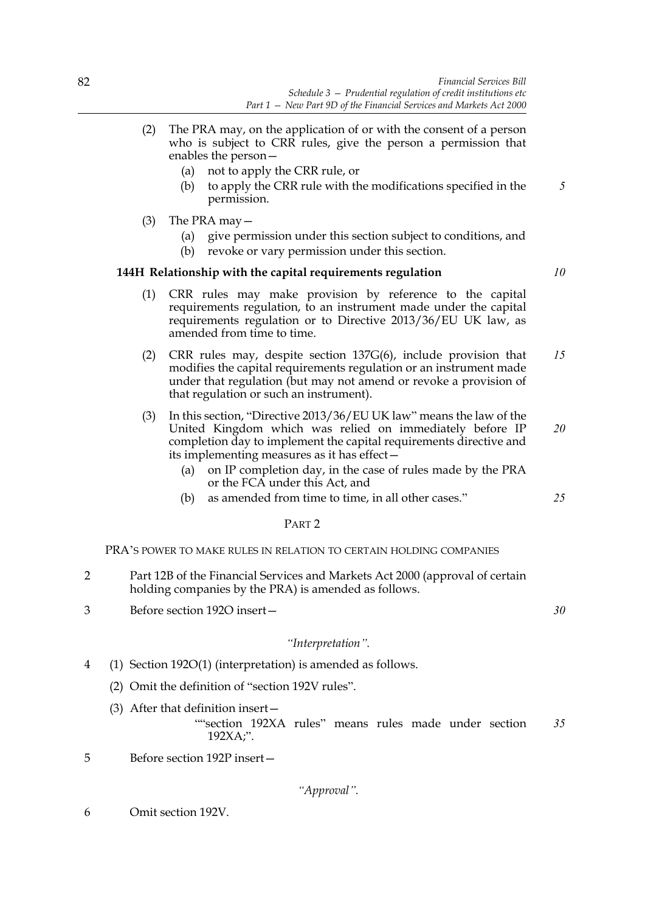(2) The PRA may, on the application of or with the consent of a person who is subject to CRR rules, give the person a permission that enables the person—

(a) not to apply the CRR rule, or

(b) to apply the CRR rule with the modifications specified in the permission.

(3) The PRA may—

(a) give permission under this section subject to conditions, and

(b) revoke or vary permission under this section.

**144H Relationship with the capital requirements regulation**

(1) CRR rules may make provision by reference to the capital requirements regulation, to an instrument made under the capital requirements regulation or to Directive 2013/36/EU UK law, as amended from time to time.

(2) CRR rules may, despite section 137G(6), include provision that modifies the capital requirements regulation or an instrument made under that regulation (but may not amend or revoke a provision of that regulation or such an instrument).

(3) In this section, "Directive 2013/36/EU UK law" means the law of the United Kingdom which was relied on immediately before IP completion day to implement the capital requirements directive and its implementing measures as it has effect—

(a) on IP completion day, in the case of rules made by the PRA or the FCA under this Act, and

(b) as amended from time to time, in all other cases."

PART 2

PRA'S POWER TO MAKE RULES IN RELATION TO CERTAIN HOLDING COMPANIES

2 Part 12B of the Financial Services and Markets Act 2000 (approval of certain holding companies by the PRA) is amended as follows.

3 Before section 192O insert—

*"Interpretation".*

4 (1) Section 192O(1) (interpretation) is amended as follows.

(2) Omit the definition of "section 192V rules".

(3) After that definition insert—

""section 192XA rules" means rules made under section 192XA;".

5 Before section 192P insert—

*"Approval".*

6 Omit section 192V.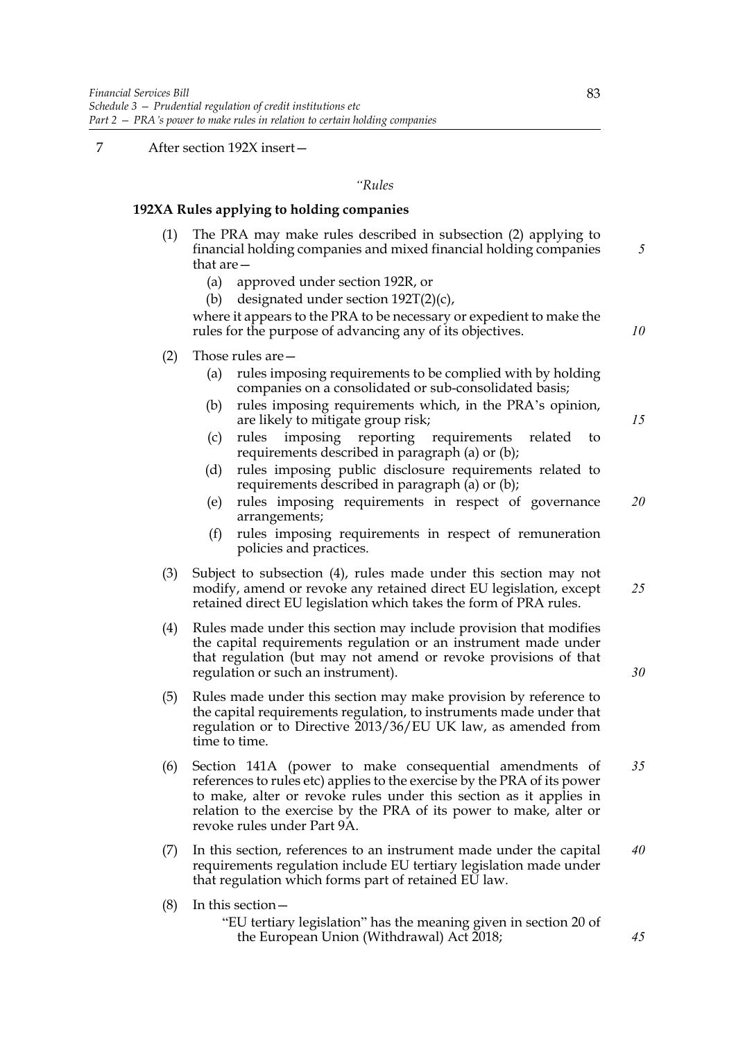7 After section 192X insert—

*"Rules*

**192XA Rules applying to holding companies**

(1) The PRA may make rules described in subsection (2) applying to financial holding companies and mixed financial holding companies that are—

(a) approved under section 192R, or

(b) designated under section 192T(2)(c),

where it appears to the PRA to be necessary or expedient to make the rules for the purpose of advancing any of its objectives.

(2) Those rules are—

(a) rules imposing requirements to be complied with by holding companies on a consolidated or sub-consolidated basis;

(b) rules imposing requirements which, in the PRA's opinion, are likely to mitigate group risk;

(c) rules imposing reporting requirements related to requirements described in paragraph (a) or (b);

(d) rules imposing public disclosure requirements related to requirements described in paragraph (a) or (b);

(e) rules imposing requirements in respect of governance arrangements;

(f) rules imposing requirements in respect of remuneration policies and practices.

(3) Subject to subsection (4), rules made under this section may not modify, amend or revoke any retained direct EU legislation, except retained direct EU legislation which takes the form of PRA rules.

(4) Rules made under this section may include provision that modifies the capital requirements regulation or an instrument made under that regulation (but may not amend or revoke provisions of that regulation or such an instrument).

(5) Rules made under this section may make provision by reference to the capital requirements regulation, to instruments made under that regulation or to Directive 2013/36/EU UK law, as amended from time to time.

(6) Section 141A (power to make consequential amendments of references to rules etc) applies to the exercise by the PRA of its power to make, alter or revoke rules under this section as it applies in relation to the exercise by the PRA of its power to make, alter or revoke rules under Part 9A.

(7) In this section, references to an instrument made under the capital requirements regulation include EU tertiary legislation made under that regulation which forms part of retained EU law.

(8) In this section—

"EU tertiary legislation" has the meaning given in section 20 of the European Union (Withdrawal) Act 2018;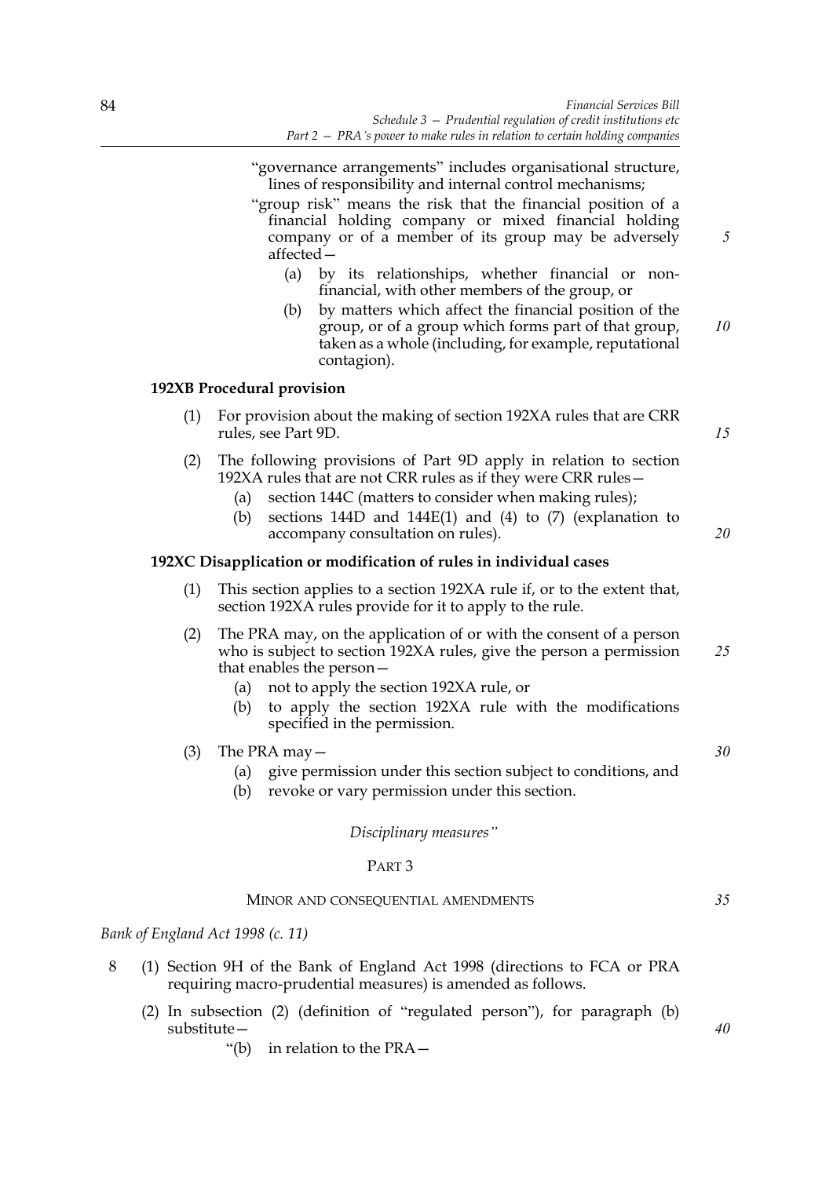"governance arrangements" includes organisational structure, lines of responsibility and internal control mechanisms;

"group risk" means the risk that the financial position of a financial holding company or mixed financial holding company or of a member of its group may be adversely affected—

(a) by its relationships, whether financial or non-financial, with other members of the group, or

(b) by matters which affect the financial position of the group, or of a group which forms part of that group, taken as a whole (including, for example, reputational contagion).

**192XB Procedural provision**

(1) For provision about the making of section 192XA rules that are CRR rules, see Part 9D.

(2) The following provisions of Part 9D apply in relation to section 192XA rules that are not CRR rules as if they were CRR rules—

(a) section 144C (matters to consider when making rules);

(b) sections 144D and 144E(1) and (4) to (7) (explanation to accompany consultation on rules).

**192XC Disapplication or modification of rules in individual cases**

(1) This section applies to a section 192XA rule if, or to the extent that, section 192XA rules provide for it to apply to the rule.

(2) The PRA may, on the application of or with the consent of a person who is subject to section 192XA rules, give the person a permission that enables the person—

(a) not to apply the section 192XA rule, or

(b) to apply the section 192XA rule with the modifications specified in the permission.

(3) The PRA may—

(a) give permission under this section subject to conditions, and

(b) revoke or vary permission under this section.

*Disciplinary measures"*

PART 3

MINOR AND CONSEQUENTIAL AMENDMENTS

*Bank of England Act 1998 (c. 11)*

8 (1) Section 9H of the Bank of England Act 1998 (directions to FCA or PRA requiring macro-prudential measures) is amended as follows.

(2) In subsection (2) (definition of "regulated person"), for paragraph (b) substitute—

"(b) in relation to the PRA—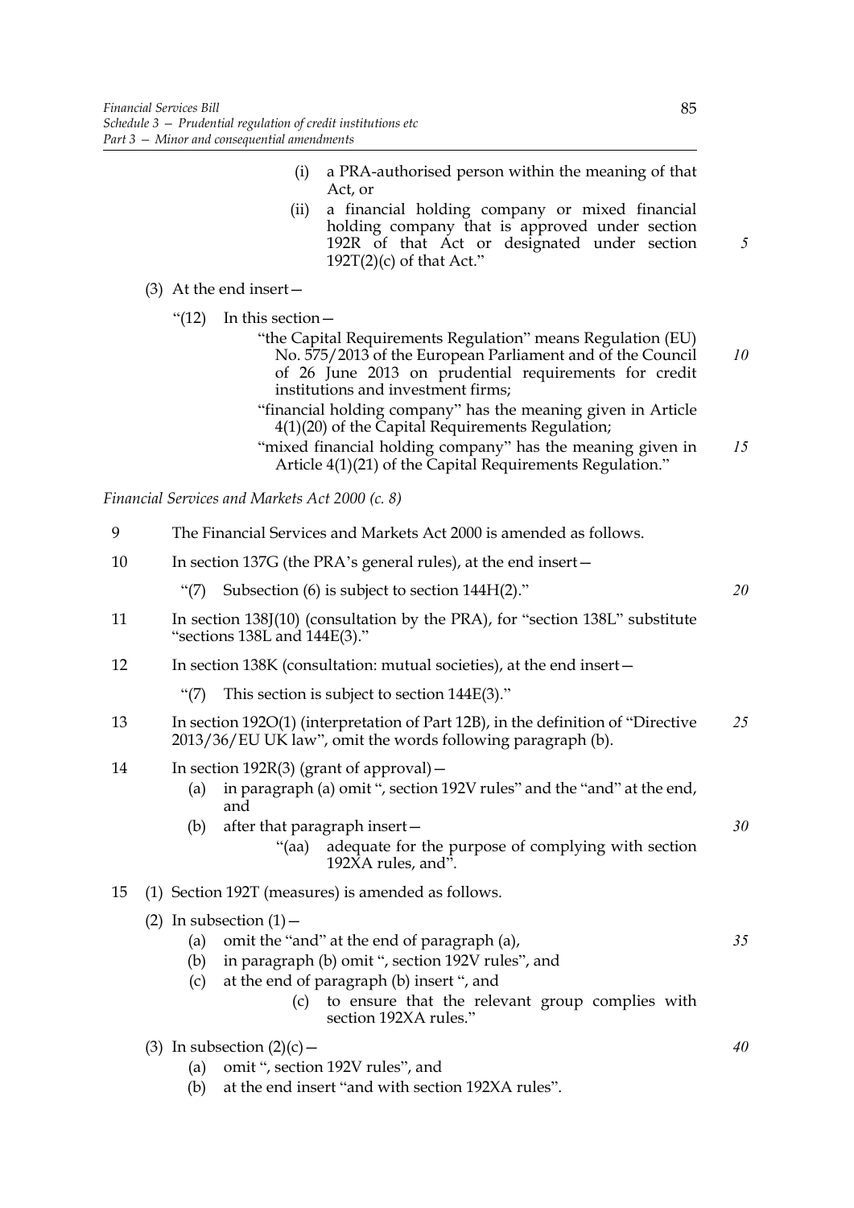(i) a PRA-authorised person within the meaning of that Act, or

(ii) a financial holding company or mixed financial holding company that is approved under section 192R of that Act or designated under section 192T(2)(c) of that Act."

(3) At the end insert—

"(12) In this section—

"the Capital Requirements Regulation" means Regulation (EU) No. 575/2013 of the European Parliament and of the Council of 26 June 2013 on prudential requirements for credit institutions and investment firms;

"financial holding company" has the meaning given in Article 4(1)(20) of the Capital Requirements Regulation;

"mixed financial holding company" has the meaning given in Article 4(1)(21) of the Capital Requirements Regulation."

*Financial Services and Markets Act 2000 (c. 8)*

9 The Financial Services and Markets Act 2000 is amended as follows.

10 In section 137G (the PRA's general rules), at the end insert—

"(7) Subsection (6) is subject to section 144H(2)."

11 In section 138J(10) (consultation by the PRA), for "section 138L" substitute "sections 138L and 144E(3)."

12 In section 138K (consultation: mutual societies), at the end insert—

"(7) This section is subject to section 144E(3)."

13 In section 192O(1) (interpretation of Part 12B), in the definition of "Directive 2013/36/EU UK law", omit the words following paragraph (b).

14 In section 192R(3) (grant of approval)—

(a) in paragraph (a) omit ", section 192V rules" and the "and" at the end, and

(b) after that paragraph insert—

"(aa) adequate for the purpose of complying with section 192XA rules, and".

15 (1) Section 192T (measures) is amended as follows.

(2) In subsection (1)—

(a) omit the "and" at the end of paragraph (a),

(b) in paragraph (b) omit ", section 192V rules", and

(c) at the end of paragraph (b) insert ", and

(c) to ensure that the relevant group complies with section 192XA rules."

(3) In subsection (2)(c)—

(a) omit ", section 192V rules", and

(b) at the end insert "and with section 192XA rules".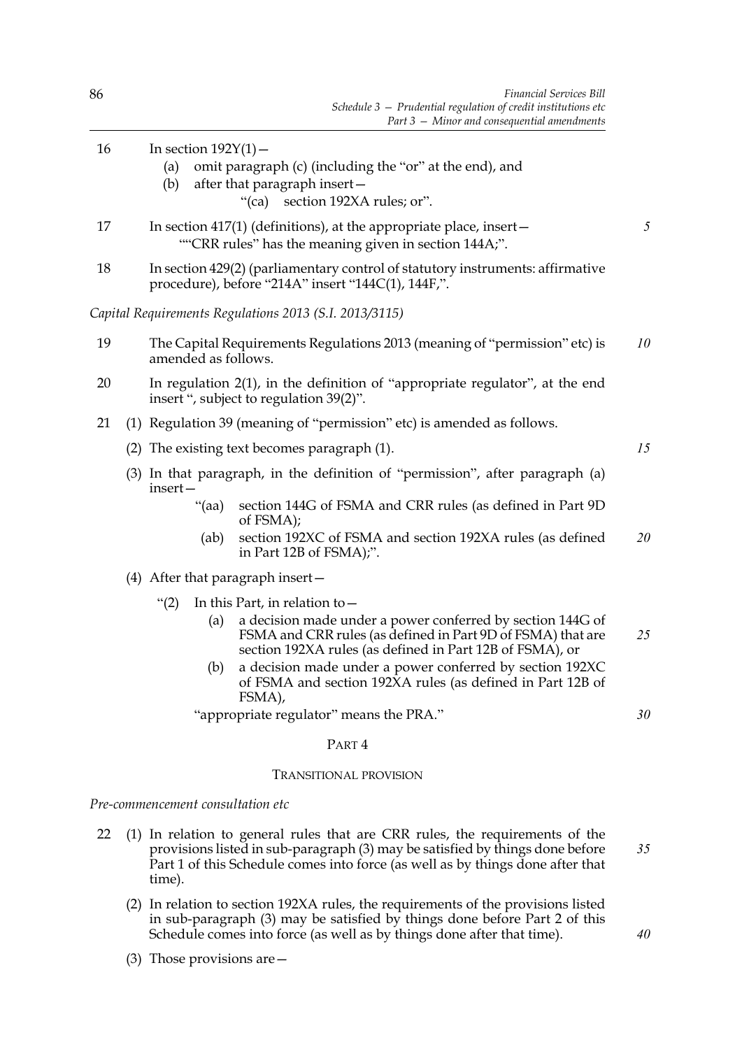16 In section 192Y(1)—

(a) omit paragraph (c) (including the "or" at the end), and

(b) after that paragraph insert—

"(ca) section 192XA rules; or".

17 In section 417(1) (definitions), at the appropriate place, insert—

""CRR rules" has the meaning given in section 144A;".

18 In section 429(2) (parliamentary control of statutory instruments: affirmative procedure), before "214A" insert "144C(1), 144F,".

*Capital Requirements Regulations 2013 (S.I. 2013/3115)*

19 The Capital Requirements Regulations 2013 (meaning of "permission" etc) is amended as follows.

20 In regulation 2(1), in the definition of "appropriate regulator", at the end insert ", subject to regulation 39(2)".

21 (1) Regulation 39 (meaning of "permission" etc) is amended as follows.

(2) The existing text becomes paragraph (1).

(3) In that paragraph, in the definition of "permission", after paragraph (a) insert—

"(aa) section 144G of FSMA and CRR rules (as defined in Part 9D of FSMA);

(ab) section 192XC of FSMA and section 192XA rules (as defined in Part 12B of FSMA);".

(4) After that paragraph insert—

"(2) In this Part, in relation to—

(a) a decision made under a power conferred by section 144G of FSMA and CRR rules (as defined in Part 9D of FSMA) that are section 192XA rules (as defined in Part 12B of FSMA), or

(b) a decision made under a power conferred by section 192XC of FSMA and section 192XA rules (as defined in Part 12B of FSMA),

"appropriate regulator" means the PRA."

## PART 4

### TRANSITIONAL PROVISION

*Pre-commencement consultation etc*

22 (1) In relation to general rules that are CRR rules, the requirements of the provisions listed in sub-paragraph (3) may be satisfied by things done before Part 1 of this Schedule comes into force (as well as by things done after that time).

(2) In relation to section 192XA rules, the requirements of the provisions listed in sub-paragraph (3) may be satisfied by things done before Part 2 of this Schedule comes into force (as well as by things done after that time).

(3) Those provisions are—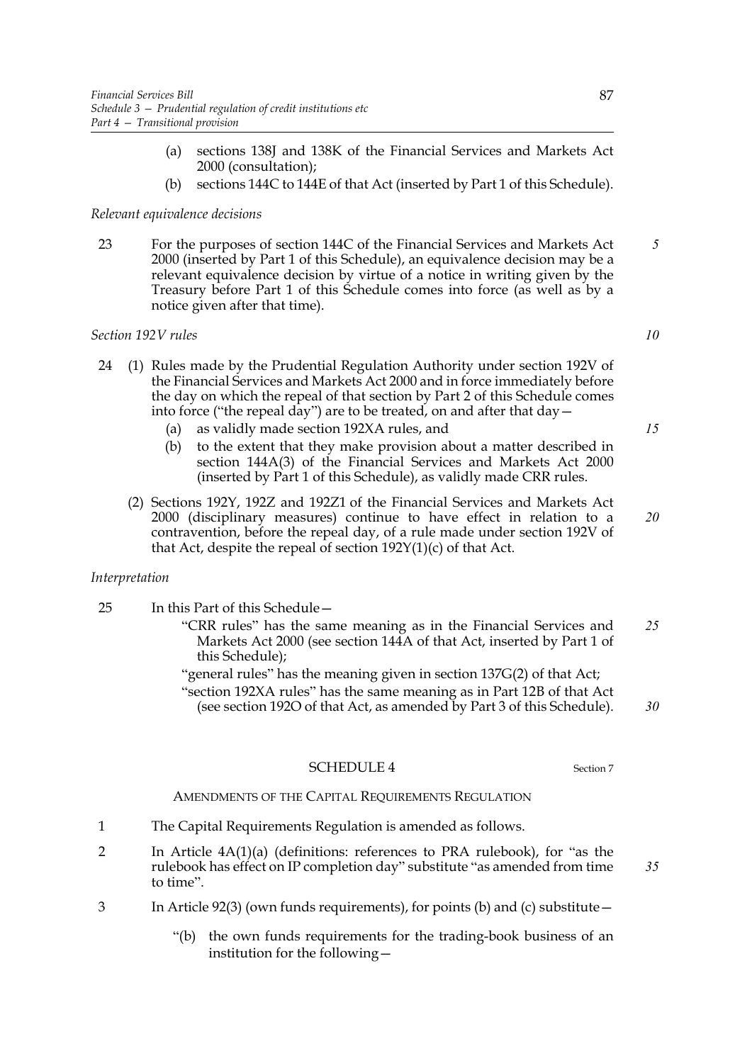(a) sections 138J and 138K of the Financial Services and Markets Act 2000 (consultation);

(b) sections 144C to 144E of that Act (inserted by Part 1 of this Schedule).

*Relevant equivalence decisions*

23 For the purposes of section 144C of the Financial Services and Markets Act 2000 (inserted by Part 1 of this Schedule), an equivalence decision may be a relevant equivalence decision by virtue of a notice in writing given by the Treasury before Part 1 of this Schedule comes into force (as well as by a notice given after that time).

*Section 192V rules*

24 (1) Rules made by the Prudential Regulation Authority under section 192V of the Financial Services and Markets Act 2000 and in force immediately before the day on which the repeal of that section by Part 2 of this Schedule comes into force ("the repeal day") are to be treated, on and after that day—

(a) as validly made section 192XA rules, and

(b) to the extent that they make provision about a matter described in section 144A(3) of the Financial Services and Markets Act 2000 (inserted by Part 1 of this Schedule), as validly made CRR rules.

(2) Sections 192Y, 192Z and 192Z1 of the Financial Services and Markets Act 2000 (disciplinary measures) continue to have effect in relation to a contravention, before the repeal day, of a rule made under section 192V of that Act, despite the repeal of section 192Y(1)(c) of that Act.

*Interpretation*

25 In this Part of this Schedule—

"CRR rules" has the same meaning as in the Financial Services and Markets Act 2000 (see section 144A of that Act, inserted by Part 1 of this Schedule);

"general rules" has the meaning given in section 137G(2) of that Act;

"section 192XA rules" has the same meaning as in Part 12B of that Act (see section 192O of that Act, as amended by Part 3 of this Schedule).

## SCHEDULE 4

Section 7

AMENDMENTS OF THE CAPITAL REQUIREMENTS REGULATION

1 The Capital Requirements Regulation is amended as follows.

2 In Article 4A(1)(a) (definitions: references to PRA rulebook), for "as the rulebook has effect on IP completion day" substitute "as amended from time to time".

3 In Article 92(3) (own funds requirements), for points (b) and (c) substitute—

"(b) the own funds requirements for the trading-book business of an institution for the following—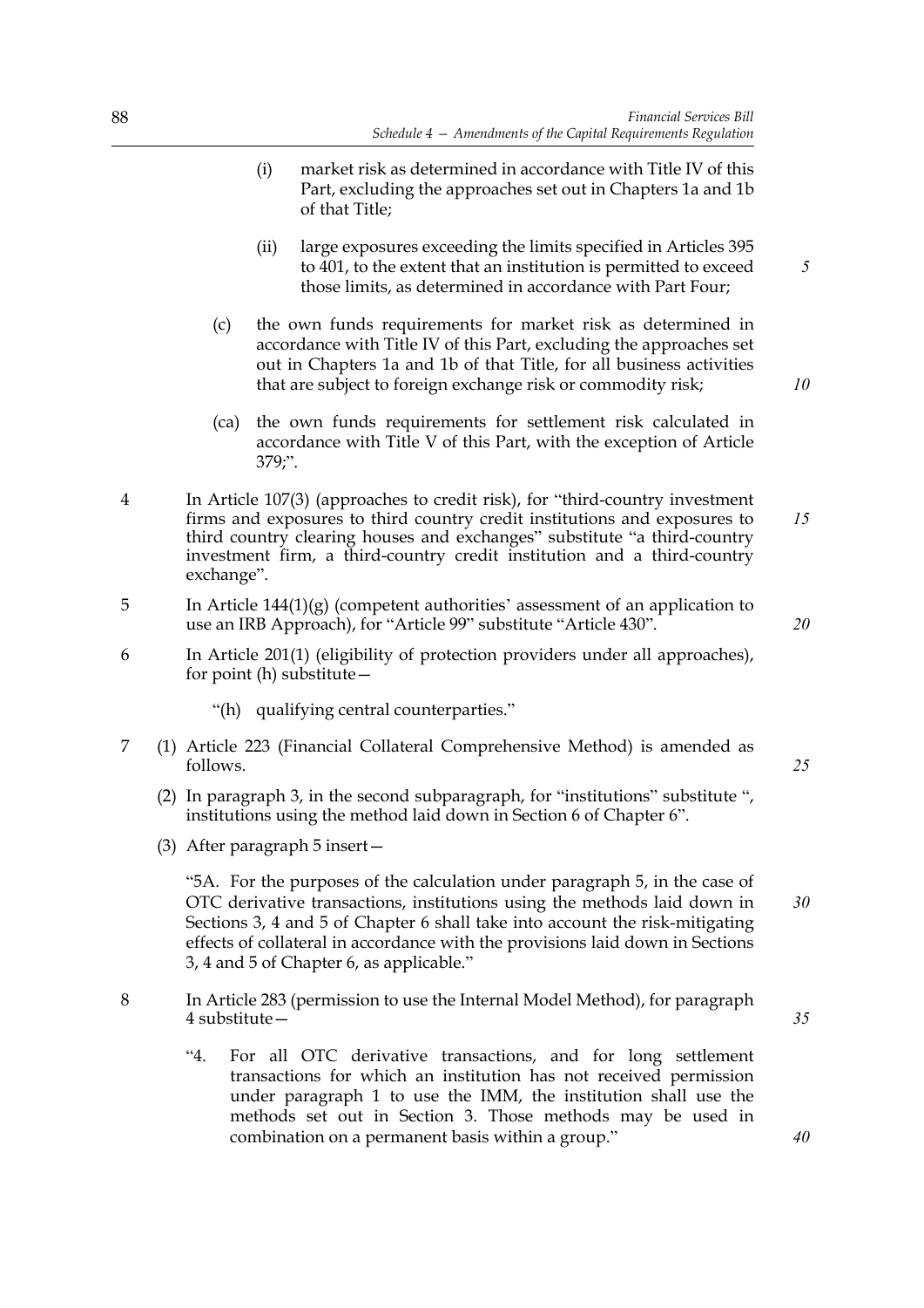(i) market risk as determined in accordance with Title IV of this Part, excluding the approaches set out in Chapters 1a and 1b of that Title;

(ii) large exposures exceeding the limits specified in Articles 395 to 401, to the extent that an institution is permitted to exceed those limits, as determined in accordance with Part Four;

(c) the own funds requirements for market risk as determined in accordance with Title IV of this Part, excluding the approaches set out in Chapters 1a and 1b of that Title, for all business activities that are subject to foreign exchange risk or commodity risk;

(ca) the own funds requirements for settlement risk calculated in accordance with Title V of this Part, with the exception of Article 379;".

4 In Article 107(3) (approaches to credit risk), for "third-country investment firms and exposures to third country credit institutions and exposures to third country clearing houses and exchanges" substitute "a third-country investment firm, a third-country credit institution and a third-country exchange".

5 In Article 144(1)(g) (competent authorities' assessment of an application to use an IRB Approach), for "Article 99" substitute "Article 430".

6 In Article 201(1) (eligibility of protection providers under all approaches), for point (h) substitute—

"(h) qualifying central counterparties."

7 (1) Article 223 (Financial Collateral Comprehensive Method) is amended as follows.

(2) In paragraph 3, in the second subparagraph, for "institutions" substitute ", institutions using the method laid down in Section 6 of Chapter 6".

(3) After paragraph 5 insert—

"5A. For the purposes of the calculation under paragraph 5, in the case of OTC derivative transactions, institutions using the methods laid down in Sections 3, 4 and 5 of Chapter 6 shall take into account the risk-mitigating effects of collateral in accordance with the provisions laid down in Sections 3, 4 and 5 of Chapter 6, as applicable."

8 In Article 283 (permission to use the Internal Model Method), for paragraph 4 substitute—

"4. For all OTC derivative transactions, and for long settlement transactions for which an institution has not received permission under paragraph 1 to use the IMM, the institution shall use the methods set out in Section 3. Those methods may be used in combination on a permanent basis within a group."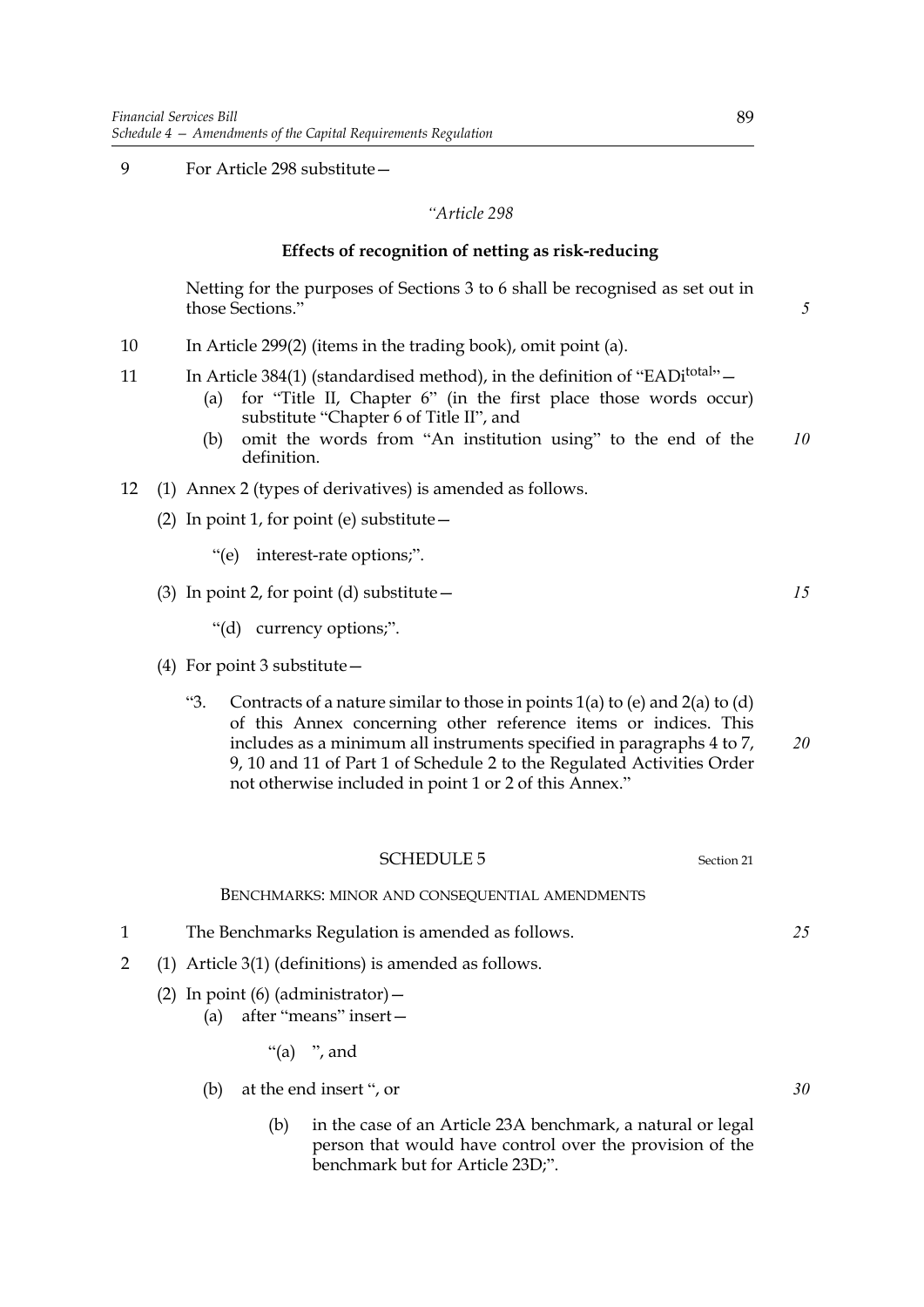9 For Article 298 substitute—

*"Article 298*

**Effects of recognition of netting as risk-reducing**

Netting for the purposes of Sections 3 to 6 shall be recognised as set out in those Sections."

10 In Article 299(2) (items in the trading book), omit point (a).

11 In Article 384(1) (standardised method), in the definition of "$EADi^{total}$"—

(a) for "Title II, Chapter 6" (in the first place those words occur) substitute "Chapter 6 of Title II", and

(b) omit the words from "An institution using" to the end of the definition.

12 (1) Annex 2 (types of derivatives) is amended as follows.

(2) In point 1, for point (e) substitute—

"(e) interest-rate options;".

(3) In point 2, for point (d) substitute—

"(d) currency options;".

(4) For point 3 substitute—

"3. Contracts of a nature similar to those in points 1(a) to (e) and 2(a) to (d) of this Annex concerning other reference items or indices. This includes as a minimum all instruments specified in paragraphs 4 to 7, 9, 10 and 11 of Part 1 of Schedule 2 to the Regulated Activities Order not otherwise included in point 1 or 2 of this Annex."

## SCHEDULE 5

Section 21

BENCHMARKS: MINOR AND CONSEQUENTIAL AMENDMENTS

1 The Benchmarks Regulation is amended as follows.

2 (1) Article 3(1) (definitions) is amended as follows.

(2) In point (6) (administrator)—

(a) after "means" insert—

"(a) ", and

(b) at the end insert ", or

(b) in the case of an Article 23A benchmark, a natural or legal person that would have control over the provision of the benchmark but for Article 23D;".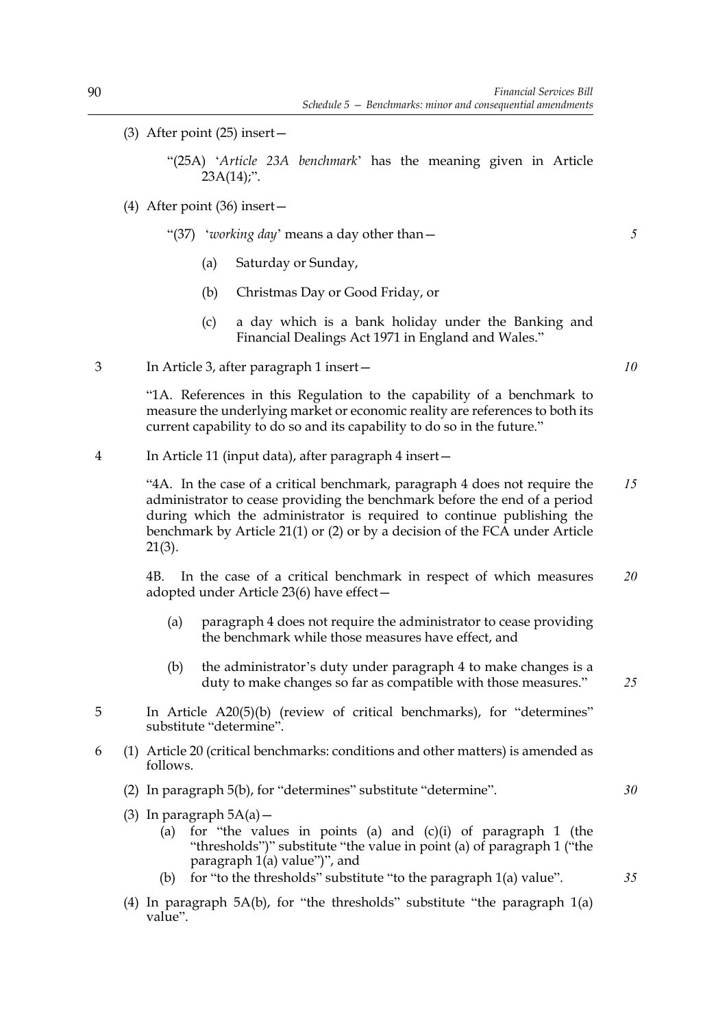(3) After point (25) insert—

"(25A) '*Article 23A benchmark*' has the meaning given in Article 23A(14);".

(4) After point (36) insert—

"(37) '*working day*' means a day other than—

(a) Saturday or Sunday,

(b) Christmas Day or Good Friday, or

(c) a day which is a bank holiday under the Banking and Financial Dealings Act 1971 in England and Wales."

3 In Article 3, after paragraph 1 insert—

"1A. References in this Regulation to the capability of a benchmark to measure the underlying market or economic reality are references to both its current capability to do so and its capability to do so in the future."

4 In Article 11 (input data), after paragraph 4 insert—

"4A. In the case of a critical benchmark, paragraph 4 does not require the administrator to cease providing the benchmark before the end of a period during which the administrator is required to continue publishing the benchmark by Article 21(1) or (2) or by a decision of the FCA under Article 21(3).

4B. In the case of a critical benchmark in respect of which measures adopted under Article 23(6) have effect—

(a) paragraph 4 does not require the administrator to cease providing the benchmark while those measures have effect, and

(b) the administrator's duty under paragraph 4 to make changes is a duty to make changes so far as compatible with those measures."

5 In Article A20(5)(b) (review of critical benchmarks), for "determines" substitute "determine".

6 (1) Article 20 (critical benchmarks: conditions and other matters) is amended as follows.

(2) In paragraph 5(b), for "determines" substitute "determine".

(3) In paragraph 5A(a)—

(a) for "the values in points (a) and (c)(i) of paragraph 1 (the "thresholds")" substitute "the value in point (a) of paragraph 1 ("the paragraph 1(a) value")", and

(b) for "to the thresholds" substitute "to the paragraph 1(a) value".

(4) In paragraph 5A(b), for "the thresholds" substitute "the paragraph 1(a) value".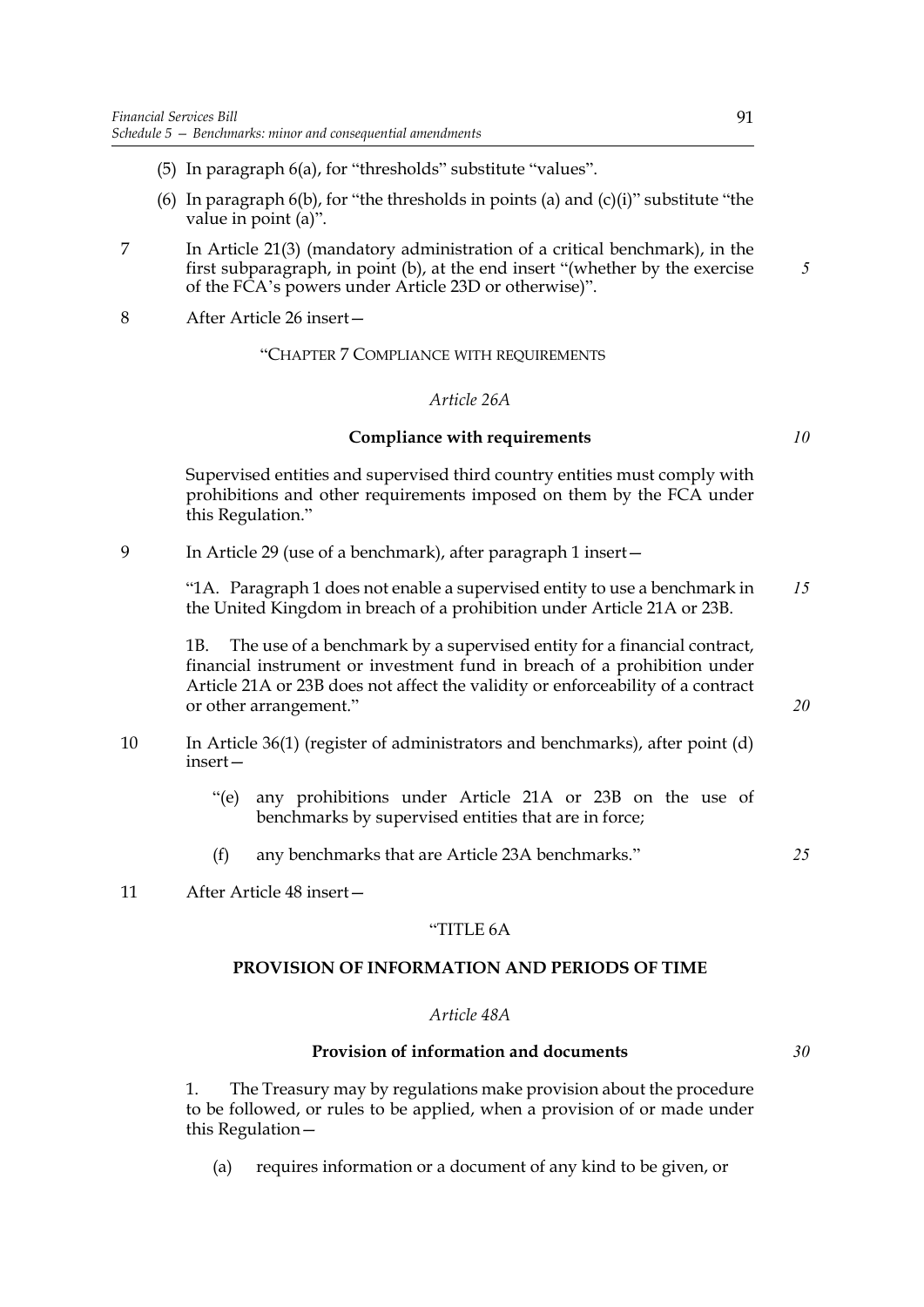(5) In paragraph 6(a), for "thresholds" substitute "values".

(6) In paragraph 6(b), for "the thresholds in points (a) and (c)(i)" substitute "the value in point (a)".

7 In Article 21(3) (mandatory administration of a critical benchmark), in the first subparagraph, in point (b), at the end insert "(whether by the exercise of the FCA's powers under Article 23D or otherwise)".

8 After Article 26 insert—

"CHAPTER 7 COMPLIANCE WITH REQUIREMENTS

*Article 26A*

**Compliance with requirements**

Supervised entities and supervised third country entities must comply with prohibitions and other requirements imposed on them by the FCA under this Regulation."

9 In Article 29 (use of a benchmark), after paragraph 1 insert—

"1A. Paragraph 1 does not enable a supervised entity to use a benchmark in the United Kingdom in breach of a prohibition under Article 21A or 23B.

1B. The use of a benchmark by a supervised entity for a financial contract, financial instrument or investment fund in breach of a prohibition under Article 21A or 23B does not affect the validity or enforceability of a contract or other arrangement."

10 In Article 36(1) (register of administrators and benchmarks), after point (d) insert—

"(e) any prohibitions under Article 21A or 23B on the use of benchmarks by supervised entities that are in force;

(f) any benchmarks that are Article 23A benchmarks."

11 After Article 48 insert—

"TITLE 6A

**PROVISION OF INFORMATION AND PERIODS OF TIME**

*Article 48A*

**Provision of information and documents**

1. The Treasury may by regulations make provision about the procedure to be followed, or rules to be applied, when a provision of or made under this Regulation—

(a) requires information or a document of any kind to be given, or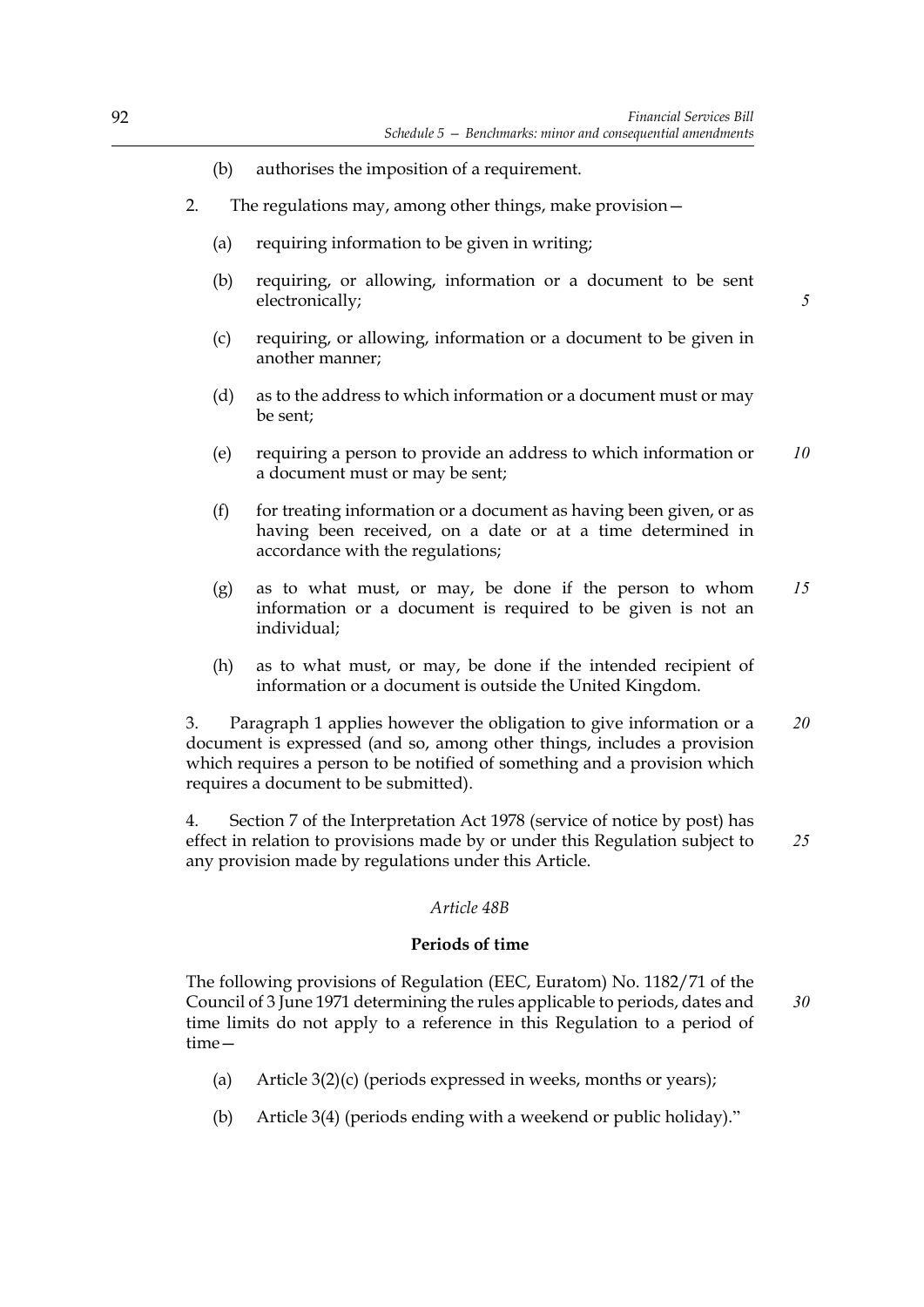(b) authorises the imposition of a requirement.

2. The regulations may, among other things, make provision—

(a) requiring information to be given in writing;

(b) requiring, or allowing, information or a document to be sent electronically;

(c) requiring, or allowing, information or a document to be given in another manner;

(d) as to the address to which information or a document must or may be sent;

(e) requiring a person to provide an address to which information or a document must or may be sent;

(f) for treating information or a document as having been given, or as having been received, on a date or at a time determined in accordance with the regulations;

(g) as to what must, or may, be done if the person to whom information or a document is required to be given is not an individual;

(h) as to what must, or may, be done if the intended recipient of information or a document is outside the United Kingdom.

3. Paragraph 1 applies however the obligation to give information or a document is expressed (and so, among other things, includes a provision which requires a person to be notified of something and a provision which requires a document to be submitted).

4. Section 7 of the Interpretation Act 1978 (service of notice by post) has effect in relation to provisions made by or under this Regulation subject to any provision made by regulations under this Article.

*Article 48B*

**Periods of time**

The following provisions of Regulation (EEC, Euratom) No. 1182/71 of the Council of 3 June 1971 determining the rules applicable to periods, dates and time limits do not apply to a reference in this Regulation to a period of time—

(a) Article 3(2)(c) (periods expressed in weeks, months or years);

(b) Article 3(4) (periods ending with a weekend or public holiday)."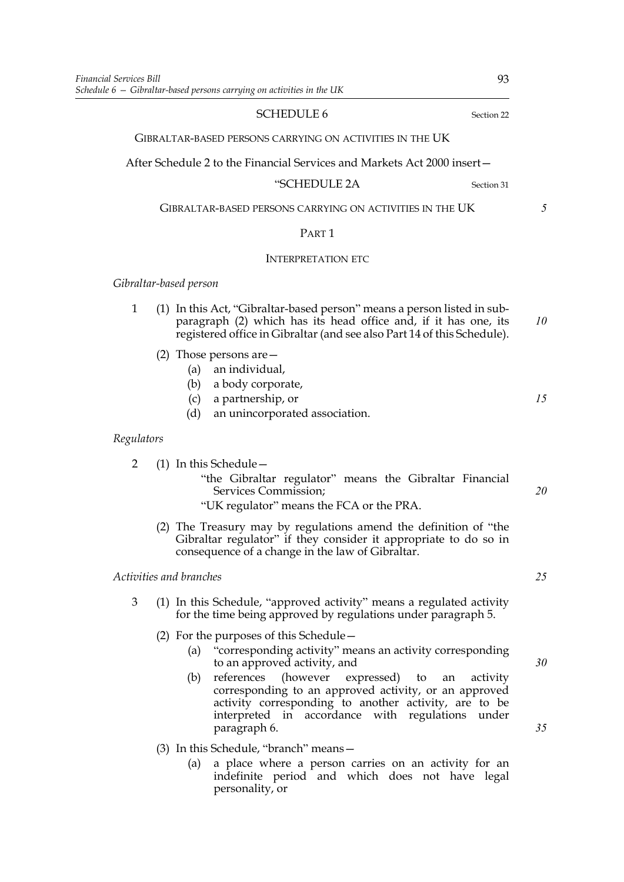## SCHEDULE 6

Section 22

GIBRALTAR-BASED PERSONS CARRYING ON ACTIVITIES IN THE UK

After Schedule 2 to the Financial Services and Markets Act 2000 insert—

### "SCHEDULE 2A

Section 31

GIBRALTAR-BASED PERSONS CARRYING ON ACTIVITIES IN THE UK

#### PART 1

#### INTERPRETATION ETC

*Gibraltar-based person*

1 (1) In this Act, "Gibraltar-based person" means a person listed in sub-paragraph (2) which has its head office and, if it has one, its registered office in Gibraltar (and see also Part 14 of this Schedule).

(2) Those persons are—

(a) an individual,

(b) a body corporate,

(c) a partnership, or

(d) an unincorporated association.

*Regulators*

2 (1) In this Schedule—

"the Gibraltar regulator" means the Gibraltar Financial Services Commission;

"UK regulator" means the FCA or the PRA.

(2) The Treasury may by regulations amend the definition of "the Gibraltar regulator" if they consider it appropriate to do so in consequence of a change in the law of Gibraltar.

*Activities and branches*

3 (1) In this Schedule, "approved activity" means a regulated activity for the time being approved by regulations under paragraph 5.

(2) For the purposes of this Schedule—

(a) "corresponding activity" means an activity corresponding to an approved activity, and

(b) references (however expressed) to an activity corresponding to an approved activity, or an approved activity corresponding to another activity, are to be interpreted in accordance with regulations under paragraph 6.

(3) In this Schedule, "branch" means—

(a) a place where a person carries on an activity for an indefinite period and which does not have legal personality, or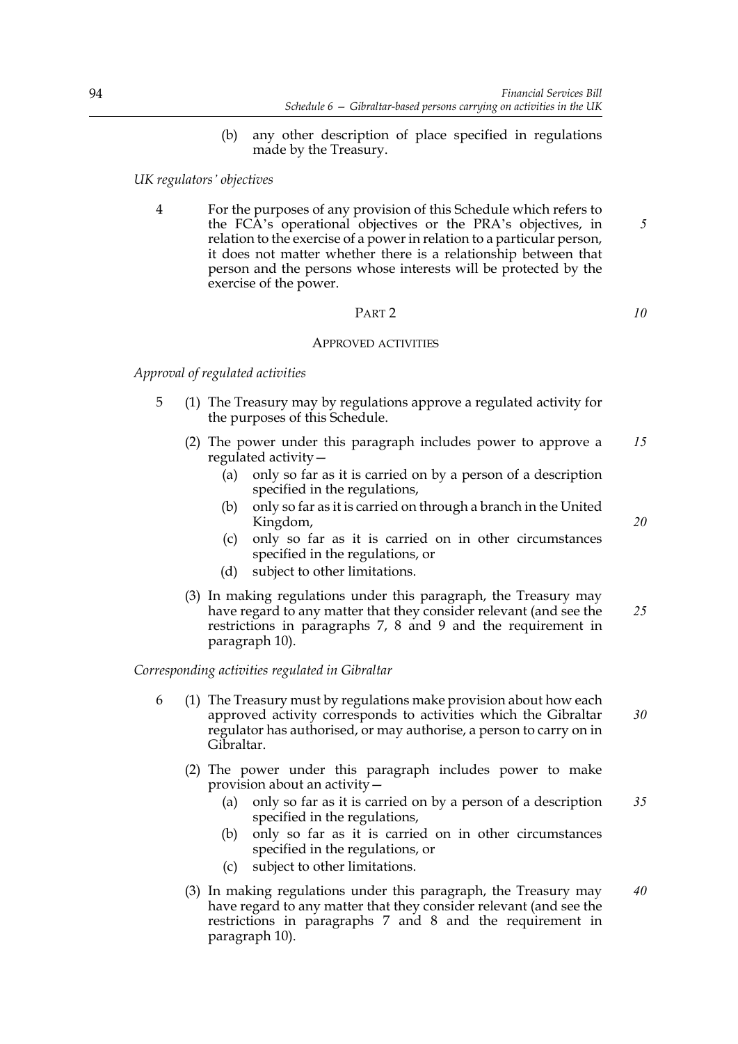(b) any other description of place specified in regulations made by the Treasury.

*UK regulators' objectives*

4 For the purposes of any provision of this Schedule which refers to the FCA's operational objectives or the PRA's objectives, in relation to the exercise of a power in relation to a particular person, it does not matter whether there is a relationship between that person and the persons whose interests will be protected by the exercise of the power.

## PART 2

### APPROVED ACTIVITIES

*Approval of regulated activities*

5 (1) The Treasury may by regulations approve a regulated activity for the purposes of this Schedule.

(2) The power under this paragraph includes power to approve a regulated activity—

(a) only so far as it is carried on by a person of a description specified in the regulations,

(b) only so far as it is carried on through a branch in the United Kingdom,

(c) only so far as it is carried on in other circumstances specified in the regulations, or

(d) subject to other limitations.

(3) In making regulations under this paragraph, the Treasury may have regard to any matter that they consider relevant (and see the restrictions in paragraphs 7, 8 and 9 and the requirement in paragraph 10).

*Corresponding activities regulated in Gibraltar*

6 (1) The Treasury must by regulations make provision about how each approved activity corresponds to activities which the Gibraltar regulator has authorised, or may authorise, a person to carry on in Gibraltar.

(2) The power under this paragraph includes power to make provision about an activity—

(a) only so far as it is carried on by a person of a description specified in the regulations,

(b) only so far as it is carried on in other circumstances specified in the regulations, or

(c) subject to other limitations.

(3) In making regulations under this paragraph, the Treasury may have regard to any matter that they consider relevant (and see the restrictions in paragraphs 7 and 8 and the requirement in paragraph 10).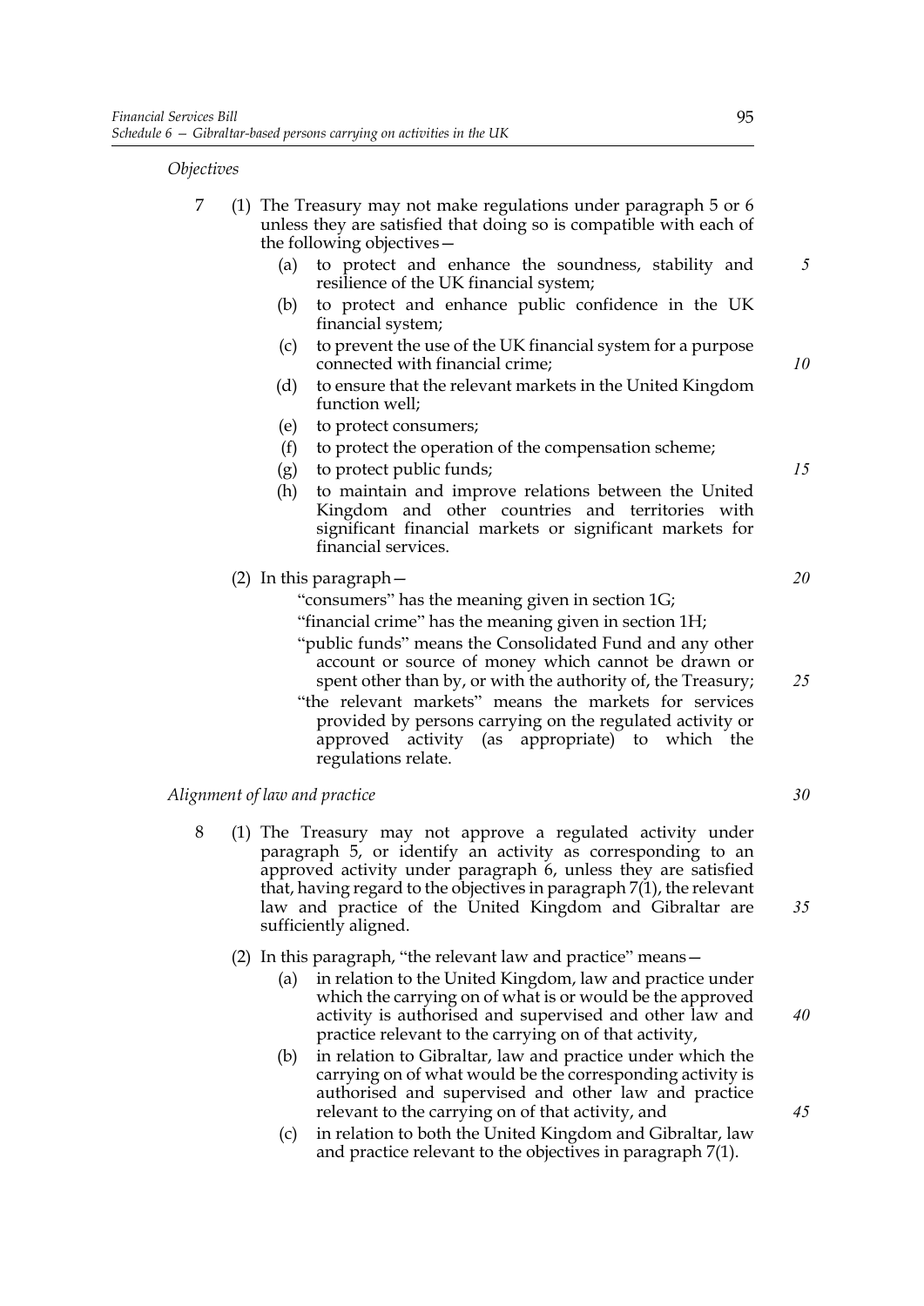*Objectives*

7 (1) The Treasury may not make regulations under paragraph 5 or 6 unless they are satisfied that doing so is compatible with each of the following objectives—

(a) to protect and enhance the soundness, stability and resilience of the UK financial system;

(b) to protect and enhance public confidence in the UK financial system;

(c) to prevent the use of the UK financial system for a purpose connected with financial crime;

(d) to ensure that the relevant markets in the United Kingdom function well;

(e) to protect consumers;

(f) to protect the operation of the compensation scheme;

(g) to protect public funds;

(h) to maintain and improve relations between the United Kingdom and other countries and territories with significant financial markets or significant markets for financial services.

(2) In this paragraph—

"consumers" has the meaning given in section 1G;

"financial crime" has the meaning given in section 1H;

"public funds" means the Consolidated Fund and any other account or source of money which cannot be drawn or spent other than by, or with the authority of, the Treasury;

"the relevant markets" means the markets for services provided by persons carrying on the regulated activity or approved activity (as appropriate) to which the regulations relate.

*Alignment of law and practice*

8 (1) The Treasury may not approve a regulated activity under paragraph 5, or identify an activity as corresponding to an approved activity under paragraph 6, unless they are satisfied that, having regard to the objectives in paragraph 7(1), the relevant law and practice of the United Kingdom and Gibraltar are sufficiently aligned.

(2) In this paragraph, "the relevant law and practice" means—

(a) in relation to the United Kingdom, law and practice under which the carrying on of what is or would be the approved activity is authorised and supervised and other law and practice relevant to the carrying on of that activity,

(b) in relation to Gibraltar, law and practice under which the carrying on of what would be the corresponding activity is authorised and supervised and other law and practice relevant to the carrying on of that activity, and

(c) in relation to both the United Kingdom and Gibraltar, law and practice relevant to the objectives in paragraph 7(1).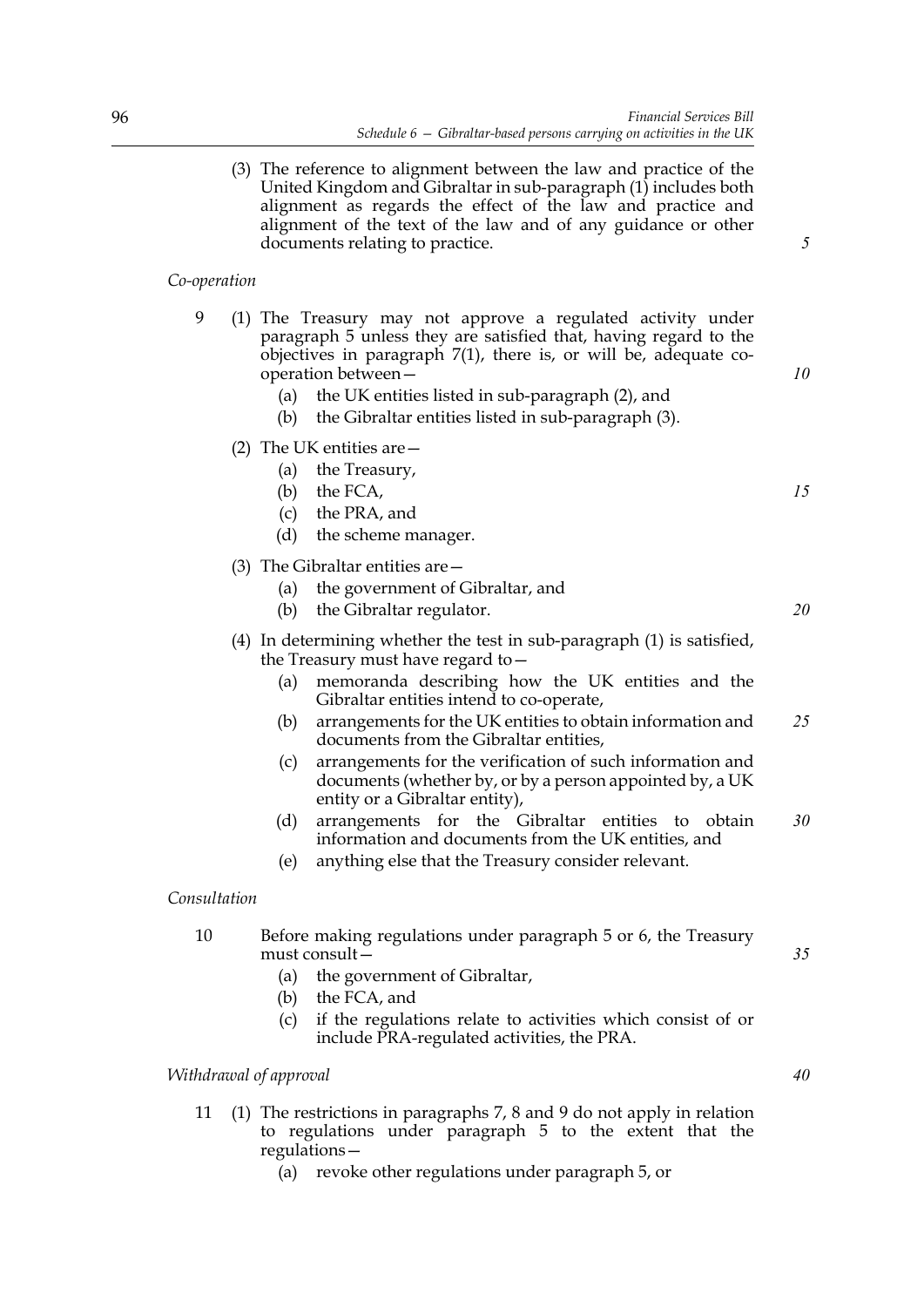(3) The reference to alignment between the law and practice of the United Kingdom and Gibraltar in sub-paragraph (1) includes both alignment as regards the effect of the law and practice and alignment of the text of the law and of any guidance or other documents relating to practice.

*Co-operation*

9 (1) The Treasury may not approve a regulated activity under paragraph 5 unless they are satisfied that, having regard to the objectives in paragraph 7(1), there is, or will be, adequate co-operation between—

(a) the UK entities listed in sub-paragraph (2), and

(b) the Gibraltar entities listed in sub-paragraph (3).

(2) The UK entities are—

(a) the Treasury,

(b) the FCA,

(c) the PRA, and

(d) the scheme manager.

(3) The Gibraltar entities are—

(a) the government of Gibraltar, and

(b) the Gibraltar regulator.

(4) In determining whether the test in sub-paragraph (1) is satisfied, the Treasury must have regard to—

(a) memoranda describing how the UK entities and the Gibraltar entities intend to co-operate,

(b) arrangements for the UK entities to obtain information and documents from the Gibraltar entities,

(c) arrangements for the verification of such information and documents (whether by, or by a person appointed by, a UK entity or a Gibraltar entity),

(d) arrangements for the Gibraltar entities to obtain information and documents from the UK entities, and

(e) anything else that the Treasury consider relevant.

*Consultation*

10 Before making regulations under paragraph 5 or 6, the Treasury must consult—

(a) the government of Gibraltar,

(b) the FCA, and

(c) if the regulations relate to activities which consist of or include PRA-regulated activities, the PRA.

*Withdrawal of approval*

11 (1) The restrictions in paragraphs 7, 8 and 9 do not apply in relation to regulations under paragraph 5 to the extent that the regulations—

(a) revoke other regulations under paragraph 5, or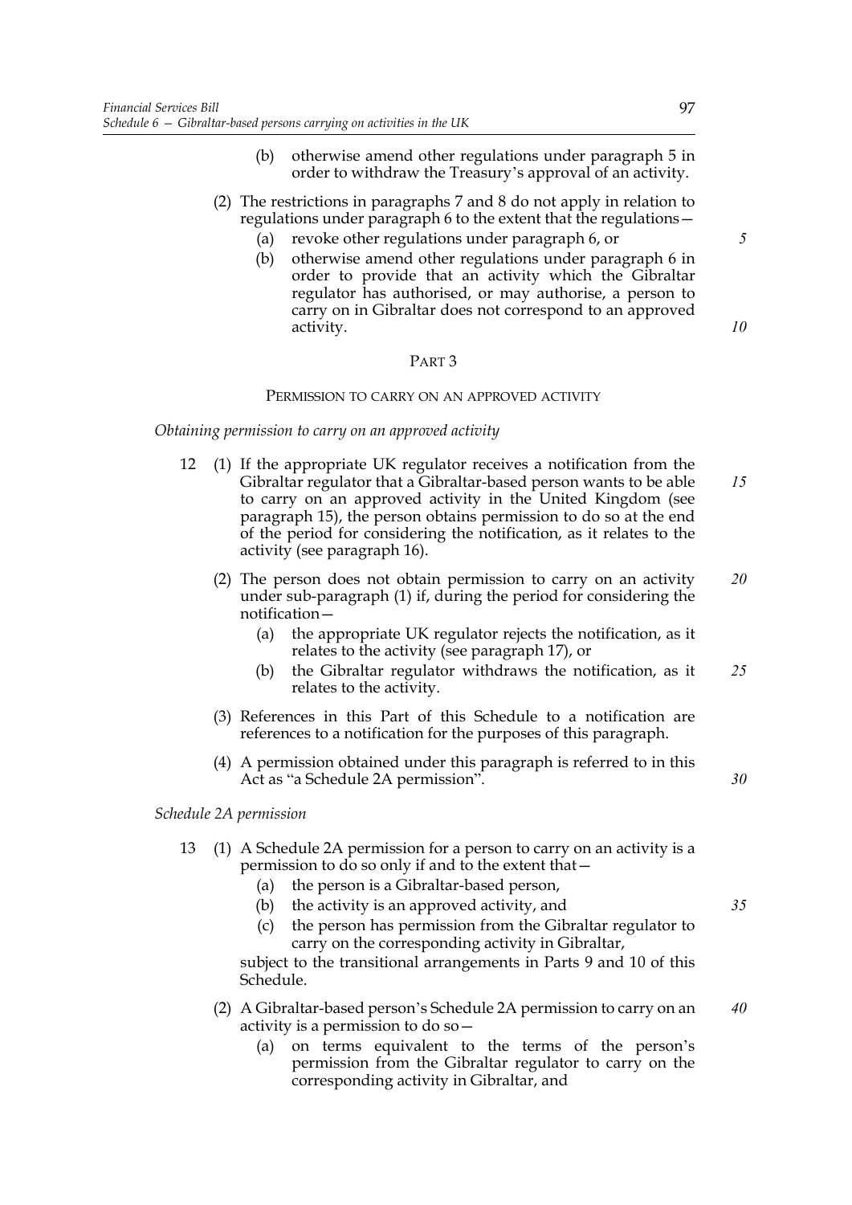(b) otherwise amend other regulations under paragraph 5 in order to withdraw the Treasury's approval of an activity.

(2) The restrictions in paragraphs 7 and 8 do not apply in relation to regulations under paragraph 6 to the extent that the regulations—

(a) revoke other regulations under paragraph 6, or

(b) otherwise amend other regulations under paragraph 6 in order to provide that an activity which the Gibraltar regulator has authorised, or may authorise, a person to carry on in Gibraltar does not correspond to an approved activity.

## PART 3

### PERMISSION TO CARRY ON AN APPROVED ACTIVITY

*Obtaining permission to carry on an approved activity*

12 (1) If the appropriate UK regulator receives a notification from the Gibraltar regulator that a Gibraltar-based person wants to be able to carry on an approved activity in the United Kingdom (see paragraph 15), the person obtains permission to do so at the end of the period for considering the notification, as it relates to the activity (see paragraph 16).

(2) The person does not obtain permission to carry on an activity under sub-paragraph (1) if, during the period for considering the notification—

(a) the appropriate UK regulator rejects the notification, as it relates to the activity (see paragraph 17), or

(b) the Gibraltar regulator withdraws the notification, as it relates to the activity.

(3) References in this Part of this Schedule to a notification are references to a notification for the purposes of this paragraph.

(4) A permission obtained under this paragraph is referred to in this Act as "a Schedule 2A permission".

*Schedule 2A permission*

13 (1) A Schedule 2A permission for a person to carry on an activity is a permission to do so only if and to the extent that—

(a) the person is a Gibraltar-based person,

(b) the activity is an approved activity, and

(c) the person has permission from the Gibraltar regulator to carry on the corresponding activity in Gibraltar,

subject to the transitional arrangements in Parts 9 and 10 of this Schedule.

(2) A Gibraltar-based person's Schedule 2A permission to carry on an activity is a permission to do so—

(a) on terms equivalent to the terms of the person's permission from the Gibraltar regulator to carry on the corresponding activity in Gibraltar, and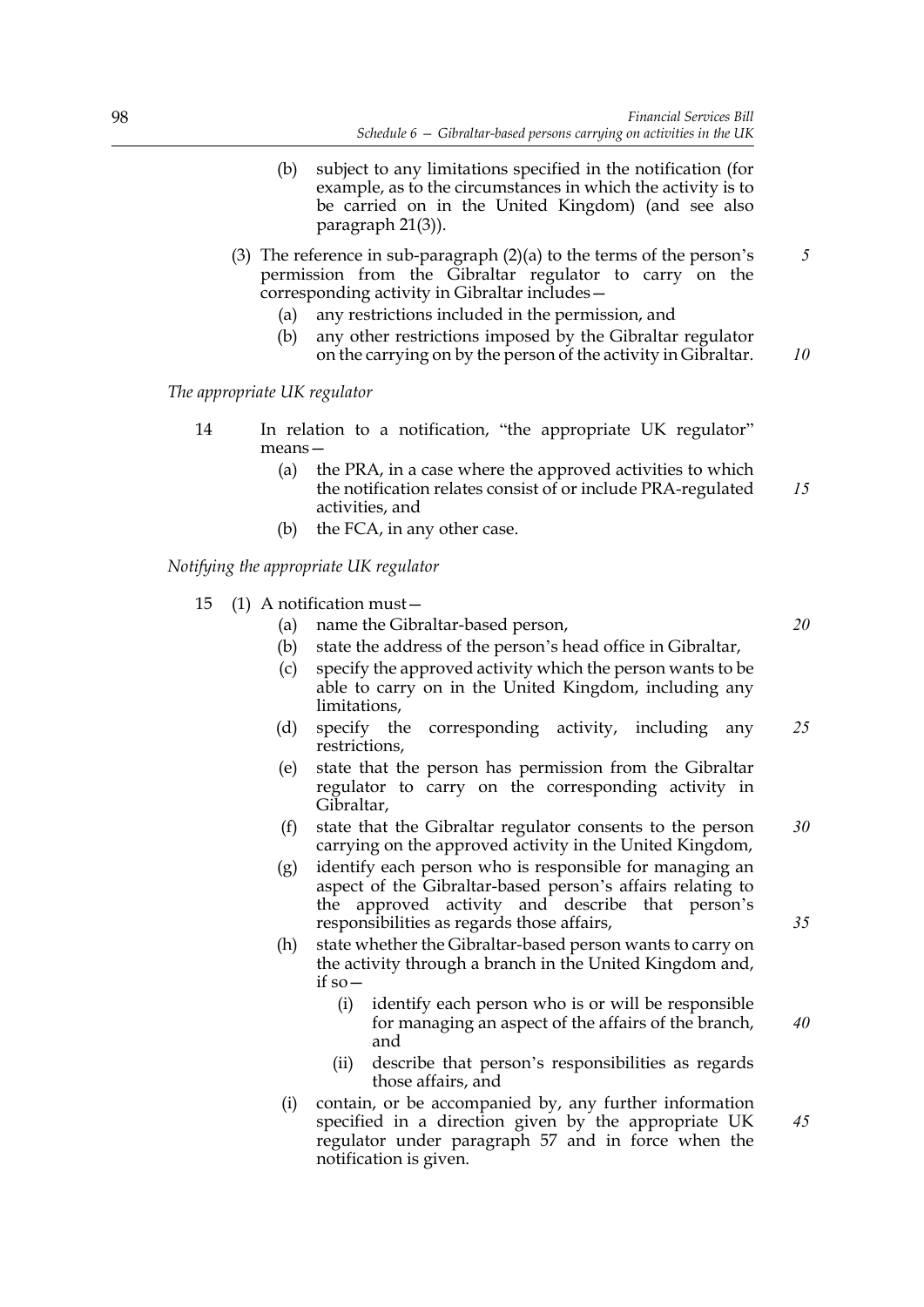(b) subject to any limitations specified in the notification (for example, as to the circumstances in which the activity is to be carried on in the United Kingdom) (and see also paragraph 21(3)).

(3) The reference in sub-paragraph (2)(a) to the terms of the person's permission from the Gibraltar regulator to carry on the corresponding activity in Gibraltar includes—

(a) any restrictions included in the permission, and

(b) any other restrictions imposed by the Gibraltar regulator on the carrying on by the person of the activity in Gibraltar.

*The appropriate UK regulator*

14 In relation to a notification, "the appropriate UK regulator" means—

(a) the PRA, in a case where the approved activities to which the notification relates consist of or include PRA-regulated activities, and

(b) the FCA, in any other case.

*Notifying the appropriate UK regulator*

15 (1) A notification must—

(a) name the Gibraltar-based person,

(b) state the address of the person's head office in Gibraltar,

(c) specify the approved activity which the person wants to be able to carry on in the United Kingdom, including any limitations,

(d) specify the corresponding activity, including any restrictions,

(e) state that the person has permission from the Gibraltar regulator to carry on the corresponding activity in Gibraltar,

(f) state that the Gibraltar regulator consents to the person carrying on the approved activity in the United Kingdom,

(g) identify each person who is responsible for managing an aspect of the Gibraltar-based person's affairs relating to the approved activity and describe that person's responsibilities as regards those affairs,

(h) state whether the Gibraltar-based person wants to carry on the activity through a branch in the United Kingdom and, if so—

(i) identify each person who is or will be responsible for managing an aspect of the affairs of the branch, and

(ii) describe that person's responsibilities as regards those affairs, and

(i) contain, or be accompanied by, any further information specified in a direction given by the appropriate UK regulator under paragraph 57 and in force when the notification is given.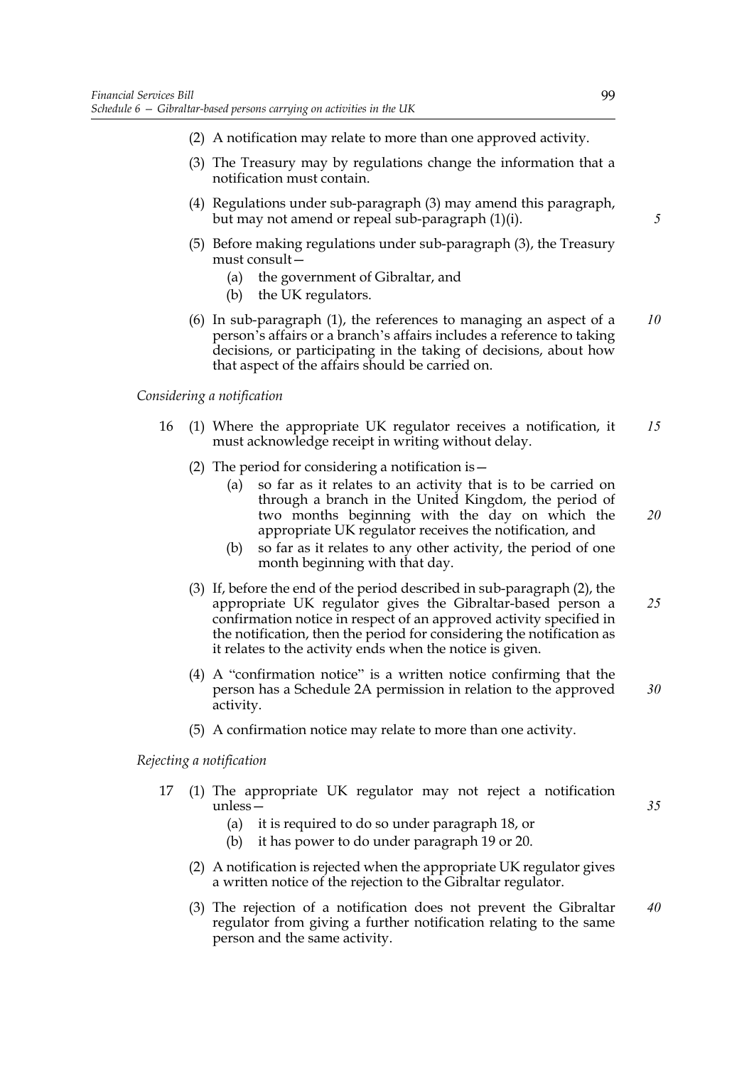(2) A notification may relate to more than one approved activity.

(3) The Treasury may by regulations change the information that a notification must contain.

(4) Regulations under sub-paragraph (3) may amend this paragraph, but may not amend or repeal sub-paragraph (1)(i).

(5) Before making regulations under sub-paragraph (3), the Treasury must consult—

(a) the government of Gibraltar, and

(b) the UK regulators.

(6) In sub-paragraph (1), the references to managing an aspect of a person's affairs or a branch's affairs includes a reference to taking decisions, or participating in the taking of decisions, about how that aspect of the affairs should be carried on.

*Considering a notification*

16 (1) Where the appropriate UK regulator receives a notification, it must acknowledge receipt in writing without delay.

(2) The period for considering a notification is—

(a) so far as it relates to an activity that is to be carried on through a branch in the United Kingdom, the period of two months beginning with the day on which the appropriate UK regulator receives the notification, and

(b) so far as it relates to any other activity, the period of one month beginning with that day.

(3) If, before the end of the period described in sub-paragraph (2), the appropriate UK regulator gives the Gibraltar-based person a confirmation notice in respect of an approved activity specified in the notification, then the period for considering the notification as it relates to the activity ends when the notice is given.

(4) A "confirmation notice" is a written notice confirming that the person has a Schedule 2A permission in relation to the approved activity.

(5) A confirmation notice may relate to more than one activity.

*Rejecting a notification*

17 (1) The appropriate UK regulator may not reject a notification unless—

(a) it is required to do so under paragraph 18, or

(b) it has power to do under paragraph 19 or 20.

(2) A notification is rejected when the appropriate UK regulator gives a written notice of the rejection to the Gibraltar regulator.

(3) The rejection of a notification does not prevent the Gibraltar regulator from giving a further notification relating to the same person and the same activity.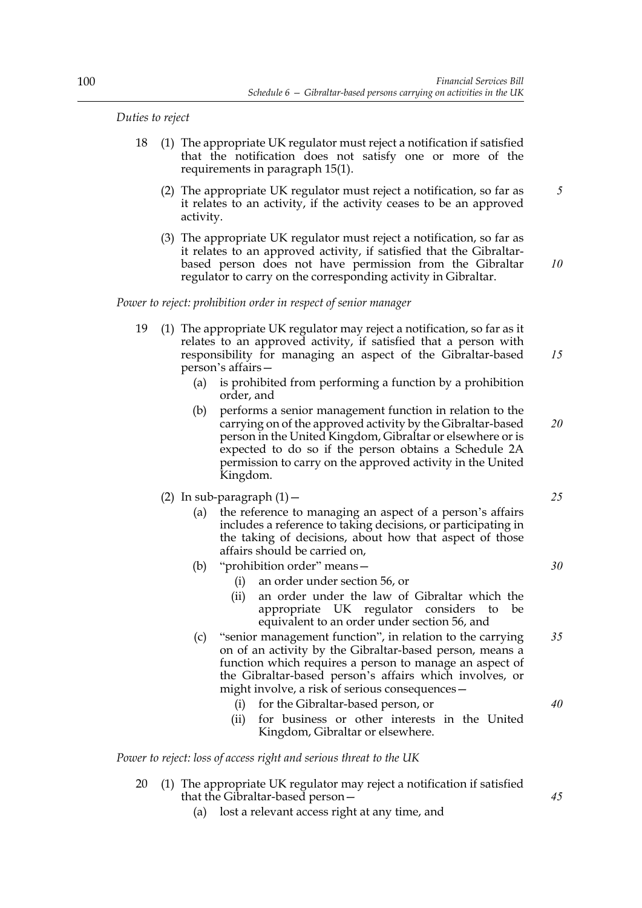*Duties to reject*

18 (1) The appropriate UK regulator must reject a notification if satisfied that the notification does not satisfy one or more of the requirements in paragraph 15(1).

(2) The appropriate UK regulator must reject a notification, so far as it relates to an activity, if the activity ceases to be an approved activity.

(3) The appropriate UK regulator must reject a notification, so far as it relates to an approved activity, if satisfied that the Gibraltar-based person does not have permission from the Gibraltar regulator to carry on the corresponding activity in Gibraltar.

*Power to reject: prohibition order in respect of senior manager*

19 (1) The appropriate UK regulator may reject a notification, so far as it relates to an approved activity, if satisfied that a person with responsibility for managing an aspect of the Gibraltar-based person's affairs—

(a) is prohibited from performing a function by a prohibition order, and

(b) performs a senior management function in relation to the carrying on of the approved activity by the Gibraltar-based person in the United Kingdom, Gibraltar or elsewhere or is expected to do so if the person obtains a Schedule 2A permission to carry on the approved activity in the United Kingdom.

(2) In sub-paragraph (1)—

(a) the reference to managing an aspect of a person's affairs includes a reference to taking decisions, or participating in the taking of decisions, about how that aspect of those affairs should be carried on,

(b) "prohibition order" means—

(i) an order under section 56, or

(ii) an order under the law of Gibraltar which the appropriate UK regulator considers to be equivalent to an order under section 56, and

(c) "senior management function", in relation to the carrying on of an activity by the Gibraltar-based person, means a function which requires a person to manage an aspect of the Gibraltar-based person's affairs which involves, or might involve, a risk of serious consequences—

(i) for the Gibraltar-based person, or

(ii) for business or other interests in the United Kingdom, Gibraltar or elsewhere.

*Power to reject: loss of access right and serious threat to the UK*

20 (1) The appropriate UK regulator may reject a notification if satisfied that the Gibraltar-based person—

(a) lost a relevant access right at any time, and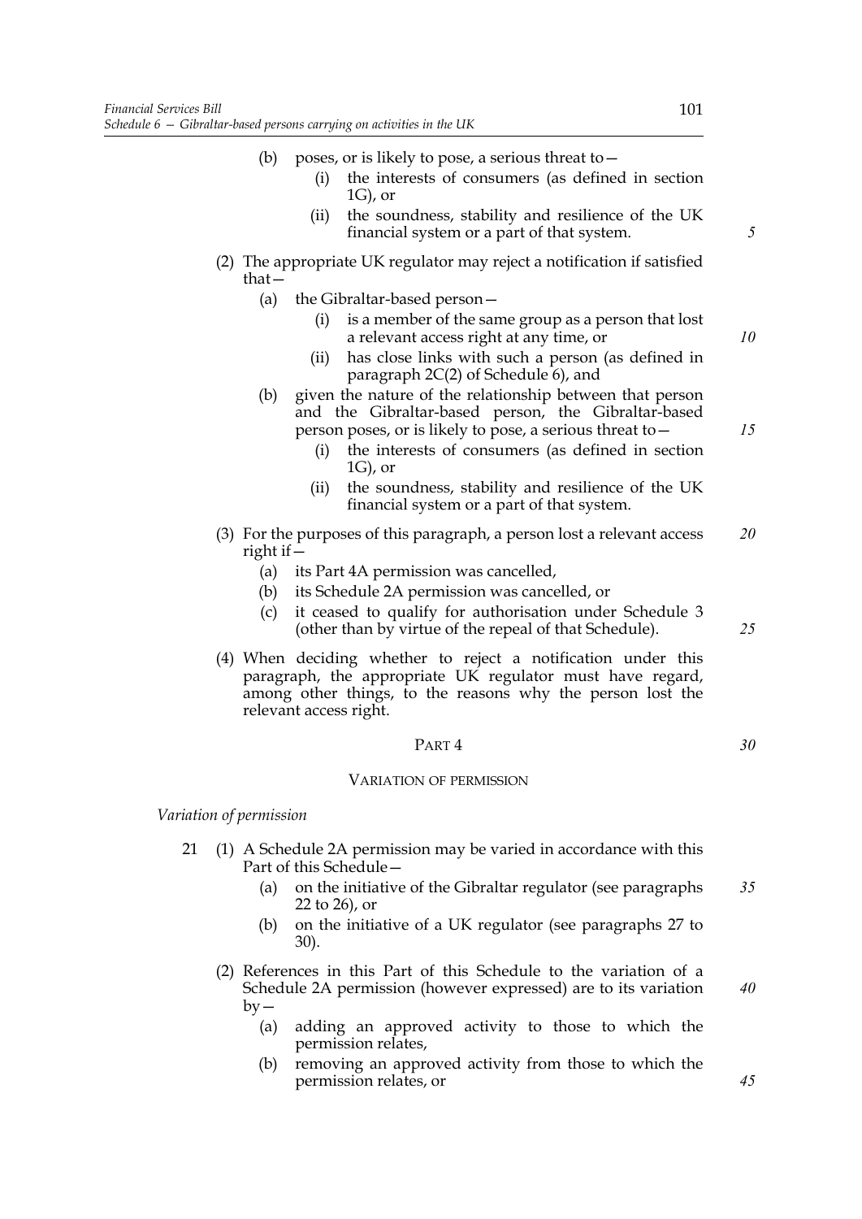(b) poses, or is likely to pose, a serious threat to—

(i) the interests of consumers (as defined in section 1G), or

(ii) the soundness, stability and resilience of the UK financial system or a part of that system.

(2) The appropriate UK regulator may reject a notification if satisfied that—

(a) the Gibraltar-based person—

(i) is a member of the same group as a person that lost a relevant access right at any time, or

(ii) has close links with such a person (as defined in paragraph 2C(2) of Schedule 6), and

(b) given the nature of the relationship between that person and the Gibraltar-based person, the Gibraltar-based person poses, or is likely to pose, a serious threat to—

(i) the interests of consumers (as defined in section 1G), or

(ii) the soundness, stability and resilience of the UK financial system or a part of that system.

(3) For the purposes of this paragraph, a person lost a relevant access right if—

(a) its Part 4A permission was cancelled,

(b) its Schedule 2A permission was cancelled, or

(c) it ceased to qualify for authorisation under Schedule 3 (other than by virtue of the repeal of that Schedule).

(4) When deciding whether to reject a notification under this paragraph, the appropriate UK regulator must have regard, among other things, to the reasons why the person lost the relevant access right.

## PART 4

## VARIATION OF PERMISSION

*Variation of permission*

21 (1) A Schedule 2A permission may be varied in accordance with this Part of this Schedule—

(a) on the initiative of the Gibraltar regulator (see paragraphs 22 to 26), or

(b) on the initiative of a UK regulator (see paragraphs 27 to 30).

(2) References in this Part of this Schedule to the variation of a Schedule 2A permission (however expressed) are to its variation by—

(a) adding an approved activity to those to which the permission relates,

(b) removing an approved activity from those to which the permission relates, or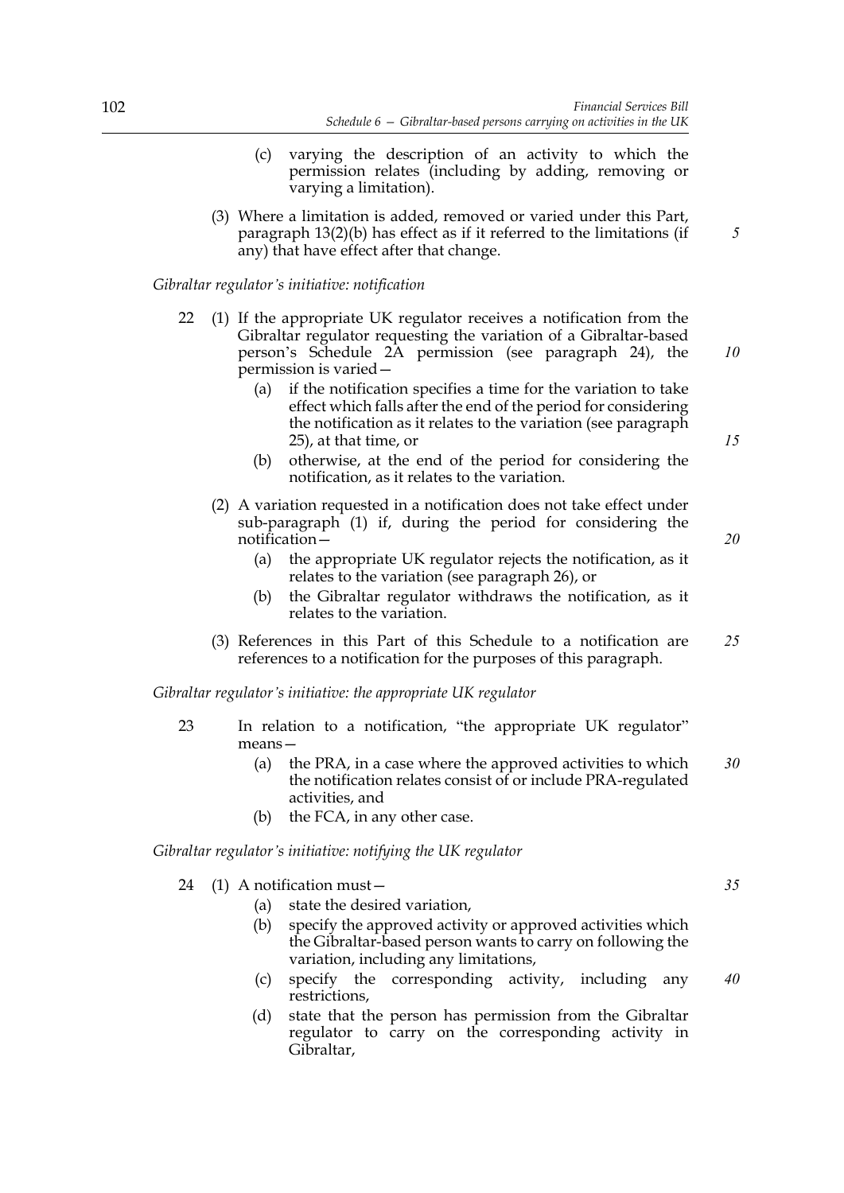(c) varying the description of an activity to which the permission relates (including by adding, removing or varying a limitation).

(3) Where a limitation is added, removed or varied under this Part, paragraph 13(2)(b) has effect as if it referred to the limitations (if any) that have effect after that change.

*Gibraltar regulator's initiative: notification*

22 (1) If the appropriate UK regulator receives a notification from the Gibraltar regulator requesting the variation of a Gibraltar-based person's Schedule 2A permission (see paragraph 24), the permission is varied—

(a) if the notification specifies a time for the variation to take effect which falls after the end of the period for considering the notification as it relates to the variation (see paragraph 25), at that time, or

(b) otherwise, at the end of the period for considering the notification, as it relates to the variation.

(2) A variation requested in a notification does not take effect under sub-paragraph (1) if, during the period for considering the notification—

(a) the appropriate UK regulator rejects the notification, as it relates to the variation (see paragraph 26), or

(b) the Gibraltar regulator withdraws the notification, as it relates to the variation.

(3) References in this Part of this Schedule to a notification are references to a notification for the purposes of this paragraph.

*Gibraltar regulator's initiative: the appropriate UK regulator*

23 In relation to a notification, "the appropriate UK regulator" means—

(a) the PRA, in a case where the approved activities to which the notification relates consist of or include PRA-regulated activities, and

(b) the FCA, in any other case.

*Gibraltar regulator's initiative: notifying the UK regulator*

24 (1) A notification must—

(a) state the desired variation,

(b) specify the approved activity or approved activities which the Gibraltar-based person wants to carry on following the variation, including any limitations,

(c) specify the corresponding activity, including any restrictions,

(d) state that the person has permission from the Gibraltar regulator to carry on the corresponding activity in Gibraltar,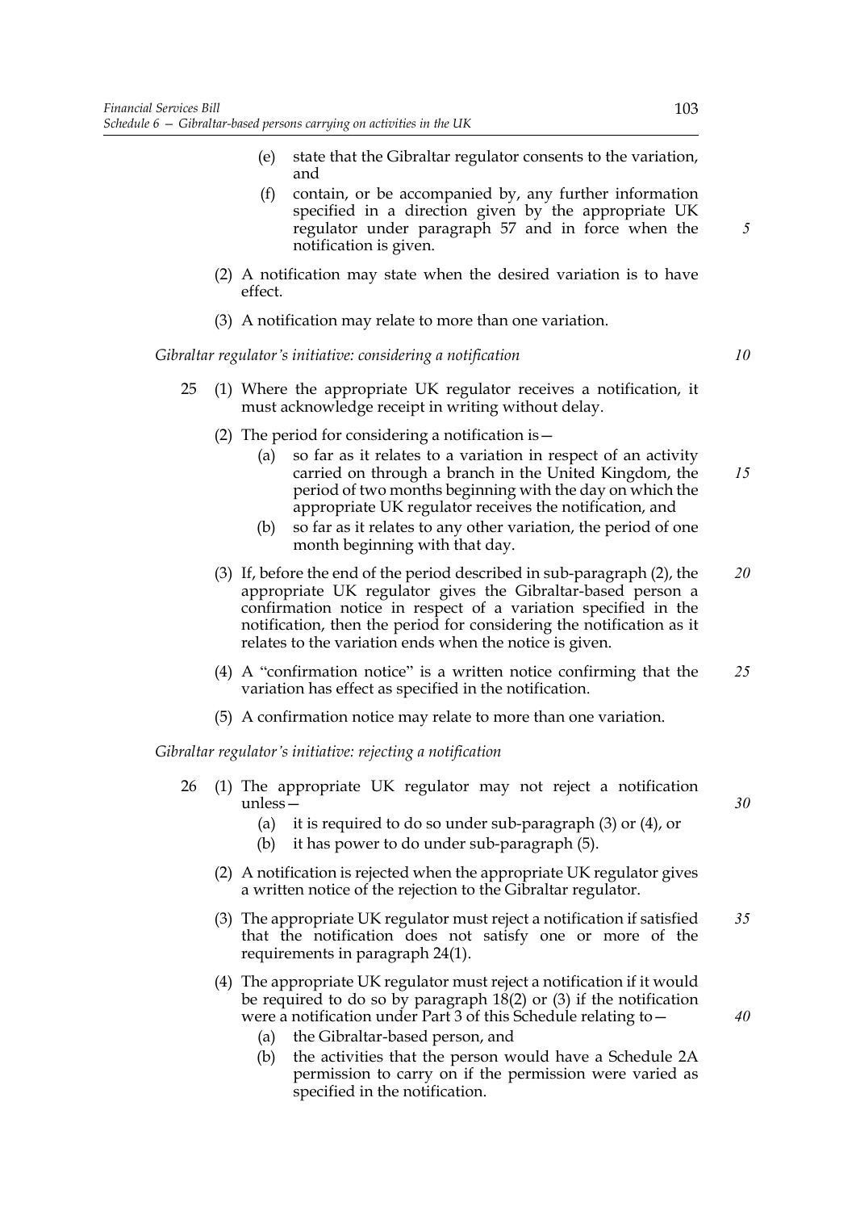(e) state that the Gibraltar regulator consents to the variation, and

(f) contain, or be accompanied by, any further information specified in a direction given by the appropriate UK regulator under paragraph 57 and in force when the notification is given.

(2) A notification may state when the desired variation is to have effect.

(3) A notification may relate to more than one variation.

*Gibraltar regulator's initiative: considering a notification*

25 (1) Where the appropriate UK regulator receives a notification, it must acknowledge receipt in writing without delay.

(2) The period for considering a notification is—

(a) so far as it relates to a variation in respect of an activity carried on through a branch in the United Kingdom, the period of two months beginning with the day on which the appropriate UK regulator receives the notification, and

(b) so far as it relates to any other variation, the period of one month beginning with that day.

(3) If, before the end of the period described in sub-paragraph (2), the appropriate UK regulator gives the Gibraltar-based person a confirmation notice in respect of a variation specified in the notification, then the period for considering the notification as it relates to the variation ends when the notice is given.

(4) A "confirmation notice" is a written notice confirming that the variation has effect as specified in the notification.

(5) A confirmation notice may relate to more than one variation.

*Gibraltar regulator's initiative: rejecting a notification*

26 (1) The appropriate UK regulator may not reject a notification unless—

(a) it is required to do so under sub-paragraph (3) or (4), or

(b) it has power to do under sub-paragraph (5).

(2) A notification is rejected when the appropriate UK regulator gives a written notice of the rejection to the Gibraltar regulator.

(3) The appropriate UK regulator must reject a notification if satisfied that the notification does not satisfy one or more of the requirements in paragraph 24(1).

(4) The appropriate UK regulator must reject a notification if it would be required to do so by paragraph 18(2) or (3) if the notification were a notification under Part 3 of this Schedule relating to—

(a) the Gibraltar-based person, and

(b) the activities that the person would have a Schedule 2A permission to carry on if the permission were varied as specified in the notification.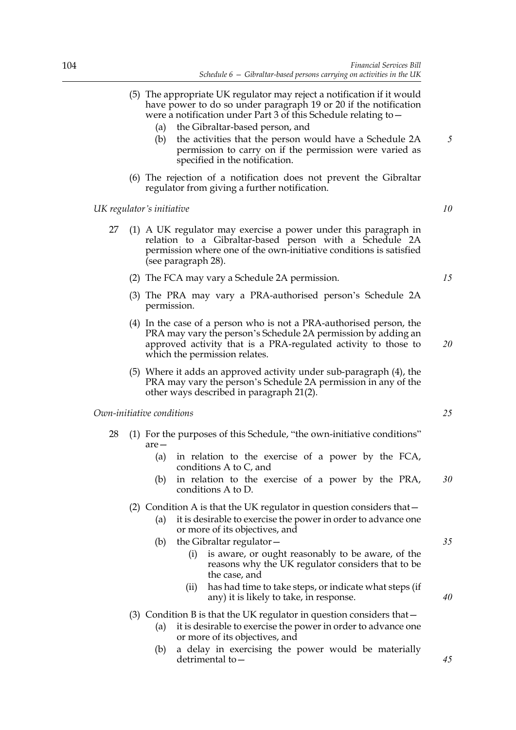(5) The appropriate UK regulator may reject a notification if it would have power to do so under paragraph 19 or 20 if the notification were a notification under Part 3 of this Schedule relating to—

(a) the Gibraltar-based person, and

(b) the activities that the person would have a Schedule 2A permission to carry on if the permission were varied as specified in the notification.

(6) The rejection of a notification does not prevent the Gibraltar regulator from giving a further notification.

*UK regulator's initiative*

27 (1) A UK regulator may exercise a power under this paragraph in relation to a Gibraltar-based person with a Schedule 2A permission where one of the own-initiative conditions is satisfied (see paragraph 28).

(2) The FCA may vary a Schedule 2A permission.

(3) The PRA may vary a PRA-authorised person's Schedule 2A permission.

(4) In the case of a person who is not a PRA-authorised person, the PRA may vary the person's Schedule 2A permission by adding an approved activity that is a PRA-regulated activity to those to which the permission relates.

(5) Where it adds an approved activity under sub-paragraph (4), the PRA may vary the person's Schedule 2A permission in any of the other ways described in paragraph 21(2).

*Own-initiative conditions*

28 (1) For the purposes of this Schedule, "the own-initiative conditions" are—

(a) in relation to the exercise of a power by the FCA, conditions A to C, and

(b) in relation to the exercise of a power by the PRA, conditions A to D.

(2) Condition A is that the UK regulator in question considers that—

(a) it is desirable to exercise the power in order to advance one or more of its objectives, and

(b) the Gibraltar regulator—

(i) is aware, or ought reasonably to be aware, of the reasons why the UK regulator considers that to be the case, and

(ii) has had time to take steps, or indicate what steps (if any) it is likely to take, in response.

(3) Condition B is that the UK regulator in question considers that—

(a) it is desirable to exercise the power in order to advance one or more of its objectives, and

(b) a delay in exercising the power would be materially detrimental to—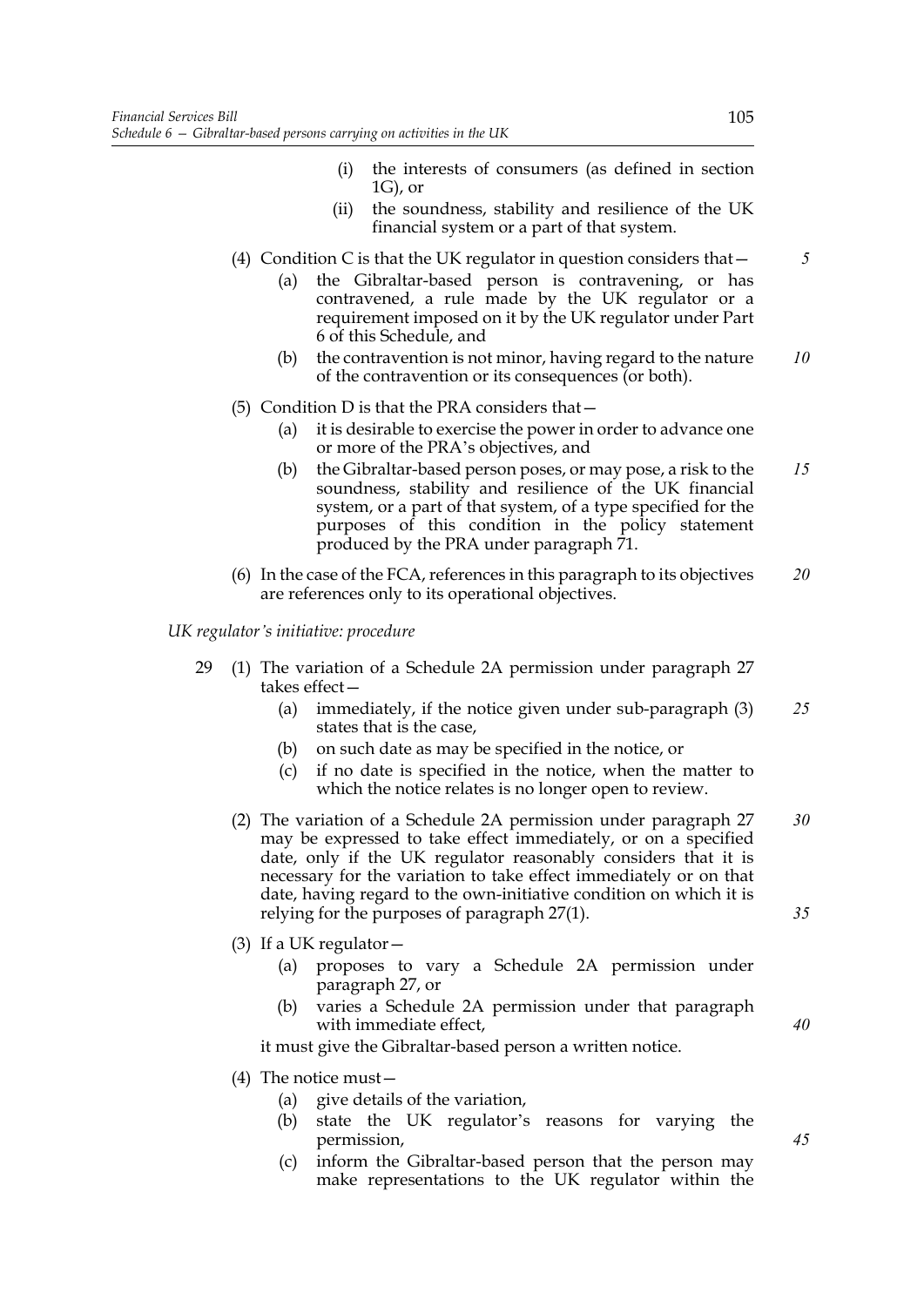(i) the interests of consumers (as defined in section 1G), or

(ii) the soundness, stability and resilience of the UK financial system or a part of that system.

(4) Condition C is that the UK regulator in question considers that—

(a) the Gibraltar-based person is contravening, or has contravened, a rule made by the UK regulator or a requirement imposed on it by the UK regulator under Part 6 of this Schedule, and

(b) the contravention is not minor, having regard to the nature of the contravention or its consequences (or both).

(5) Condition D is that the PRA considers that—

(a) it is desirable to exercise the power in order to advance one or more of the PRA's objectives, and

(b) the Gibraltar-based person poses, or may pose, a risk to the soundness, stability and resilience of the UK financial system, or a part of that system, of a type specified for the purposes of this condition in the policy statement produced by the PRA under paragraph 71.

(6) In the case of the FCA, references in this paragraph to its objectives are references only to its operational objectives.

*UK regulator's initiative: procedure*

29 (1) The variation of a Schedule 2A permission under paragraph 27 takes effect—

(a) immediately, if the notice given under sub-paragraph (3) states that is the case,

(b) on such date as may be specified in the notice, or

(c) if no date is specified in the notice, when the matter to which the notice relates is no longer open to review.

(2) The variation of a Schedule 2A permission under paragraph 27 may be expressed to take effect immediately, or on a specified date, only if the UK regulator reasonably considers that it is necessary for the variation to take effect immediately or on that date, having regard to the own-initiative condition on which it is relying for the purposes of paragraph 27(1).

(3) If a UK regulator—

(a) proposes to vary a Schedule 2A permission under paragraph 27, or

(b) varies a Schedule 2A permission under that paragraph with immediate effect,

it must give the Gibraltar-based person a written notice.

(4) The notice must—

(a) give details of the variation,

(b) state the UK regulator's reasons for varying the permission,

(c) inform the Gibraltar-based person that the person may make representations to the UK regulator within the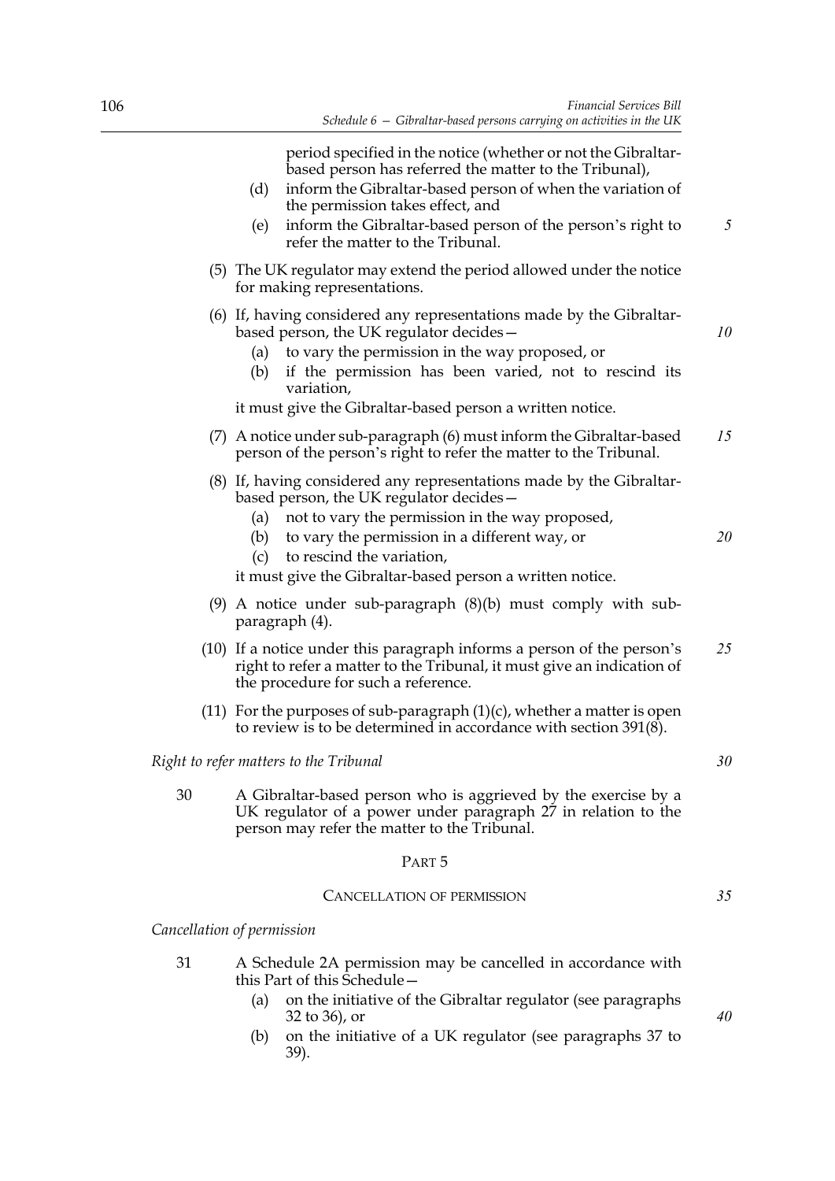period specified in the notice (whether or not the Gibraltar-based person has referred the matter to the Tribunal),

(d) inform the Gibraltar-based person of when the variation of the permission takes effect, and

(e) inform the Gibraltar-based person of the person's right to refer the matter to the Tribunal.

(5) The UK regulator may extend the period allowed under the notice for making representations.

(6) If, having considered any representations made by the Gibraltar-based person, the UK regulator decides—

(a) to vary the permission in the way proposed, or

(b) if the permission has been varied, not to rescind its variation,

it must give the Gibraltar-based person a written notice.

(7) A notice under sub-paragraph (6) must inform the Gibraltar-based person of the person's right to refer the matter to the Tribunal.

(8) If, having considered any representations made by the Gibraltar-based person, the UK regulator decides—

(a) not to vary the permission in the way proposed,

(b) to vary the permission in a different way, or

(c) to rescind the variation,

it must give the Gibraltar-based person a written notice.

(9) A notice under sub-paragraph (8)(b) must comply with sub-paragraph (4).

(10) If a notice under this paragraph informs a person of the person's right to refer a matter to the Tribunal, it must give an indication of the procedure for such a reference.

(11) For the purposes of sub-paragraph (1)(c), whether a matter is open to review is to be determined in accordance with section 391(8).

*Right to refer matters to the Tribunal*

30 A Gibraltar-based person who is aggrieved by the exercise by a UK regulator of a power under paragraph 27 in relation to the person may refer the matter to the Tribunal.

## PART 5

### CANCELLATION OF PERMISSION

*Cancellation of permission*

31 A Schedule 2A permission may be cancelled in accordance with this Part of this Schedule—

(a) on the initiative of the Gibraltar regulator (see paragraphs 32 to 36), or

(b) on the initiative of a UK regulator (see paragraphs 37 to 39).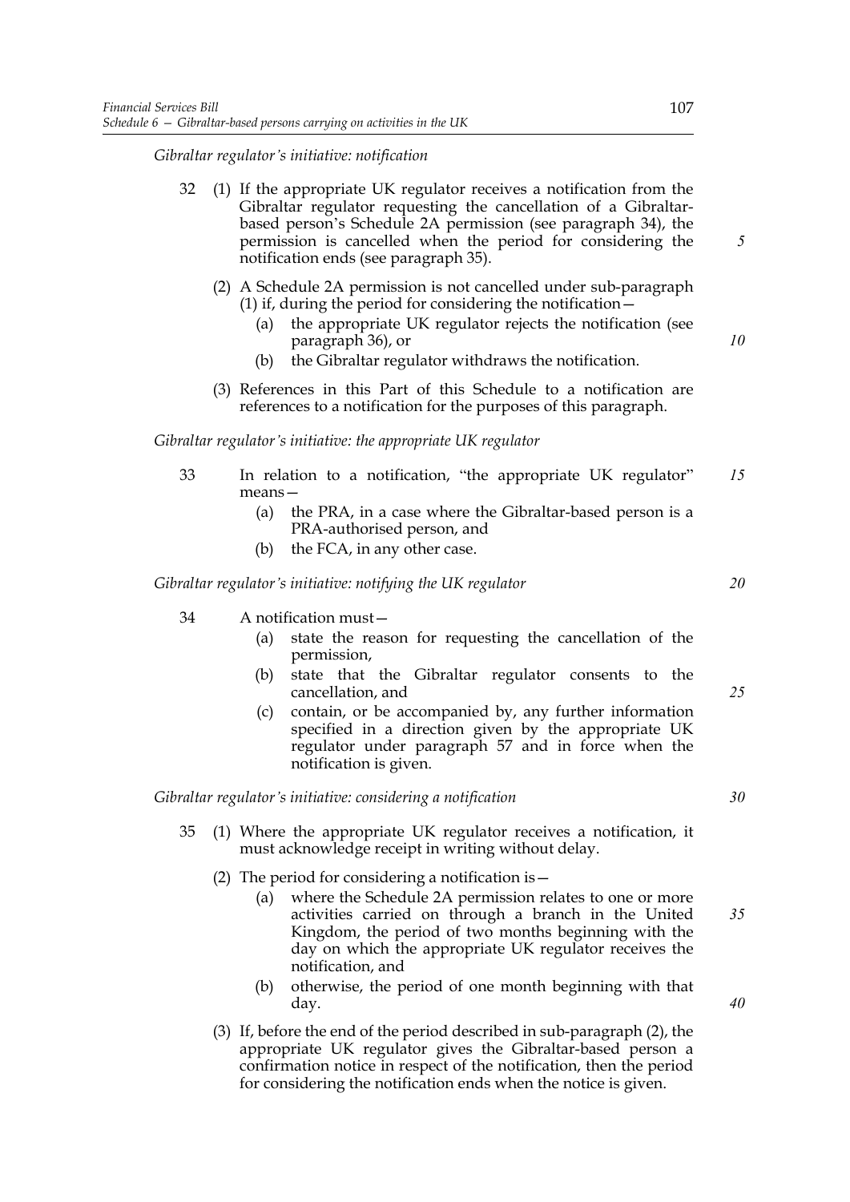*Gibraltar regulator's initiative: notification*

32 (1) If the appropriate UK regulator receives a notification from the Gibraltar regulator requesting the cancellation of a Gibraltar-based person's Schedule 2A permission (see paragraph 34), the permission is cancelled when the period for considering the notification ends (see paragraph 35).

(2) A Schedule 2A permission is not cancelled under sub-paragraph (1) if, during the period for considering the notification—

- (a) the appropriate UK regulator rejects the notification (see paragraph 36), or
- (b) the Gibraltar regulator withdraws the notification.

(3) References in this Part of this Schedule to a notification are references to a notification for the purposes of this paragraph.

*Gibraltar regulator's initiative: the appropriate UK regulator*

33 In relation to a notification, "the appropriate UK regulator" means—

- (a) the PRA, in a case where the Gibraltar-based person is a PRA-authorised person, and
- (b) the FCA, in any other case.

*Gibraltar regulator's initiative: notifying the UK regulator*

34 A notification must—

- (a) state the reason for requesting the cancellation of the permission,
- (b) state that the Gibraltar regulator consents to the cancellation, and
- (c) contain, or be accompanied by, any further information specified in a direction given by the appropriate UK regulator under paragraph 57 and in force when the notification is given.

*Gibraltar regulator's initiative: considering a notification*

35 (1) Where the appropriate UK regulator receives a notification, it must acknowledge receipt in writing without delay.

(2) The period for considering a notification is—

- (a) where the Schedule 2A permission relates to one or more activities carried on through a branch in the United Kingdom, the period of two months beginning with the day on which the appropriate UK regulator receives the notification, and
- (b) otherwise, the period of one month beginning with that day.

(3) If, before the end of the period described in sub-paragraph (2), the appropriate UK regulator gives the Gibraltar-based person a confirmation notice in respect of the notification, then the period for considering the notification ends when the notice is given.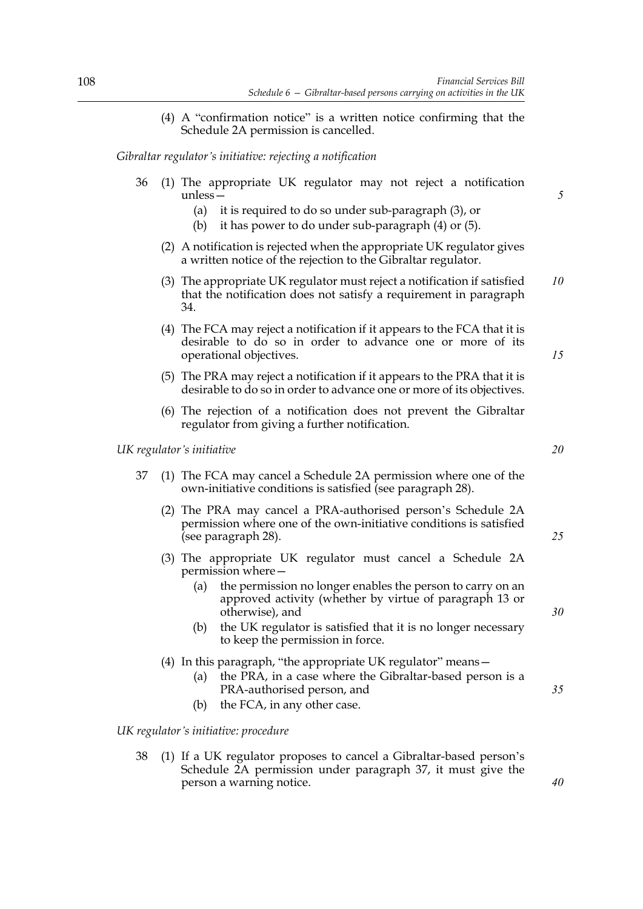(4) A "confirmation notice" is a written notice confirming that the Schedule 2A permission is cancelled.

*Gibraltar regulator's initiative: rejecting a notification*

36 (1) The appropriate UK regulator may not reject a notification unless—

(a) it is required to do so under sub-paragraph (3), or

(b) it has power to do under sub-paragraph (4) or (5).

(2) A notification is rejected when the appropriate UK regulator gives a written notice of the rejection to the Gibraltar regulator.

(3) The appropriate UK regulator must reject a notification if satisfied that the notification does not satisfy a requirement in paragraph 34.

(4) The FCA may reject a notification if it appears to the FCA that it is desirable to do so in order to advance one or more of its operational objectives.

(5) The PRA may reject a notification if it appears to the PRA that it is desirable to do so in order to advance one or more of its objectives.

(6) The rejection of a notification does not prevent the Gibraltar regulator from giving a further notification.

*UK regulator's initiative*

37 (1) The FCA may cancel a Schedule 2A permission where one of the own-initiative conditions is satisfied (see paragraph 28).

(2) The PRA may cancel a PRA-authorised person's Schedule 2A permission where one of the own-initiative conditions is satisfied (see paragraph 28).

(3) The appropriate UK regulator must cancel a Schedule 2A permission where—

(a) the permission no longer enables the person to carry on an approved activity (whether by virtue of paragraph 13 or otherwise), and

(b) the UK regulator is satisfied that it is no longer necessary to keep the permission in force.

(4) In this paragraph, "the appropriate UK regulator" means—

(a) the PRA, in a case where the Gibraltar-based person is a PRA-authorised person, and

(b) the FCA, in any other case.

*UK regulator's initiative: procedure*

38 (1) If a UK regulator proposes to cancel a Gibraltar-based person's Schedule 2A permission under paragraph 37, it must give the person a warning notice.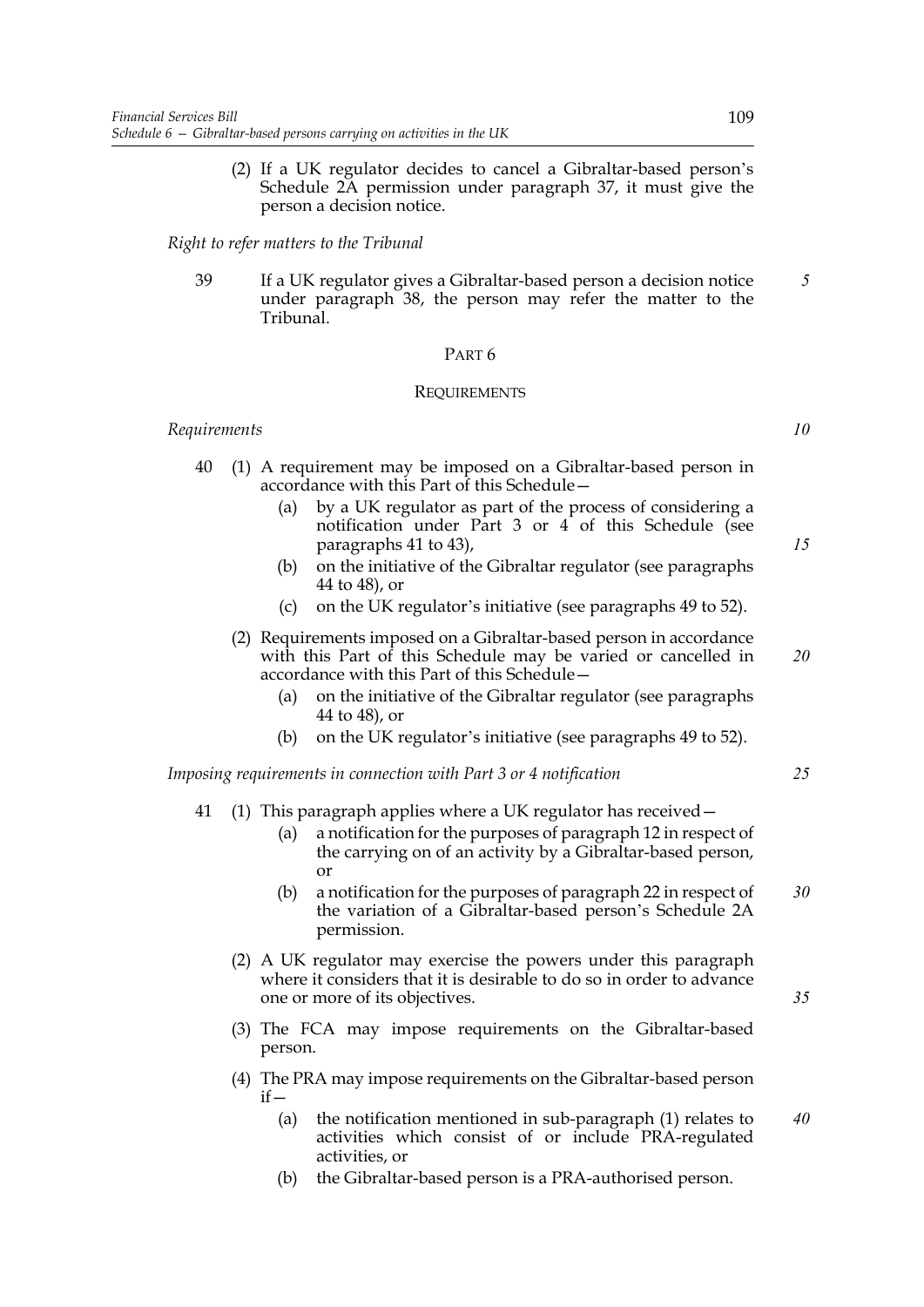(2) If a UK regulator decides to cancel a Gibraltar-based person's Schedule 2A permission under paragraph 37, it must give the person a decision notice.

*Right to refer matters to the Tribunal*

39 If a UK regulator gives a Gibraltar-based person a decision notice under paragraph 38, the person may refer the matter to the Tribunal.

## PART 6

## REQUIREMENTS

*Requirements*

40 (1) A requirement may be imposed on a Gibraltar-based person in accordance with this Part of this Schedule—

(a) by a UK regulator as part of the process of considering a notification under Part 3 or 4 of this Schedule (see paragraphs 41 to 43),

(b) on the initiative of the Gibraltar regulator (see paragraphs 44 to 48), or

(c) on the UK regulator's initiative (see paragraphs 49 to 52).

(2) Requirements imposed on a Gibraltar-based person in accordance with this Part of this Schedule may be varied or cancelled in accordance with this Part of this Schedule—

(a) on the initiative of the Gibraltar regulator (see paragraphs 44 to 48), or

(b) on the UK regulator's initiative (see paragraphs 49 to 52).

*Imposing requirements in connection with Part 3 or 4 notification*

41 (1) This paragraph applies where a UK regulator has received—

(a) a notification for the purposes of paragraph 12 in respect of the carrying on of an activity by a Gibraltar-based person, or

(b) a notification for the purposes of paragraph 22 in respect of the variation of a Gibraltar-based person's Schedule 2A permission.

(2) A UK regulator may exercise the powers under this paragraph where it considers that it is desirable to do so in order to advance one or more of its objectives.

(3) The FCA may impose requirements on the Gibraltar-based person.

(4) The PRA may impose requirements on the Gibraltar-based person if—

(a) the notification mentioned in sub-paragraph (1) relates to activities which consist of or include PRA-regulated activities, or

(b) the Gibraltar-based person is a PRA-authorised person.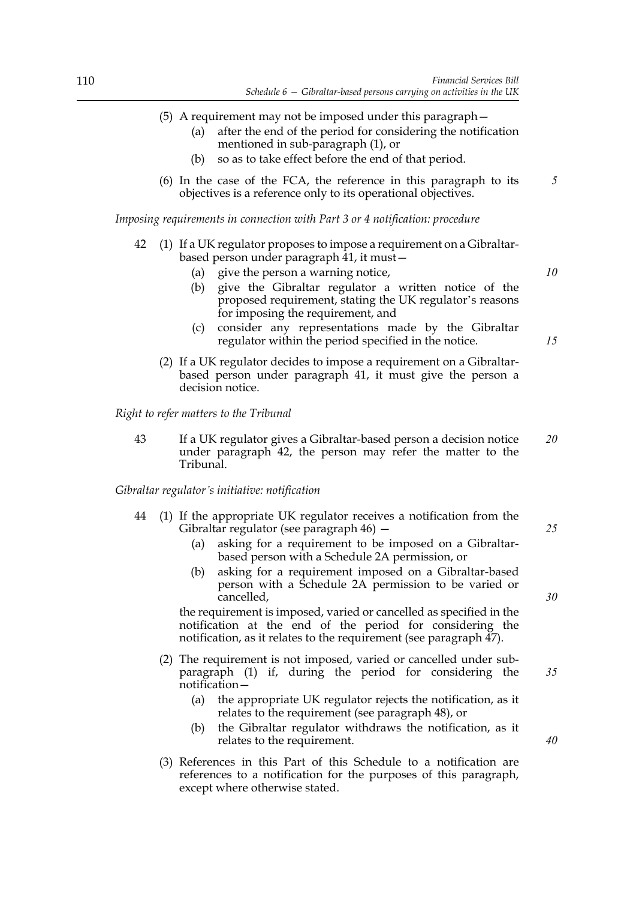(5) A requirement may not be imposed under this paragraph—

- (a) after the end of the period for considering the notification mentioned in sub-paragraph (1), or
- (b) so as to take effect before the end of that period.

(6) In the case of the FCA, the reference in this paragraph to its objectives is a reference only to its operational objectives.

*Imposing requirements in connection with Part 3 or 4 notification: procedure*

42 (1) If a UK regulator proposes to impose a requirement on a Gibraltar-based person under paragraph 41, it must—

- (a) give the person a warning notice,
- (b) give the Gibraltar regulator a written notice of the proposed requirement, stating the UK regulator's reasons for imposing the requirement, and
- (c) consider any representations made by the Gibraltar regulator within the period specified in the notice.

(2) If a UK regulator decides to impose a requirement on a Gibraltar-based person under paragraph 41, it must give the person a decision notice.

*Right to refer matters to the Tribunal*

43 If a UK regulator gives a Gibraltar-based person a decision notice under paragraph 42, the person may refer the matter to the Tribunal.

*Gibraltar regulator's initiative: notification*

44 (1) If the appropriate UK regulator receives a notification from the Gibraltar regulator (see paragraph 46) —

- (a) asking for a requirement to be imposed on a Gibraltar-based person with a Schedule 2A permission, or
- (b) asking for a requirement imposed on a Gibraltar-based person with a Schedule 2A permission to be varied or cancelled,

the requirement is imposed, varied or cancelled as specified in the notification at the end of the period for considering the notification, as it relates to the requirement (see paragraph 47).

(2) The requirement is not imposed, varied or cancelled under sub-paragraph (1) if, during the period for considering the notification—

- (a) the appropriate UK regulator rejects the notification, as it relates to the requirement (see paragraph 48), or
- (b) the Gibraltar regulator withdraws the notification, as it relates to the requirement.

(3) References in this Part of this Schedule to a notification are references to a notification for the purposes of this paragraph, except where otherwise stated.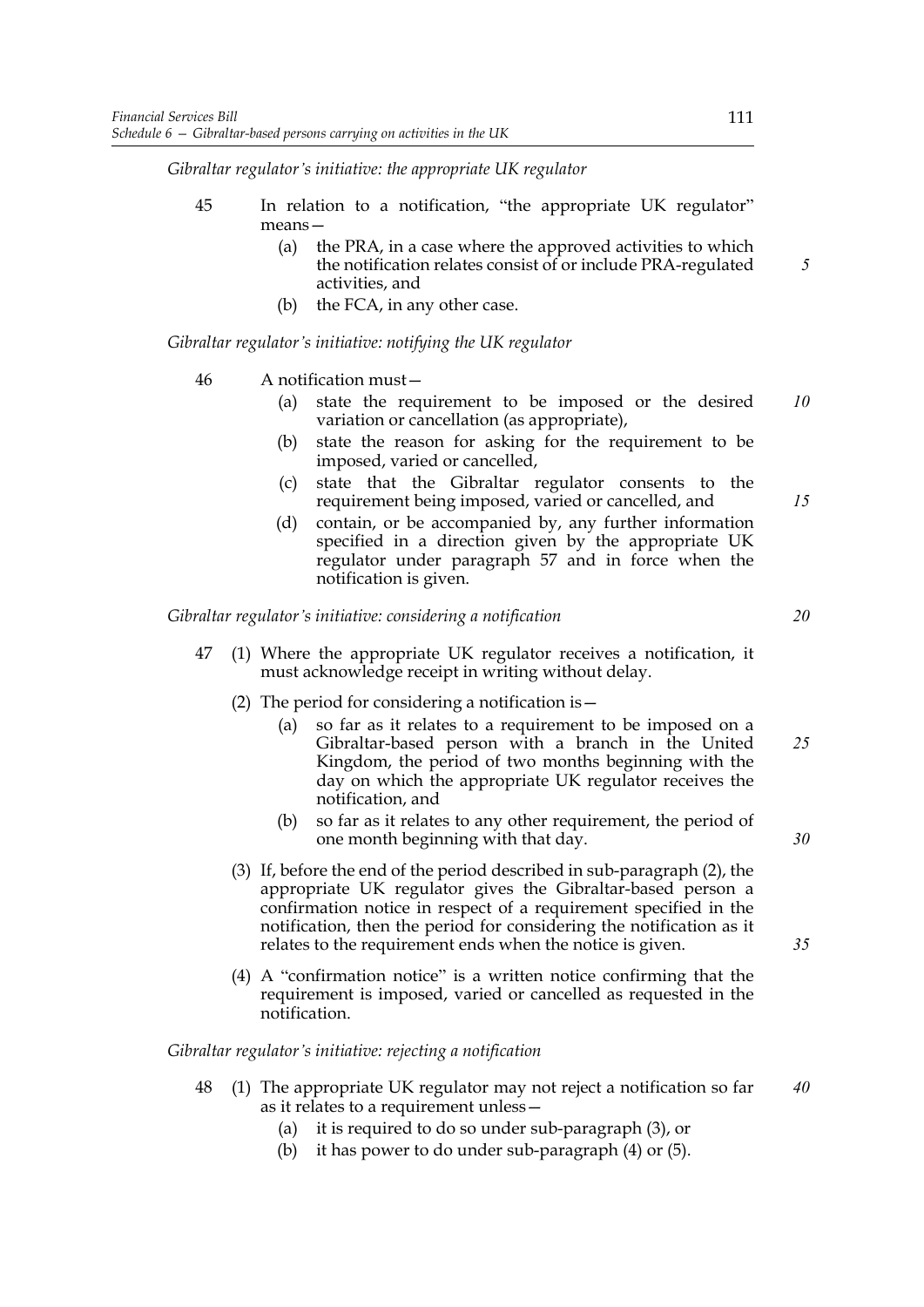*Gibraltar regulator's initiative: the appropriate UK regulator*

45 In relation to a notification, "the appropriate UK regulator" means—

(a) the PRA, in a case where the approved activities to which the notification relates consist of or include PRA-regulated activities, and

(b) the FCA, in any other case.

*Gibraltar regulator's initiative: notifying the UK regulator*

46 A notification must—

(a) state the requirement to be imposed or the desired variation or cancellation (as appropriate),

(b) state the reason for asking for the requirement to be imposed, varied or cancelled,

(c) state that the Gibraltar regulator consents to the requirement being imposed, varied or cancelled, and

(d) contain, or be accompanied by, any further information specified in a direction given by the appropriate UK regulator under paragraph 57 and in force when the notification is given.

*Gibraltar regulator's initiative: considering a notification*

47 (1) Where the appropriate UK regulator receives a notification, it must acknowledge receipt in writing without delay.

(2) The period for considering a notification is—

(a) so far as it relates to a requirement to be imposed on a Gibraltar-based person with a branch in the United Kingdom, the period of two months beginning with the day on which the appropriate UK regulator receives the notification, and

(b) so far as it relates to any other requirement, the period of one month beginning with that day.

(3) If, before the end of the period described in sub-paragraph (2), the appropriate UK regulator gives the Gibraltar-based person a confirmation notice in respect of a requirement specified in the notification, then the period for considering the notification as it relates to the requirement ends when the notice is given.

(4) A "confirmation notice" is a written notice confirming that the requirement is imposed, varied or cancelled as requested in the notification.

*Gibraltar regulator's initiative: rejecting a notification*

48 (1) The appropriate UK regulator may not reject a notification so far as it relates to a requirement unless—

(a) it is required to do so under sub-paragraph (3), or

(b) it has power to do under sub-paragraph (4) or (5).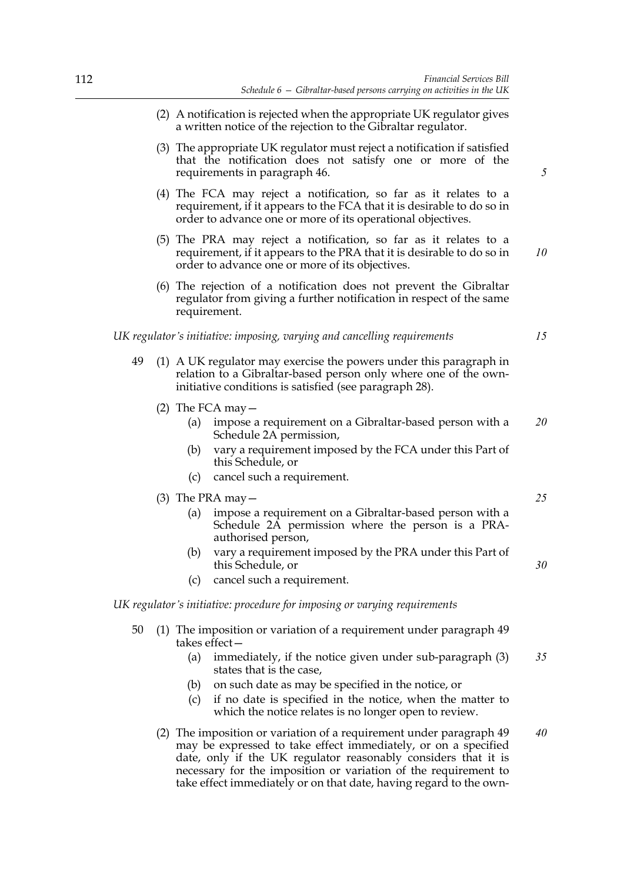(2) A notification is rejected when the appropriate UK regulator gives a written notice of the rejection to the Gibraltar regulator.

(3) The appropriate UK regulator must reject a notification if satisfied that the notification does not satisfy one or more of the requirements in paragraph 46.

(4) The FCA may reject a notification, so far as it relates to a requirement, if it appears to the FCA that it is desirable to do so in order to advance one or more of its operational objectives.

(5) The PRA may reject a notification, so far as it relates to a requirement, if it appears to the PRA that it is desirable to do so in order to advance one or more of its objectives.

(6) The rejection of a notification does not prevent the Gibraltar regulator from giving a further notification in respect of the same requirement.

*UK regulator's initiative: imposing, varying and cancelling requirements*

49 (1) A UK regulator may exercise the powers under this paragraph in relation to a Gibraltar-based person only where one of the own-initiative conditions is satisfied (see paragraph 28).

(2) The FCA may—

(a) impose a requirement on a Gibraltar-based person with a Schedule 2A permission,

(b) vary a requirement imposed by the FCA under this Part of this Schedule, or

(c) cancel such a requirement.

(3) The PRA may—

(a) impose a requirement on a Gibraltar-based person with a Schedule 2A permission where the person is a PRA-authorised person,

(b) vary a requirement imposed by the PRA under this Part of this Schedule, or

(c) cancel such a requirement.

*UK regulator's initiative: procedure for imposing or varying requirements*

50 (1) The imposition or variation of a requirement under paragraph 49 takes effect—

(a) immediately, if the notice given under sub-paragraph (3) states that is the case,

(b) on such date as may be specified in the notice, or

(c) if no date is specified in the notice, when the matter to which the notice relates is no longer open to review.

(2) The imposition or variation of a requirement under paragraph 49 may be expressed to take effect immediately, or on a specified date, only if the UK regulator reasonably considers that it is necessary for the imposition or variation of the requirement to take effect immediately or on that date, having regard to the own-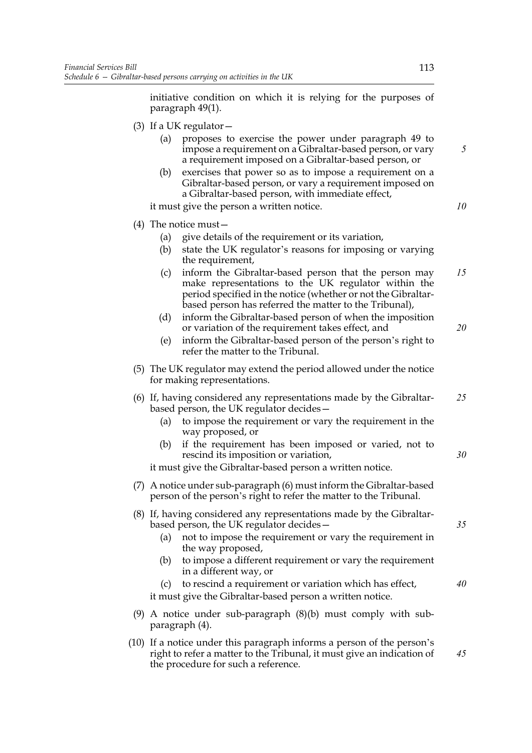initiative condition on which it is relying for the purposes of paragraph 49(1).

(3) If a UK regulator—

(a) proposes to exercise the power under paragraph 49 to impose a requirement on a Gibraltar-based person, or vary a requirement imposed on a Gibraltar-based person, or

(b) exercises that power so as to impose a requirement on a Gibraltar-based person, or vary a requirement imposed on a Gibraltar-based person, with immediate effect,

it must give the person a written notice.

(4) The notice must—

(a) give details of the requirement or its variation,

(b) state the UK regulator's reasons for imposing or varying the requirement,

(c) inform the Gibraltar-based person that the person may make representations to the UK regulator within the period specified in the notice (whether or not the Gibraltar-based person has referred the matter to the Tribunal),

(d) inform the Gibraltar-based person of when the imposition or variation of the requirement takes effect, and

(e) inform the Gibraltar-based person of the person's right to refer the matter to the Tribunal.

(5) The UK regulator may extend the period allowed under the notice for making representations.

(6) If, having considered any representations made by the Gibraltar-based person, the UK regulator decides—

(a) to impose the requirement or vary the requirement in the way proposed, or

(b) if the requirement has been imposed or varied, not to rescind its imposition or variation,

it must give the Gibraltar-based person a written notice.

(7) A notice under sub-paragraph (6) must inform the Gibraltar-based person of the person's right to refer the matter to the Tribunal.

(8) If, having considered any representations made by the Gibraltar-based person, the UK regulator decides—

(a) not to impose the requirement or vary the requirement in the way proposed,

(b) to impose a different requirement or vary the requirement in a different way, or

(c) to rescind a requirement or variation which has effect,

it must give the Gibraltar-based person a written notice.

(9) A notice under sub-paragraph (8)(b) must comply with sub-paragraph (4).

(10) If a notice under this paragraph informs a person of the person's right to refer a matter to the Tribunal, it must give an indication of the procedure for such a reference.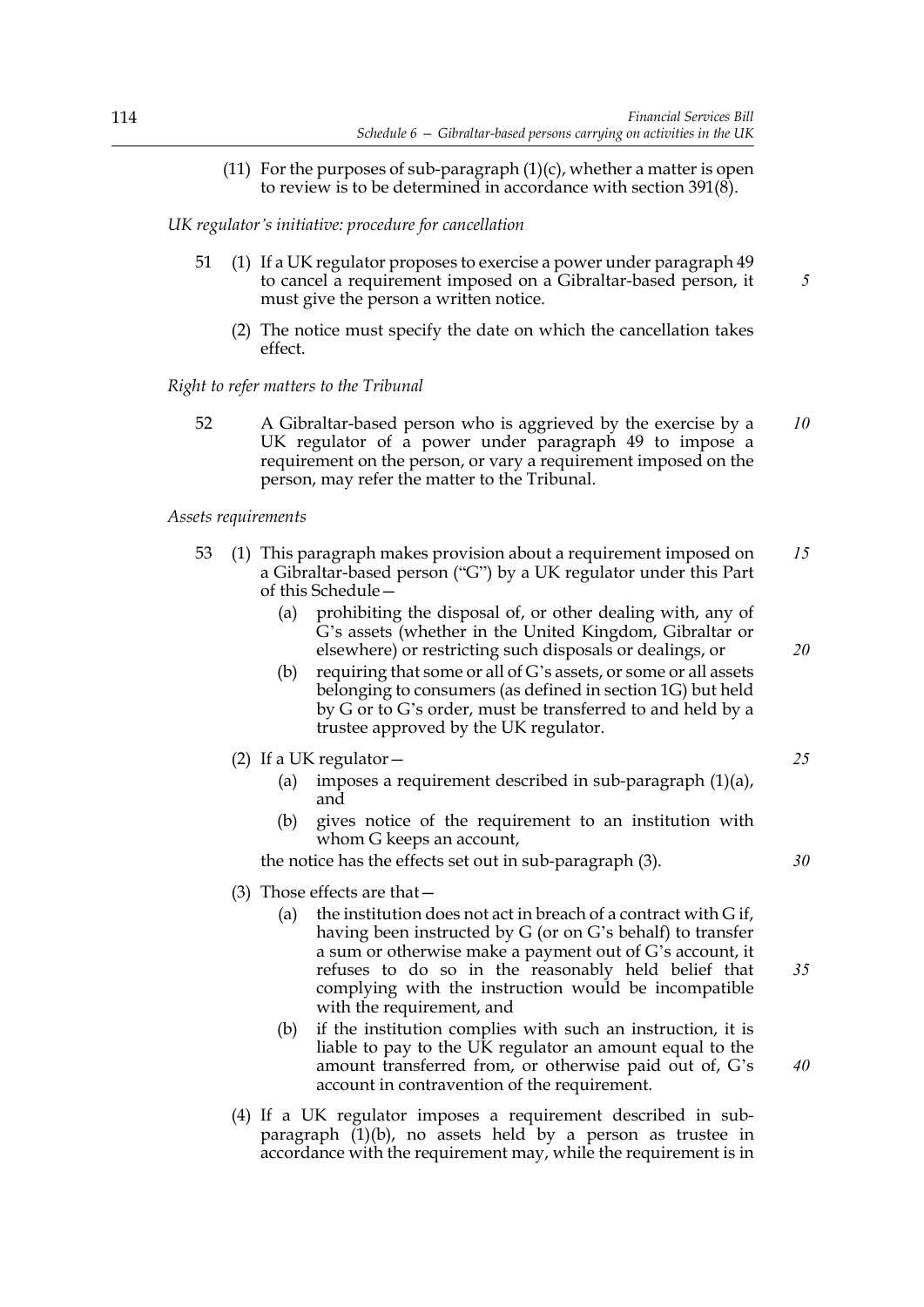(11) For the purposes of sub-paragraph (1)(c), whether a matter is open to review is to be determined in accordance with section 391(8).

*UK regulator's initiative: procedure for cancellation*

51 (1) If a UK regulator proposes to exercise a power under paragraph 49 to cancel a requirement imposed on a Gibraltar-based person, it must give the person a written notice.

(2) The notice must specify the date on which the cancellation takes effect.

*Right to refer matters to the Tribunal*

52 A Gibraltar-based person who is aggrieved by the exercise by a UK regulator of a power under paragraph 49 to impose a requirement on the person, or vary a requirement imposed on the person, may refer the matter to the Tribunal.

*Assets requirements*

53 (1) This paragraph makes provision about a requirement imposed on a Gibraltar-based person ("G") by a UK regulator under this Part of this Schedule—

(a) prohibiting the disposal of, or other dealing with, any of G's assets (whether in the United Kingdom, Gibraltar or elsewhere) or restricting such disposals or dealings, or

(b) requiring that some or all of G's assets, or some or all assets belonging to consumers (as defined in section 1G) but held by G or to G's order, must be transferred to and held by a trustee approved by the UK regulator.

(2) If a UK regulator—

(a) imposes a requirement described in sub-paragraph (1)(a), and

(b) gives notice of the requirement to an institution with whom G keeps an account,

the notice has the effects set out in sub-paragraph (3).

(3) Those effects are that—

(a) the institution does not act in breach of a contract with G if, having been instructed by G (or on G's behalf) to transfer a sum or otherwise make a payment out of G's account, it refuses to do so in the reasonably held belief that complying with the instruction would be incompatible with the requirement, and

(b) if the institution complies with such an instruction, it is liable to pay to the UK regulator an amount equal to the amount transferred from, or otherwise paid out of, G's account in contravention of the requirement.

(4) If a UK regulator imposes a requirement described in sub-paragraph (1)(b), no assets held by a person as trustee in accordance with the requirement may, while the requirement is in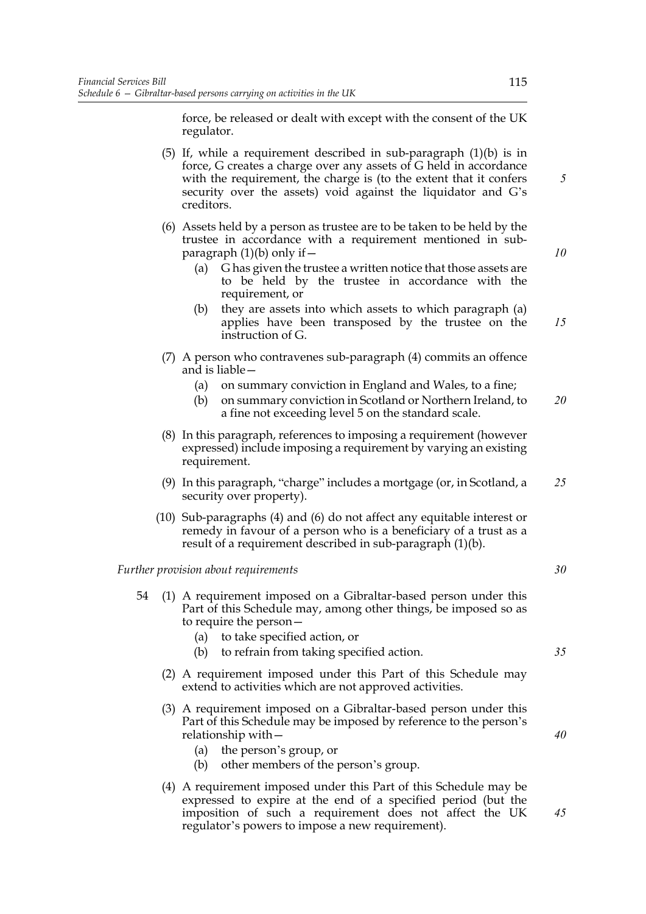force, be released or dealt with except with the consent of the UK regulator.

(5) If, while a requirement described in sub-paragraph (1)(b) is in force, G creates a charge over any assets of G held in accordance with the requirement, the charge is (to the extent that it confers security over the assets) void against the liquidator and G's creditors.

(6) Assets held by a person as trustee are to be taken to be held by the trustee in accordance with a requirement mentioned in sub-paragraph (1)(b) only if—

- (a) G has given the trustee a written notice that those assets are to be held by the trustee in accordance with the requirement, or
- (b) they are assets into which assets to which paragraph (a) applies have been transposed by the trustee on the instruction of G.

(7) A person who contravenes sub-paragraph (4) commits an offence and is liable—

- (a) on summary conviction in England and Wales, to a fine;
- (b) on summary conviction in Scotland or Northern Ireland, to a fine not exceeding level 5 on the standard scale.

(8) In this paragraph, references to imposing a requirement (however expressed) include imposing a requirement by varying an existing requirement.

(9) In this paragraph, "charge" includes a mortgage (or, in Scotland, a security over property).

(10) Sub-paragraphs (4) and (6) do not affect any equitable interest or remedy in favour of a person who is a beneficiary of a trust as a result of a requirement described in sub-paragraph (1)(b).

*Further provision about requirements*

54 (1) A requirement imposed on a Gibraltar-based person under this Part of this Schedule may, among other things, be imposed so as to require the person—

- (a) to take specified action, or
- (b) to refrain from taking specified action.

(2) A requirement imposed under this Part of this Schedule may extend to activities which are not approved activities.

(3) A requirement imposed on a Gibraltar-based person under this Part of this Schedule may be imposed by reference to the person's relationship with—

- (a) the person's group, or
- (b) other members of the person's group.

(4) A requirement imposed under this Part of this Schedule may be expressed to expire at the end of a specified period (but the imposition of such a requirement does not affect the UK regulator's powers to impose a new requirement).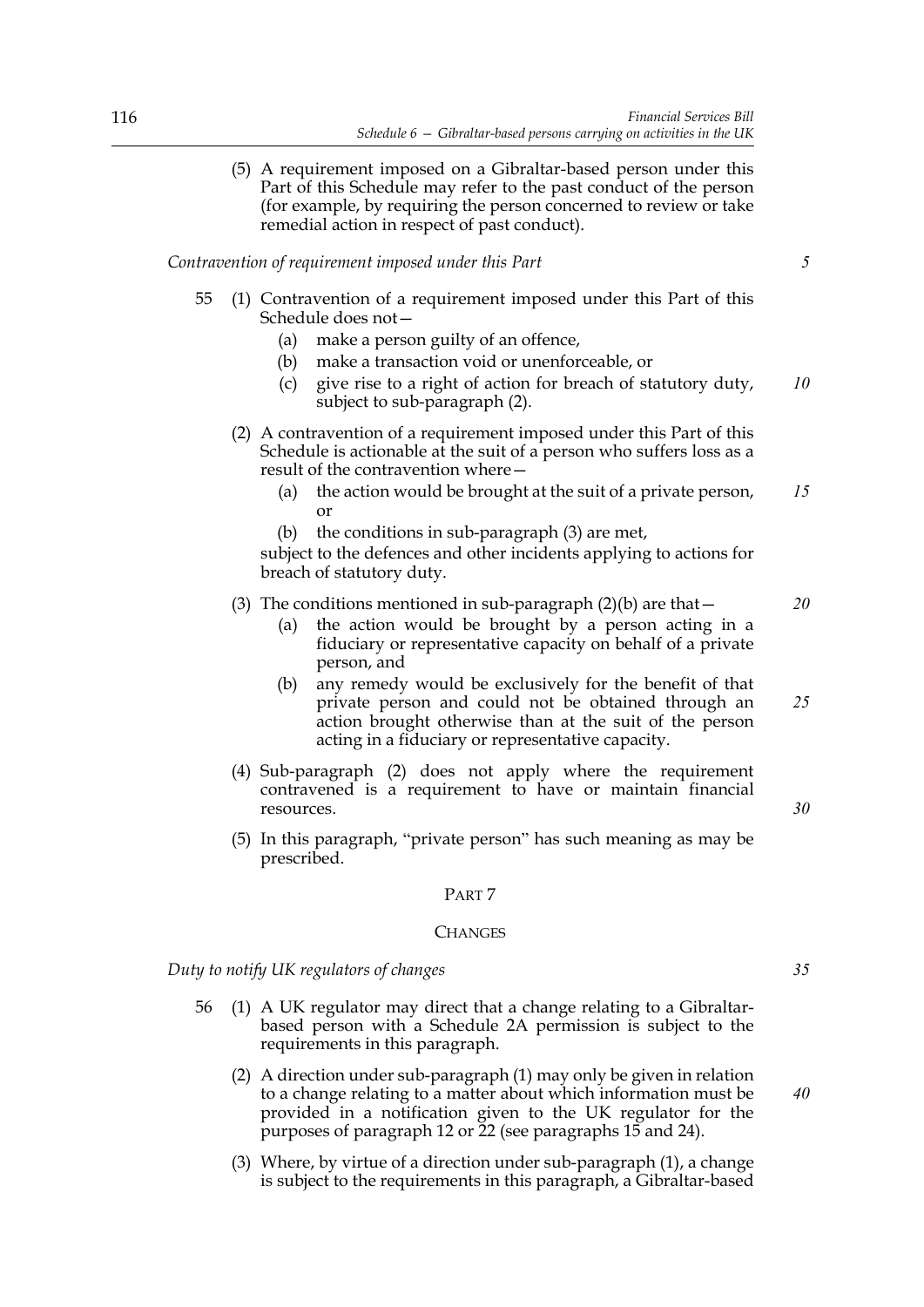(5) A requirement imposed on a Gibraltar-based person under this Part of this Schedule may refer to the past conduct of the person (for example, by requiring the person concerned to review or take remedial action in respect of past conduct).

*Contravention of requirement imposed under this Part*

55 (1) Contravention of a requirement imposed under this Part of this Schedule does not—

(a) make a person guilty of an offence,

(b) make a transaction void or unenforceable, or

(c) give rise to a right of action for breach of statutory duty, subject to sub-paragraph (2).

(2) A contravention of a requirement imposed under this Part of this Schedule is actionable at the suit of a person who suffers loss as a result of the contravention where—

(a) the action would be brought at the suit of a private person, or

(b) the conditions in sub-paragraph (3) are met,

subject to the defences and other incidents applying to actions for breach of statutory duty.

(3) The conditions mentioned in sub-paragraph (2)(b) are that—

(a) the action would be brought by a person acting in a fiduciary or representative capacity on behalf of a private person, and

(b) any remedy would be exclusively for the benefit of that private person and could not be obtained through an action brought otherwise than at the suit of the person acting in a fiduciary or representative capacity.

(4) Sub-paragraph (2) does not apply where the requirement contravened is a requirement to have or maintain financial resources.

(5) In this paragraph, "private person" has such meaning as may be prescribed.

## PART 7

## CHANGES

*Duty to notify UK regulators of changes*

56 (1) A UK regulator may direct that a change relating to a Gibraltar-based person with a Schedule 2A permission is subject to the requirements in this paragraph.

(2) A direction under sub-paragraph (1) may only be given in relation to a change relating to a matter about which information must be provided in a notification given to the UK regulator for the purposes of paragraph 12 or 22 (see paragraphs 15 and 24).

(3) Where, by virtue of a direction under sub-paragraph (1), a change is subject to the requirements in this paragraph, a Gibraltar-based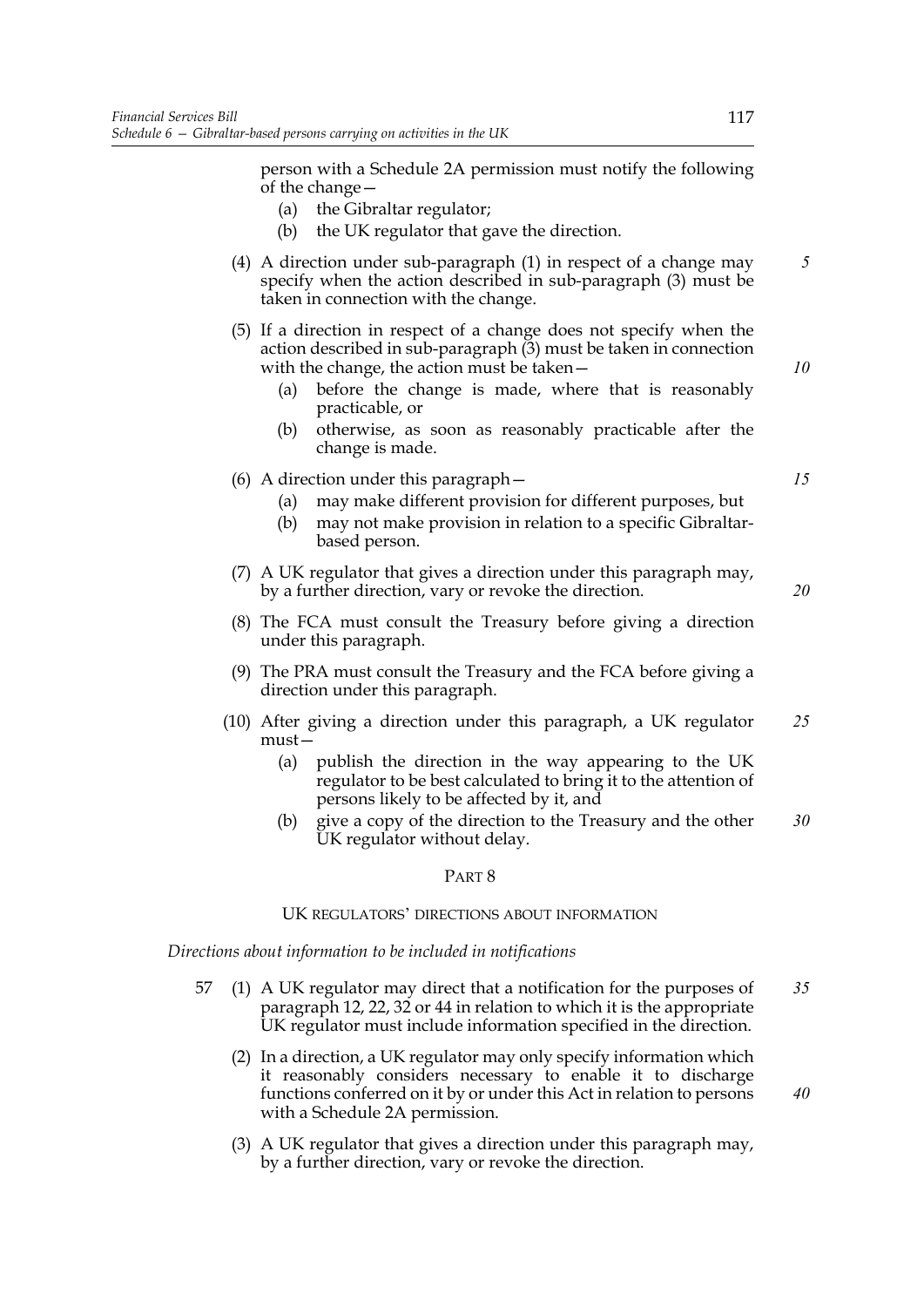person with a Schedule 2A permission must notify the following of the change—

(a) the Gibraltar regulator;

(b) the UK regulator that gave the direction.

(4) A direction under sub-paragraph (1) in respect of a change may specify when the action described in sub-paragraph (3) must be taken in connection with the change.

(5) If a direction in respect of a change does not specify when the action described in sub-paragraph (3) must be taken in connection with the change, the action must be taken—

(a) before the change is made, where that is reasonably practicable, or

(b) otherwise, as soon as reasonably practicable after the change is made.

(6) A direction under this paragraph—

(a) may make different provision for different purposes, but

(b) may not make provision in relation to a specific Gibraltar-based person.

(7) A UK regulator that gives a direction under this paragraph may, by a further direction, vary or revoke the direction.

(8) The FCA must consult the Treasury before giving a direction under this paragraph.

(9) The PRA must consult the Treasury and the FCA before giving a direction under this paragraph.

(10) After giving a direction under this paragraph, a UK regulator must—

(a) publish the direction in the way appearing to the UK regulator to be best calculated to bring it to the attention of persons likely to be affected by it, and

(b) give a copy of the direction to the Treasury and the other UK regulator without delay.

## PART 8

### UK REGULATORS' DIRECTIONS ABOUT INFORMATION

*Directions about information to be included in notifications*

57 (1) A UK regulator may direct that a notification for the purposes of paragraph 12, 22, 32 or 44 in relation to which it is the appropriate UK regulator must include information specified in the direction.

(2) In a direction, a UK regulator may only specify information which it reasonably considers necessary to enable it to discharge functions conferred on it by or under this Act in relation to persons with a Schedule 2A permission.

(3) A UK regulator that gives a direction under this paragraph may, by a further direction, vary or revoke the direction.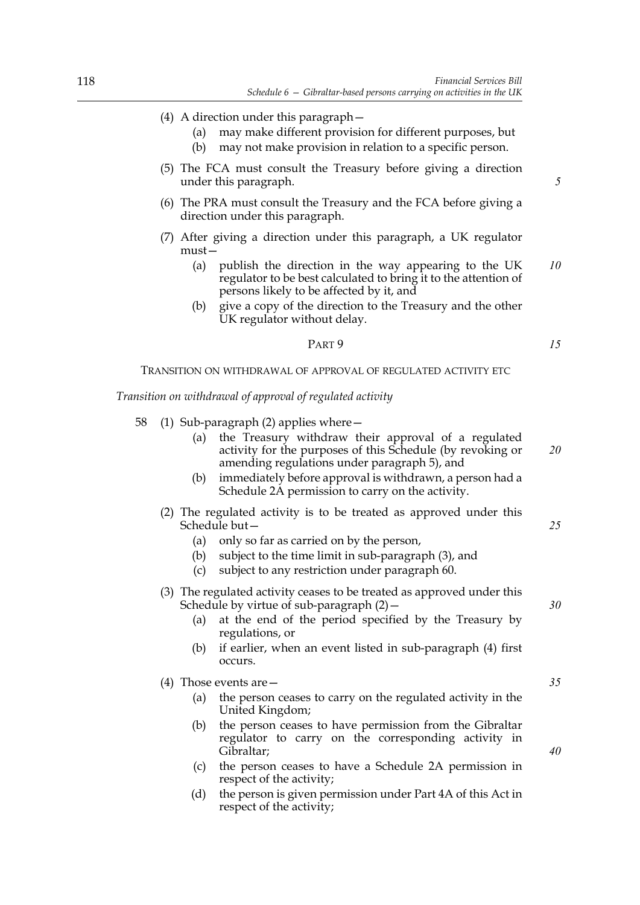(4) A direction under this paragraph—

(a) may make different provision for different purposes, but

(b) may not make provision in relation to a specific person.

(5) The FCA must consult the Treasury before giving a direction under this paragraph.

(6) The PRA must consult the Treasury and the FCA before giving a direction under this paragraph.

(7) After giving a direction under this paragraph, a UK regulator must—

(a) publish the direction in the way appearing to the UK regulator to be best calculated to bring it to the attention of persons likely to be affected by it, and

(b) give a copy of the direction to the Treasury and the other UK regulator without delay.

## PART 9

### TRANSITION ON WITHDRAWAL OF APPROVAL OF REGULATED ACTIVITY ETC

*Transition on withdrawal of approval of regulated activity*

58 (1) Sub-paragraph (2) applies where—

(a) the Treasury withdraw their approval of a regulated activity for the purposes of this Schedule (by revoking or amending regulations under paragraph 5), and

(b) immediately before approval is withdrawn, a person had a Schedule 2A permission to carry on the activity.

(2) The regulated activity is to be treated as approved under this Schedule but—

(a) only so far as carried on by the person,

(b) subject to the time limit in sub-paragraph (3), and

(c) subject to any restriction under paragraph 60.

(3) The regulated activity ceases to be treated as approved under this Schedule by virtue of sub-paragraph (2)—

(a) at the end of the period specified by the Treasury by regulations, or

(b) if earlier, when an event listed in sub-paragraph (4) first occurs.

(4) Those events are—

(a) the person ceases to carry on the regulated activity in the United Kingdom;

(b) the person ceases to have permission from the Gibraltar regulator to carry on the corresponding activity in Gibraltar;

(c) the person ceases to have a Schedule 2A permission in respect of the activity;

(d) the person is given permission under Part 4A of this Act in respect of the activity;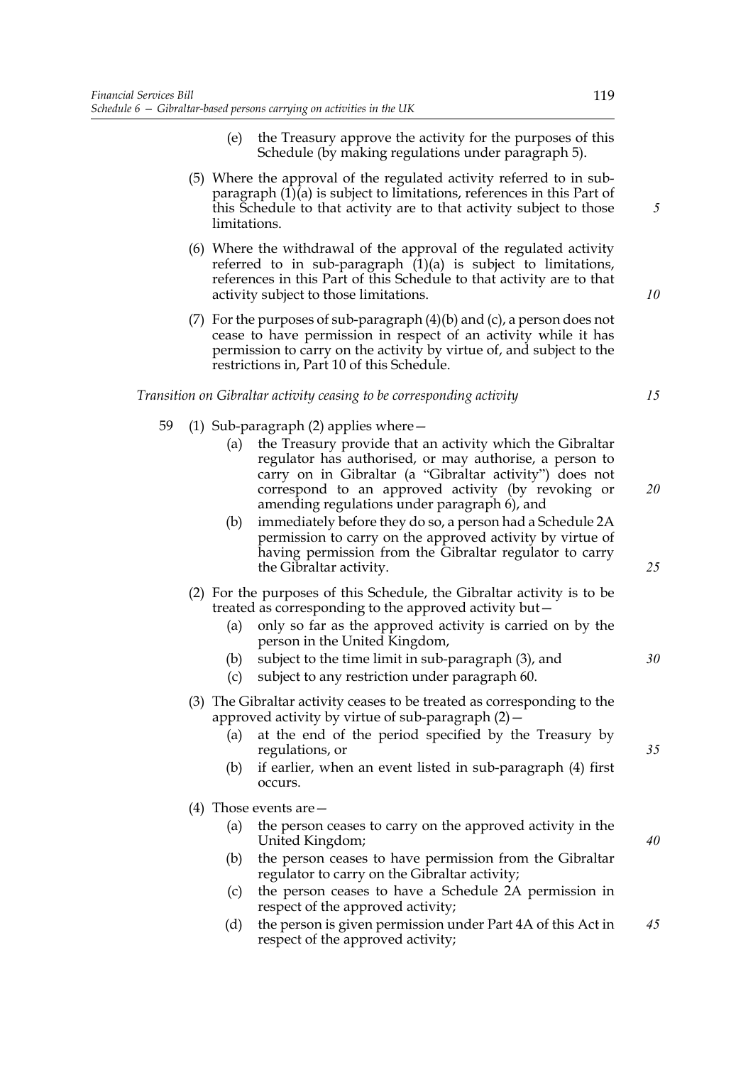(e) the Treasury approve the activity for the purposes of this Schedule (by making regulations under paragraph 5).

(5) Where the approval of the regulated activity referred to in sub-paragraph (1)(a) is subject to limitations, references in this Part of this Schedule to that activity are to that activity subject to those limitations.

(6) Where the withdrawal of the approval of the regulated activity referred to in sub-paragraph (1)(a) is subject to limitations, references in this Part of this Schedule to that activity are to that activity subject to those limitations.

(7) For the purposes of sub-paragraph (4)(b) and (c), a person does not cease to have permission in respect of an activity while it has permission to carry on the activity by virtue of, and subject to the restrictions in, Part 10 of this Schedule.

*Transition on Gibraltar activity ceasing to be corresponding activity*

59 (1) Sub-paragraph (2) applies where—

(a) the Treasury provide that an activity which the Gibraltar regulator has authorised, or may authorise, a person to carry on in Gibraltar (a "Gibraltar activity") does not correspond to an approved activity (by revoking or amending regulations under paragraph 6), and

(b) immediately before they do so, a person had a Schedule 2A permission to carry on the approved activity by virtue of having permission from the Gibraltar regulator to carry the Gibraltar activity.

(2) For the purposes of this Schedule, the Gibraltar activity is to be treated as corresponding to the approved activity but—

(a) only so far as the approved activity is carried on by the person in the United Kingdom,

(b) subject to the time limit in sub-paragraph (3), and

(c) subject to any restriction under paragraph 60.

(3) The Gibraltar activity ceases to be treated as corresponding to the approved activity by virtue of sub-paragraph (2)—

(a) at the end of the period specified by the Treasury by regulations, or

(b) if earlier, when an event listed in sub-paragraph (4) first occurs.

(4) Those events are—

(a) the person ceases to carry on the approved activity in the United Kingdom;

(b) the person ceases to have permission from the Gibraltar regulator to carry on the Gibraltar activity;

(c) the person ceases to have a Schedule 2A permission in respect of the approved activity;

(d) the person is given permission under Part 4A of this Act in respect of the approved activity;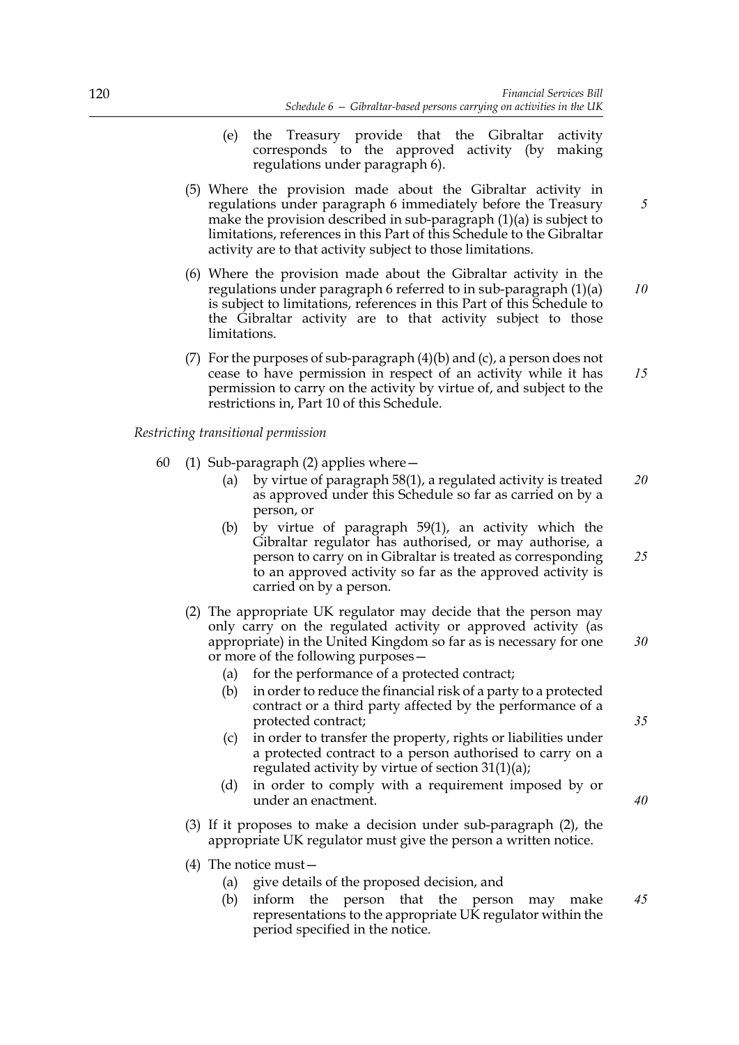(e) the Treasury provide that the Gibraltar activity corresponds to the approved activity (by making regulations under paragraph 6).

(5) Where the provision made about the Gibraltar activity in regulations under paragraph 6 immediately before the Treasury make the provision described in sub-paragraph (1)(a) is subject to limitations, references in this Part of this Schedule to the Gibraltar activity are to that activity subject to those limitations.

(6) Where the provision made about the Gibraltar activity in the regulations under paragraph 6 referred to in sub-paragraph (1)(a) is subject to limitations, references in this Part of this Schedule to the Gibraltar activity are to that activity subject to those limitations.

(7) For the purposes of sub-paragraph (4)(b) and (c), a person does not cease to have permission in respect of an activity while it has permission to carry on the activity by virtue of, and subject to the restrictions in, Part 10 of this Schedule.

*Restricting transitional permission*

60 (1) Sub-paragraph (2) applies where—

(a) by virtue of paragraph 58(1), a regulated activity is treated as approved under this Schedule so far as carried on by a person, or

(b) by virtue of paragraph 59(1), an activity which the Gibraltar regulator has authorised, or may authorise, a person to carry on in Gibraltar is treated as corresponding to an approved activity so far as the approved activity is carried on by a person.

(2) The appropriate UK regulator may decide that the person may only carry on the regulated activity or approved activity (as appropriate) in the United Kingdom so far as is necessary for one or more of the following purposes—

(a) for the performance of a protected contract;

(b) in order to reduce the financial risk of a party to a protected contract or a third party affected by the performance of a protected contract;

(c) in order to transfer the property, rights or liabilities under a protected contract to a person authorised to carry on a regulated activity by virtue of section 31(1)(a);

(d) in order to comply with a requirement imposed by or under an enactment.

(3) If it proposes to make a decision under sub-paragraph (2), the appropriate UK regulator must give the person a written notice.

(4) The notice must—

(a) give details of the proposed decision, and

(b) inform the person that the person may make representations to the appropriate UK regulator within the period specified in the notice.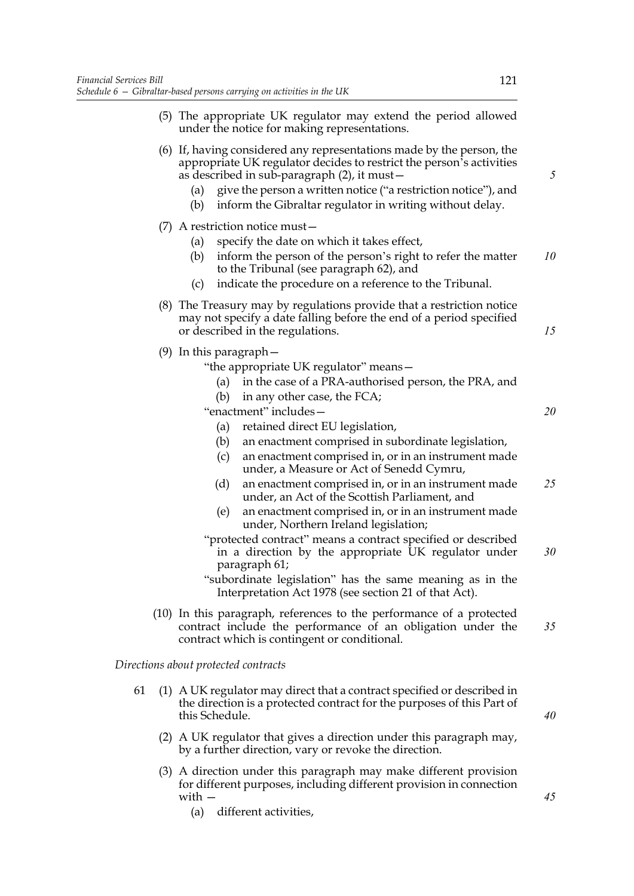(5) The appropriate UK regulator may extend the period allowed under the notice for making representations.

(6) If, having considered any representations made by the person, the appropriate UK regulator decides to restrict the person's activities as described in sub-paragraph (2), it must—

  (a) give the person a written notice ("a restriction notice"), and

  (b) inform the Gibraltar regulator in writing without delay.

(7) A restriction notice must—

  (a) specify the date on which it takes effect,

  (b) inform the person of the person's right to refer the matter to the Tribunal (see paragraph 62), and

  (c) indicate the procedure on a reference to the Tribunal.

(8) The Treasury may by regulations provide that a restriction notice may not specify a date falling before the end of a period specified or described in the regulations.

(9) In this paragraph—

"the appropriate UK regulator" means—

  (a) in the case of a PRA-authorised person, the PRA, and

  (b) in any other case, the FCA;

"enactment" includes—

  (a) retained direct EU legislation,

  (b) an enactment comprised in subordinate legislation,

  (c) an enactment comprised in, or in an instrument made under, a Measure or Act of Senedd Cymru,

  (d) an enactment comprised in, or in an instrument made under, an Act of the Scottish Parliament, and

  (e) an enactment comprised in, or in an instrument made under, Northern Ireland legislation;

"protected contract" means a contract specified or described in a direction by the appropriate UK regulator under paragraph 61;

"subordinate legislation" has the same meaning as in the Interpretation Act 1978 (see section 21 of that Act).

(10) In this paragraph, references to the performance of a protected contract include the performance of an obligation under the contract which is contingent or conditional.

*Directions about protected contracts*

61 (1) A UK regulator may direct that a contract specified or described in the direction is a protected contract for the purposes of this Part of this Schedule.

(2) A UK regulator that gives a direction under this paragraph may, by a further direction, vary or revoke the direction.

(3) A direction under this paragraph may make different provision for different purposes, including different provision in connection with —

  (a) different activities,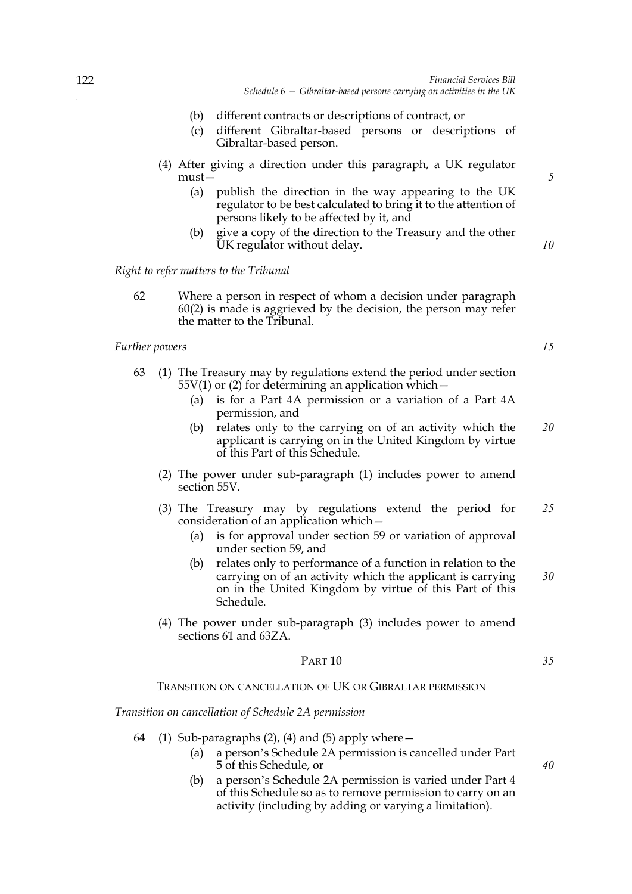(b) different contracts or descriptions of contract, or

(c) different Gibraltar-based persons or descriptions of Gibraltar-based person.

(4) After giving a direction under this paragraph, a UK regulator must—

(a) publish the direction in the way appearing to the UK regulator to be best calculated to bring it to the attention of persons likely to be affected by it, and

(b) give a copy of the direction to the Treasury and the other UK regulator without delay.

*Right to refer matters to the Tribunal*

62 Where a person in respect of whom a decision under paragraph 60(2) is made is aggrieved by the decision, the person may refer the matter to the Tribunal.

*Further powers*

63 (1) The Treasury may by regulations extend the period under section 55V(1) or (2) for determining an application which—

(a) is for a Part 4A permission or a variation of a Part 4A permission, and

(b) relates only to the carrying on of an activity which the applicant is carrying on in the United Kingdom by virtue of this Part of this Schedule.

(2) The power under sub-paragraph (1) includes power to amend section 55V.

(3) The Treasury may by regulations extend the period for consideration of an application which—

(a) is for approval under section 59 or variation of approval under section 59, and

(b) relates only to performance of a function in relation to the carrying on of an activity which the applicant is carrying on in the United Kingdom by virtue of this Part of this Schedule.

(4) The power under sub-paragraph (3) includes power to amend sections 61 and 63ZA.

## PART 10

### TRANSITION ON CANCELLATION OF UK OR GIBRALTAR PERMISSION

*Transition on cancellation of Schedule 2A permission*

64 (1) Sub-paragraphs (2), (4) and (5) apply where—

(a) a person's Schedule 2A permission is cancelled under Part 5 of this Schedule, or

(b) a person's Schedule 2A permission is varied under Part 4 of this Schedule so as to remove permission to carry on an activity (including by adding or varying a limitation).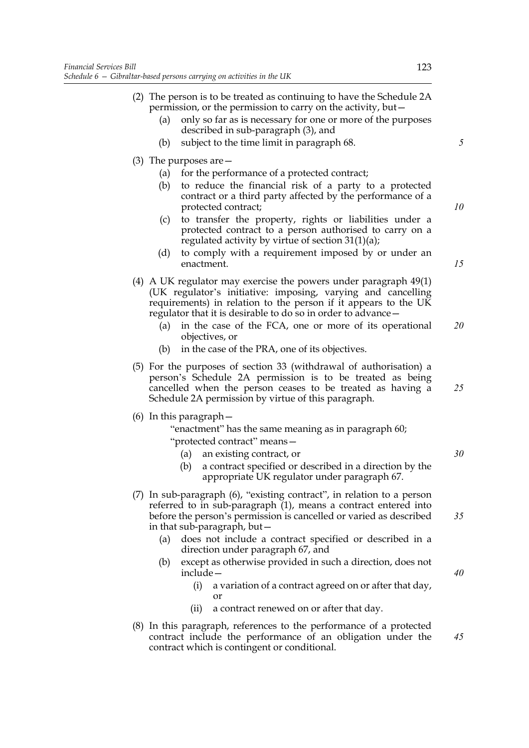(2) The person is to be treated as continuing to have the Schedule 2A permission, or the permission to carry on the activity, but—

  (a) only so far as is necessary for one or more of the purposes described in sub-paragraph (3), and

  (b) subject to the time limit in paragraph 68.

(3) The purposes are—

  (a) for the performance of a protected contract;

  (b) to reduce the financial risk of a party to a protected contract or a third party affected by the performance of a protected contract;

  (c) to transfer the property, rights or liabilities under a protected contract to a person authorised to carry on a regulated activity by virtue of section 31(1)(a);

  (d) to comply with a requirement imposed by or under an enactment.

(4) A UK regulator may exercise the powers under paragraph 49(1) (UK regulator's initiative: imposing, varying and cancelling requirements) in relation to the person if it appears to the UK regulator that it is desirable to do so in order to advance—

  (a) in the case of the FCA, one or more of its operational objectives, or

  (b) in the case of the PRA, one of its objectives.

(5) For the purposes of section 33 (withdrawal of authorisation) a person's Schedule 2A permission is to be treated as being cancelled when the person ceases to be treated as having a Schedule 2A permission by virtue of this paragraph.

(6) In this paragraph—

  "enactment" has the same meaning as in paragraph 60;

  "protected contract" means—

    (a) an existing contract, or

    (b) a contract specified or described in a direction by the appropriate UK regulator under paragraph 67.

(7) In sub-paragraph (6), "existing contract", in relation to a person referred to in sub-paragraph (1), means a contract entered into before the person's permission is cancelled or varied as described in that sub-paragraph, but—

  (a) does not include a contract specified or described in a direction under paragraph 67, and

  (b) except as otherwise provided in such a direction, does not include—

    (i) a variation of a contract agreed on or after that day, or

    (ii) a contract renewed on or after that day.

(8) In this paragraph, references to the performance of a protected contract include the performance of an obligation under the contract which is contingent or conditional.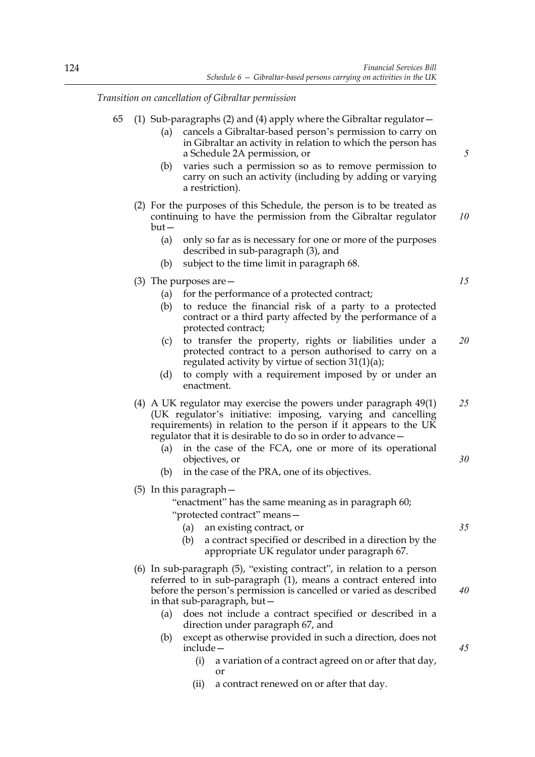*Transition on cancellation of Gibraltar permission*

65 (1) Sub-paragraphs (2) and (4) apply where the Gibraltar regulator—

(a) cancels a Gibraltar-based person's permission to carry on in Gibraltar an activity in relation to which the person has a Schedule 2A permission, or

(b) varies such a permission so as to remove permission to carry on such an activity (including by adding or varying a restriction).

(2) For the purposes of this Schedule, the person is to be treated as continuing to have the permission from the Gibraltar regulator but—

(a) only so far as is necessary for one or more of the purposes described in sub-paragraph (3), and

(b) subject to the time limit in paragraph 68.

(3) The purposes are—

(a) for the performance of a protected contract;

(b) to reduce the financial risk of a party to a protected contract or a third party affected by the performance of a protected contract;

(c) to transfer the property, rights or liabilities under a protected contract to a person authorised to carry on a regulated activity by virtue of section 31(1)(a);

(d) to comply with a requirement imposed by or under an enactment.

(4) A UK regulator may exercise the powers under paragraph 49(1) (UK regulator's initiative: imposing, varying and cancelling requirements) in relation to the person if it appears to the UK regulator that it is desirable to do so in order to advance—

(a) in the case of the FCA, one or more of its operational objectives, or

(b) in the case of the PRA, one of its objectives.

(5) In this paragraph—

"enactment" has the same meaning as in paragraph 60;

"protected contract" means—

(a) an existing contract, or

(b) a contract specified or described in a direction by the appropriate UK regulator under paragraph 67.

(6) In sub-paragraph (5), "existing contract", in relation to a person referred to in sub-paragraph (1), means a contract entered into before the person's permission is cancelled or varied as described in that sub-paragraph, but—

(a) does not include a contract specified or described in a direction under paragraph 67, and

(b) except as otherwise provided in such a direction, does not include—

(i) a variation of a contract agreed on or after that day, or

(ii) a contract renewed on or after that day.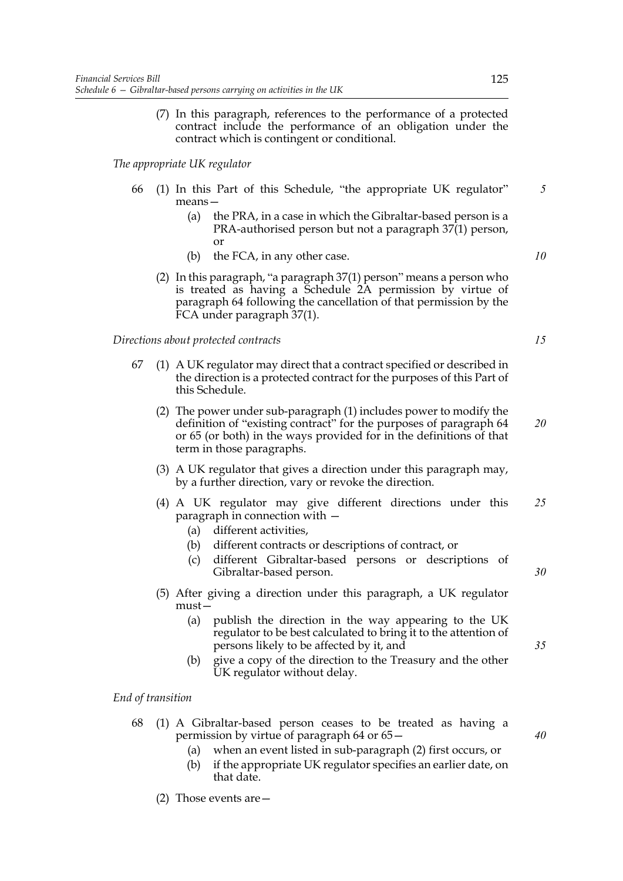(7) In this paragraph, references to the performance of a protected contract include the performance of an obligation under the contract which is contingent or conditional.

*The appropriate UK regulator*

66 (1) In this Part of this Schedule, "the appropriate UK regulator" means—

(a) the PRA, in a case in which the Gibraltar-based person is a PRA-authorised person but not a paragraph 37(1) person, or

(b) the FCA, in any other case.

(2) In this paragraph, "a paragraph 37(1) person" means a person who is treated as having a Schedule 2A permission by virtue of paragraph 64 following the cancellation of that permission by the FCA under paragraph 37(1).

*Directions about protected contracts*

67 (1) A UK regulator may direct that a contract specified or described in the direction is a protected contract for the purposes of this Part of this Schedule.

(2) The power under sub-paragraph (1) includes power to modify the definition of "existing contract" for the purposes of paragraph 64 or 65 (or both) in the ways provided for in the definitions of that term in those paragraphs.

(3) A UK regulator that gives a direction under this paragraph may, by a further direction, vary or revoke the direction.

(4) A UK regulator may give different directions under this paragraph in connection with —

(a) different activities,

(b) different contracts or descriptions of contract, or

(c) different Gibraltar-based persons or descriptions of Gibraltar-based person.

(5) After giving a direction under this paragraph, a UK regulator must—

(a) publish the direction in the way appearing to the UK regulator to be best calculated to bring it to the attention of persons likely to be affected by it, and

(b) give a copy of the direction to the Treasury and the other UK regulator without delay.

*End of transition*

68 (1) A Gibraltar-based person ceases to be treated as having a permission by virtue of paragraph 64 or 65—

(a) when an event listed in sub-paragraph (2) first occurs, or

(b) if the appropriate UK regulator specifies an earlier date, on that date.

(2) Those events are—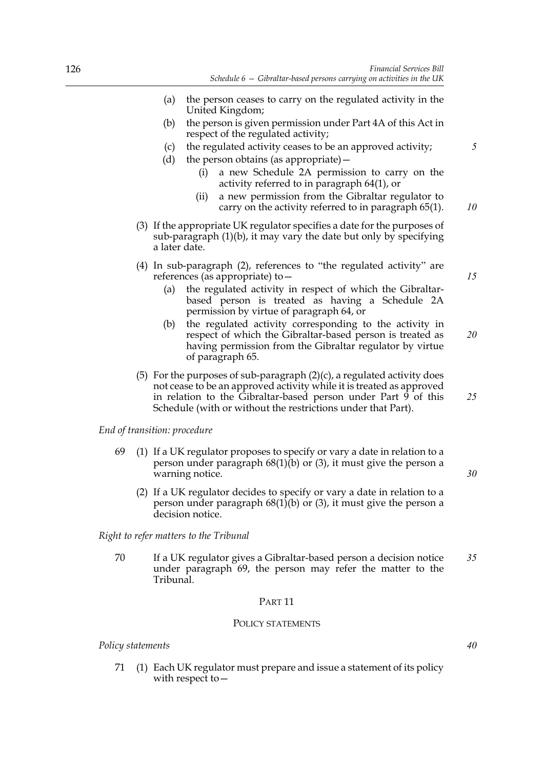(a) the person ceases to carry on the regulated activity in the United Kingdom;

(b) the person is given permission under Part 4A of this Act in respect of the regulated activity;

(c) the regulated activity ceases to be an approved activity;

(d) the person obtains (as appropriate)—

(i) a new Schedule 2A permission to carry on the activity referred to in paragraph 64(1), or

(ii) a new permission from the Gibraltar regulator to carry on the activity referred to in paragraph 65(1).

(3) If the appropriate UK regulator specifies a date for the purposes of sub-paragraph (1)(b), it may vary the date but only by specifying a later date.

(4) In sub-paragraph (2), references to "the regulated activity" are references (as appropriate) to—

(a) the regulated activity in respect of which the Gibraltar-based person is treated as having a Schedule 2A permission by virtue of paragraph 64, or

(b) the regulated activity corresponding to the activity in respect of which the Gibraltar-based person is treated as having permission from the Gibraltar regulator by virtue of paragraph 65.

(5) For the purposes of sub-paragraph (2)(c), a regulated activity does not cease to be an approved activity while it is treated as approved in relation to the Gibraltar-based person under Part 9 of this Schedule (with or without the restrictions under that Part).

*End of transition: procedure*

69 (1) If a UK regulator proposes to specify or vary a date in relation to a person under paragraph 68(1)(b) or (3), it must give the person a warning notice.

(2) If a UK regulator decides to specify or vary a date in relation to a person under paragraph 68(1)(b) or (3), it must give the person a decision notice.

*Right to refer matters to the Tribunal*

70 If a UK regulator gives a Gibraltar-based person a decision notice under paragraph 69, the person may refer the matter to the Tribunal.

## PART 11

## POLICY STATEMENTS

*Policy statements*

71 (1) Each UK regulator must prepare and issue a statement of its policy with respect to—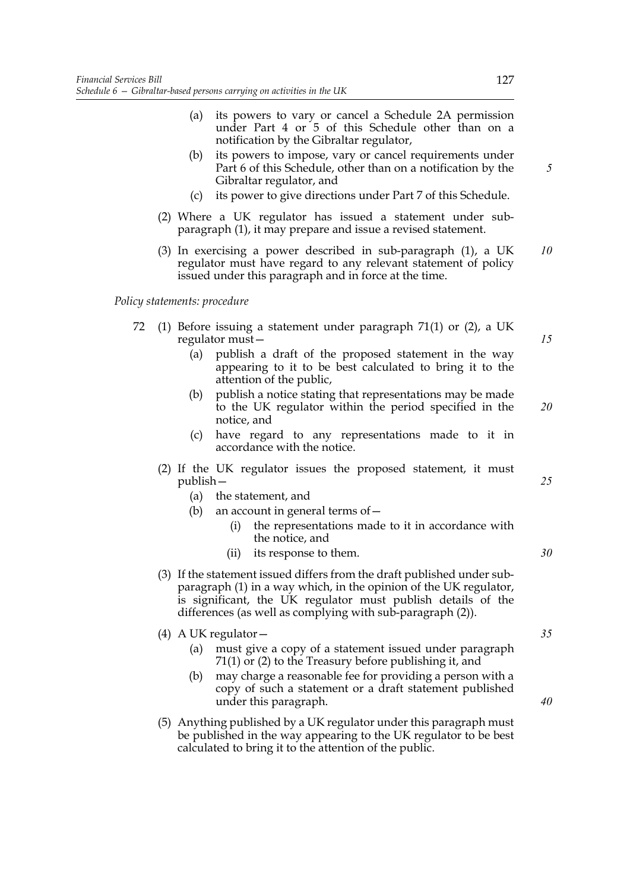(a) its powers to vary or cancel a Schedule 2A permission under Part 4 or 5 of this Schedule other than on a notification by the Gibraltar regulator,

(b) its powers to impose, vary or cancel requirements under Part 6 of this Schedule, other than on a notification by the Gibraltar regulator, and

(c) its power to give directions under Part 7 of this Schedule.

(2) Where a UK regulator has issued a statement under sub-paragraph (1), it may prepare and issue a revised statement.

(3) In exercising a power described in sub-paragraph (1), a UK regulator must have regard to any relevant statement of policy issued under this paragraph and in force at the time.

*Policy statements: procedure*

72 (1) Before issuing a statement under paragraph 71(1) or (2), a UK regulator must—

(a) publish a draft of the proposed statement in the way appearing to it to be best calculated to bring it to the attention of the public,

(b) publish a notice stating that representations may be made to the UK regulator within the period specified in the notice, and

(c) have regard to any representations made to it in accordance with the notice.

(2) If the UK regulator issues the proposed statement, it must publish—

(a) the statement, and

(b) an account in general terms of—

(i) the representations made to it in accordance with the notice, and

(ii) its response to them.

(3) If the statement issued differs from the draft published under sub-paragraph (1) in a way which, in the opinion of the UK regulator, is significant, the UK regulator must publish details of the differences (as well as complying with sub-paragraph (2)).

(4) A UK regulator—

(a) must give a copy of a statement issued under paragraph 71(1) or (2) to the Treasury before publishing it, and

(b) may charge a reasonable fee for providing a person with a copy of such a statement or a draft statement published under this paragraph.

(5) Anything published by a UK regulator under this paragraph must be published in the way appearing to the UK regulator to be best calculated to bring it to the attention of the public.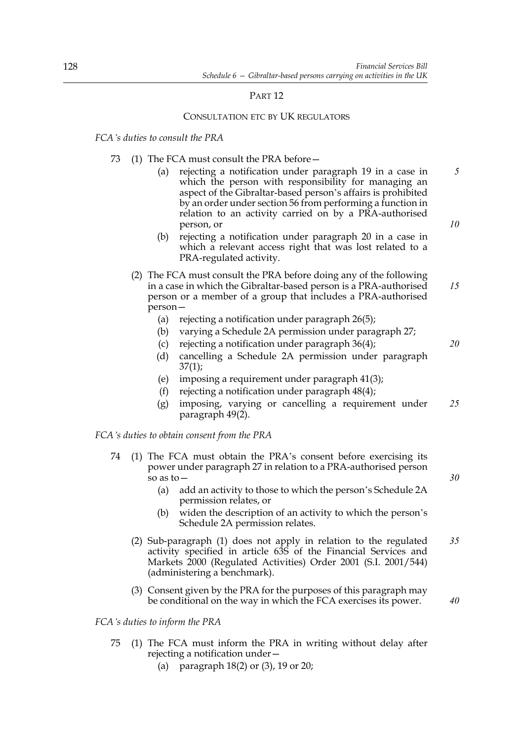## PART 12

### CONSULTATION ETC BY UK REGULATORS

*FCA's duties to consult the PRA*

73 (1) The FCA must consult the PRA before—

(a) rejecting a notification under paragraph 19 in a case in which the person with responsibility for managing an aspect of the Gibraltar-based person's affairs is prohibited by an order under section 56 from performing a function in relation to an activity carried on by a PRA-authorised person, or

(b) rejecting a notification under paragraph 20 in a case in which a relevant access right that was lost related to a PRA-regulated activity.

(2) The FCA must consult the PRA before doing any of the following in a case in which the Gibraltar-based person is a PRA-authorised person or a member of a group that includes a PRA-authorised person—

(a) rejecting a notification under paragraph 26(5);

(b) varying a Schedule 2A permission under paragraph 27;

(c) rejecting a notification under paragraph 36(4);

(d) cancelling a Schedule 2A permission under paragraph 37(1);

(e) imposing a requirement under paragraph 41(3);

(f) rejecting a notification under paragraph 48(4);

(g) imposing, varying or cancelling a requirement under paragraph 49(2).

*FCA's duties to obtain consent from the PRA*

74 (1) The FCA must obtain the PRA's consent before exercising its power under paragraph 27 in relation to a PRA-authorised person so as to—

(a) add an activity to those to which the person's Schedule 2A permission relates, or

(b) widen the description of an activity to which the person's Schedule 2A permission relates.

(2) Sub-paragraph (1) does not apply in relation to the regulated activity specified in article 63S of the Financial Services and Markets 2000 (Regulated Activities) Order 2001 (S.I. 2001/544) (administering a benchmark).

(3) Consent given by the PRA for the purposes of this paragraph may be conditional on the way in which the FCA exercises its power.

*FCA's duties to inform the PRA*

75 (1) The FCA must inform the PRA in writing without delay after rejecting a notification under—

(a) paragraph 18(2) or (3), 19 or 20;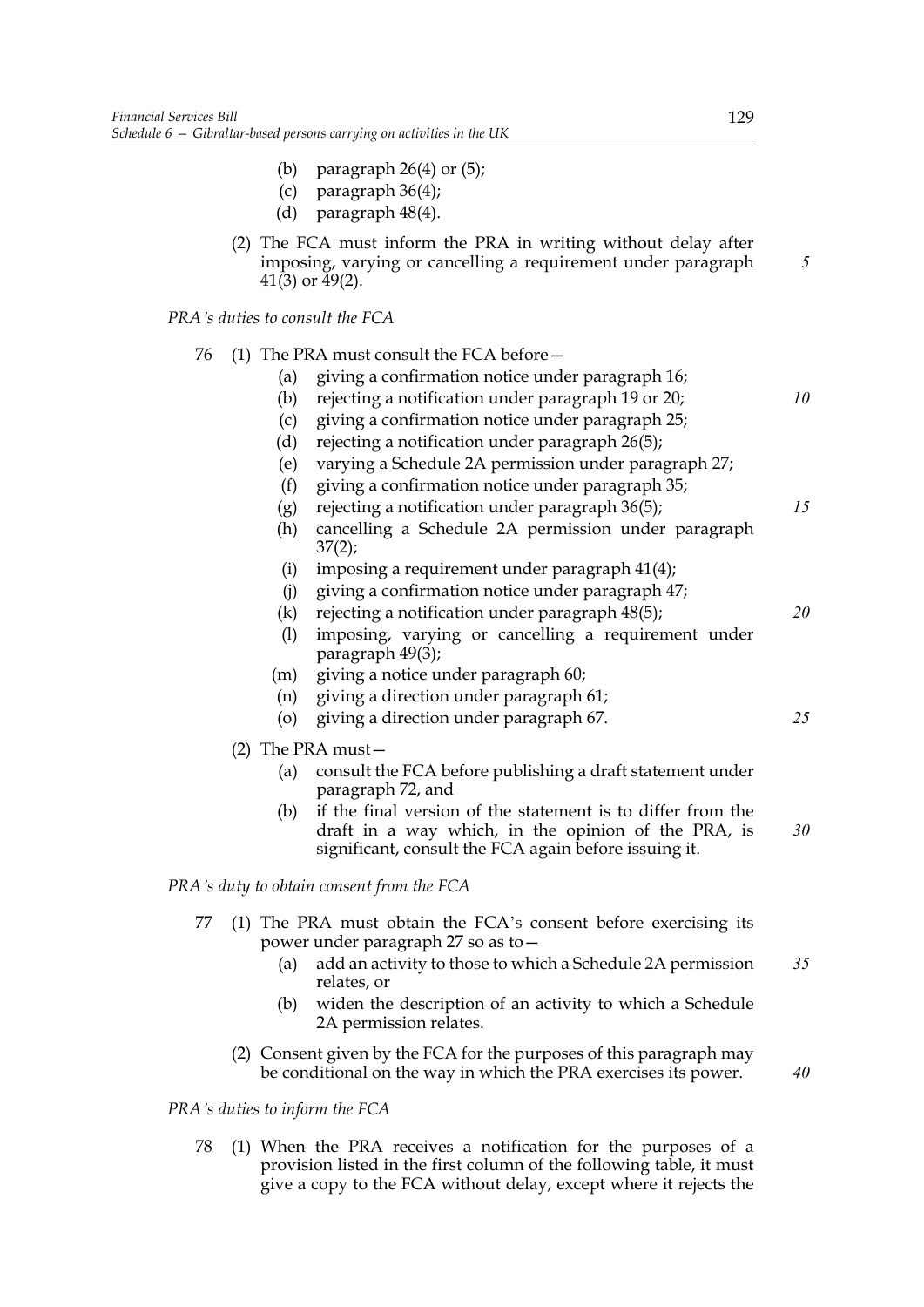(b) paragraph 26(4) or (5);

(c) paragraph 36(4);

(d) paragraph 48(4).

(2) The FCA must inform the PRA in writing without delay after imposing, varying or cancelling a requirement under paragraph 41(3) or 49(2).

*PRA's duties to consult the FCA*

76 (1) The PRA must consult the FCA before—

(a) giving a confirmation notice under paragraph 16;

(b) rejecting a notification under paragraph 19 or 20;

(c) giving a confirmation notice under paragraph 25;

(d) rejecting a notification under paragraph 26(5);

(e) varying a Schedule 2A permission under paragraph 27;

(f) giving a confirmation notice under paragraph 35;

(g) rejecting a notification under paragraph 36(5);

(h) cancelling a Schedule 2A permission under paragraph 37(2);

(i) imposing a requirement under paragraph 41(4);

(j) giving a confirmation notice under paragraph 47;

(k) rejecting a notification under paragraph 48(5);

(l) imposing, varying or cancelling a requirement under paragraph 49(3);

(m) giving a notice under paragraph 60;

(n) giving a direction under paragraph 61;

(o) giving a direction under paragraph 67.

(2) The PRA must—

(a) consult the FCA before publishing a draft statement under paragraph 72, and

(b) if the final version of the statement is to differ from the draft in a way which, in the opinion of the PRA, is significant, consult the FCA again before issuing it.

*PRA's duty to obtain consent from the FCA*

77 (1) The PRA must obtain the FCA's consent before exercising its power under paragraph 27 so as to—

(a) add an activity to those to which a Schedule 2A permission relates, or

(b) widen the description of an activity to which a Schedule 2A permission relates.

(2) Consent given by the FCA for the purposes of this paragraph may be conditional on the way in which the PRA exercises its power.

*PRA's duties to inform the FCA*

78 (1) When the PRA receives a notification for the purposes of a provision listed in the first column of the following table, it must give a copy to the FCA without delay, except where it rejects the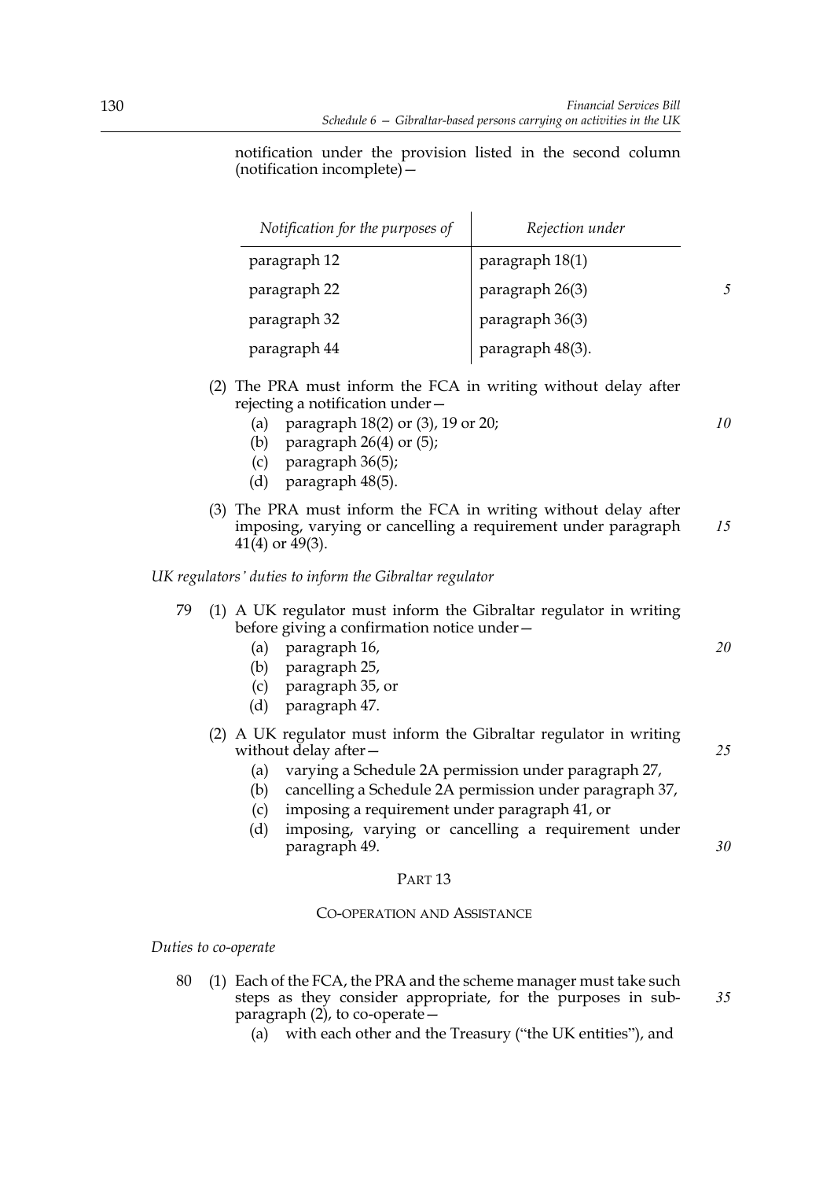notification under the provision listed in the second column (notification incomplete)—

| *Notification for the purposes of* | *Rejection under* |
| --- | --- |
| paragraph 12 | paragraph 18(1) |
| paragraph 22 | paragraph 26(3) |
| paragraph 32 | paragraph 36(3) |
| paragraph 44 | paragraph 48(3). |

(2) The PRA must inform the FCA in writing without delay after rejecting a notification under—

(a) paragraph 18(2) or (3), 19 or 20;

(b) paragraph 26(4) or (5);

(c) paragraph 36(5);

(d) paragraph 48(5).

(3) The PRA must inform the FCA in writing without delay after imposing, varying or cancelling a requirement under paragraph 41(4) or 49(3).

*UK regulators' duties to inform the Gibraltar regulator*

79 (1) A UK regulator must inform the Gibraltar regulator in writing before giving a confirmation notice under—

(a) paragraph 16,

(b) paragraph 25,

(c) paragraph 35, or

(d) paragraph 47.

(2) A UK regulator must inform the Gibraltar regulator in writing without delay after—

(a) varying a Schedule 2A permission under paragraph 27,

(b) cancelling a Schedule 2A permission under paragraph 37,

(c) imposing a requirement under paragraph 41, or

(d) imposing, varying or cancelling a requirement under paragraph 49.

## PART 13

### CO-OPERATION AND ASSISTANCE

*Duties to co-operate*

80 (1) Each of the FCA, the PRA and the scheme manager must take such steps as they consider appropriate, for the purposes in sub-paragraph (2), to co-operate—

(a) with each other and the Treasury ("the UK entities"), and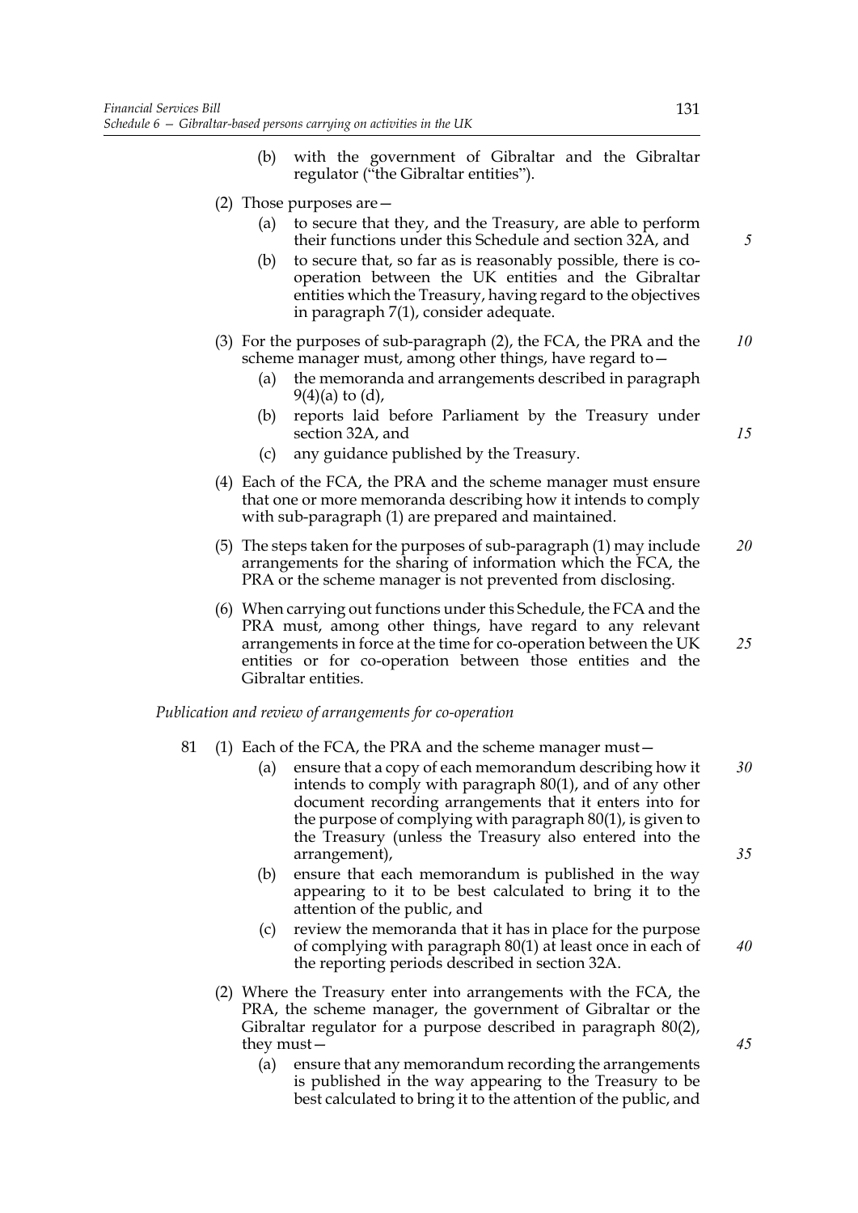(b) with the government of Gibraltar and the Gibraltar regulator ("the Gibraltar entities").

(2) Those purposes are—

(a) to secure that they, and the Treasury, are able to perform their functions under this Schedule and section 32A, and

(b) to secure that, so far as is reasonably possible, there is co-operation between the UK entities and the Gibraltar entities which the Treasury, having regard to the objectives in paragraph 7(1), consider adequate.

(3) For the purposes of sub-paragraph (2), the FCA, the PRA and the scheme manager must, among other things, have regard to—

(a) the memoranda and arrangements described in paragraph 9(4)(a) to (d),

(b) reports laid before Parliament by the Treasury under section 32A, and

(c) any guidance published by the Treasury.

(4) Each of the FCA, the PRA and the scheme manager must ensure that one or more memoranda describing how it intends to comply with sub-paragraph (1) are prepared and maintained.

(5) The steps taken for the purposes of sub-paragraph (1) may include arrangements for the sharing of information which the FCA, the PRA or the scheme manager is not prevented from disclosing.

(6) When carrying out functions under this Schedule, the FCA and the PRA must, among other things, have regard to any relevant arrangements in force at the time for co-operation between the UK entities or for co-operation between those entities and the Gibraltar entities.

*Publication and review of arrangements for co-operation*

81 (1) Each of the FCA, the PRA and the scheme manager must—

(a) ensure that a copy of each memorandum describing how it intends to comply with paragraph 80(1), and of any other document recording arrangements that it enters into for the purpose of complying with paragraph 80(1), is given to the Treasury (unless the Treasury also entered into the arrangement),

(b) ensure that each memorandum is published in the way appearing to it to be best calculated to bring it to the attention of the public, and

(c) review the memoranda that it has in place for the purpose of complying with paragraph 80(1) at least once in each of the reporting periods described in section 32A.

(2) Where the Treasury enter into arrangements with the FCA, the PRA, the scheme manager, the government of Gibraltar or the Gibraltar regulator for a purpose described in paragraph 80(2), they must—

(a) ensure that any memorandum recording the arrangements is published in the way appearing to the Treasury to be best calculated to bring it to the attention of the public, and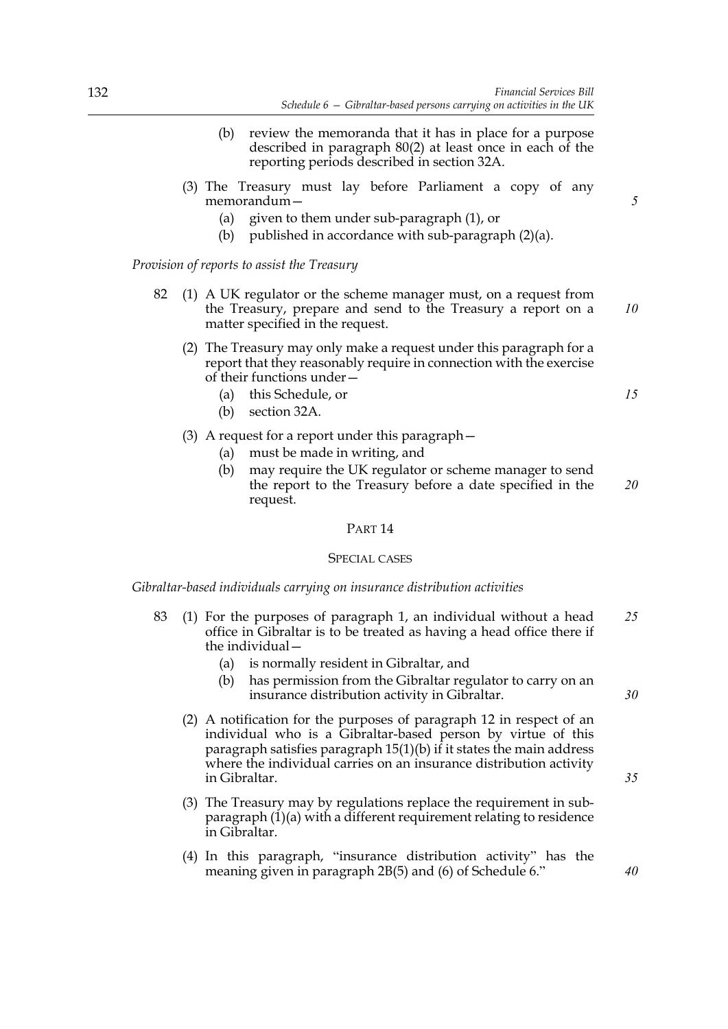(b) review the memoranda that it has in place for a purpose described in paragraph 80(2) at least once in each of the reporting periods described in section 32A.

(3) The Treasury must lay before Parliament a copy of any memorandum—

(a) given to them under sub-paragraph (1), or

(b) published in accordance with sub-paragraph (2)(a).

*Provision of reports to assist the Treasury*

82 (1) A UK regulator or the scheme manager must, on a request from the Treasury, prepare and send to the Treasury a report on a matter specified in the request.

(2) The Treasury may only make a request under this paragraph for a report that they reasonably require in connection with the exercise of their functions under—

(a) this Schedule, or

(b) section 32A.

(3) A request for a report under this paragraph—

(a) must be made in writing, and

(b) may require the UK regulator or scheme manager to send the report to the Treasury before a date specified in the request.

PART 14

SPECIAL CASES

*Gibraltar-based individuals carrying on insurance distribution activities*

83 (1) For the purposes of paragraph 1, an individual without a head office in Gibraltar is to be treated as having a head office there if the individual—

(a) is normally resident in Gibraltar, and

(b) has permission from the Gibraltar regulator to carry on an insurance distribution activity in Gibraltar.

(2) A notification for the purposes of paragraph 12 in respect of an individual who is a Gibraltar-based person by virtue of this paragraph satisfies paragraph 15(1)(b) if it states the main address where the individual carries on an insurance distribution activity in Gibraltar.

(3) The Treasury may by regulations replace the requirement in sub-paragraph (1)(a) with a different requirement relating to residence in Gibraltar.

(4) In this paragraph, "insurance distribution activity" has the meaning given in paragraph 2B(5) and (6) of Schedule 6."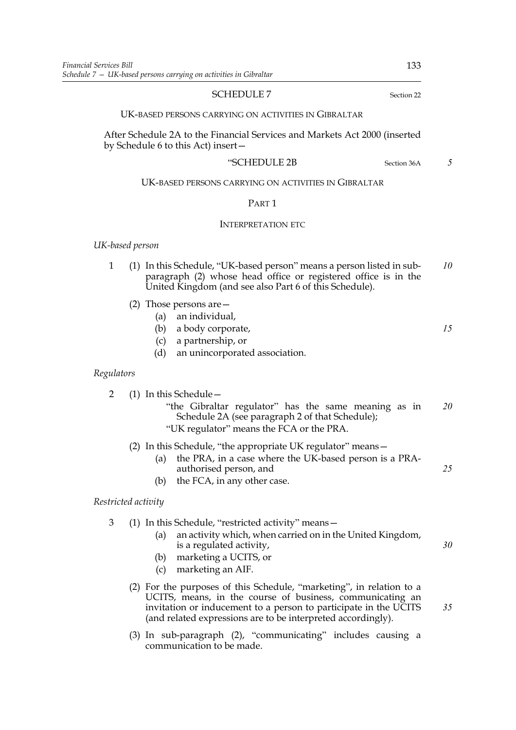SCHEDULE 7

Section 22

UK-BASED PERSONS CARRYING ON ACTIVITIES IN GIBRALTAR

After Schedule 2A to the Financial Services and Markets Act 2000 (inserted by Schedule 6 to this Act) insert—

"SCHEDULE 2B

Section 36A

UK-BASED PERSONS CARRYING ON ACTIVITIES IN GIBRALTAR

PART 1

INTERPRETATION ETC

*UK-based person*

1 (1) In this Schedule, "UK-based person" means a person listed in sub-paragraph (2) whose head office or registered office is in the United Kingdom (and see also Part 6 of this Schedule).

(2) Those persons are—

(a) an individual,

(b) a body corporate,

(c) a partnership, or

(d) an unincorporated association.

*Regulators*

2 (1) In this Schedule—

"the Gibraltar regulator" has the same meaning as in Schedule 2A (see paragraph 2 of that Schedule);

"UK regulator" means the FCA or the PRA.

(2) In this Schedule, "the appropriate UK regulator" means—

(a) the PRA, in a case where the UK-based person is a PRA-authorised person, and

(b) the FCA, in any other case.

*Restricted activity*

3 (1) In this Schedule, "restricted activity" means—

(a) an activity which, when carried on in the United Kingdom, is a regulated activity,

(b) marketing a UCITS, or

(c) marketing an AIF.

(2) For the purposes of this Schedule, "marketing", in relation to a UCITS, means, in the course of business, communicating an invitation or inducement to a person to participate in the UCITS (and related expressions are to be interpreted accordingly).

(3) In sub-paragraph (2), "communicating" includes causing a communication to be made.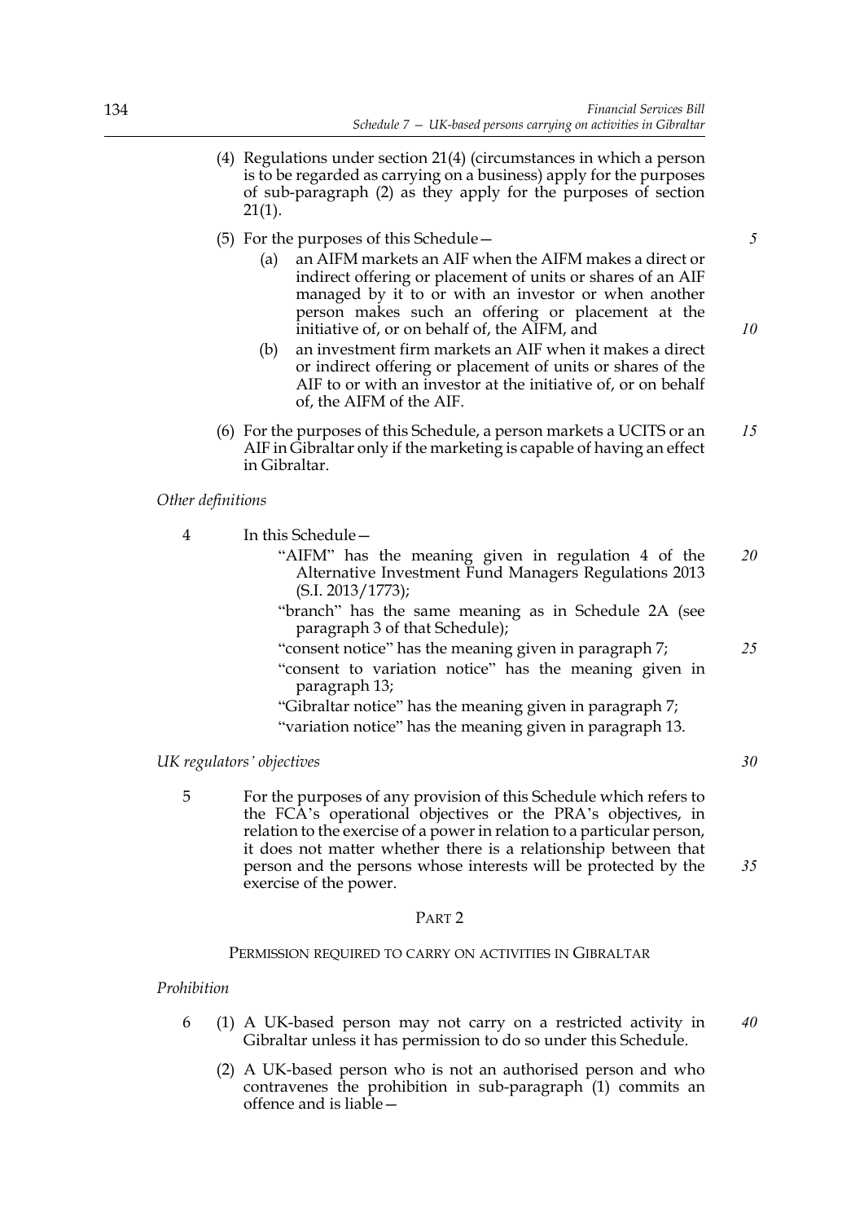(4) Regulations under section 21(4) (circumstances in which a person is to be regarded as carrying on a business) apply for the purposes of sub-paragraph (2) as they apply for the purposes of section 21(1).

(5) For the purposes of this Schedule—

(a) an AIFM markets an AIF when the AIFM makes a direct or indirect offering or placement of units or shares of an AIF managed by it to or with an investor or when another person makes such an offering or placement at the initiative of, or on behalf of, the AIFM, and

(b) an investment firm markets an AIF when it makes a direct or indirect offering or placement of units or shares of the AIF to or with an investor at the initiative of, or on behalf of, the AIFM of the AIF.

(6) For the purposes of this Schedule, a person markets a UCITS or an AIF in Gibraltar only if the marketing is capable of having an effect in Gibraltar.

*Other definitions*

4 In this Schedule—

"AIFM" has the meaning given in regulation 4 of the Alternative Investment Fund Managers Regulations 2013 (S.I. 2013/1773);

"branch" has the same meaning as in Schedule 2A (see paragraph 3 of that Schedule);

"consent notice" has the meaning given in paragraph 7;

"consent to variation notice" has the meaning given in paragraph 13;

"Gibraltar notice" has the meaning given in paragraph 7;

"variation notice" has the meaning given in paragraph 13.

*UK regulators' objectives*

5 For the purposes of any provision of this Schedule which refers to the FCA's operational objectives or the PRA's objectives, in relation to the exercise of a power in relation to a particular person, it does not matter whether there is a relationship between that person and the persons whose interests will be protected by the exercise of the power.

PART 2

PERMISSION REQUIRED TO CARRY ON ACTIVITIES IN GIBRALTAR

*Prohibition*

6 (1) A UK-based person may not carry on a restricted activity in Gibraltar unless it has permission to do so under this Schedule.

(2) A UK-based person who is not an authorised person and who contravenes the prohibition in sub-paragraph (1) commits an offence and is liable—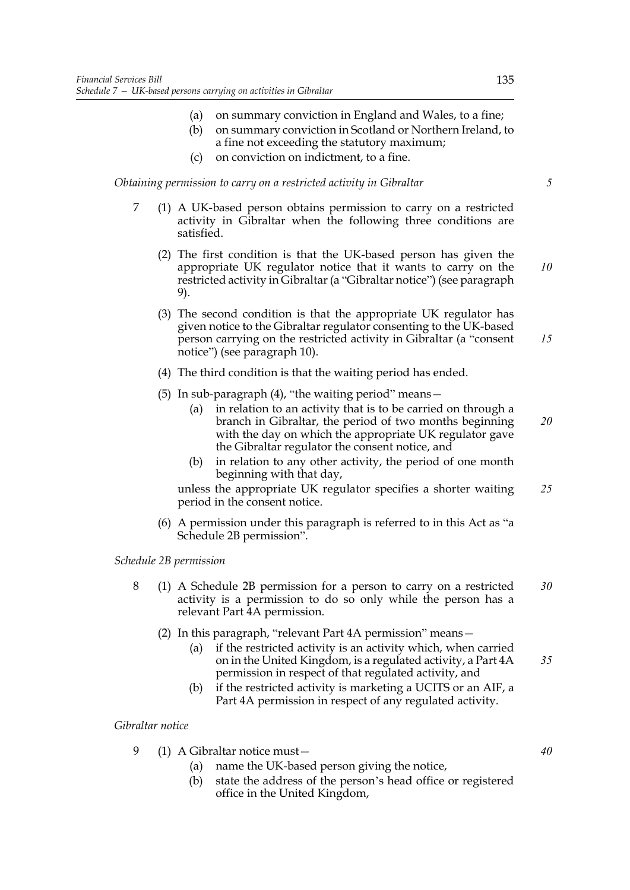(a) on summary conviction in England and Wales, to a fine;

(b) on summary conviction in Scotland or Northern Ireland, to a fine not exceeding the statutory maximum;

(c) on conviction on indictment, to a fine.

*Obtaining permission to carry on a restricted activity in Gibraltar*

7 (1) A UK-based person obtains permission to carry on a restricted activity in Gibraltar when the following three conditions are satisfied.

(2) The first condition is that the UK-based person has given the appropriate UK regulator notice that it wants to carry on the restricted activity in Gibraltar (a "Gibraltar notice") (see paragraph 9).

(3) The second condition is that the appropriate UK regulator has given notice to the Gibraltar regulator consenting to the UK-based person carrying on the restricted activity in Gibraltar (a "consent notice") (see paragraph 10).

(4) The third condition is that the waiting period has ended.

(5) In sub-paragraph (4), "the waiting period" means—

(a) in relation to an activity that is to be carried on through a branch in Gibraltar, the period of two months beginning with the day on which the appropriate UK regulator gave the Gibraltar regulator the consent notice, and

(b) in relation to any other activity, the period of one month beginning with that day,

unless the appropriate UK regulator specifies a shorter waiting period in the consent notice.

(6) A permission under this paragraph is referred to in this Act as "a Schedule 2B permission".

*Schedule 2B permission*

8 (1) A Schedule 2B permission for a person to carry on a restricted activity is a permission to do so only while the person has a relevant Part 4A permission.

(2) In this paragraph, "relevant Part 4A permission" means—

(a) if the restricted activity is an activity which, when carried on in the United Kingdom, is a regulated activity, a Part 4A permission in respect of that regulated activity, and

(b) if the restricted activity is marketing a UCITS or an AIF, a Part 4A permission in respect of any regulated activity.

*Gibraltar notice*

9 (1) A Gibraltar notice must—

(a) name the UK-based person giving the notice,

(b) state the address of the person's head office or registered office in the United Kingdom,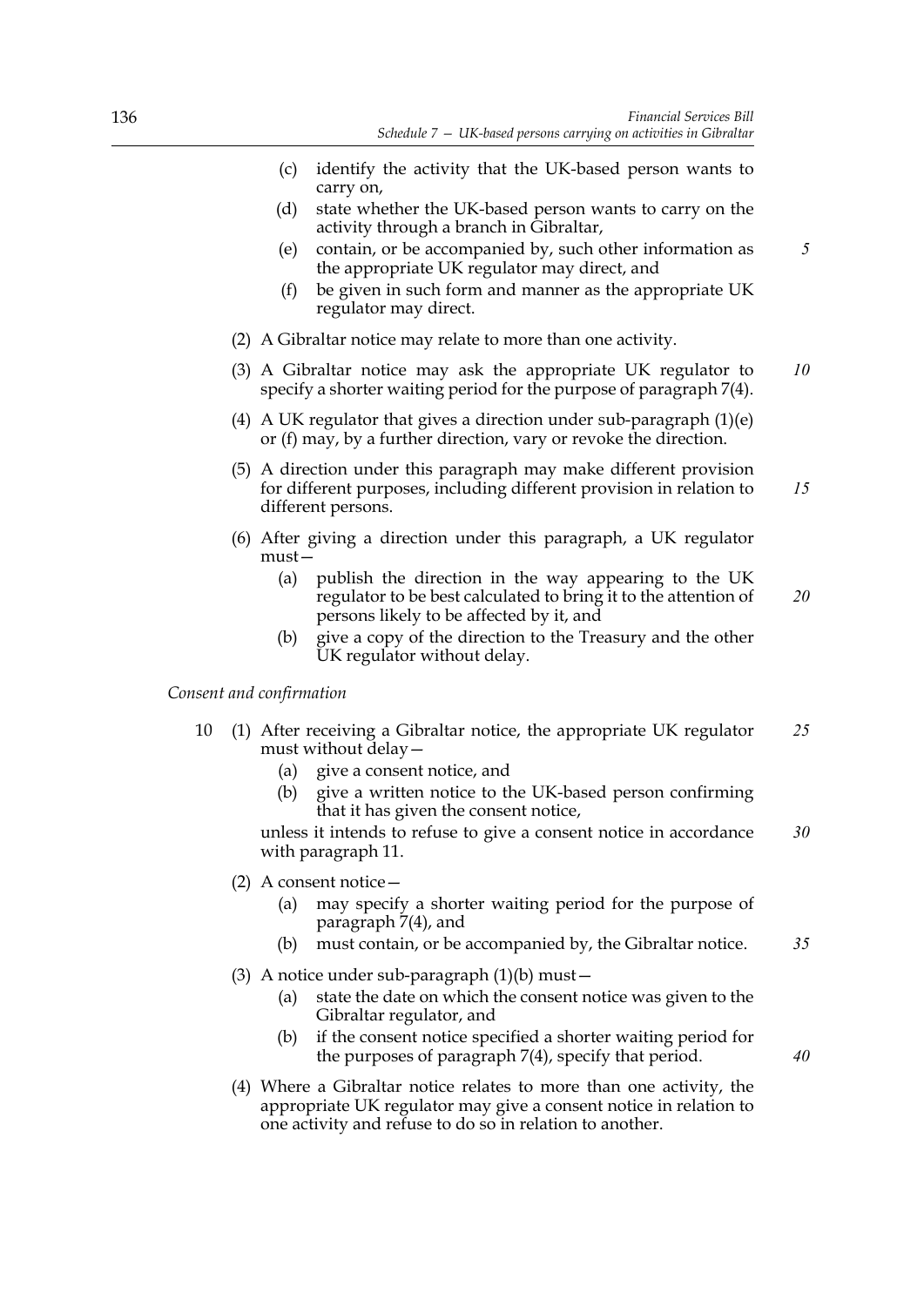(c) identify the activity that the UK-based person wants to carry on,

(d) state whether the UK-based person wants to carry on the activity through a branch in Gibraltar,

(e) contain, or be accompanied by, such other information as the appropriate UK regulator may direct, and

(f) be given in such form and manner as the appropriate UK regulator may direct.

(2) A Gibraltar notice may relate to more than one activity.

(3) A Gibraltar notice may ask the appropriate UK regulator to specify a shorter waiting period for the purpose of paragraph 7(4).

(4) A UK regulator that gives a direction under sub-paragraph (1)(e) or (f) may, by a further direction, vary or revoke the direction.

(5) A direction under this paragraph may make different provision for different purposes, including different provision in relation to different persons.

(6) After giving a direction under this paragraph, a UK regulator must—

(a) publish the direction in the way appearing to the UK regulator to be best calculated to bring it to the attention of persons likely to be affected by it, and

(b) give a copy of the direction to the Treasury and the other UK regulator without delay.

*Consent and confirmation*

10 (1) After receiving a Gibraltar notice, the appropriate UK regulator must without delay—

(a) give a consent notice, and

(b) give a written notice to the UK-based person confirming that it has given the consent notice,

unless it intends to refuse to give a consent notice in accordance with paragraph 11.

(2) A consent notice—

(a) may specify a shorter waiting period for the purpose of paragraph 7(4), and

(b) must contain, or be accompanied by, the Gibraltar notice.

(3) A notice under sub-paragraph (1)(b) must—

(a) state the date on which the consent notice was given to the Gibraltar regulator, and

(b) if the consent notice specified a shorter waiting period for the purposes of paragraph 7(4), specify that period.

(4) Where a Gibraltar notice relates to more than one activity, the appropriate UK regulator may give a consent notice in relation to one activity and refuse to do so in relation to another.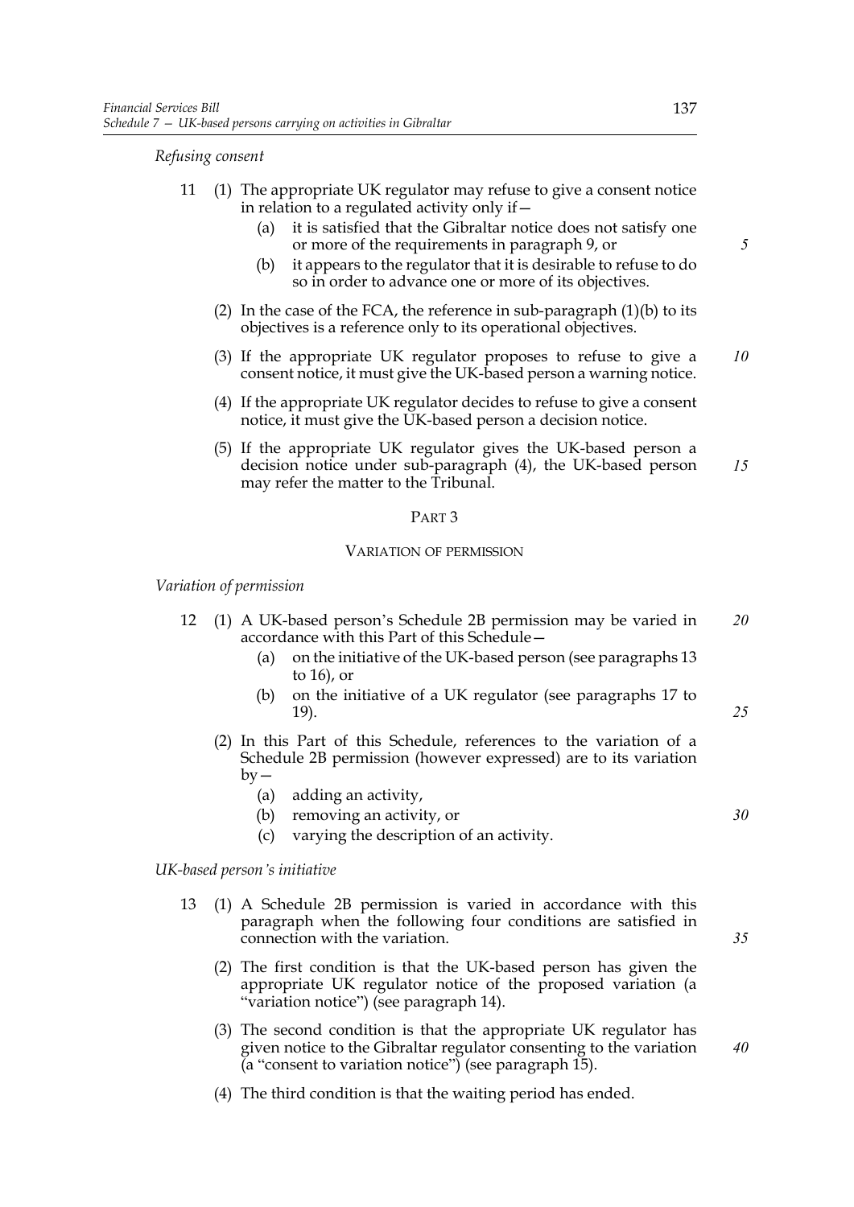*Refusing consent*

11 (1) The appropriate UK regulator may refuse to give a consent notice in relation to a regulated activity only if—

(a) it is satisfied that the Gibraltar notice does not satisfy one or more of the requirements in paragraph 9, or

(b) it appears to the regulator that it is desirable to refuse to do so in order to advance one or more of its objectives.

(2) In the case of the FCA, the reference in sub-paragraph (1)(b) to its objectives is a reference only to its operational objectives.

(3) If the appropriate UK regulator proposes to refuse to give a consent notice, it must give the UK-based person a warning notice.

(4) If the appropriate UK regulator decides to refuse to give a consent notice, it must give the UK-based person a decision notice.

(5) If the appropriate UK regulator gives the UK-based person a decision notice under sub-paragraph (4), the UK-based person may refer the matter to the Tribunal.

## PART 3

### VARIATION OF PERMISSION

*Variation of permission*

12 (1) A UK-based person's Schedule 2B permission may be varied in accordance with this Part of this Schedule—

(a) on the initiative of the UK-based person (see paragraphs 13 to 16), or

(b) on the initiative of a UK regulator (see paragraphs 17 to 19).

(2) In this Part of this Schedule, references to the variation of a Schedule 2B permission (however expressed) are to its variation by—

(a) adding an activity,

(b) removing an activity, or

(c) varying the description of an activity.

*UK-based person's initiative*

13 (1) A Schedule 2B permission is varied in accordance with this paragraph when the following four conditions are satisfied in connection with the variation.

(2) The first condition is that the UK-based person has given the appropriate UK regulator notice of the proposed variation (a "variation notice") (see paragraph 14).

(3) The second condition is that the appropriate UK regulator has given notice to the Gibraltar regulator consenting to the variation (a "consent to variation notice") (see paragraph 15).

(4) The third condition is that the waiting period has ended.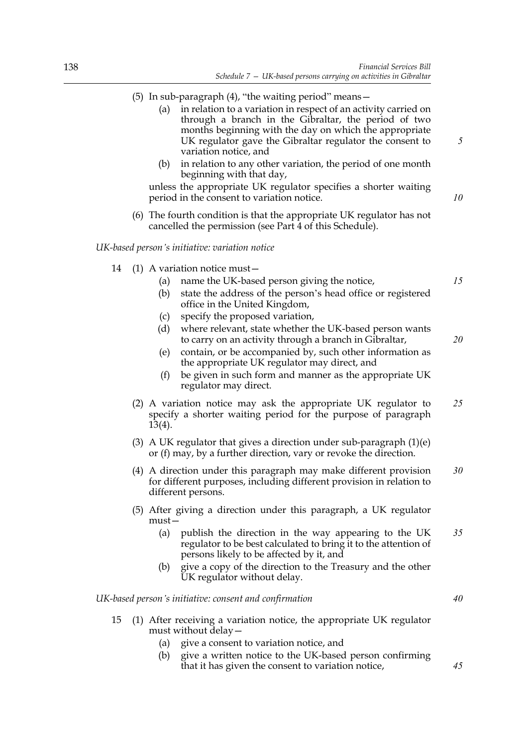(5) In sub-paragraph (4), "the waiting period" means—

   (a) in relation to a variation in respect of an activity carried on through a branch in the Gibraltar, the period of two months beginning with the day on which the appropriate UK regulator gave the Gibraltar regulator the consent to variation notice, and

   (b) in relation to any other variation, the period of one month beginning with that day,

   unless the appropriate UK regulator specifies a shorter waiting period in the consent to variation notice.

(6) The fourth condition is that the appropriate UK regulator has not cancelled the permission (see Part 4 of this Schedule).

*UK-based person's initiative: variation notice*

14 (1) A variation notice must—

   (a) name the UK-based person giving the notice,

   (b) state the address of the person's head office or registered office in the United Kingdom,

   (c) specify the proposed variation,

   (d) where relevant, state whether the UK-based person wants to carry on an activity through a branch in Gibraltar,

   (e) contain, or be accompanied by, such other information as the appropriate UK regulator may direct, and

   (f) be given in such form and manner as the appropriate UK regulator may direct.

(2) A variation notice may ask the appropriate UK regulator to specify a shorter waiting period for the purpose of paragraph 13(4).

(3) A UK regulator that gives a direction under sub-paragraph (1)(e) or (f) may, by a further direction, vary or revoke the direction.

(4) A direction under this paragraph may make different provision for different purposes, including different provision in relation to different persons.

(5) After giving a direction under this paragraph, a UK regulator must—

   (a) publish the direction in the way appearing to the UK regulator to be best calculated to bring it to the attention of persons likely to be affected by it, and

   (b) give a copy of the direction to the Treasury and the other UK regulator without delay.

*UK-based person's initiative: consent and confirmation*

15 (1) After receiving a variation notice, the appropriate UK regulator must without delay—

   (a) give a consent to variation notice, and

   (b) give a written notice to the UK-based person confirming that it has given the consent to variation notice,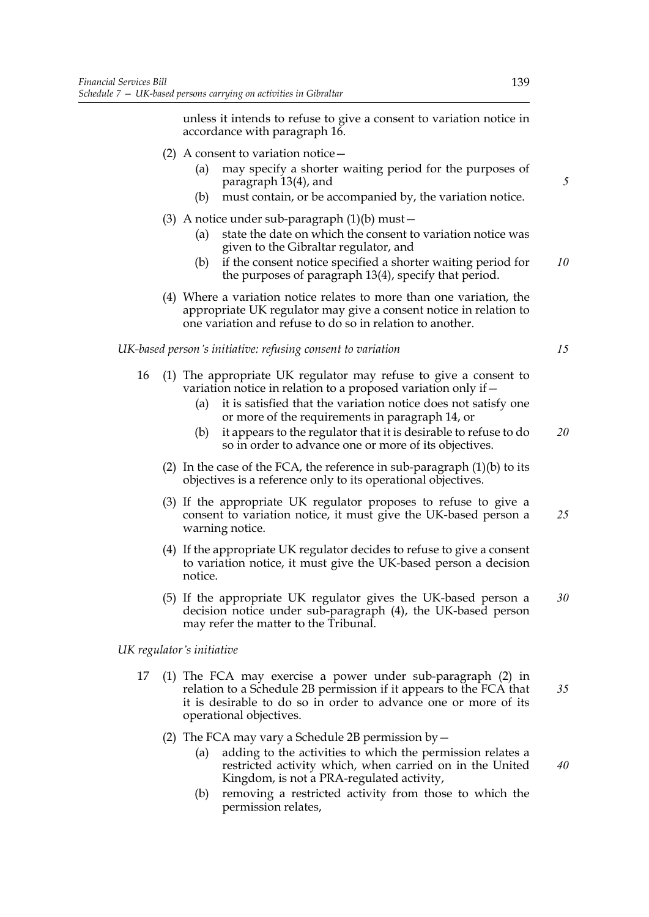unless it intends to refuse to give a consent to variation notice in accordance with paragraph 16.

(2) A consent to variation notice—

(a) may specify a shorter waiting period for the purposes of paragraph 13(4), and

(b) must contain, or be accompanied by, the variation notice.

(3) A notice under sub-paragraph (1)(b) must—

(a) state the date on which the consent to variation notice was given to the Gibraltar regulator, and

(b) if the consent notice specified a shorter waiting period for the purposes of paragraph 13(4), specify that period.

(4) Where a variation notice relates to more than one variation, the appropriate UK regulator may give a consent notice in relation to one variation and refuse to do so in relation to another.

*UK-based person's initiative: refusing consent to variation*

16 (1) The appropriate UK regulator may refuse to give a consent to variation notice in relation to a proposed variation only if—

(a) it is satisfied that the variation notice does not satisfy one or more of the requirements in paragraph 14, or

(b) it appears to the regulator that it is desirable to refuse to do so in order to advance one or more of its objectives.

(2) In the case of the FCA, the reference in sub-paragraph (1)(b) to its objectives is a reference only to its operational objectives.

(3) If the appropriate UK regulator proposes to refuse to give a consent to variation notice, it must give the UK-based person a warning notice.

(4) If the appropriate UK regulator decides to refuse to give a consent to variation notice, it must give the UK-based person a decision notice.

(5) If the appropriate UK regulator gives the UK-based person a decision notice under sub-paragraph (4), the UK-based person may refer the matter to the Tribunal.

*UK regulator's initiative*

17 (1) The FCA may exercise a power under sub-paragraph (2) in relation to a Schedule 2B permission if it appears to the FCA that it is desirable to do so in order to advance one or more of its operational objectives.

(2) The FCA may vary a Schedule 2B permission by—

(a) adding to the activities to which the permission relates a restricted activity which, when carried on in the United Kingdom, is not a PRA-regulated activity,

(b) removing a restricted activity from those to which the permission relates,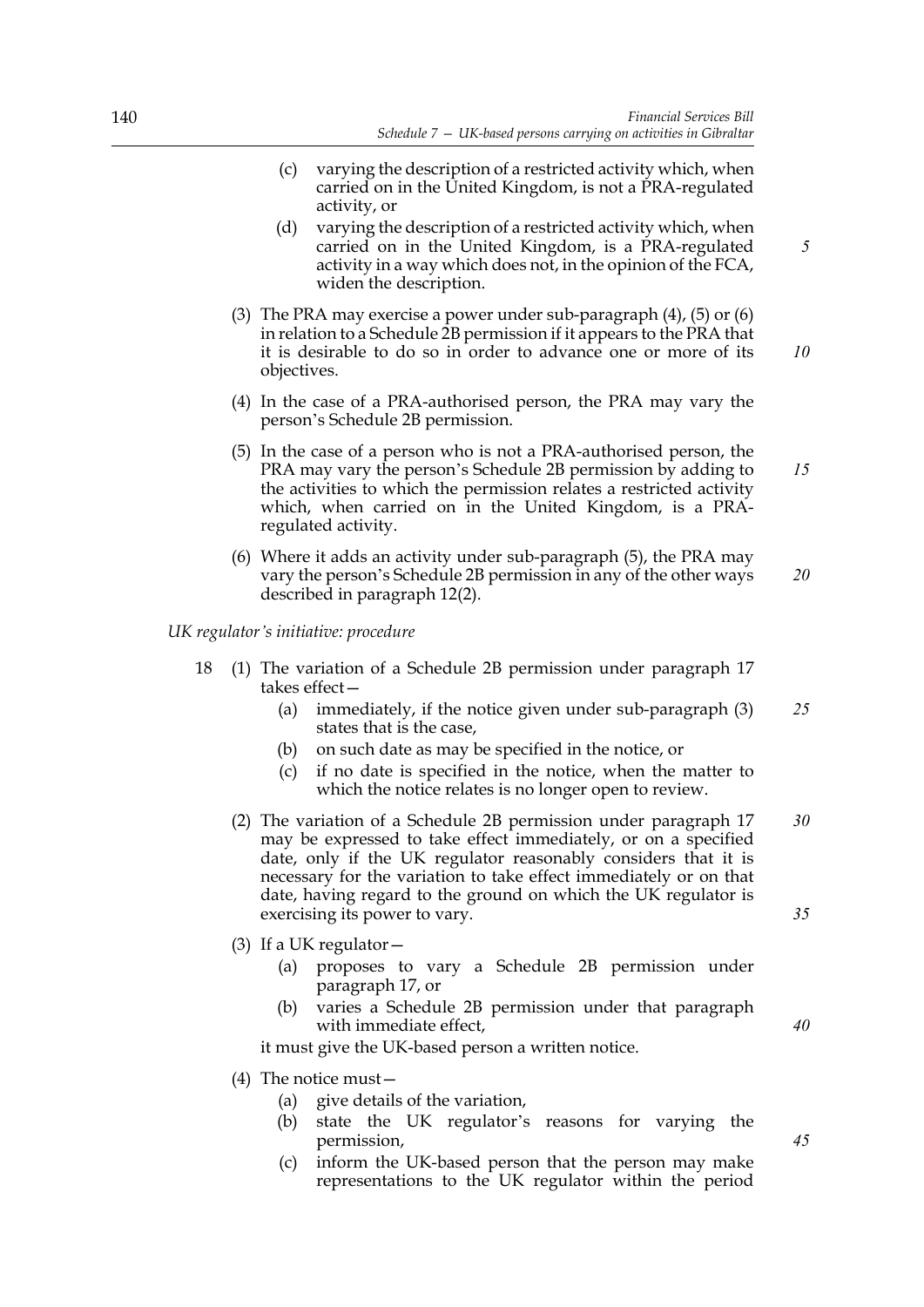(c) varying the description of a restricted activity which, when carried on in the United Kingdom, is not a PRA-regulated activity, or

(d) varying the description of a restricted activity which, when carried on in the United Kingdom, is a PRA-regulated activity in a way which does not, in the opinion of the FCA, widen the description.

(3) The PRA may exercise a power under sub-paragraph (4), (5) or (6) in relation to a Schedule 2B permission if it appears to the PRA that it is desirable to do so in order to advance one or more of its objectives.

(4) In the case of a PRA-authorised person, the PRA may vary the person's Schedule 2B permission.

(5) In the case of a person who is not a PRA-authorised person, the PRA may vary the person's Schedule 2B permission by adding to the activities to which the permission relates a restricted activity which, when carried on in the United Kingdom, is a PRA-regulated activity.

(6) Where it adds an activity under sub-paragraph (5), the PRA may vary the person's Schedule 2B permission in any of the other ways described in paragraph 12(2).

*UK regulator's initiative: procedure*

18 (1) The variation of a Schedule 2B permission under paragraph 17 takes effect—

(a) immediately, if the notice given under sub-paragraph (3) states that is the case,

(b) on such date as may be specified in the notice, or

(c) if no date is specified in the notice, when the matter to which the notice relates is no longer open to review.

(2) The variation of a Schedule 2B permission under paragraph 17 may be expressed to take effect immediately, or on a specified date, only if the UK regulator reasonably considers that it is necessary for the variation to take effect immediately or on that date, having regard to the ground on which the UK regulator is exercising its power to vary.

(3) If a UK regulator—

(a) proposes to vary a Schedule 2B permission under paragraph 17, or

(b) varies a Schedule 2B permission under that paragraph with immediate effect,

it must give the UK-based person a written notice.

(4) The notice must—

(a) give details of the variation,

(b) state the UK regulator's reasons for varying the permission,

(c) inform the UK-based person that the person may make representations to the UK regulator within the period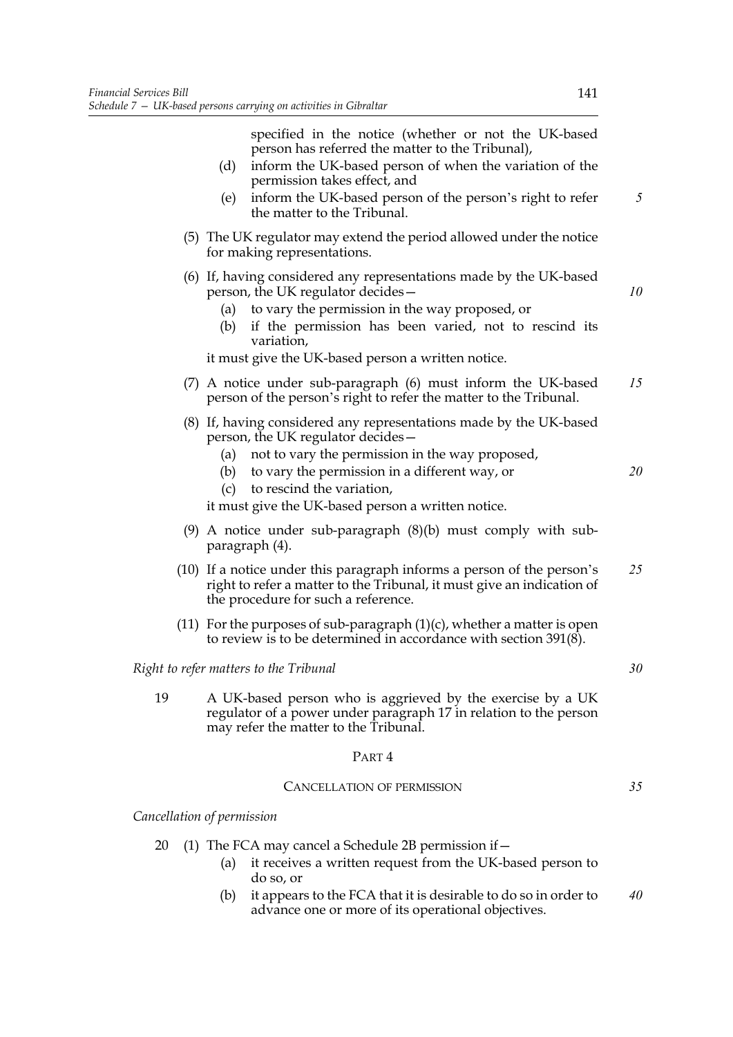specified in the notice (whether or not the UK-based person has referred the matter to the Tribunal),

(d) inform the UK-based person of when the variation of the permission takes effect, and

(e) inform the UK-based person of the person's right to refer the matter to the Tribunal.

(5) The UK regulator may extend the period allowed under the notice for making representations.

(6) If, having considered any representations made by the UK-based person, the UK regulator decides—

(a) to vary the permission in the way proposed, or

(b) if the permission has been varied, not to rescind its variation,

it must give the UK-based person a written notice.

(7) A notice under sub-paragraph (6) must inform the UK-based person of the person's right to refer the matter to the Tribunal.

(8) If, having considered any representations made by the UK-based person, the UK regulator decides—

(a) not to vary the permission in the way proposed,

(b) to vary the permission in a different way, or

(c) to rescind the variation,

it must give the UK-based person a written notice.

(9) A notice under sub-paragraph (8)(b) must comply with sub-paragraph (4).

(10) If a notice under this paragraph informs a person of the person's right to refer a matter to the Tribunal, it must give an indication of the procedure for such a reference.

(11) For the purposes of sub-paragraph (1)(c), whether a matter is open to review is to be determined in accordance with section 391(8).

*Right to refer matters to the Tribunal*

19 A UK-based person who is aggrieved by the exercise by a UK regulator of a power under paragraph 17 in relation to the person may refer the matter to the Tribunal.

## PART 4

### CANCELLATION OF PERMISSION

*Cancellation of permission*

20 (1) The FCA may cancel a Schedule 2B permission if—

(a) it receives a written request from the UK-based person to do so, or

(b) it appears to the FCA that it is desirable to do so in order to advance one or more of its operational objectives.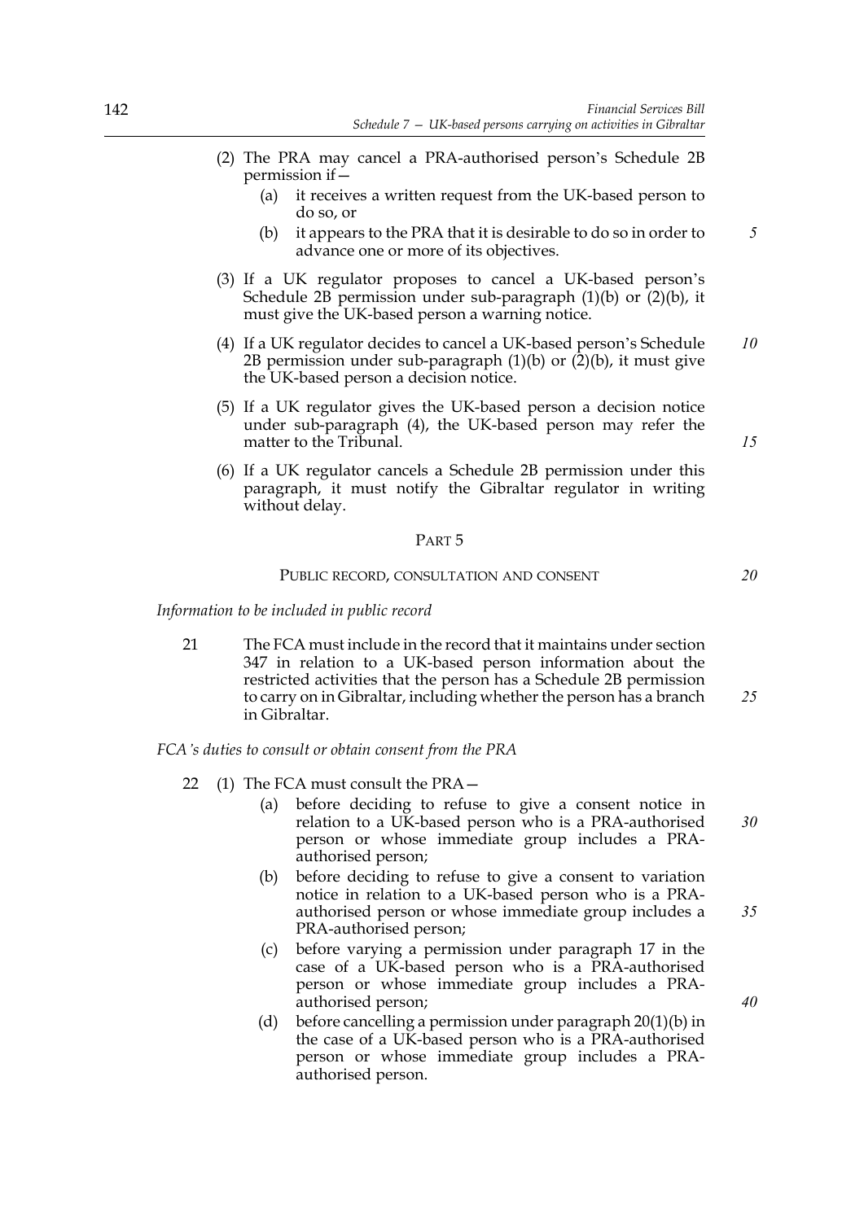(2) The PRA may cancel a PRA-authorised person's Schedule 2B permission if—

   (a) it receives a written request from the UK-based person to do so, or

   (b) it appears to the PRA that it is desirable to do so in order to advance one or more of its objectives.

(3) If a UK regulator proposes to cancel a UK-based person's Schedule 2B permission under sub-paragraph (1)(b) or (2)(b), it must give the UK-based person a warning notice.

(4) If a UK regulator decides to cancel a UK-based person's Schedule 2B permission under sub-paragraph (1)(b) or (2)(b), it must give the UK-based person a decision notice.

(5) If a UK regulator gives the UK-based person a decision notice under sub-paragraph (4), the UK-based person may refer the matter to the Tribunal.

(6) If a UK regulator cancels a Schedule 2B permission under this paragraph, it must notify the Gibraltar regulator in writing without delay.

## PART 5

### PUBLIC RECORD, CONSULTATION AND CONSENT

*Information to be included in public record*

21 The FCA must include in the record that it maintains under section 347 in relation to a UK-based person information about the restricted activities that the person has a Schedule 2B permission to carry on in Gibraltar, including whether the person has a branch in Gibraltar.

*FCA's duties to consult or obtain consent from the PRA*

22 (1) The FCA must consult the PRA—

   (a) before deciding to refuse to give a consent notice in relation to a UK-based person who is a PRA-authorised person or whose immediate group includes a PRA-authorised person;

   (b) before deciding to refuse to give a consent to variation notice in relation to a UK-based person who is a PRA-authorised person or whose immediate group includes a PRA-authorised person;

   (c) before varying a permission under paragraph 17 in the case of a UK-based person who is a PRA-authorised person or whose immediate group includes a PRA-authorised person;

   (d) before cancelling a permission under paragraph 20(1)(b) in the case of a UK-based person who is a PRA-authorised person or whose immediate group includes a PRA-authorised person.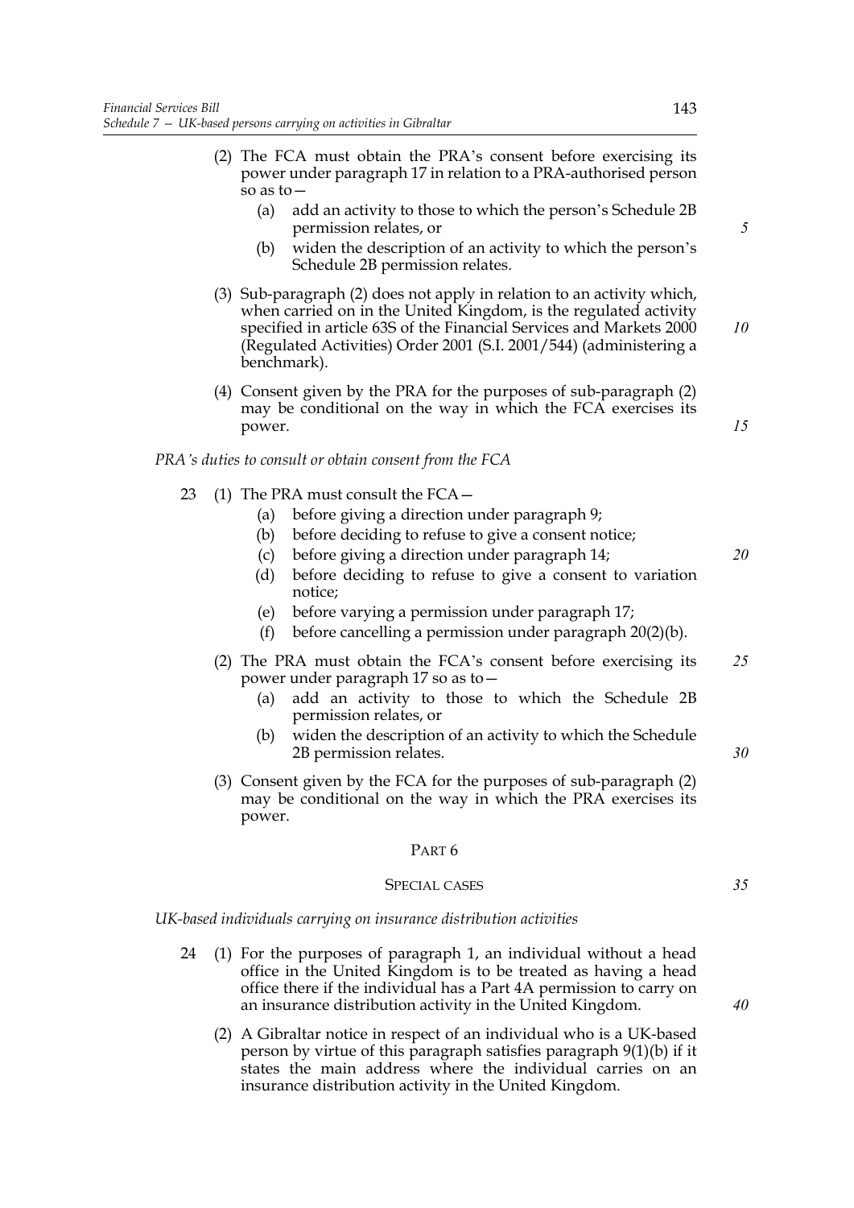(2) The FCA must obtain the PRA's consent before exercising its power under paragraph 17 in relation to a PRA-authorised person so as to—

(a) add an activity to those to which the person's Schedule 2B permission relates, or

(b) widen the description of an activity to which the person's Schedule 2B permission relates.

(3) Sub-paragraph (2) does not apply in relation to an activity which, when carried on in the United Kingdom, is the regulated activity specified in article 63S of the Financial Services and Markets 2000 (Regulated Activities) Order 2001 (S.I. 2001/544) (administering a benchmark).

(4) Consent given by the PRA for the purposes of sub-paragraph (2) may be conditional on the way in which the FCA exercises its power.

*PRA's duties to consult or obtain consent from the FCA*

23 (1) The PRA must consult the FCA—

(a) before giving a direction under paragraph 9;

(b) before deciding to refuse to give a consent notice;

(c) before giving a direction under paragraph 14;

(d) before deciding to refuse to give a consent to variation notice;

(e) before varying a permission under paragraph 17;

(f) before cancelling a permission under paragraph 20(2)(b).

(2) The PRA must obtain the FCA's consent before exercising its power under paragraph 17 so as to—

(a) add an activity to those to which the Schedule 2B permission relates, or

(b) widen the description of an activity to which the Schedule 2B permission relates.

(3) Consent given by the FCA for the purposes of sub-paragraph (2) may be conditional on the way in which the PRA exercises its power.

## PART 6

## SPECIAL CASES

*UK-based individuals carrying on insurance distribution activities*

24 (1) For the purposes of paragraph 1, an individual without a head office in the United Kingdom is to be treated as having a head office there if the individual has a Part 4A permission to carry on an insurance distribution activity in the United Kingdom.

(2) A Gibraltar notice in respect of an individual who is a UK-based person by virtue of this paragraph satisfies paragraph 9(1)(b) if it states the main address where the individual carries on an insurance distribution activity in the United Kingdom.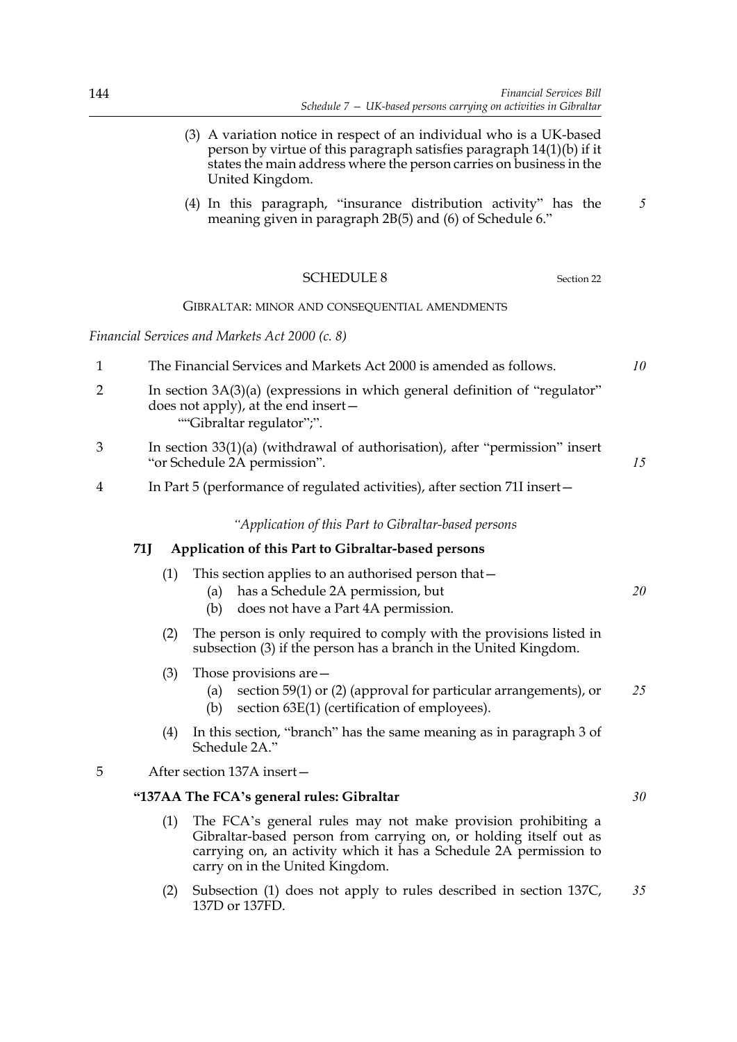(3) A variation notice in respect of an individual who is a UK-based person by virtue of this paragraph satisfies paragraph 14(1)(b) if it states the main address where the person carries on business in the United Kingdom.

(4) In this paragraph, "insurance distribution activity" has the meaning given in paragraph 2B(5) and (6) of Schedule 6."

## SCHEDULE 8

Section 22

GIBRALTAR: MINOR AND CONSEQUENTIAL AMENDMENTS

*Financial Services and Markets Act 2000 (c. 8)*

1 The Financial Services and Markets Act 2000 is amended as follows.

2 In section 3A(3)(a) (expressions in which general definition of "regulator" does not apply), at the end insert—

""Gibraltar regulator";".

3 In section 33(1)(a) (withdrawal of authorisation), after "permission" insert "or Schedule 2A permission".

4 In Part 5 (performance of regulated activities), after section 71I insert—

*"Application of this Part to Gibraltar-based persons*

**71J Application of this Part to Gibraltar-based persons**

(1) This section applies to an authorised person that—

(a) has a Schedule 2A permission, but

(b) does not have a Part 4A permission.

(2) The person is only required to comply with the provisions listed in subsection (3) if the person has a branch in the United Kingdom.

(3) Those provisions are—

(a) section 59(1) or (2) (approval for particular arrangements), or

(b) section 63E(1) (certification of employees).

(4) In this section, "branch" has the same meaning as in paragraph 3 of Schedule 2A."

5 After section 137A insert—

**"137AA The FCA's general rules: Gibraltar**

(1) The FCA's general rules may not make provision prohibiting a Gibraltar-based person from carrying on, or holding itself out as carrying on, an activity which it has a Schedule 2A permission to carry on in the United Kingdom.

(2) Subsection (1) does not apply to rules described in section 137C, 137D or 137FD.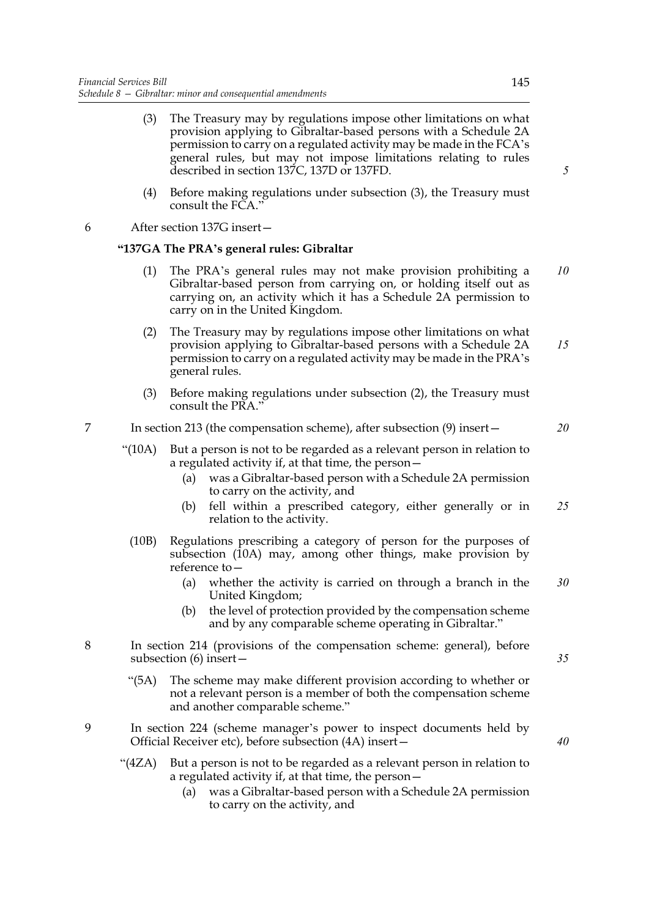(3) The Treasury may by regulations impose other limitations on what provision applying to Gibraltar-based persons with a Schedule 2A permission to carry on a regulated activity may be made in the FCA's general rules, but may not impose limitations relating to rules described in section 137C, 137D or 137FD.

(4) Before making regulations under subsection (3), the Treasury must consult the FCA."

6 After section 137G insert—

**"137GA The PRA's general rules: Gibraltar**

(1) The PRA's general rules may not make provision prohibiting a Gibraltar-based person from carrying on, or holding itself out as carrying on, an activity which it has a Schedule 2A permission to carry on in the United Kingdom.

(2) The Treasury may by regulations impose other limitations on what provision applying to Gibraltar-based persons with a Schedule 2A permission to carry on a regulated activity may be made in the PRA's general rules.

(3) Before making regulations under subsection (2), the Treasury must consult the PRA."

7 In section 213 (the compensation scheme), after subsection (9) insert—

"(10A) But a person is not to be regarded as a relevant person in relation to a regulated activity if, at that time, the person—

(a) was a Gibraltar-based person with a Schedule 2A permission to carry on the activity, and

(b) fell within a prescribed category, either generally or in relation to the activity.

(10B) Regulations prescribing a category of person for the purposes of subsection (10A) may, among other things, make provision by reference to—

(a) whether the activity is carried on through a branch in the United Kingdom;

(b) the level of protection provided by the compensation scheme and by any comparable scheme operating in Gibraltar."

8 In section 214 (provisions of the compensation scheme: general), before subsection (6) insert—

"(5A) The scheme may make different provision according to whether or not a relevant person is a member of both the compensation scheme and another comparable scheme."

9 In section 224 (scheme manager's power to inspect documents held by Official Receiver etc), before subsection (4A) insert—

"(4ZA) But a person is not to be regarded as a relevant person in relation to a regulated activity if, at that time, the person—

(a) was a Gibraltar-based person with a Schedule 2A permission to carry on the activity, and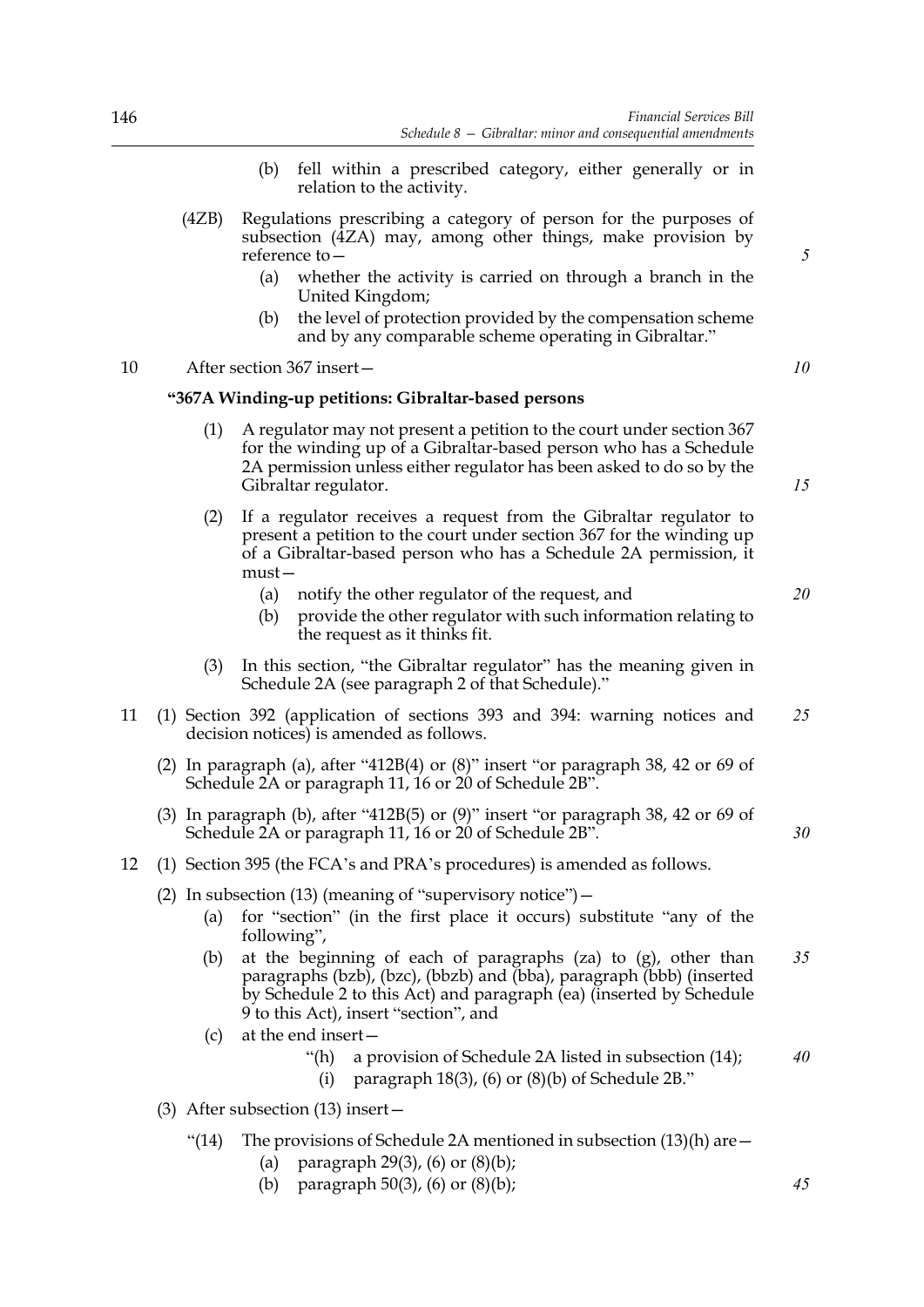(b) fell within a prescribed category, either generally or in relation to the activity.

(4ZB) Regulations prescribing a category of person for the purposes of subsection (4ZA) may, among other things, make provision by reference to—

(a) whether the activity is carried on through a branch in the United Kingdom;

(b) the level of protection provided by the compensation scheme and by any comparable scheme operating in Gibraltar."

10 After section 367 insert—

**"367A Winding-up petitions: Gibraltar-based persons**

(1) A regulator may not present a petition to the court under section 367 for the winding up of a Gibraltar-based person who has a Schedule 2A permission unless either regulator has been asked to do so by the Gibraltar regulator.

(2) If a regulator receives a request from the Gibraltar regulator to present a petition to the court under section 367 for the winding up of a Gibraltar-based person who has a Schedule 2A permission, it must—

(a) notify the other regulator of the request, and

(b) provide the other regulator with such information relating to the request as it thinks fit.

(3) In this section, "the Gibraltar regulator" has the meaning given in Schedule 2A (see paragraph 2 of that Schedule)."

11 (1) Section 392 (application of sections 393 and 394: warning notices and decision notices) is amended as follows.

(2) In paragraph (a), after "412B(4) or (8)" insert "or paragraph 38, 42 or 69 of Schedule 2A or paragraph 11, 16 or 20 of Schedule 2B".

(3) In paragraph (b), after "412B(5) or (9)" insert "or paragraph 38, 42 or 69 of Schedule 2A or paragraph 11, 16 or 20 of Schedule 2B".

12 (1) Section 395 (the FCA's and PRA's procedures) is amended as follows.

(2) In subsection (13) (meaning of "supervisory notice")—

(a) for "section" (in the first place it occurs) substitute "any of the following",

(b) at the beginning of each of paragraphs (za) to (g), other than paragraphs (bzb), (bzc), (bbzb) and (bba), paragraph (bbb) (inserted by Schedule 2 to this Act) and paragraph (ea) (inserted by Schedule 9 to this Act), insert "section", and

(c) at the end insert—

"(h) a provision of Schedule 2A listed in subsection (14);

(i) paragraph 18(3), (6) or (8)(b) of Schedule 2B."

(3) After subsection (13) insert—

"(14) The provisions of Schedule 2A mentioned in subsection (13)(h) are—

(a) paragraph 29(3), (6) or (8)(b);

(b) paragraph 50(3), (6) or (8)(b);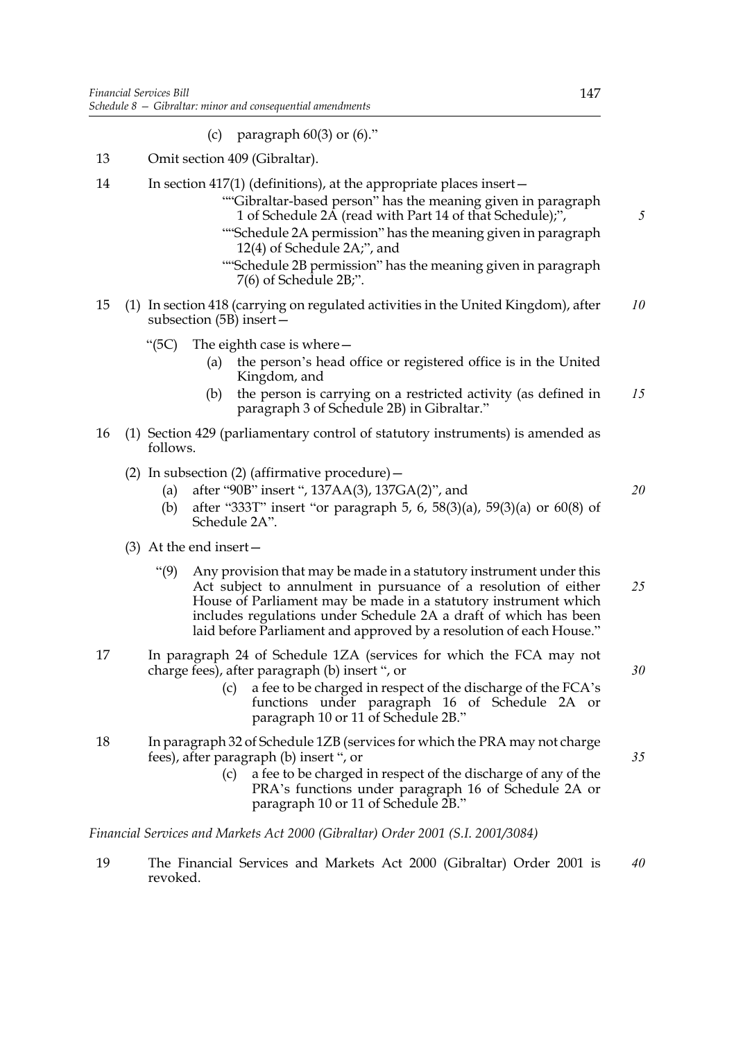(c) paragraph 60(3) or (6)."

13 Omit section 409 (Gibraltar).

14 In section 417(1) (definitions), at the appropriate places insert—

""Gibraltar-based person" has the meaning given in paragraph 1 of Schedule 2A (read with Part 14 of that Schedule);",

""Schedule 2A permission" has the meaning given in paragraph 12(4) of Schedule 2A;", and

""Schedule 2B permission" has the meaning given in paragraph 7(6) of Schedule 2B;".

15 (1) In section 418 (carrying on regulated activities in the United Kingdom), after subsection (5B) insert—

"(5C) The eighth case is where—

(a) the person's head office or registered office is in the United Kingdom, and

(b) the person is carrying on a restricted activity (as defined in paragraph 3 of Schedule 2B) in Gibraltar."

16 (1) Section 429 (parliamentary control of statutory instruments) is amended as follows.

(2) In subsection (2) (affirmative procedure)—

(a) after "90B" insert ", 137AA(3), 137GA(2)", and

(b) after "333T" insert "or paragraph 5, 6, 58(3)(a), 59(3)(a) or 60(8) of Schedule 2A".

(3) At the end insert—

"(9) Any provision that may be made in a statutory instrument under this Act subject to annulment in pursuance of a resolution of either House of Parliament may be made in a statutory instrument which includes regulations under Schedule 2A a draft of which has been laid before Parliament and approved by a resolution of each House."

17 In paragraph 24 of Schedule 1ZA (services for which the FCA may not charge fees), after paragraph (b) insert ", or

(c) a fee to be charged in respect of the discharge of the FCA's functions under paragraph 16 of Schedule 2A or paragraph 10 or 11 of Schedule 2B."

18 In paragraph 32 of Schedule 1ZB (services for which the PRA may not charge fees), after paragraph (b) insert ", or

(c) a fee to be charged in respect of the discharge of any of the PRA's functions under paragraph 16 of Schedule 2A or paragraph 10 or 11 of Schedule 2B."

*Financial Services and Markets Act 2000 (Gibraltar) Order 2001 (S.I. 2001/3084)*

19 The Financial Services and Markets Act 2000 (Gibraltar) Order 2001 is revoked.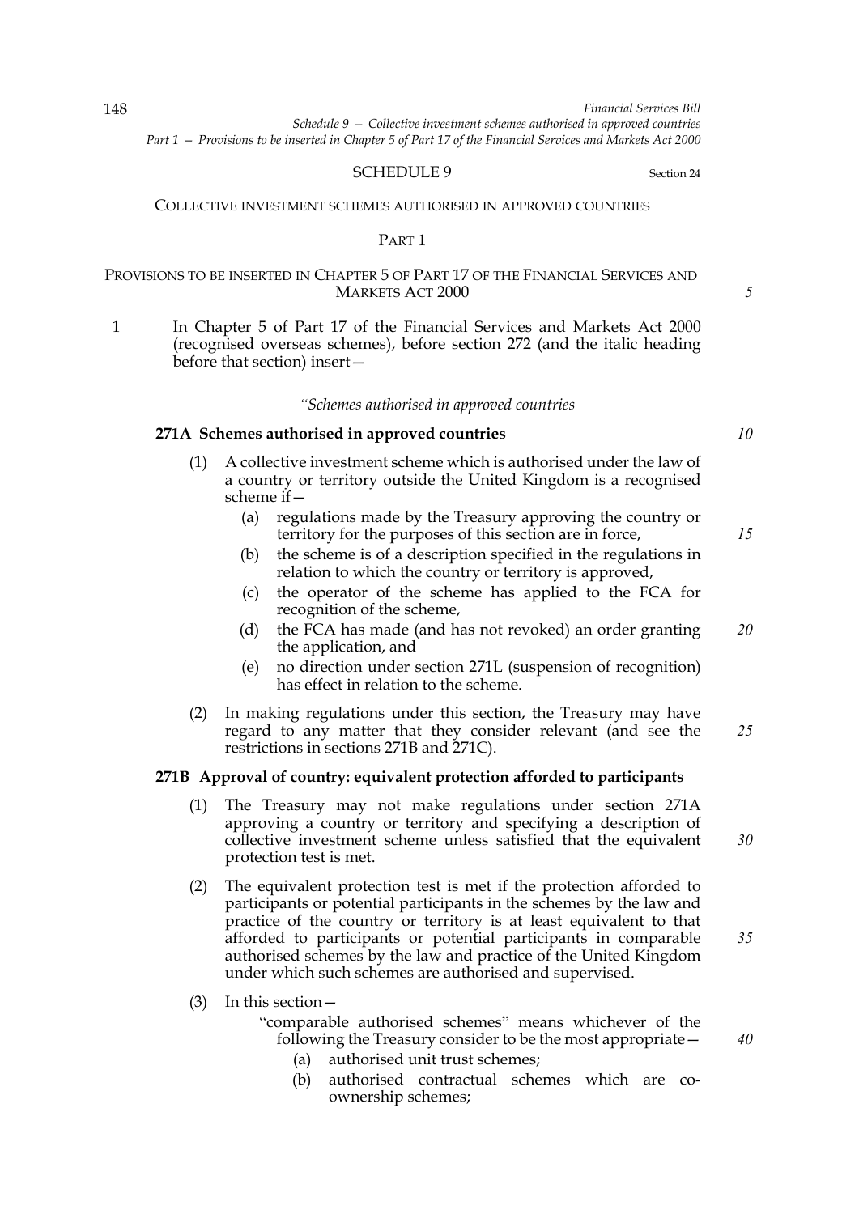# SCHEDULE 9

Section 24

## COLLECTIVE INVESTMENT SCHEMES AUTHORISED IN APPROVED COUNTRIES

### PART 1

### PROVISIONS TO BE INSERTED IN CHAPTER 5 OF PART 17 OF THE FINANCIAL SERVICES AND MARKETS ACT 2000

1 In Chapter 5 of Part 17 of the Financial Services and Markets Act 2000 (recognised overseas schemes), before section 272 (and the italic heading before that section) insert—

*"Schemes authorised in approved countries*

**271A Schemes authorised in approved countries**

(1) A collective investment scheme which is authorised under the law of a country or territory outside the United Kingdom is a recognised scheme if—

(a) regulations made by the Treasury approving the country or territory for the purposes of this section are in force,

(b) the scheme is of a description specified in the regulations in relation to which the country or territory is approved,

(c) the operator of the scheme has applied to the FCA for recognition of the scheme,

(d) the FCA has made (and has not revoked) an order granting the application, and

(e) no direction under section 271L (suspension of recognition) has effect in relation to the scheme.

(2) In making regulations under this section, the Treasury may have regard to any matter that they consider relevant (and see the restrictions in sections 271B and 271C).

**271B Approval of country: equivalent protection afforded to participants**

(1) The Treasury may not make regulations under section 271A approving a country or territory and specifying a description of collective investment scheme unless satisfied that the equivalent protection test is met.

(2) The equivalent protection test is met if the protection afforded to participants or potential participants in the schemes by the law and practice of the country or territory is at least equivalent to that afforded to participants or potential participants in comparable authorised schemes by the law and practice of the United Kingdom under which such schemes are authorised and supervised.

(3) In this section—

"comparable authorised schemes" means whichever of the following the Treasury consider to be the most appropriate—

(a) authorised unit trust schemes;

(b) authorised contractual schemes which are co-ownership schemes;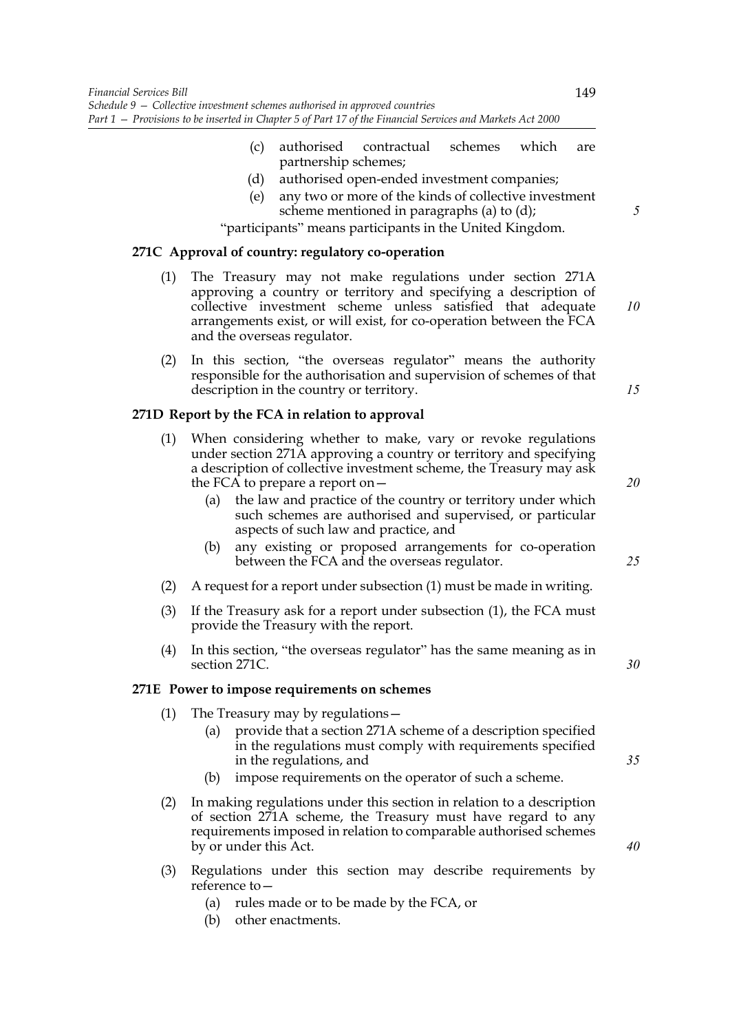(c) authorised contractual schemes which are partnership schemes;

(d) authorised open-ended investment companies;

(e) any two or more of the kinds of collective investment scheme mentioned in paragraphs (a) to (d);

"participants" means participants in the United Kingdom.

**271C Approval of country: regulatory co-operation**

(1) The Treasury may not make regulations under section 271A approving a country or territory and specifying a description of collective investment scheme unless satisfied that adequate arrangements exist, or will exist, for co-operation between the FCA and the overseas regulator.

(2) In this section, "the overseas regulator" means the authority responsible for the authorisation and supervision of schemes of that description in the country or territory.

**271D Report by the FCA in relation to approval**

(1) When considering whether to make, vary or revoke regulations under section 271A approving a country or territory and specifying a description of collective investment scheme, the Treasury may ask the FCA to prepare a report on—

(a) the law and practice of the country or territory under which such schemes are authorised and supervised, or particular aspects of such law and practice, and

(b) any existing or proposed arrangements for co-operation between the FCA and the overseas regulator.

(2) A request for a report under subsection (1) must be made in writing.

(3) If the Treasury ask for a report under subsection (1), the FCA must provide the Treasury with the report.

(4) In this section, "the overseas regulator" has the same meaning as in section 271C.

**271E Power to impose requirements on schemes**

(1) The Treasury may by regulations—

(a) provide that a section 271A scheme of a description specified in the regulations must comply with requirements specified in the regulations, and

(b) impose requirements on the operator of such a scheme.

(2) In making regulations under this section in relation to a description of section 271A scheme, the Treasury must have regard to any requirements imposed in relation to comparable authorised schemes by or under this Act.

(3) Regulations under this section may describe requirements by reference to—

(a) rules made or to be made by the FCA, or

(b) other enactments.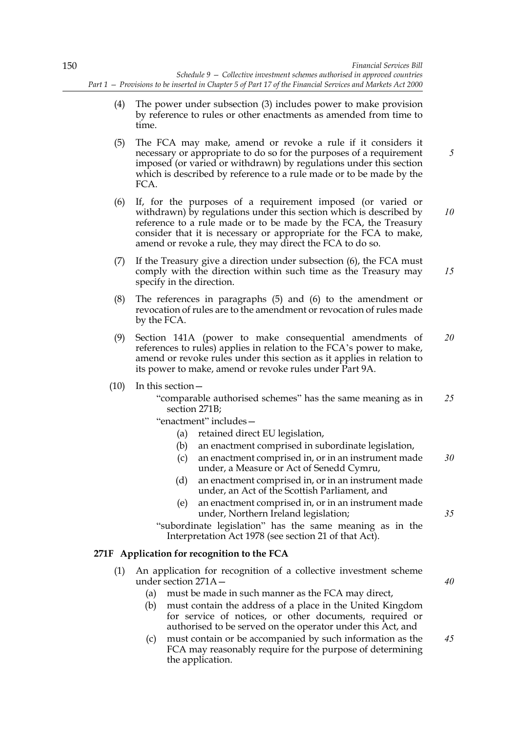(4) The power under subsection (3) includes power to make provision by reference to rules or other enactments as amended from time to time.

(5) The FCA may make, amend or revoke a rule if it considers it necessary or appropriate to do so for the purposes of a requirement imposed (or varied or withdrawn) by regulations under this section which is described by reference to a rule made or to be made by the FCA.

(6) If, for the purposes of a requirement imposed (or varied or withdrawn) by regulations under this section which is described by reference to a rule made or to be made by the FCA, the Treasury consider that it is necessary or appropriate for the FCA to make, amend or revoke a rule, they may direct the FCA to do so.

(7) If the Treasury give a direction under subsection (6), the FCA must comply with the direction within such time as the Treasury may specify in the direction.

(8) The references in paragraphs (5) and (6) to the amendment or revocation of rules are to the amendment or revocation of rules made by the FCA.

(9) Section 141A (power to make consequential amendments of references to rules) applies in relation to the FCA's power to make, amend or revoke rules under this section as it applies in relation to its power to make, amend or revoke rules under Part 9A.

(10) In this section—

"comparable authorised schemes" has the same meaning as in section 271B;

"enactment" includes—

(a) retained direct EU legislation,

(b) an enactment comprised in subordinate legislation,

(c) an enactment comprised in, or in an instrument made under, a Measure or Act of Senedd Cymru,

(d) an enactment comprised in, or in an instrument made under, an Act of the Scottish Parliament, and

(e) an enactment comprised in, or in an instrument made under, Northern Ireland legislation;

"subordinate legislation" has the same meaning as in the Interpretation Act 1978 (see section 21 of that Act).

**271F Application for recognition to the FCA**

(1) An application for recognition of a collective investment scheme under section 271A—

(a) must be made in such manner as the FCA may direct,

(b) must contain the address of a place in the United Kingdom for service of notices, or other documents, required or authorised to be served on the operator under this Act, and

(c) must contain or be accompanied by such information as the FCA may reasonably require for the purpose of determining the application.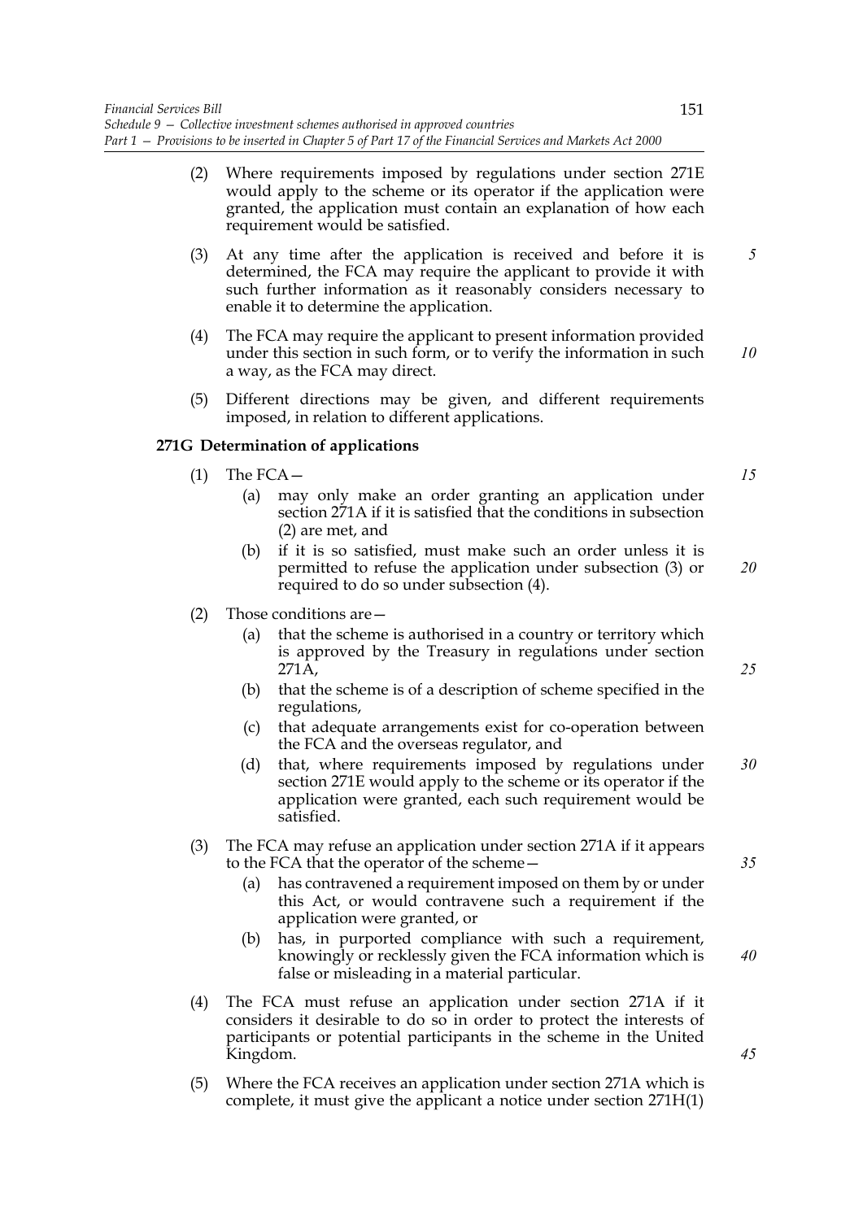(2) Where requirements imposed by regulations under section 271E would apply to the scheme or its operator if the application were granted, the application must contain an explanation of how each requirement would be satisfied.

(3) At any time after the application is received and before it is determined, the FCA may require the applicant to provide it with such further information as it reasonably considers necessary to enable it to determine the application.

(4) The FCA may require the applicant to present information provided under this section in such form, or to verify the information in such a way, as the FCA may direct.

(5) Different directions may be given, and different requirements imposed, in relation to different applications.

**271G Determination of applications**

(1) The FCA—

(a) may only make an order granting an application under section 271A if it is satisfied that the conditions in subsection (2) are met, and

(b) if it is so satisfied, must make such an order unless it is permitted to refuse the application under subsection (3) or required to do so under subsection (4).

(2) Those conditions are—

(a) that the scheme is authorised in a country or territory which is approved by the Treasury in regulations under section 271A,

(b) that the scheme is of a description of scheme specified in the regulations,

(c) that adequate arrangements exist for co-operation between the FCA and the overseas regulator, and

(d) that, where requirements imposed by regulations under section 271E would apply to the scheme or its operator if the application were granted, each such requirement would be satisfied.

(3) The FCA may refuse an application under section 271A if it appears to the FCA that the operator of the scheme—

(a) has contravened a requirement imposed on them by or under this Act, or would contravene such a requirement if the application were granted, or

(b) has, in purported compliance with such a requirement, knowingly or recklessly given the FCA information which is false or misleading in a material particular.

(4) The FCA must refuse an application under section 271A if it considers it desirable to do so in order to protect the interests of participants or potential participants in the scheme in the United Kingdom.

(5) Where the FCA receives an application under section 271A which is complete, it must give the applicant a notice under section 271H(1)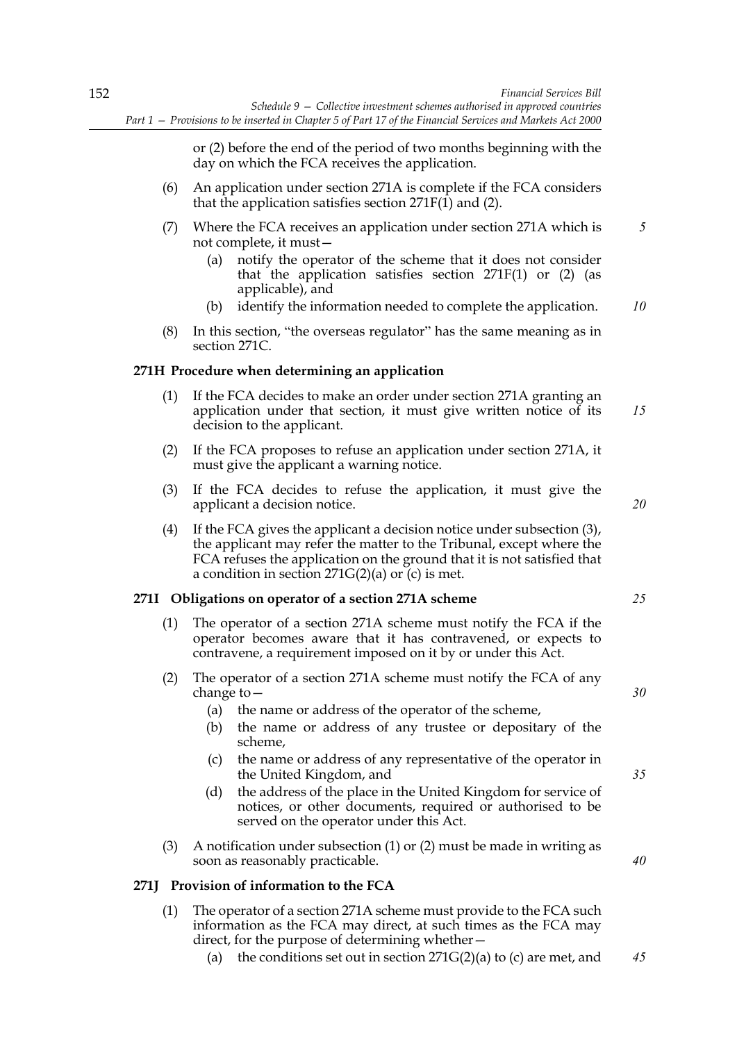or (2) before the end of the period of two months beginning with the day on which the FCA receives the application.

(6) An application under section 271A is complete if the FCA considers that the application satisfies section 271F(1) and (2).

(7) Where the FCA receives an application under section 271A which is not complete, it must—

(a) notify the operator of the scheme that it does not consider that the application satisfies section 271F(1) or (2) (as applicable), and

(b) identify the information needed to complete the application.

(8) In this section, "the overseas regulator" has the same meaning as in section 271C.

**271H Procedure when determining an application**

(1) If the FCA decides to make an order under section 271A granting an application under that section, it must give written notice of its decision to the applicant.

(2) If the FCA proposes to refuse an application under section 271A, it must give the applicant a warning notice.

(3) If the FCA decides to refuse the application, it must give the applicant a decision notice.

(4) If the FCA gives the applicant a decision notice under subsection (3), the applicant may refer the matter to the Tribunal, except where the FCA refuses the application on the ground that it is not satisfied that a condition in section 271G(2)(a) or (c) is met.

**271I Obligations on operator of a section 271A scheme**

(1) The operator of a section 271A scheme must notify the FCA if the operator becomes aware that it has contravened, or expects to contravene, a requirement imposed on it by or under this Act.

(2) The operator of a section 271A scheme must notify the FCA of any change to—

(a) the name or address of the operator of the scheme,

(b) the name or address of any trustee or depositary of the scheme,

(c) the name or address of any representative of the operator in the United Kingdom, and

(d) the address of the place in the United Kingdom for service of notices, or other documents, required or authorised to be served on the operator under this Act.

(3) A notification under subsection (1) or (2) must be made in writing as soon as reasonably practicable.

**271J Provision of information to the FCA**

(1) The operator of a section 271A scheme must provide to the FCA such information as the FCA may direct, at such times as the FCA may direct, for the purpose of determining whether—

(a) the conditions set out in section 271G(2)(a) to (c) are met, and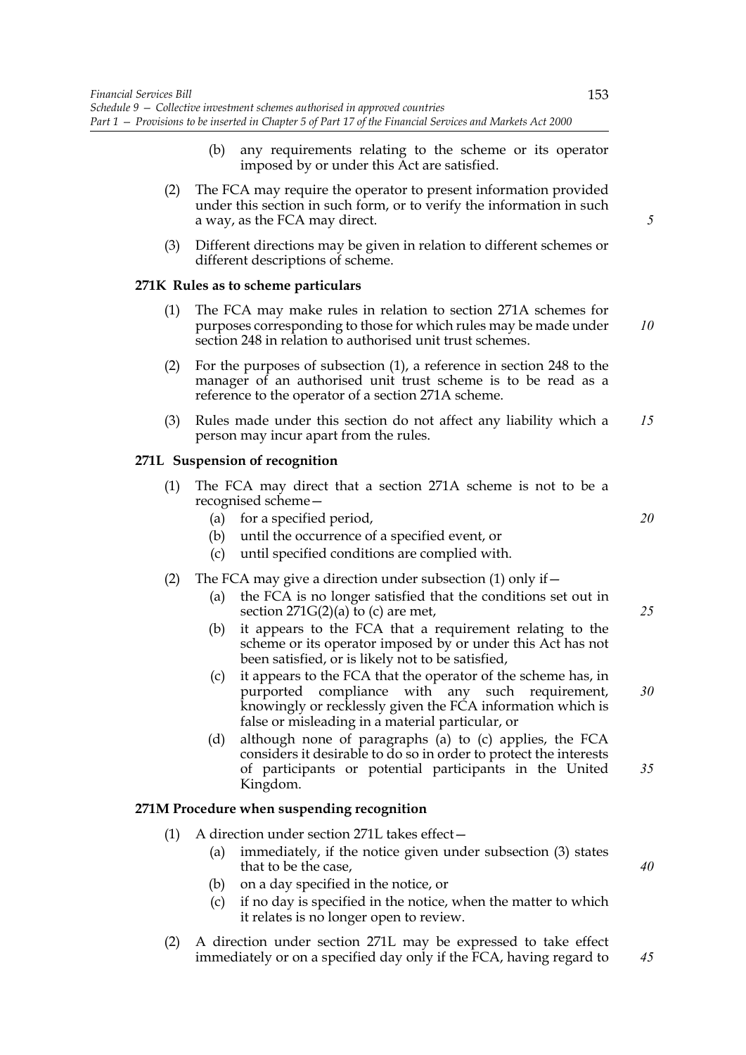(b) any requirements relating to the scheme or its operator imposed by or under this Act are satisfied.

(2) The FCA may require the operator to present information provided under this section in such form, or to verify the information in such a way, as the FCA may direct.

(3) Different directions may be given in relation to different schemes or different descriptions of scheme.

**271K Rules as to scheme particulars**

(1) The FCA may make rules in relation to section 271A schemes for purposes corresponding to those for which rules may be made under section 248 in relation to authorised unit trust schemes.

(2) For the purposes of subsection (1), a reference in section 248 to the manager of an authorised unit trust scheme is to be read as a reference to the operator of a section 271A scheme.

(3) Rules made under this section do not affect any liability which a person may incur apart from the rules.

**271L Suspension of recognition**

(1) The FCA may direct that a section 271A scheme is not to be a recognised scheme—

(a) for a specified period,

(b) until the occurrence of a specified event, or

(c) until specified conditions are complied with.

(2) The FCA may give a direction under subsection (1) only if—

(a) the FCA is no longer satisfied that the conditions set out in section 271G(2)(a) to (c) are met,

(b) it appears to the FCA that a requirement relating to the scheme or its operator imposed by or under this Act has not been satisfied, or is likely not to be satisfied,

(c) it appears to the FCA that the operator of the scheme has, in purported compliance with any such requirement, knowingly or recklessly given the FCA information which is false or misleading in a material particular, or

(d) although none of paragraphs (a) to (c) applies, the FCA considers it desirable to do so in order to protect the interests of participants or potential participants in the United Kingdom.

**271M Procedure when suspending recognition**

(1) A direction under section 271L takes effect—

(a) immediately, if the notice given under subsection (3) states that to be the case,

(b) on a day specified in the notice, or

(c) if no day is specified in the notice, when the matter to which it relates is no longer open to review.

(2) A direction under section 271L may be expressed to take effect immediately or on a specified day only if the FCA, having regard to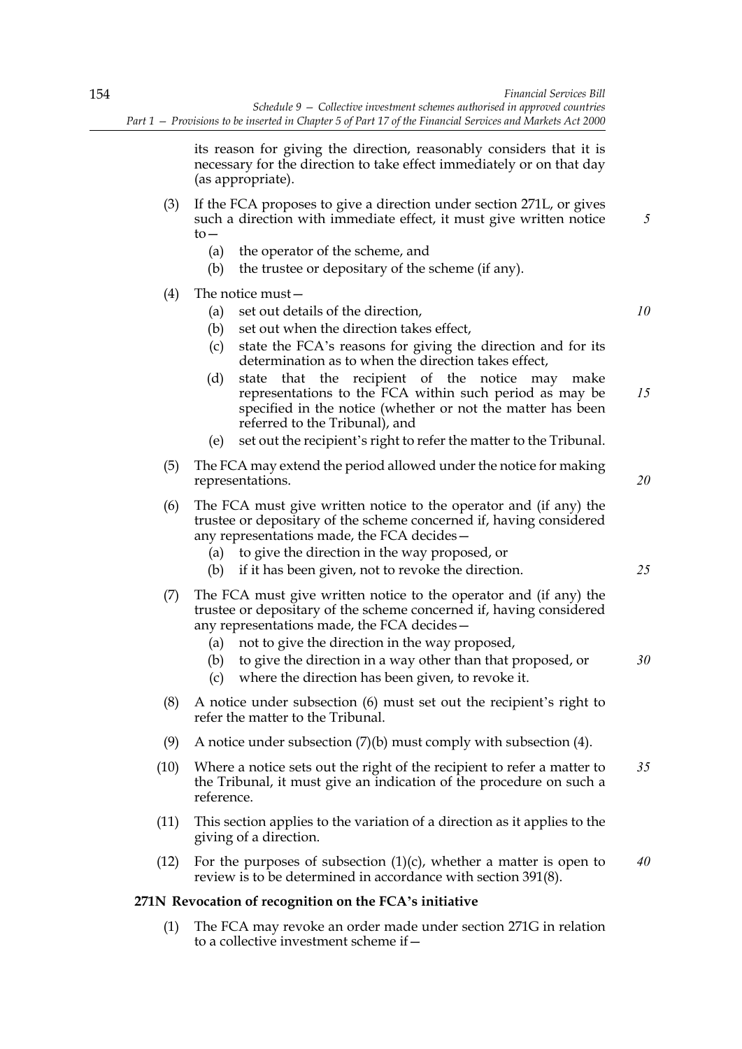its reason for giving the direction, reasonably considers that it is necessary for the direction to take effect immediately or on that day (as appropriate).

(3) If the FCA proposes to give a direction under section 271L, or gives such a direction with immediate effect, it must give written notice to—

(a) the operator of the scheme, and

(b) the trustee or depositary of the scheme (if any).

(4) The notice must—

(a) set out details of the direction,

(b) set out when the direction takes effect,

(c) state the FCA's reasons for giving the direction and for its determination as to when the direction takes effect,

(d) state that the recipient of the notice may make representations to the FCA within such period as may be specified in the notice (whether or not the matter has been referred to the Tribunal), and

(e) set out the recipient's right to refer the matter to the Tribunal.

(5) The FCA may extend the period allowed under the notice for making representations.

(6) The FCA must give written notice to the operator and (if any) the trustee or depositary of the scheme concerned if, having considered any representations made, the FCA decides—

(a) to give the direction in the way proposed, or

(b) if it has been given, not to revoke the direction.

(7) The FCA must give written notice to the operator and (if any) the trustee or depositary of the scheme concerned if, having considered any representations made, the FCA decides—

(a) not to give the direction in the way proposed,

(b) to give the direction in a way other than that proposed, or

(c) where the direction has been given, to revoke it.

(8) A notice under subsection (6) must set out the recipient's right to refer the matter to the Tribunal.

(9) A notice under subsection (7)(b) must comply with subsection (4).

(10) Where a notice sets out the right of the recipient to refer a matter to the Tribunal, it must give an indication of the procedure on such a reference.

(11) This section applies to the variation of a direction as it applies to the giving of a direction.

(12) For the purposes of subsection (1)(c), whether a matter is open to review is to be determined in accordance with section 391(8).

**271N Revocation of recognition on the FCA's initiative**

(1) The FCA may revoke an order made under section 271G in relation to a collective investment scheme if—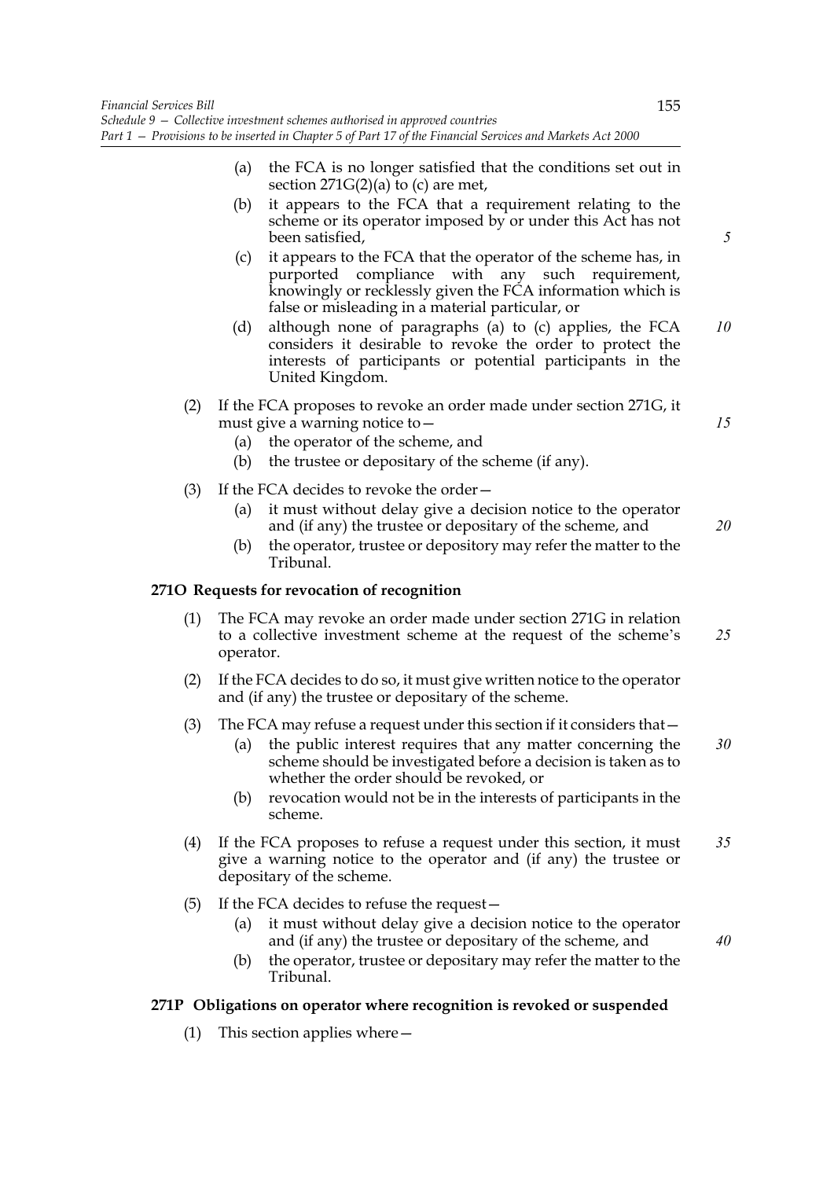(a) the FCA is no longer satisfied that the conditions set out in section 271G(2)(a) to (c) are met,

(b) it appears to the FCA that a requirement relating to the scheme or its operator imposed by or under this Act has not been satisfied,

(c) it appears to the FCA that the operator of the scheme has, in purported compliance with any such requirement, knowingly or recklessly given the FCA information which is false or misleading in a material particular, or

(d) although none of paragraphs (a) to (c) applies, the FCA considers it desirable to revoke the order to protect the interests of participants or potential participants in the United Kingdom.

(2) If the FCA proposes to revoke an order made under section 271G, it must give a warning notice to—

(a) the operator of the scheme, and

(b) the trustee or depositary of the scheme (if any).

(3) If the FCA decides to revoke the order—

(a) it must without delay give a decision notice to the operator and (if any) the trustee or depositary of the scheme, and

(b) the operator, trustee or depository may refer the matter to the Tribunal.

**271O Requests for revocation of recognition**

(1) The FCA may revoke an order made under section 271G in relation to a collective investment scheme at the request of the scheme's operator.

(2) If the FCA decides to do so, it must give written notice to the operator and (if any) the trustee or depositary of the scheme.

(3) The FCA may refuse a request under this section if it considers that—

(a) the public interest requires that any matter concerning the scheme should be investigated before a decision is taken as to whether the order should be revoked, or

(b) revocation would not be in the interests of participants in the scheme.

(4) If the FCA proposes to refuse a request under this section, it must give a warning notice to the operator and (if any) the trustee or depositary of the scheme.

(5) If the FCA decides to refuse the request—

(a) it must without delay give a decision notice to the operator and (if any) the trustee or depositary of the scheme, and

(b) the operator, trustee or depositary may refer the matter to the Tribunal.

**271P Obligations on operator where recognition is revoked or suspended**

(1) This section applies where—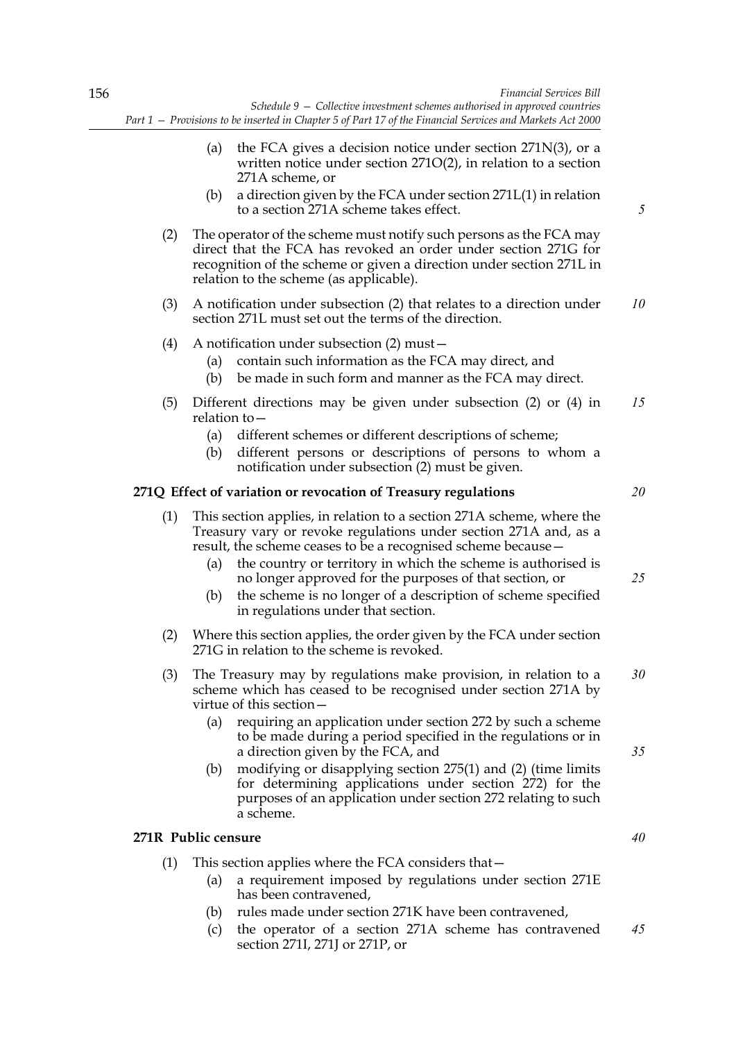(a) the FCA gives a decision notice under section 271N(3), or a written notice under section 271O(2), in relation to a section 271A scheme, or

(b) a direction given by the FCA under section 271L(1) in relation to a section 271A scheme takes effect.

(2) The operator of the scheme must notify such persons as the FCA may direct that the FCA has revoked an order under section 271G for recognition of the scheme or given a direction under section 271L in relation to the scheme (as applicable).

(3) A notification under subsection (2) that relates to a direction under section 271L must set out the terms of the direction.

(4) A notification under subsection (2) must—

(a) contain such information as the FCA may direct, and

(b) be made in such form and manner as the FCA may direct.

(5) Different directions may be given under subsection (2) or (4) in relation to—

(a) different schemes or different descriptions of scheme;

(b) different persons or descriptions of persons to whom a notification under subsection (2) must be given.

**271Q Effect of variation or revocation of Treasury regulations**

(1) This section applies, in relation to a section 271A scheme, where the Treasury vary or revoke regulations under section 271A and, as a result, the scheme ceases to be a recognised scheme because—

(a) the country or territory in which the scheme is authorised is no longer approved for the purposes of that section, or

(b) the scheme is no longer of a description of scheme specified in regulations under that section.

(2) Where this section applies, the order given by the FCA under section 271G in relation to the scheme is revoked.

(3) The Treasury may by regulations make provision, in relation to a scheme which has ceased to be recognised under section 271A by virtue of this section—

(a) requiring an application under section 272 by such a scheme to be made during a period specified in the regulations or in a direction given by the FCA, and

(b) modifying or disapplying section 275(1) and (2) (time limits for determining applications under section 272) for the purposes of an application under section 272 relating to such a scheme.

**271R Public censure**

(1) This section applies where the FCA considers that—

(a) a requirement imposed by regulations under section 271E has been contravened,

(b) rules made under section 271K have been contravened,

(c) the operator of a section 271A scheme has contravened section 271I, 271J or 271P, or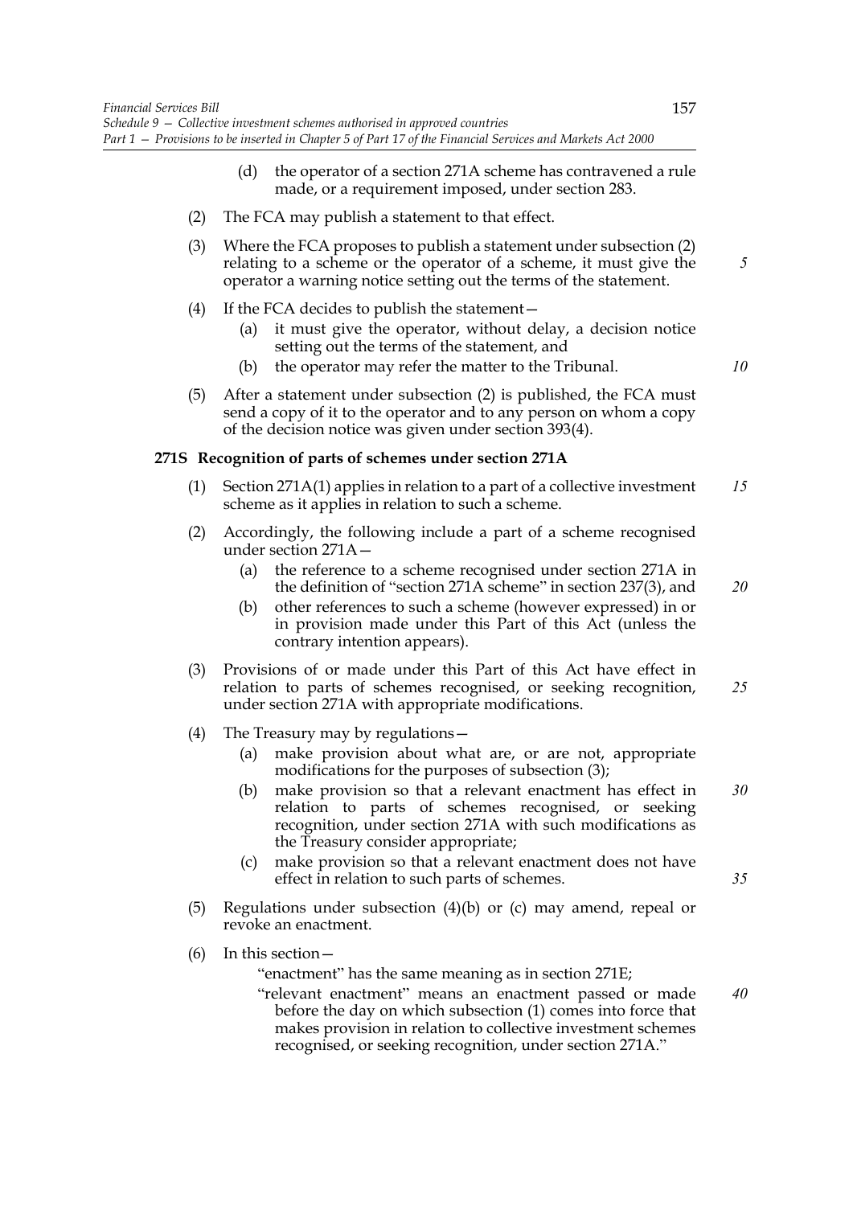(d) the operator of a section 271A scheme has contravened a rule made, or a requirement imposed, under section 283.

(2) The FCA may publish a statement to that effect.

(3) Where the FCA proposes to publish a statement under subsection (2) relating to a scheme or the operator of a scheme, it must give the operator a warning notice setting out the terms of the statement.

(4) If the FCA decides to publish the statement—

(a) it must give the operator, without delay, a decision notice setting out the terms of the statement, and

(b) the operator may refer the matter to the Tribunal.

(5) After a statement under subsection (2) is published, the FCA must send a copy of it to the operator and to any person on whom a copy of the decision notice was given under section 393(4).

### 271S Recognition of parts of schemes under section 271A

(1) Section 271A(1) applies in relation to a part of a collective investment scheme as it applies in relation to such a scheme.

(2) Accordingly, the following include a part of a scheme recognised under section 271A—

(a) the reference to a scheme recognised under section 271A in the definition of "section 271A scheme" in section 237(3), and

(b) other references to such a scheme (however expressed) in or in provision made under this Part of this Act (unless the contrary intention appears).

(3) Provisions of or made under this Part of this Act have effect in relation to parts of schemes recognised, or seeking recognition, under section 271A with appropriate modifications.

(4) The Treasury may by regulations—

(a) make provision about what are, or are not, appropriate modifications for the purposes of subsection (3);

(b) make provision so that a relevant enactment has effect in relation to parts of schemes recognised, or seeking recognition, under section 271A with such modifications as the Treasury consider appropriate;

(c) make provision so that a relevant enactment does not have effect in relation to such parts of schemes.

(5) Regulations under subsection (4)(b) or (c) may amend, repeal or revoke an enactment.

(6) In this section—

"enactment" has the same meaning as in section 271E;

"relevant enactment" means an enactment passed or made before the day on which subsection (1) comes into force that makes provision in relation to collective investment schemes recognised, or seeking recognition, under section 271A."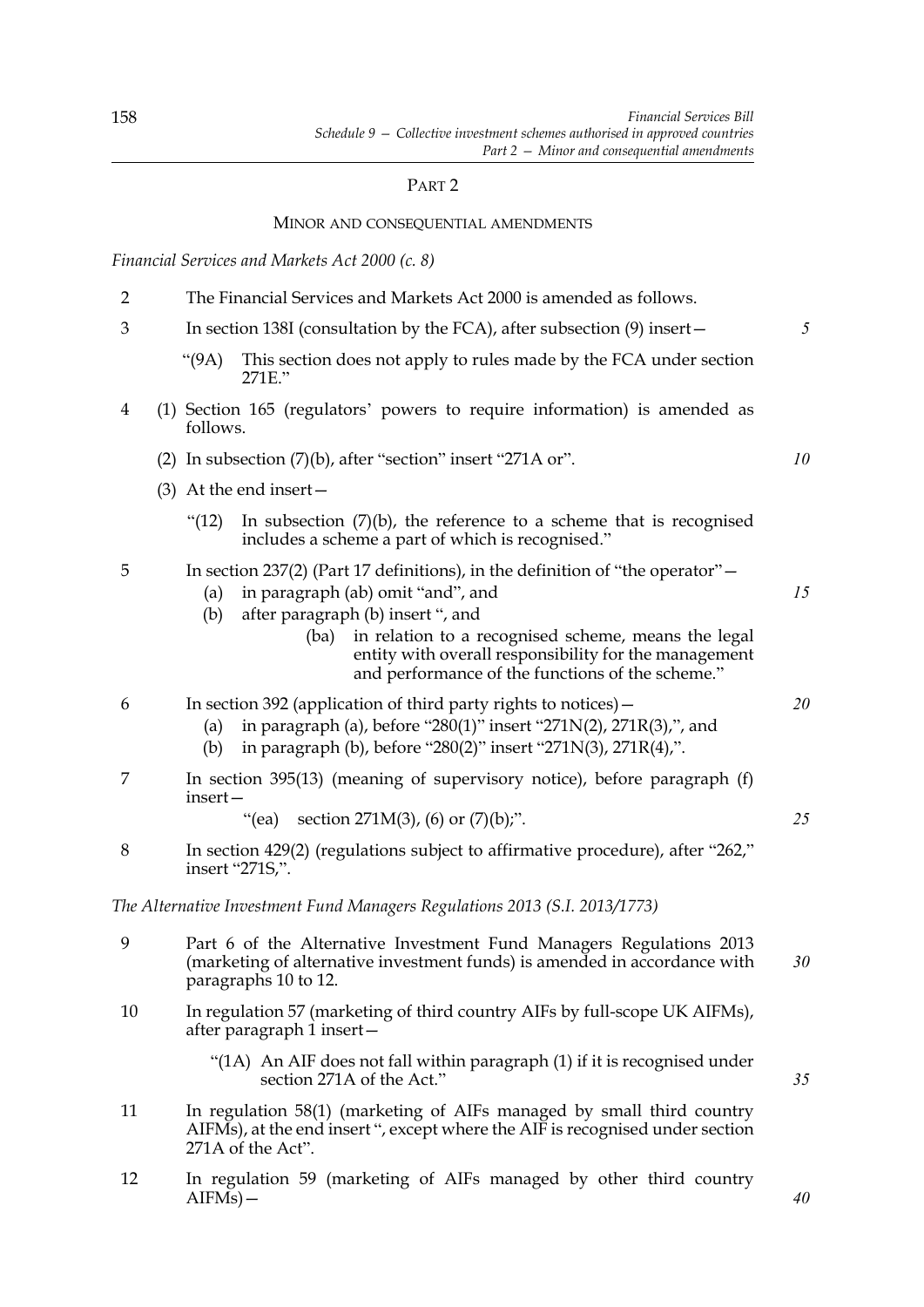## PART 2

### MINOR AND CONSEQUENTIAL AMENDMENTS

*Financial Services and Markets Act 2000 (c. 8)*

2 The Financial Services and Markets Act 2000 is amended as follows.

3 In section 138I (consultation by the FCA), after subsection (9) insert—

"(9A) This section does not apply to rules made by the FCA under section 271E."

4 (1) Section 165 (regulators' powers to require information) is amended as follows.

(2) In subsection (7)(b), after "section" insert "271A or".

(3) At the end insert—

"(12) In subsection (7)(b), the reference to a scheme that is recognised includes a scheme a part of which is recognised."

5 In section 237(2) (Part 17 definitions), in the definition of "the operator"—

(a) in paragraph (ab) omit "and", and

(b) after paragraph (b) insert ", and

(ba) in relation to a recognised scheme, means the legal entity with overall responsibility for the management and performance of the functions of the scheme."

6 In section 392 (application of third party rights to notices)—

(a) in paragraph (a), before "280(1)" insert "271N(2), 271R(3),", and

(b) in paragraph (b), before "280(2)" insert "271N(3), 271R(4),".

7 In section 395(13) (meaning of supervisory notice), before paragraph (f) insert—

"(ea) section 271M(3), (6) or (7)(b);".

8 In section 429(2) (regulations subject to affirmative procedure), after "262," insert "271S,".

*The Alternative Investment Fund Managers Regulations 2013 (S.I. 2013/1773)*

9 Part 6 of the Alternative Investment Fund Managers Regulations 2013 (marketing of alternative investment funds) is amended in accordance with paragraphs 10 to 12.

10 In regulation 57 (marketing of third country AIFs by full-scope UK AIFMs), after paragraph 1 insert—

"(1A) An AIF does not fall within paragraph (1) if it is recognised under section 271A of the Act."

11 In regulation 58(1) (marketing of AIFs managed by small third country AIFMs), at the end insert ", except where the AIF is recognised under section 271A of the Act".

12 In regulation 59 (marketing of AIFs managed by other third country AIFMs)—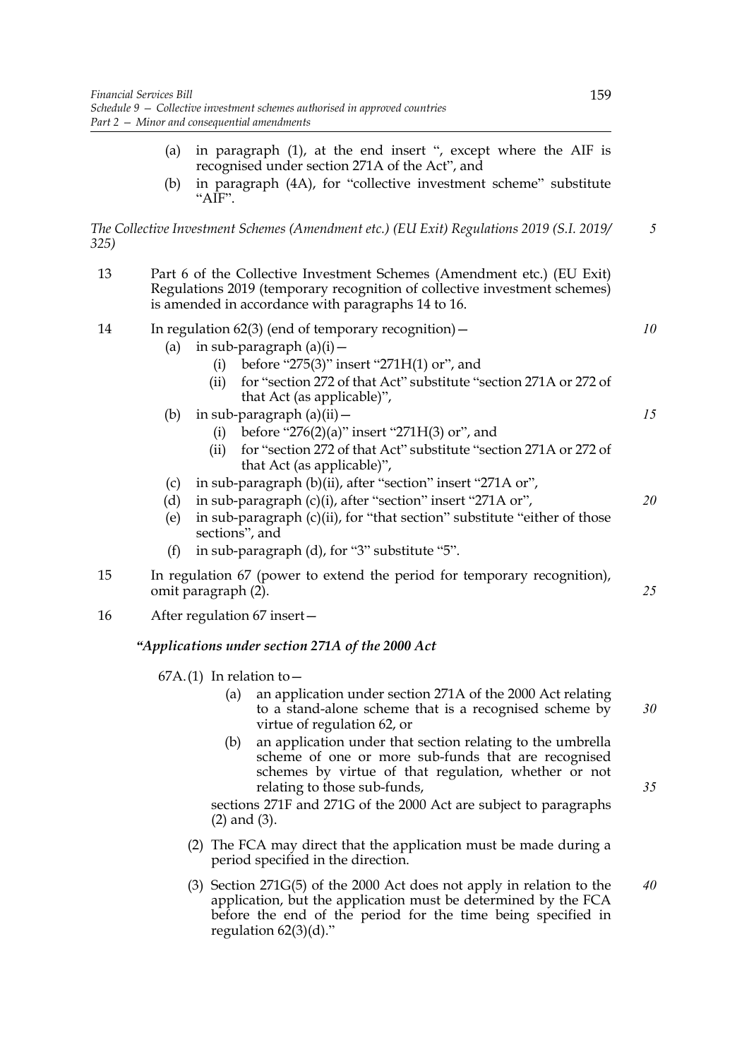(a) in paragraph (1), at the end insert ", except where the AIF is recognised under section 271A of the Act", and

(b) in paragraph (4A), for "collective investment scheme" substitute "AIF".

*The Collective Investment Schemes (Amendment etc.) (EU Exit) Regulations 2019 (S.I. 2019/325)*

13 Part 6 of the Collective Investment Schemes (Amendment etc.) (EU Exit) Regulations 2019 (temporary recognition of collective investment schemes) is amended in accordance with paragraphs 14 to 16.

14 In regulation 62(3) (end of temporary recognition)—

(a) in sub-paragraph (a)(i)—

(i) before "275(3)" insert "271H(1) or", and

(ii) for "section 272 of that Act" substitute "section 271A or 272 of that Act (as applicable)",

(b) in sub-paragraph (a)(ii)—

(i) before "276(2)(a)" insert "271H(3) or", and

(ii) for "section 272 of that Act" substitute "section 271A or 272 of that Act (as applicable)",

(c) in sub-paragraph (b)(ii), after "section" insert "271A or",

(d) in sub-paragraph (c)(i), after "section" insert "271A or",

(e) in sub-paragraph (c)(ii), for "that section" substitute "either of those sections", and

(f) in sub-paragraph (d), for "3" substitute "5".

15 In regulation 67 (power to extend the period for temporary recognition), omit paragraph (2).

16 After regulation 67 insert—

*"Applications under section 271A of the 2000 Act*

67A. (1) In relation to—

(a) an application under section 271A of the 2000 Act relating to a stand-alone scheme that is a recognised scheme by virtue of regulation 62, or

(b) an application under that section relating to the umbrella scheme of one or more sub-funds that are recognised schemes by virtue of that regulation, whether or not relating to those sub-funds,

sections 271F and 271G of the 2000 Act are subject to paragraphs (2) and (3).

(2) The FCA may direct that the application must be made during a period specified in the direction.

(3) Section 271G(5) of the 2000 Act does not apply in relation to the application, but the application must be determined by the FCA before the end of the period for the time being specified in regulation 62(3)(d)."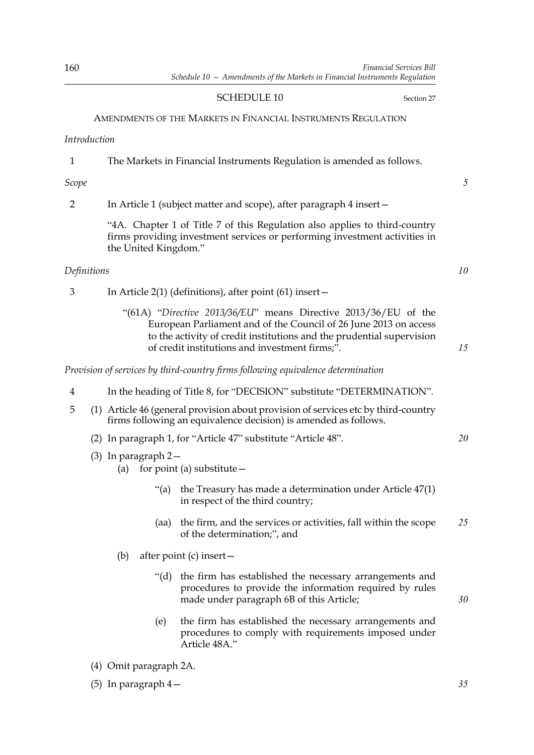## SCHEDULE 10

Section 27

AMENDMENTS OF THE MARKETS IN FINANCIAL INSTRUMENTS REGULATION

*Introduction*

1 The Markets in Financial Instruments Regulation is amended as follows.

*Scope*

2 In Article 1 (subject matter and scope), after paragraph 4 insert—

"4A. Chapter 1 of Title 7 of this Regulation also applies to third-country firms providing investment services or performing investment activities in the United Kingdom."

*Definitions*

3 In Article 2(1) (definitions), after point (61) insert—

"(61A) "*Directive 2013/36/EU*" means Directive 2013/36/EU of the European Parliament and of the Council of 26 June 2013 on access to the activity of credit institutions and the prudential supervision of credit institutions and investment firms;".

*Provision of services by third-country firms following equivalence determination*

4 In the heading of Title 8, for "DECISION" substitute "DETERMINATION".

5 (1) Article 46 (general provision about provision of services etc by third-country firms following an equivalence decision) is amended as follows.

(2) In paragraph 1, for "Article 47" substitute "Article 48".

(3) In paragraph 2—

(a) for point (a) substitute—

"(a) the Treasury has made a determination under Article 47(1) in respect of the third country;

(aa) the firm, and the services or activities, fall within the scope of the determination;", and

(b) after point (c) insert—

"(d) the firm has established the necessary arrangements and procedures to provide the information required by rules made under paragraph 6B of this Article;

(e) the firm has established the necessary arrangements and procedures to comply with requirements imposed under Article 48A."

(4) Omit paragraph 2A.

(5) In paragraph 4—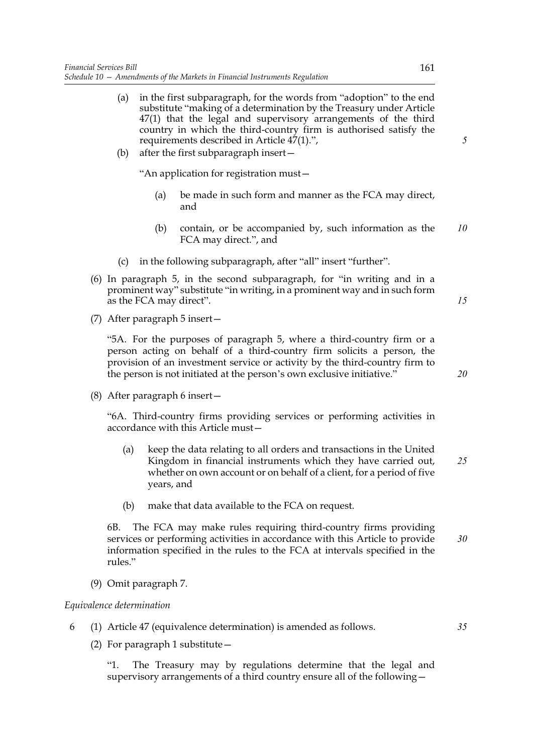(a) in the first subparagraph, for the words from "adoption" to the end substitute "making of a determination by the Treasury under Article 47(1) that the legal and supervisory arrangements of the third country in which the third-country firm is authorised satisfy the requirements described in Article 47(1).",

(b) after the first subparagraph insert—

"An application for registration must—

(a) be made in such form and manner as the FCA may direct, and

(b) contain, or be accompanied by, such information as the FCA may direct.", and

(c) in the following subparagraph, after "all" insert "further".

(6) In paragraph 5, in the second subparagraph, for "in writing and in a prominent way" substitute "in writing, in a prominent way and in such form as the FCA may direct".

(7) After paragraph 5 insert—

"5A. For the purposes of paragraph 5, where a third-country firm or a person acting on behalf of a third-country firm solicits a person, the provision of an investment service or activity by the third-country firm to the person is not initiated at the person's own exclusive initiative."

(8) After paragraph 6 insert—

"6A. Third-country firms providing services or performing activities in accordance with this Article must—

(a) keep the data relating to all orders and transactions in the United Kingdom in financial instruments which they have carried out, whether on own account or on behalf of a client, for a period of five years, and

(b) make that data available to the FCA on request.

6B. The FCA may make rules requiring third-country firms providing services or performing activities in accordance with this Article to provide information specified in the rules to the FCA at intervals specified in the rules."

(9) Omit paragraph 7.

*Equivalence determination*

6 (1) Article 47 (equivalence determination) is amended as follows.

(2) For paragraph 1 substitute—

"1. The Treasury may by regulations determine that the legal and supervisory arrangements of a third country ensure all of the following—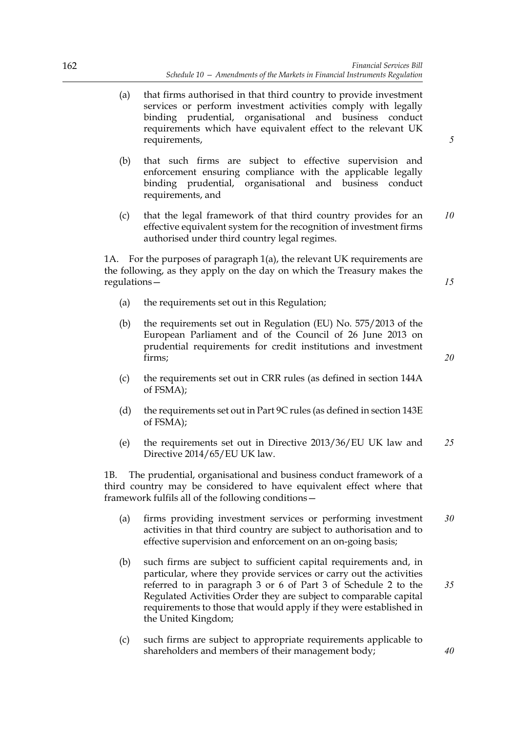(a) that firms authorised in that third country to provide investment services or perform investment activities comply with legally binding prudential, organisational and business conduct requirements which have equivalent effect to the relevant UK requirements,

(b) that such firms are subject to effective supervision and enforcement ensuring compliance with the applicable legally binding prudential, organisational and business conduct requirements, and

(c) that the legal framework of that third country provides for an effective equivalent system for the recognition of investment firms authorised under third country legal regimes.

1A. For the purposes of paragraph 1(a), the relevant UK requirements are the following, as they apply on the day on which the Treasury makes the regulations—

(a) the requirements set out in this Regulation;

(b) the requirements set out in Regulation (EU) No. 575/2013 of the European Parliament and of the Council of 26 June 2013 on prudential requirements for credit institutions and investment firms;

(c) the requirements set out in CRR rules (as defined in section 144A of FSMA);

(d) the requirements set out in Part 9C rules (as defined in section 143E of FSMA);

(e) the requirements set out in Directive 2013/36/EU UK law and Directive 2014/65/EU UK law.

1B. The prudential, organisational and business conduct framework of a third country may be considered to have equivalent effect where that framework fulfils all of the following conditions—

(a) firms providing investment services or performing investment activities in that third country are subject to authorisation and to effective supervision and enforcement on an on-going basis;

(b) such firms are subject to sufficient capital requirements and, in particular, where they provide services or carry out the activities referred to in paragraph 3 or 6 of Part 3 of Schedule 2 to the Regulated Activities Order they are subject to comparable capital requirements to those that would apply if they were established in the United Kingdom;

(c) such firms are subject to appropriate requirements applicable to shareholders and members of their management body;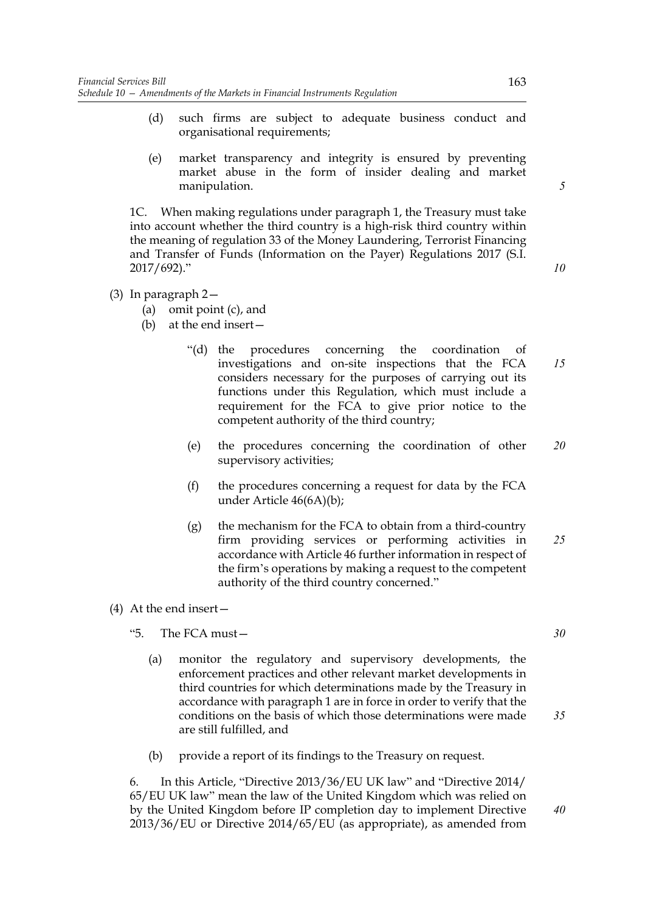(d) such firms are subject to adequate business conduct and organisational requirements;

(e) market transparency and integrity is ensured by preventing market abuse in the form of insider dealing and market manipulation.

1C. When making regulations under paragraph 1, the Treasury must take into account whether the third country is a high-risk third country within the meaning of regulation 33 of the Money Laundering, Terrorist Financing and Transfer of Funds (Information on the Payer) Regulations 2017 (S.I. 2017/692)."

(3) In paragraph 2—

(a) omit point (c), and

(b) at the end insert—

"(d) the procedures concerning the coordination of investigations and on-site inspections that the FCA considers necessary for the purposes of carrying out its functions under this Regulation, which must include a requirement for the FCA to give prior notice to the competent authority of the third country;

(e) the procedures concerning the coordination of other supervisory activities;

(f) the procedures concerning a request for data by the FCA under Article 46(6A)(b);

(g) the mechanism for the FCA to obtain from a third-country firm providing services or performing activities in accordance with Article 46 further information in respect of the firm's operations by making a request to the competent authority of the third country concerned."

(4) At the end insert—

"5. The FCA must—

(a) monitor the regulatory and supervisory developments, the enforcement practices and other relevant market developments in third countries for which determinations made by the Treasury in accordance with paragraph 1 are in force in order to verify that the conditions on the basis of which those determinations were made are still fulfilled, and

(b) provide a report of its findings to the Treasury on request.

6. In this Article, "Directive 2013/36/EU UK law" and "Directive 2014/65/EU UK law" mean the law of the United Kingdom which was relied on by the United Kingdom before IP completion day to implement Directive 2013/36/EU or Directive 2014/65/EU (as appropriate), as amended from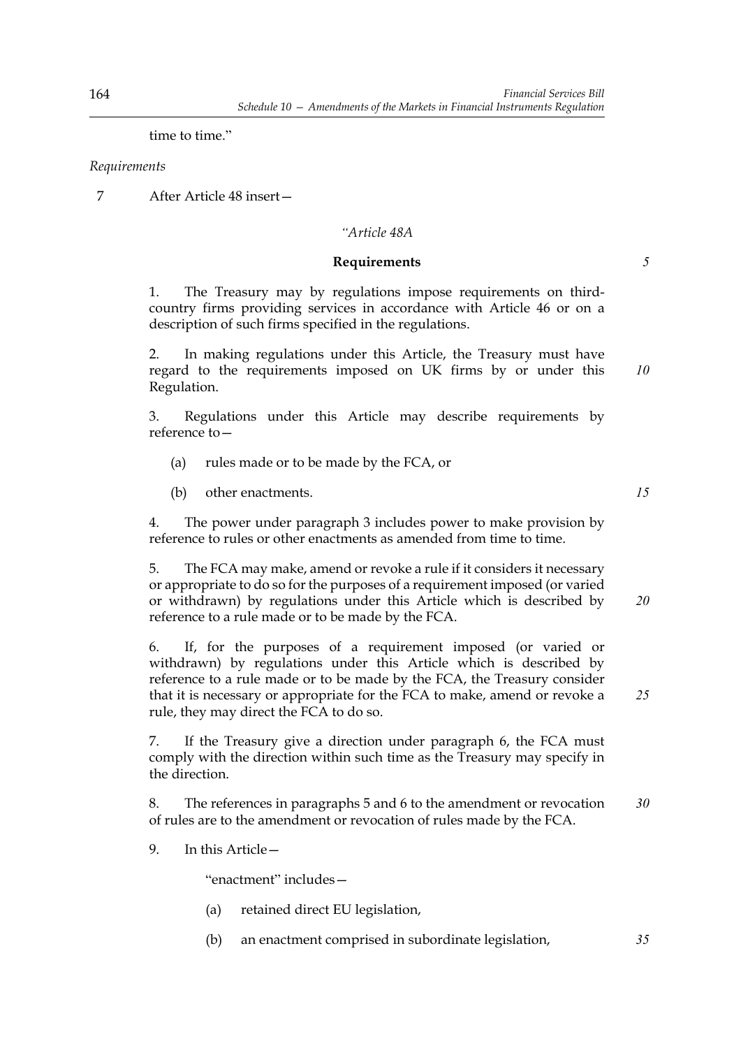time to time."

*Requirements*

7 After Article 48 insert—

*"Article 48A*

**Requirements**

1. The Treasury may by regulations impose requirements on third-country firms providing services in accordance with Article 46 or on a description of such firms specified in the regulations.

2. In making regulations under this Article, the Treasury must have regard to the requirements imposed on UK firms by or under this Regulation.

3. Regulations under this Article may describe requirements by reference to—

   (a) rules made or to be made by the FCA, or

   (b) other enactments.

4. The power under paragraph 3 includes power to make provision by reference to rules or other enactments as amended from time to time.

5. The FCA may make, amend or revoke a rule if it considers it necessary or appropriate to do so for the purposes of a requirement imposed (or varied or withdrawn) by regulations under this Article which is described by reference to a rule made or to be made by the FCA.

6. If, for the purposes of a requirement imposed (or varied or withdrawn) by regulations under this Article which is described by reference to a rule made or to be made by the FCA, the Treasury consider that it is necessary or appropriate for the FCA to make, amend or revoke a rule, they may direct the FCA to do so.

7. If the Treasury give a direction under paragraph 6, the FCA must comply with the direction within such time as the Treasury may specify in the direction.

8. The references in paragraphs 5 and 6 to the amendment or revocation of rules are to the amendment or revocation of rules made by the FCA.

9. In this Article—

   "enactment" includes—

   (a) retained direct EU legislation,

   (b) an enactment comprised in subordinate legislation,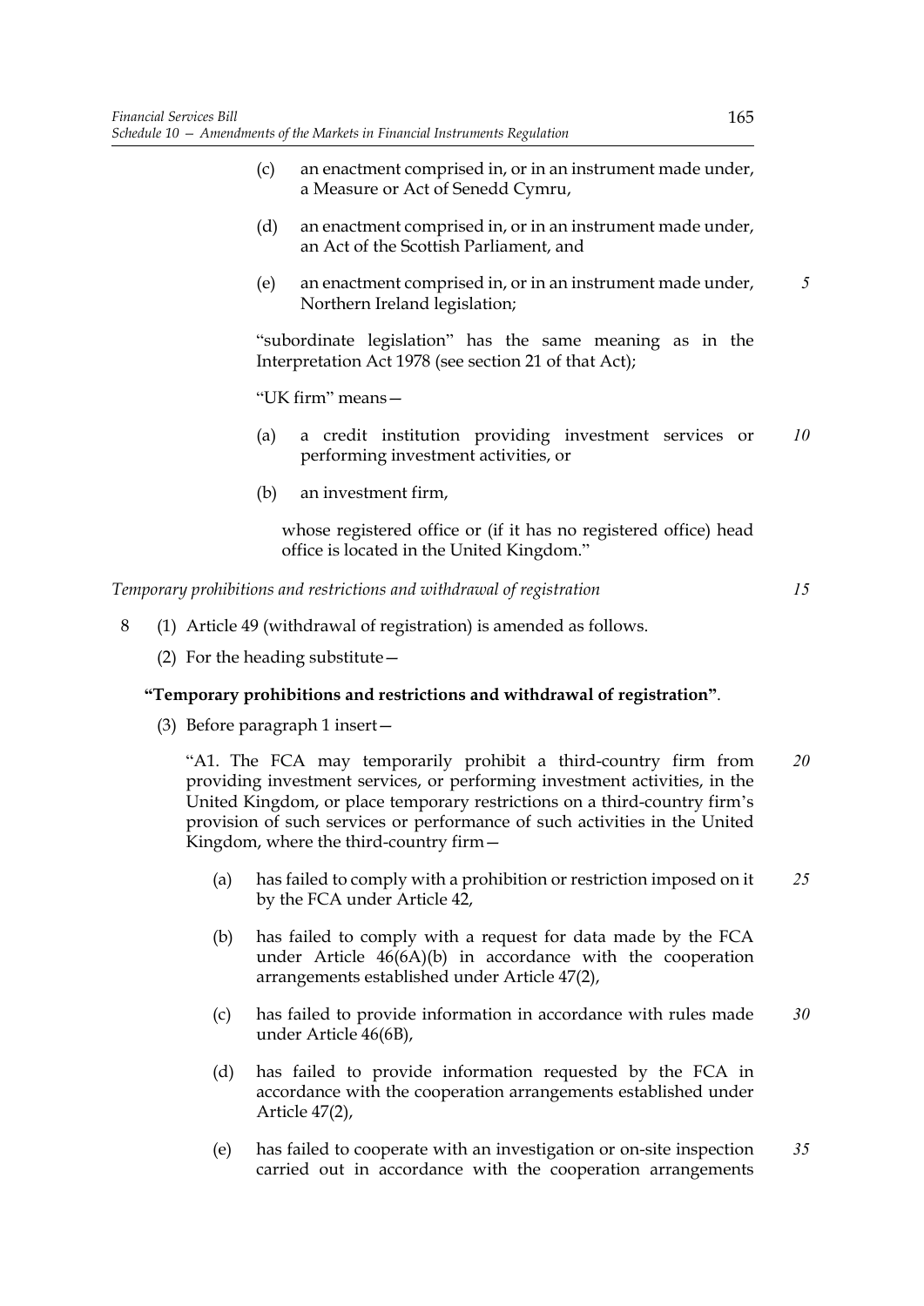(c) an enactment comprised in, or in an instrument made under, a Measure or Act of Senedd Cymru,

(d) an enactment comprised in, or in an instrument made under, an Act of the Scottish Parliament, and

(e) an enactment comprised in, or in an instrument made under, Northern Ireland legislation;

"subordinate legislation" has the same meaning as in the Interpretation Act 1978 (see section 21 of that Act);

"UK firm" means—

(a) a credit institution providing investment services or performing investment activities, or

(b) an investment firm,

whose registered office or (if it has no registered office) head office is located in the United Kingdom."

*Temporary prohibitions and restrictions and withdrawal of registration*

8 (1) Article 49 (withdrawal of registration) is amended as follows.

(2) For the heading substitute—

**"Temporary prohibitions and restrictions and withdrawal of registration"**.

(3) Before paragraph 1 insert—

"A1. The FCA may temporarily prohibit a third-country firm from providing investment services, or performing investment activities, in the United Kingdom, or place temporary restrictions on a third-country firm's provision of such services or performance of such activities in the United Kingdom, where the third-country firm—

(a) has failed to comply with a prohibition or restriction imposed on it by the FCA under Article 42,

(b) has failed to comply with a request for data made by the FCA under Article 46(6A)(b) in accordance with the cooperation arrangements established under Article 47(2),

(c) has failed to provide information in accordance with rules made under Article 46(6B),

(d) has failed to provide information requested by the FCA in accordance with the cooperation arrangements established under Article 47(2),

(e) has failed to cooperate with an investigation or on-site inspection carried out in accordance with the cooperation arrangements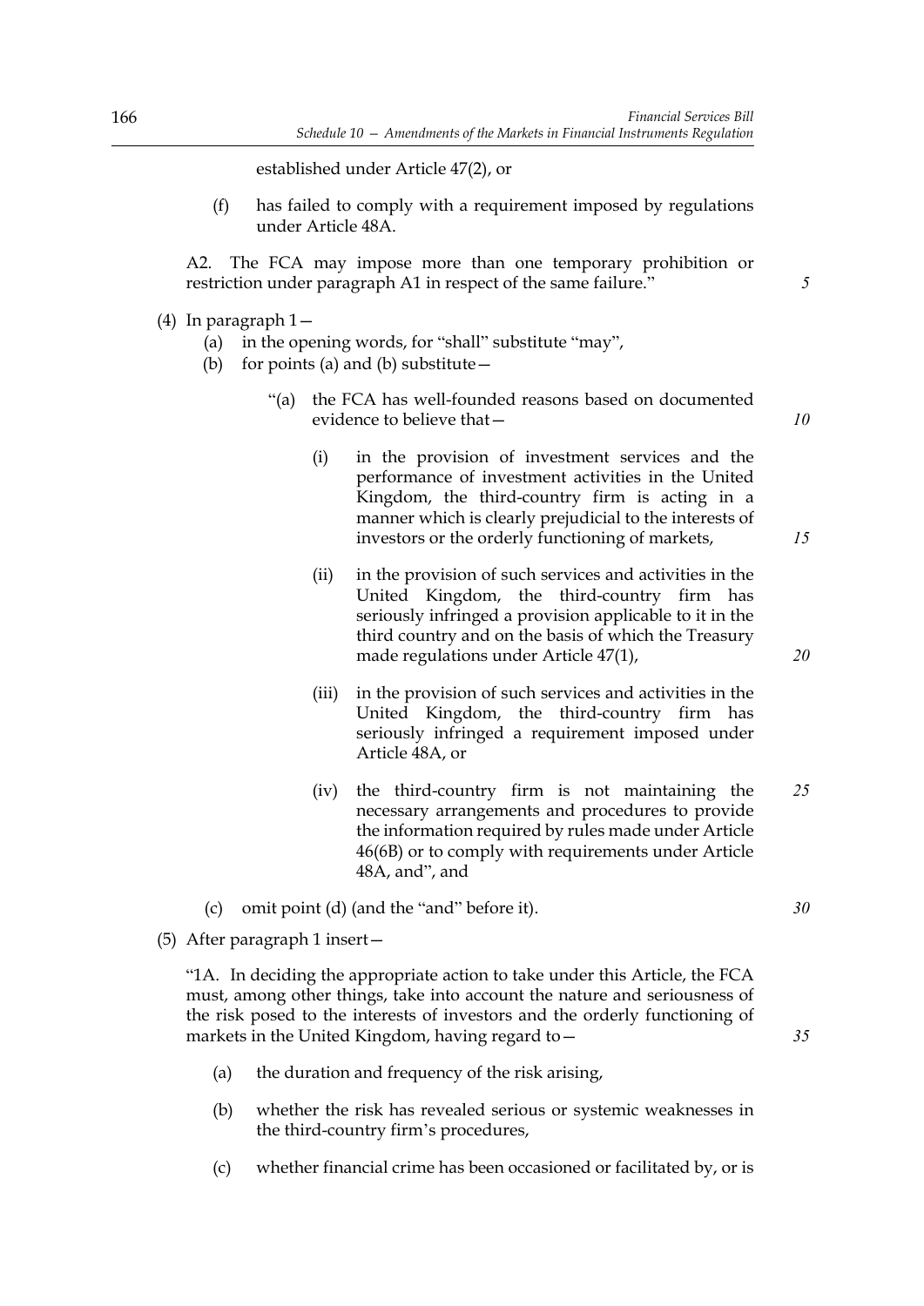established under Article 47(2), or

(f) has failed to comply with a requirement imposed by regulations under Article 48A.

A2. The FCA may impose more than one temporary prohibition or restriction under paragraph A1 in respect of the same failure."

(4) In paragraph 1—

(a) in the opening words, for "shall" substitute "may",

(b) for points (a) and (b) substitute—

"(a) the FCA has well-founded reasons based on documented evidence to believe that—

(i) in the provision of investment services and the performance of investment activities in the United Kingdom, the third-country firm is acting in a manner which is clearly prejudicial to the interests of investors or the orderly functioning of markets,

(ii) in the provision of such services and activities in the United Kingdom, the third-country firm has seriously infringed a provision applicable to it in the third country and on the basis of which the Treasury made regulations under Article 47(1),

(iii) in the provision of such services and activities in the United Kingdom, the third-country firm has seriously infringed a requirement imposed under Article 48A, or

(iv) the third-country firm is not maintaining the necessary arrangements and procedures to provide the information required by rules made under Article 46(6B) or to comply with requirements under Article 48A, and", and

(c) omit point (d) (and the "and" before it).

(5) After paragraph 1 insert—

"1A. In deciding the appropriate action to take under this Article, the FCA must, among other things, take into account the nature and seriousness of the risk posed to the interests of investors and the orderly functioning of markets in the United Kingdom, having regard to—

(a) the duration and frequency of the risk arising,

(b) whether the risk has revealed serious or systemic weaknesses in the third-country firm's procedures,

(c) whether financial crime has been occasioned or facilitated by, or is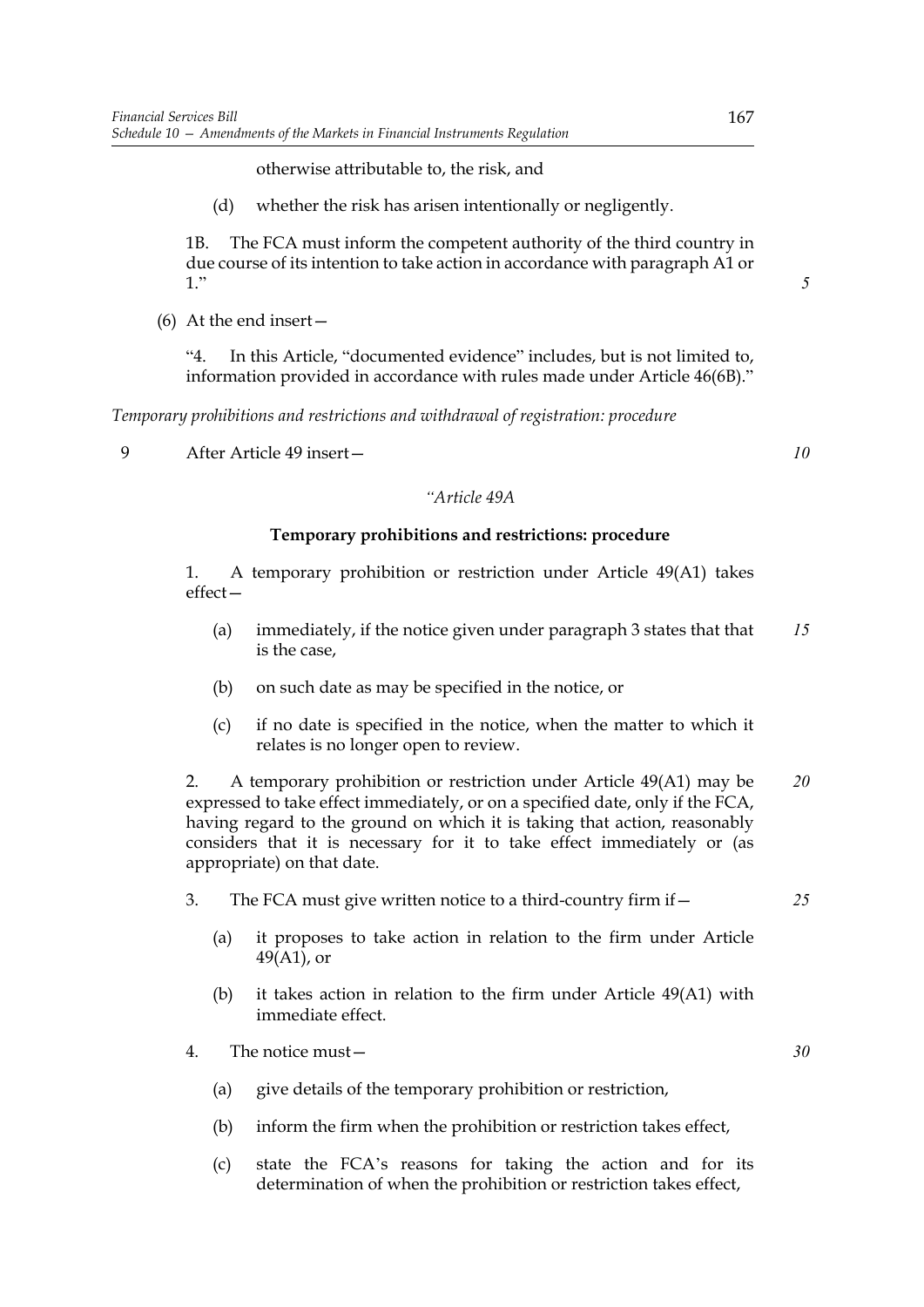otherwise attributable to, the risk, and

(d) whether the risk has arisen intentionally or negligently.

1B. The FCA must inform the competent authority of the third country in due course of its intention to take action in accordance with paragraph A1 or 1."

(6) At the end insert—

"4. In this Article, "documented evidence" includes, but is not limited to, information provided in accordance with rules made under Article 46(6B)."

*Temporary prohibitions and restrictions and withdrawal of registration: procedure*

9 After Article 49 insert—

*"Article 49A*

**Temporary prohibitions and restrictions: procedure**

1. A temporary prohibition or restriction under Article 49(A1) takes effect—

(a) immediately, if the notice given under paragraph 3 states that that is the case,

(b) on such date as may be specified in the notice, or

(c) if no date is specified in the notice, when the matter to which it relates is no longer open to review.

2. A temporary prohibition or restriction under Article 49(A1) may be expressed to take effect immediately, or on a specified date, only if the FCA, having regard to the ground on which it is taking that action, reasonably considers that it is necessary for it to take effect immediately or (as appropriate) on that date.

3. The FCA must give written notice to a third-country firm if—

(a) it proposes to take action in relation to the firm under Article 49(A1), or

(b) it takes action in relation to the firm under Article 49(A1) with immediate effect.

4. The notice must—

(a) give details of the temporary prohibition or restriction,

(b) inform the firm when the prohibition or restriction takes effect,

(c) state the FCA's reasons for taking the action and for its determination of when the prohibition or restriction takes effect,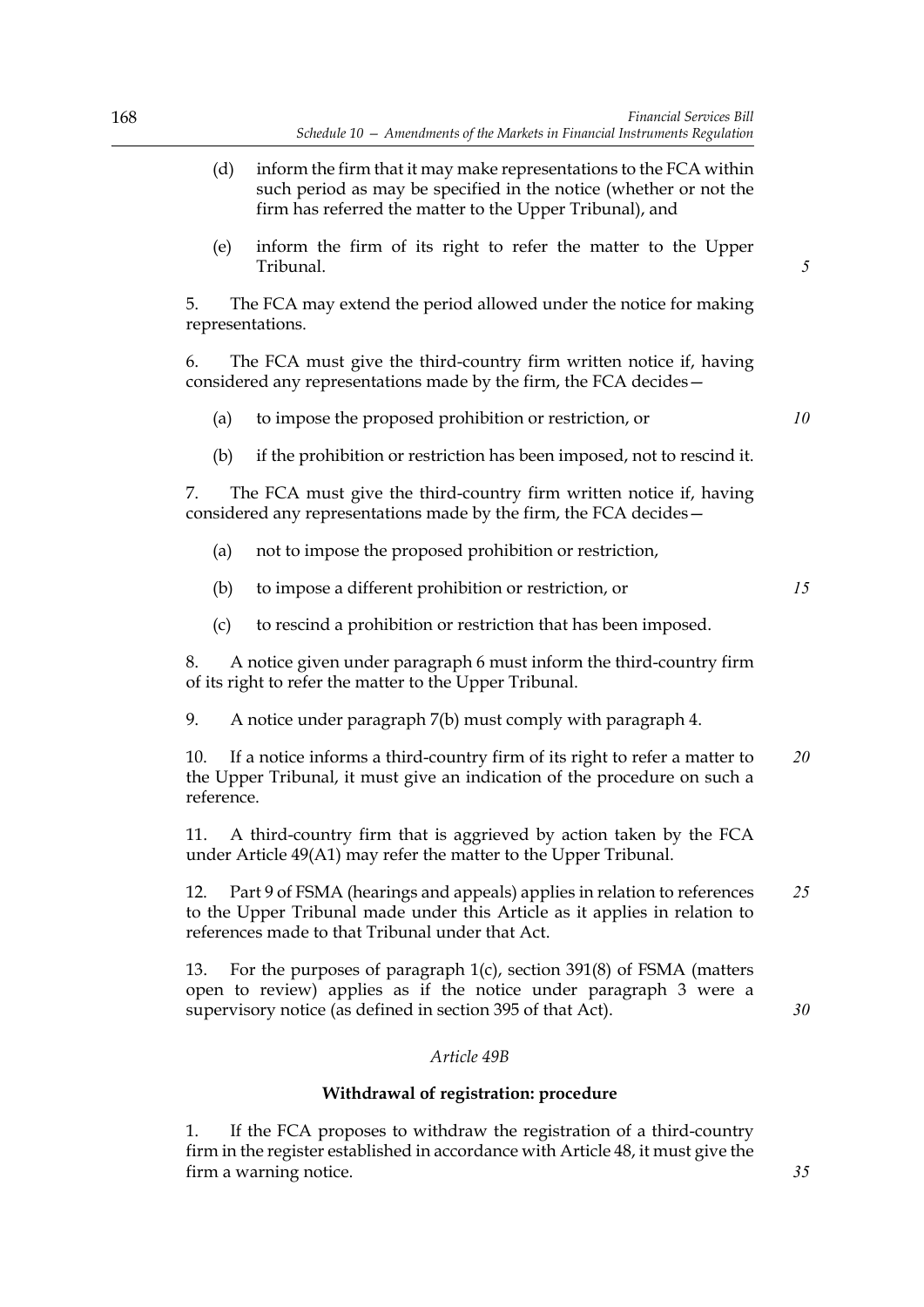(d) inform the firm that it may make representations to the FCA within such period as may be specified in the notice (whether or not the firm has referred the matter to the Upper Tribunal), and

(e) inform the firm of its right to refer the matter to the Upper Tribunal.

5. The FCA may extend the period allowed under the notice for making representations.

6. The FCA must give the third-country firm written notice if, having considered any representations made by the firm, the FCA decides—

(a) to impose the proposed prohibition or restriction, or

(b) if the prohibition or restriction has been imposed, not to rescind it.

7. The FCA must give the third-country firm written notice if, having considered any representations made by the firm, the FCA decides—

(a) not to impose the proposed prohibition or restriction,

(b) to impose a different prohibition or restriction, or

(c) to rescind a prohibition or restriction that has been imposed.

8. A notice given under paragraph 6 must inform the third-country firm of its right to refer the matter to the Upper Tribunal.

9. A notice under paragraph 7(b) must comply with paragraph 4.

10. If a notice informs a third-country firm of its right to refer a matter to the Upper Tribunal, it must give an indication of the procedure on such a reference.

11. A third-country firm that is aggrieved by action taken by the FCA under Article 49(A1) may refer the matter to the Upper Tribunal.

12. Part 9 of FSMA (hearings and appeals) applies in relation to references to the Upper Tribunal made under this Article as it applies in relation to references made to that Tribunal under that Act.

13. For the purposes of paragraph 1(c), section 391(8) of FSMA (matters open to review) applies as if the notice under paragraph 3 were a supervisory notice (as defined in section 395 of that Act).

*Article 49B*

**Withdrawal of registration: procedure**

1. If the FCA proposes to withdraw the registration of a third-country firm in the register established in accordance with Article 48, it must give the firm a warning notice.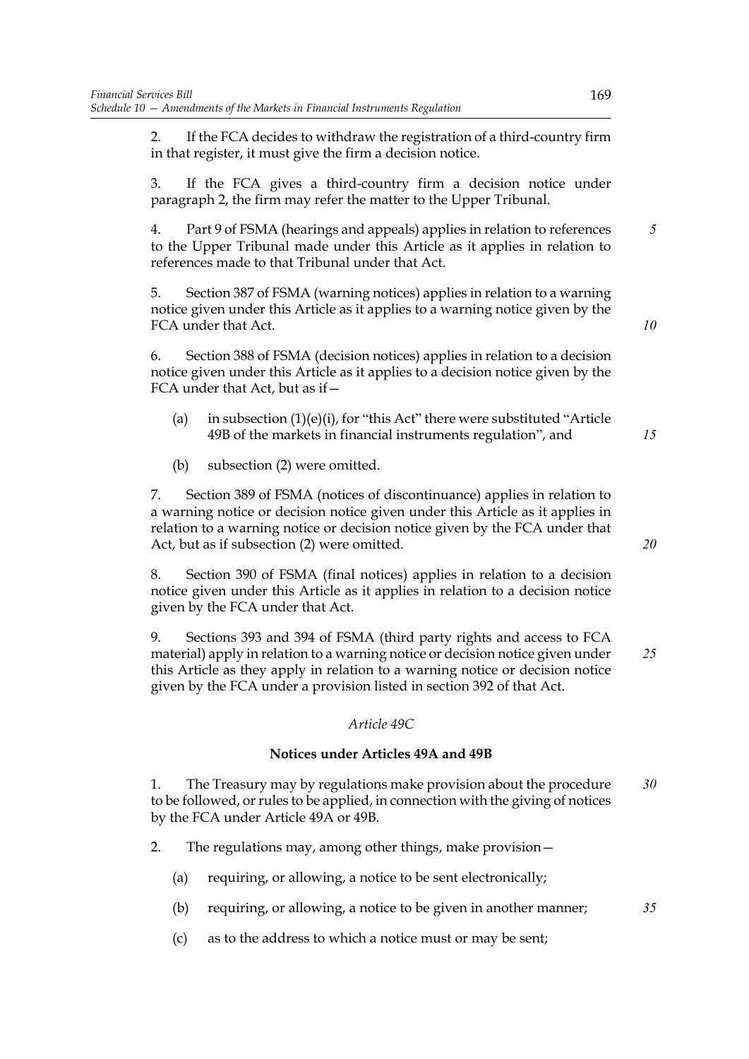2. If the FCA decides to withdraw the registration of a third-country firm in that register, it must give the firm a decision notice.

3. If the FCA gives a third-country firm a decision notice under paragraph 2, the firm may refer the matter to the Upper Tribunal.

4. Part 9 of FSMA (hearings and appeals) applies in relation to references to the Upper Tribunal made under this Article as it applies in relation to references made to that Tribunal under that Act.

5. Section 387 of FSMA (warning notices) applies in relation to a warning notice given under this Article as it applies to a warning notice given by the FCA under that Act.

6. Section 388 of FSMA (decision notices) applies in relation to a decision notice given under this Article as it applies to a decision notice given by the FCA under that Act, but as if—

- (a) in subsection (1)(e)(i), for "this Act" there were substituted "Article 49B of the markets in financial instruments regulation", and
- (b) subsection (2) were omitted.

7. Section 389 of FSMA (notices of discontinuance) applies in relation to a warning notice or decision notice given under this Article as it applies in relation to a warning notice or decision notice given by the FCA under that Act, but as if subsection (2) were omitted.

8. Section 390 of FSMA (final notices) applies in relation to a decision notice given under this Article as it applies in relation to a decision notice given by the FCA under that Act.

9. Sections 393 and 394 of FSMA (third party rights and access to FCA material) apply in relation to a warning notice or decision notice given under this Article as they apply in relation to a warning notice or decision notice given by the FCA under a provision listed in section 392 of that Act.

*Article 49C*

**Notices under Articles 49A and 49B**

1. The Treasury may by regulations make provision about the procedure to be followed, or rules to be applied, in connection with the giving of notices by the FCA under Article 49A or 49B.

2. The regulations may, among other things, make provision—

- (a) requiring, or allowing, a notice to be sent electronically;
- (b) requiring, or allowing, a notice to be given in another manner;
- (c) as to the address to which a notice must or may be sent;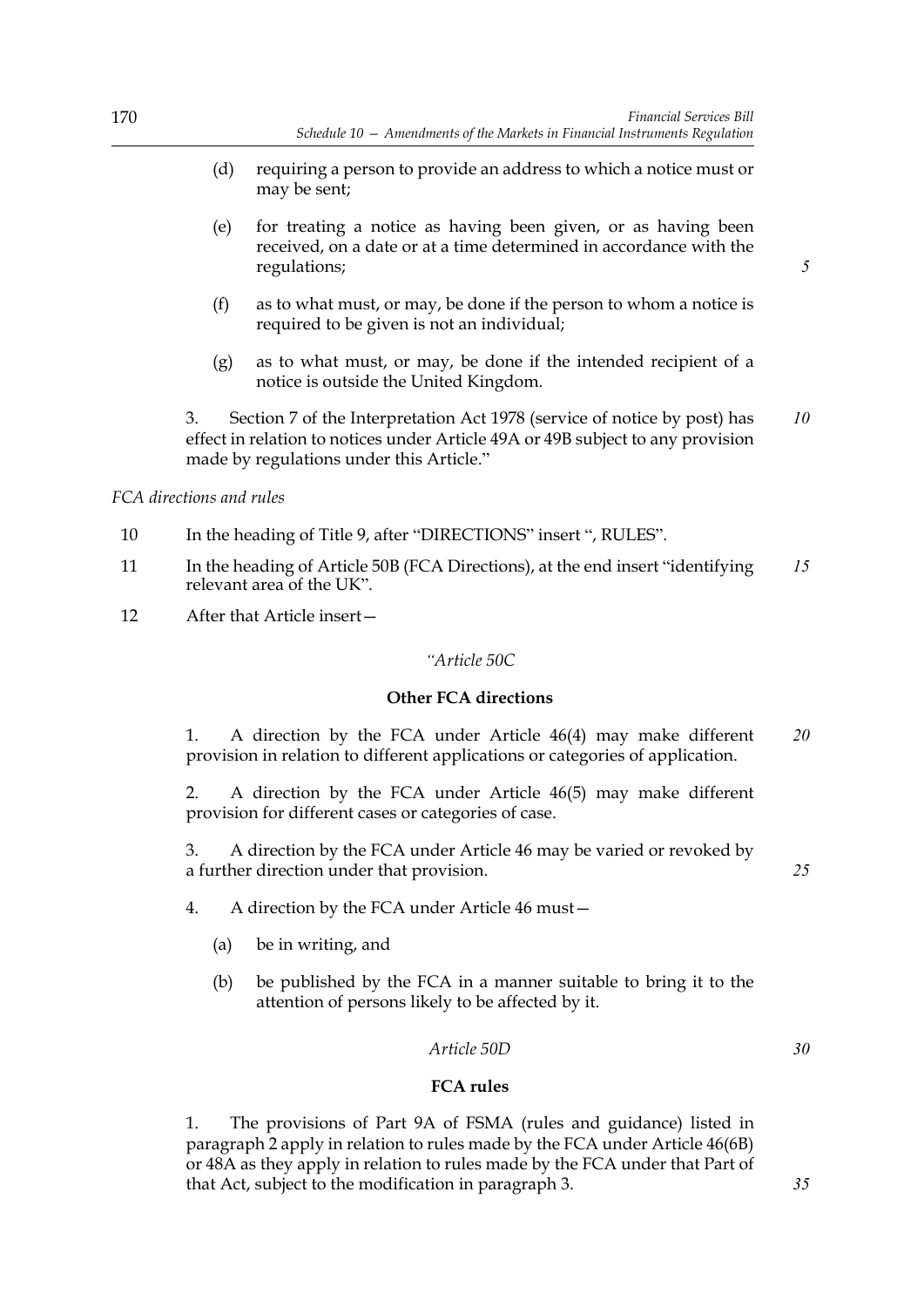(d) requiring a person to provide an address to which a notice must or may be sent;

(e) for treating a notice as having been given, or as having been received, on a date or at a time determined in accordance with the regulations;

(f) as to what must, or may, be done if the person to whom a notice is required to be given is not an individual;

(g) as to what must, or may, be done if the intended recipient of a notice is outside the United Kingdom.

3. Section 7 of the Interpretation Act 1978 (service of notice by post) has effect in relation to notices under Article 49A or 49B subject to any provision made by regulations under this Article."

*FCA directions and rules*

10 In the heading of Title 9, after "DIRECTIONS" insert ", RULES".

11 In the heading of Article 50B (FCA Directions), at the end insert "identifying relevant area of the UK".

12 After that Article insert—

*"Article 50C*

**Other FCA directions**

1. A direction by the FCA under Article 46(4) may make different provision in relation to different applications or categories of application.

2. A direction by the FCA under Article 46(5) may make different provision for different cases or categories of case.

3. A direction by the FCA under Article 46 may be varied or revoked by a further direction under that provision.

4. A direction by the FCA under Article 46 must—

(a) be in writing, and

(b) be published by the FCA in a manner suitable to bring it to the attention of persons likely to be affected by it.

*Article 50D*

**FCA rules**

1. The provisions of Part 9A of FSMA (rules and guidance) listed in paragraph 2 apply in relation to rules made by the FCA under Article 46(6B) or 48A as they apply in relation to rules made by the FCA under that Part of that Act, subject to the modification in paragraph 3.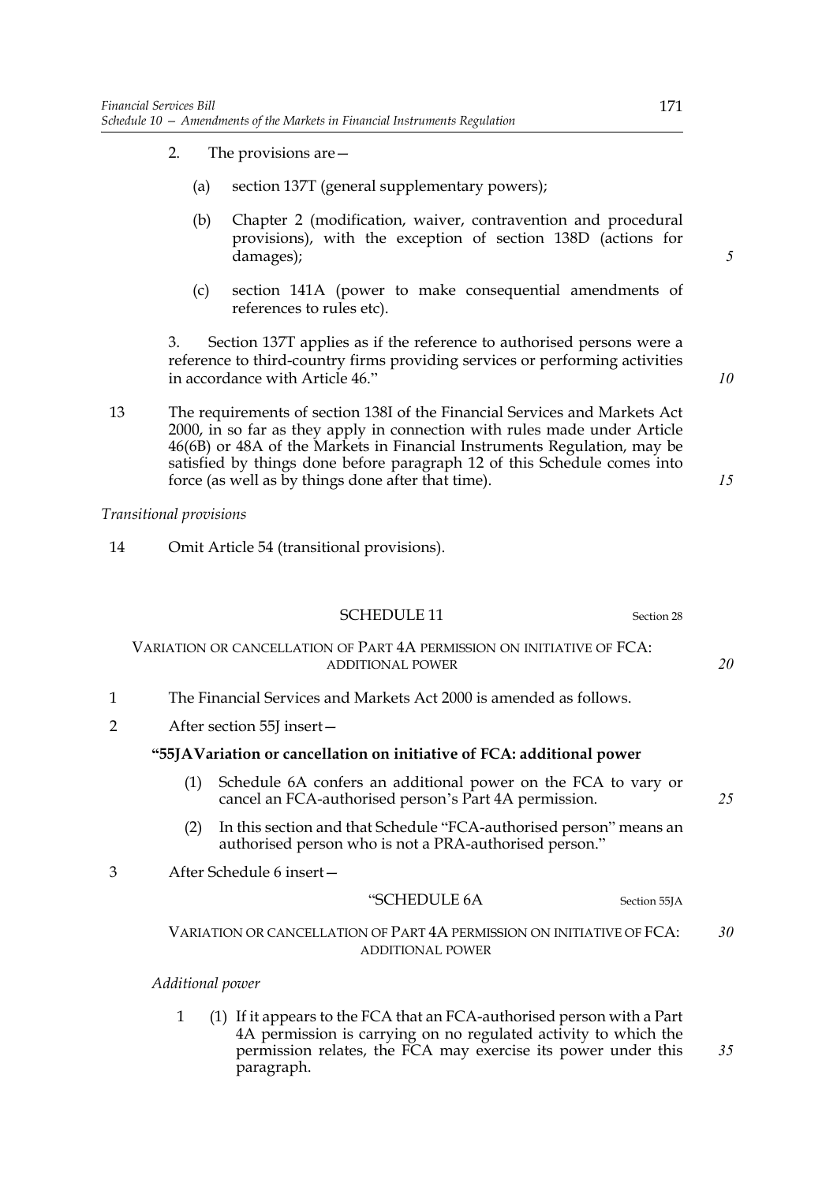2. The provisions are—

(a) section 137T (general supplementary powers);

(b) Chapter 2 (modification, waiver, contravention and procedural provisions), with the exception of section 138D (actions for damages);

(c) section 141A (power to make consequential amendments of references to rules etc).

3. Section 137T applies as if the reference to authorised persons were a reference to third-country firms providing services or performing activities in accordance with Article 46."

13 The requirements of section 138I of the Financial Services and Markets Act 2000, in so far as they apply in connection with rules made under Article 46(6B) or 48A of the Markets in Financial Instruments Regulation, may be satisfied by things done before paragraph 12 of this Schedule comes into force (as well as by things done after that time).

*Transitional provisions*

14 Omit Article 54 (transitional provisions).

## SCHEDULE 11

Section 28

### VARIATION OR CANCELLATION OF PART 4A PERMISSION ON INITIATIVE OF FCA: ADDITIONAL POWER

1 The Financial Services and Markets Act 2000 is amended as follows.

2 After section 55J insert—

**"55JA Variation or cancellation on initiative of FCA: additional power**

(1) Schedule 6A confers an additional power on the FCA to vary or cancel an FCA-authorised person's Part 4A permission.

(2) In this section and that Schedule "FCA-authorised person" means an authorised person who is not a PRA-authorised person."

3 After Schedule 6 insert—

"SCHEDULE 6A

Section 55JA

VARIATION OR CANCELLATION OF PART 4A PERMISSION ON INITIATIVE OF FCA: ADDITIONAL POWER

*Additional power*

1 (1) If it appears to the FCA that an FCA-authorised person with a Part 4A permission is carrying on no regulated activity to which the permission relates, the FCA may exercise its power under this paragraph.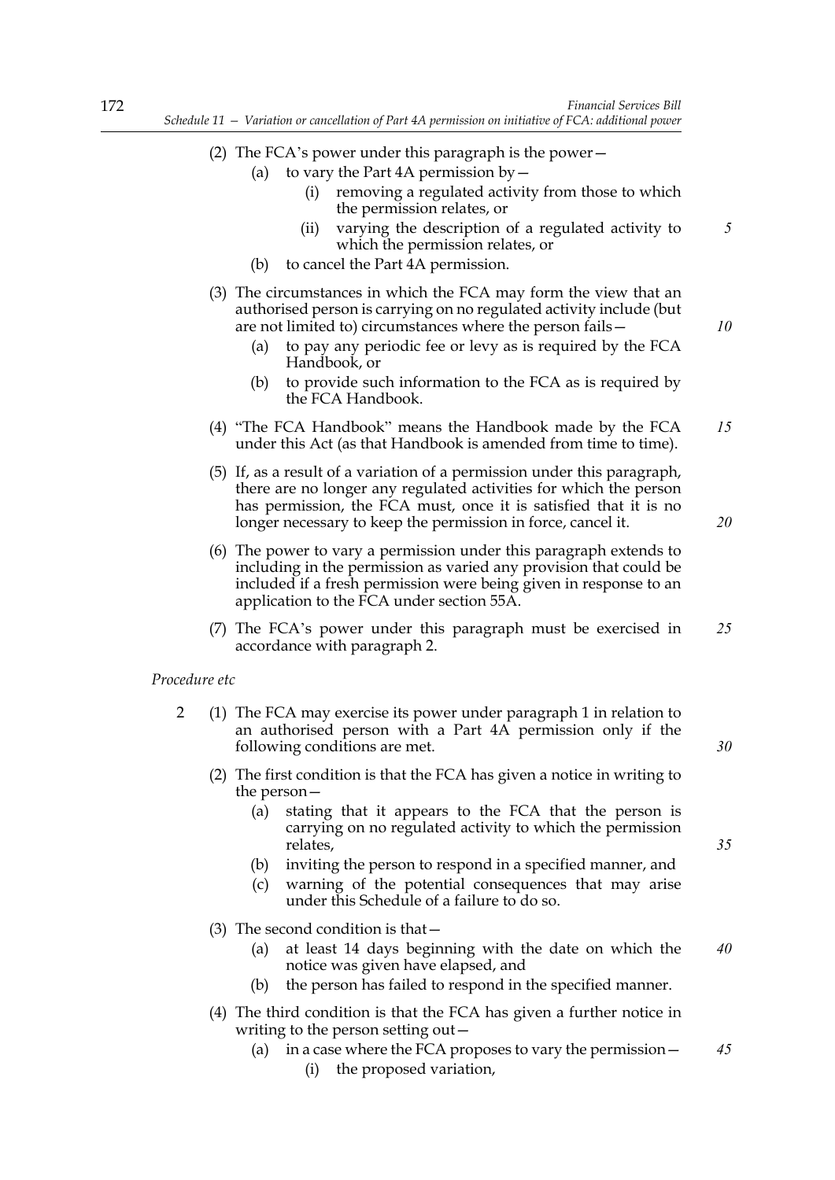(2) The FCA's power under this paragraph is the power—

(a) to vary the Part 4A permission by—

(i) removing a regulated activity from those to which the permission relates, or

(ii) varying the description of a regulated activity to which the permission relates, or

(b) to cancel the Part 4A permission.

(3) The circumstances in which the FCA may form the view that an authorised person is carrying on no regulated activity include (but are not limited to) circumstances where the person fails—

(a) to pay any periodic fee or levy as is required by the FCA Handbook, or

(b) to provide such information to the FCA as is required by the FCA Handbook.

(4) "The FCA Handbook" means the Handbook made by the FCA under this Act (as that Handbook is amended from time to time).

(5) If, as a result of a variation of a permission under this paragraph, there are no longer any regulated activities for which the person has permission, the FCA must, once it is satisfied that it is no longer necessary to keep the permission in force, cancel it.

(6) The power to vary a permission under this paragraph extends to including in the permission as varied any provision that could be included if a fresh permission were being given in response to an application to the FCA under section 55A.

(7) The FCA's power under this paragraph must be exercised in accordance with paragraph 2.

*Procedure etc*

2 (1) The FCA may exercise its power under paragraph 1 in relation to an authorised person with a Part 4A permission only if the following conditions are met.

(2) The first condition is that the FCA has given a notice in writing to the person—

(a) stating that it appears to the FCA that the person is carrying on no regulated activity to which the permission relates,

(b) inviting the person to respond in a specified manner, and

(c) warning of the potential consequences that may arise under this Schedule of a failure to do so.

(3) The second condition is that—

(a) at least 14 days beginning with the date on which the notice was given have elapsed, and

(b) the person has failed to respond in the specified manner.

(4) The third condition is that the FCA has given a further notice in writing to the person setting out—

(a) in a case where the FCA proposes to vary the permission—

(i) the proposed variation,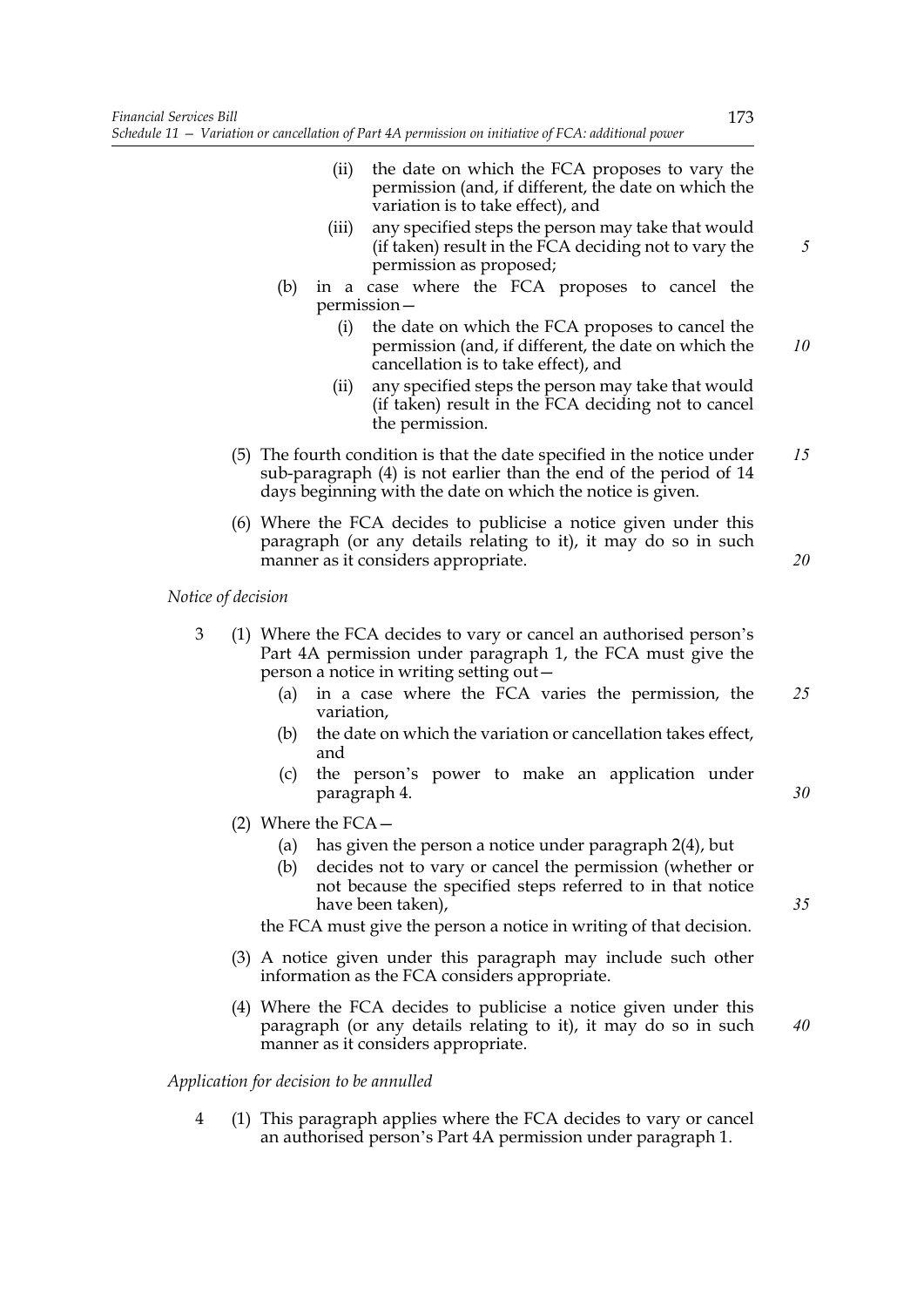(ii) the date on which the FCA proposes to vary the permission (and, if different, the date on which the variation is to take effect), and

(iii) any specified steps the person may take that would (if taken) result in the FCA deciding not to vary the permission as proposed;

(b) in a case where the FCA proposes to cancel the permission—

(i) the date on which the FCA proposes to cancel the permission (and, if different, the date on which the cancellation is to take effect), and

(ii) any specified steps the person may take that would (if taken) result in the FCA deciding not to cancel the permission.

(5) The fourth condition is that the date specified in the notice under sub-paragraph (4) is not earlier than the end of the period of 14 days beginning with the date on which the notice is given.

(6) Where the FCA decides to publicise a notice given under this paragraph (or any details relating to it), it may do so in such manner as it considers appropriate.

*Notice of decision*

3 (1) Where the FCA decides to vary or cancel an authorised person's Part 4A permission under paragraph 1, the FCA must give the person a notice in writing setting out—

(a) in a case where the FCA varies the permission, the variation,

(b) the date on which the variation or cancellation takes effect, and

(c) the person's power to make an application under paragraph 4.

(2) Where the FCA—

(a) has given the person a notice under paragraph 2(4), but

(b) decides not to vary or cancel the permission (whether or not because the specified steps referred to in that notice have been taken),

the FCA must give the person a notice in writing of that decision.

(3) A notice given under this paragraph may include such other information as the FCA considers appropriate.

(4) Where the FCA decides to publicise a notice given under this paragraph (or any details relating to it), it may do so in such manner as it considers appropriate.

*Application for decision to be annulled*

4 (1) This paragraph applies where the FCA decides to vary or cancel an authorised person's Part 4A permission under paragraph 1.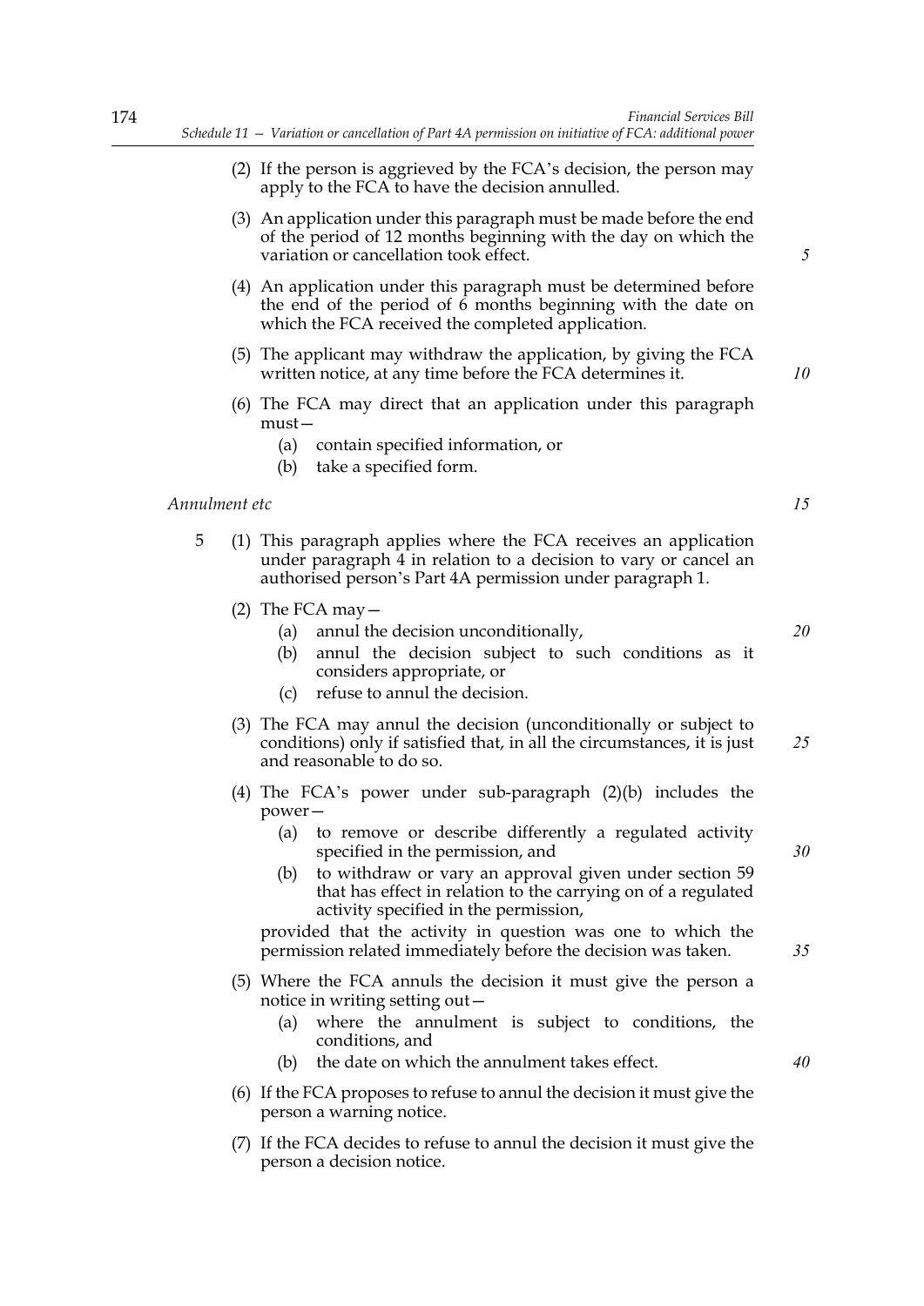(2) If the person is aggrieved by the FCA's decision, the person may apply to the FCA to have the decision annulled.

(3) An application under this paragraph must be made before the end of the period of 12 months beginning with the day on which the variation or cancellation took effect.

(4) An application under this paragraph must be determined before the end of the period of 6 months beginning with the date on which the FCA received the completed application.

(5) The applicant may withdraw the application, by giving the FCA written notice, at any time before the FCA determines it.

(6) The FCA may direct that an application under this paragraph must—

(a) contain specified information, or

(b) take a specified form.

*Annulment etc*

5 (1) This paragraph applies where the FCA receives an application under paragraph 4 in relation to a decision to vary or cancel an authorised person's Part 4A permission under paragraph 1.

(2) The FCA may—

(a) annul the decision unconditionally,

(b) annul the decision subject to such conditions as it considers appropriate, or

(c) refuse to annul the decision.

(3) The FCA may annul the decision (unconditionally or subject to conditions) only if satisfied that, in all the circumstances, it is just and reasonable to do so.

(4) The FCA's power under sub-paragraph (2)(b) includes the power—

(a) to remove or describe differently a regulated activity specified in the permission, and

(b) to withdraw or vary an approval given under section 59 that has effect in relation to the carrying on of a regulated activity specified in the permission,

provided that the activity in question was one to which the permission related immediately before the decision was taken.

(5) Where the FCA annuls the decision it must give the person a notice in writing setting out—

(a) where the annulment is subject to conditions, the conditions, and

(b) the date on which the annulment takes effect.

(6) If the FCA proposes to refuse to annul the decision it must give the person a warning notice.

(7) If the FCA decides to refuse to annul the decision it must give the person a decision notice.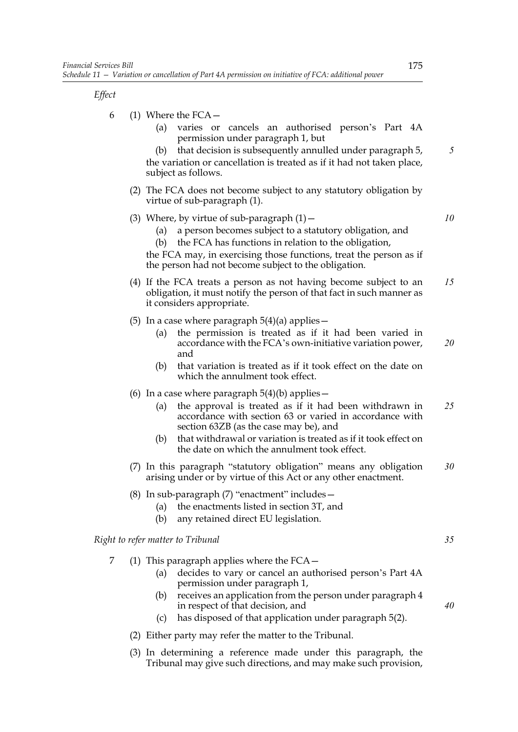*Effect*

6 (1) Where the FCA—

(a) varies or cancels an authorised person's Part 4A permission under paragraph 1, but

(b) that decision is subsequently annulled under paragraph 5,

the variation or cancellation is treated as if it had not taken place, subject as follows.

(2) The FCA does not become subject to any statutory obligation by virtue of sub-paragraph (1).

(3) Where, by virtue of sub-paragraph (1)—

(a) a person becomes subject to a statutory obligation, and

(b) the FCA has functions in relation to the obligation,

the FCA may, in exercising those functions, treat the person as if the person had not become subject to the obligation.

(4) If the FCA treats a person as not having become subject to an obligation, it must notify the person of that fact in such manner as it considers appropriate.

(5) In a case where paragraph 5(4)(a) applies—

(a) the permission is treated as if it had been varied in accordance with the FCA's own-initiative variation power, and

(b) that variation is treated as if it took effect on the date on which the annulment took effect.

(6) In a case where paragraph 5(4)(b) applies—

(a) the approval is treated as if it had been withdrawn in accordance with section 63 or varied in accordance with section 63ZB (as the case may be), and

(b) that withdrawal or variation is treated as if it took effect on the date on which the annulment took effect.

(7) In this paragraph "statutory obligation" means any obligation arising under or by virtue of this Act or any other enactment.

(8) In sub-paragraph (7) "enactment" includes—

(a) the enactments listed in section 3T, and

(b) any retained direct EU legislation.

*Right to refer matter to Tribunal*

7 (1) This paragraph applies where the FCA—

(a) decides to vary or cancel an authorised person's Part 4A permission under paragraph 1,

(b) receives an application from the person under paragraph 4 in respect of that decision, and

(c) has disposed of that application under paragraph 5(2).

(2) Either party may refer the matter to the Tribunal.

(3) In determining a reference made under this paragraph, the Tribunal may give such directions, and may make such provision,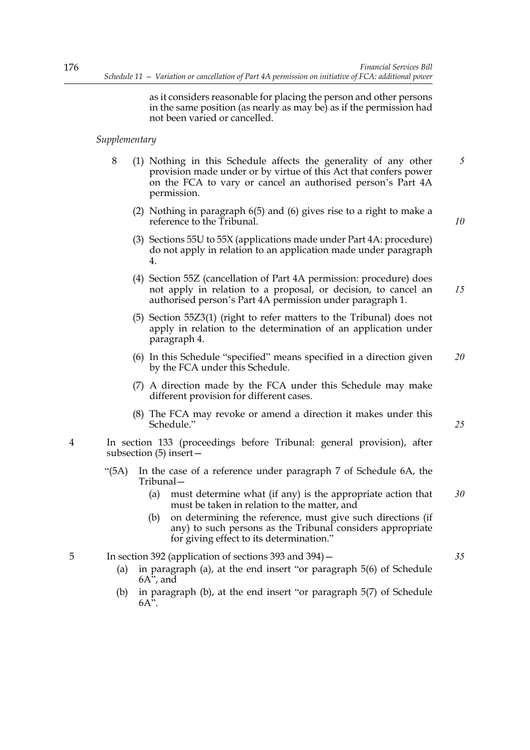as it considers reasonable for placing the person and other persons in the same position (as nearly as may be) as if the permission had not been varied or cancelled.

*Supplementary*

8 (1) Nothing in this Schedule affects the generality of any other provision made under or by virtue of this Act that confers power on the FCA to vary or cancel an authorised person's Part 4A permission.

(2) Nothing in paragraph 6(5) and (6) gives rise to a right to make a reference to the Tribunal.

(3) Sections 55U to 55X (applications made under Part 4A: procedure) do not apply in relation to an application made under paragraph 4.

(4) Section 55Z (cancellation of Part 4A permission: procedure) does not apply in relation to a proposal, or decision, to cancel an authorised person's Part 4A permission under paragraph 1.

(5) Section 55Z3(1) (right to refer matters to the Tribunal) does not apply in relation to the determination of an application under paragraph 4.

(6) In this Schedule "specified" means specified in a direction given by the FCA under this Schedule.

(7) A direction made by the FCA under this Schedule may make different provision for different cases.

(8) The FCA may revoke or amend a direction it makes under this Schedule."

4 In section 133 (proceedings before Tribunal: general provision), after subsection (5) insert—

"(5A) In the case of a reference under paragraph 7 of Schedule 6A, the Tribunal—

(a) must determine what (if any) is the appropriate action that must be taken in relation to the matter, and

(b) on determining the reference, must give such directions (if any) to such persons as the Tribunal considers appropriate for giving effect to its determination."

5 In section 392 (application of sections 393 and 394)—

(a) in paragraph (a), at the end insert "or paragraph 5(6) of Schedule 6A", and

(b) in paragraph (b), at the end insert "or paragraph 5(7) of Schedule 6A".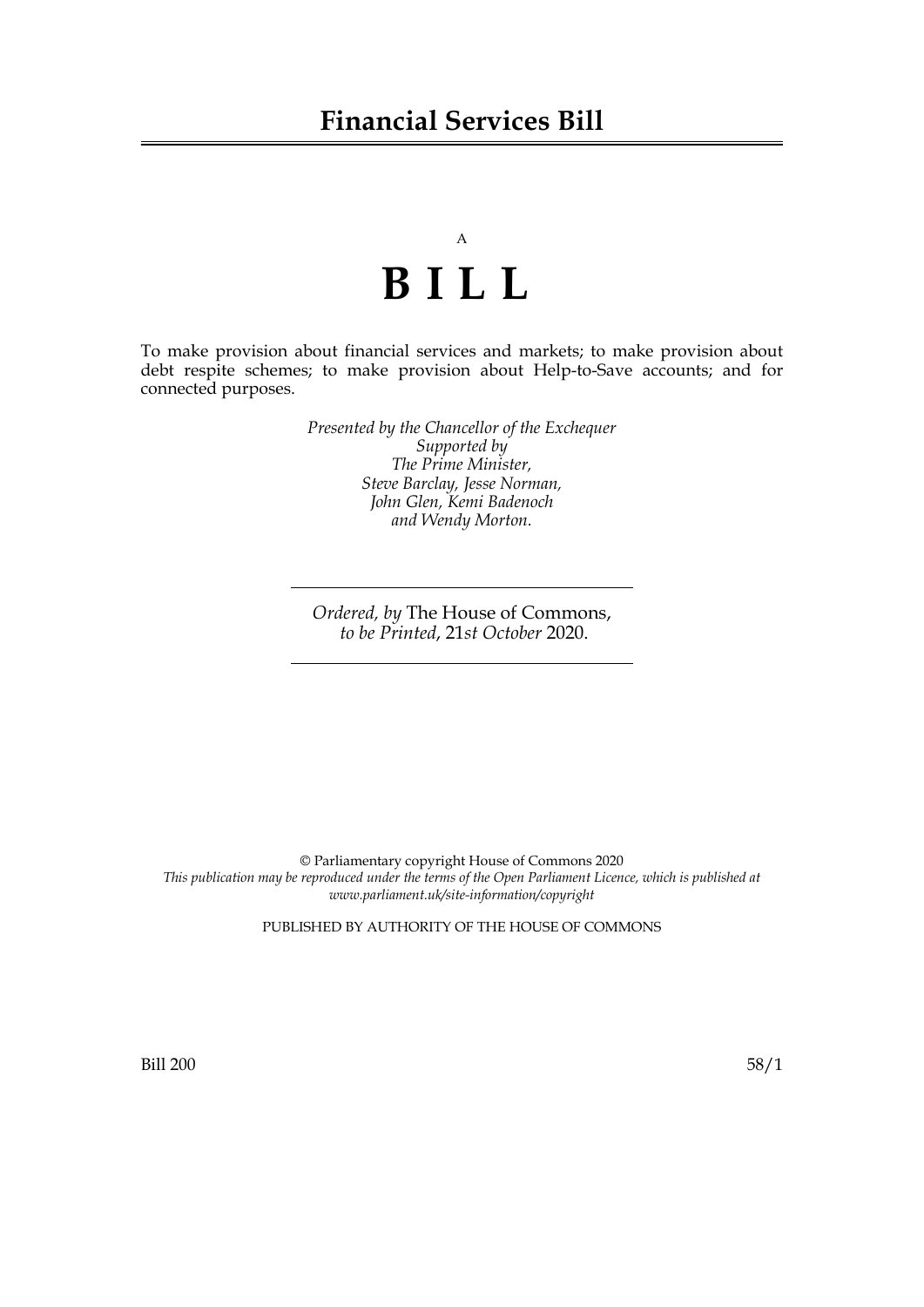# Financial Services Bill

A

# B I L L

To make provision about financial services and markets; to make provision about debt respite schemes; to make provision about Help-to-Save accounts; and for connected purposes.

*Presented by the Chancellor of the Exchequer*
*Supported by*
*The Prime Minister,*
*Steve Barclay, Jesse Norman,*
*John Glen, Kemi Badenoch*
*and Wendy Morton.*

---

*Ordered, by* The House of Commons,
*to be Printed*, 21*st October* 2020.

---

© Parliamentary copyright House of Commons 2020
*This publication may be reproduced under the terms of the Open Parliament Licence, which is published at www.parliament.uk/site-information/copyright*

PUBLISHED BY AUTHORITY OF THE HOUSE OF COMMONS

Bill 200 58/1